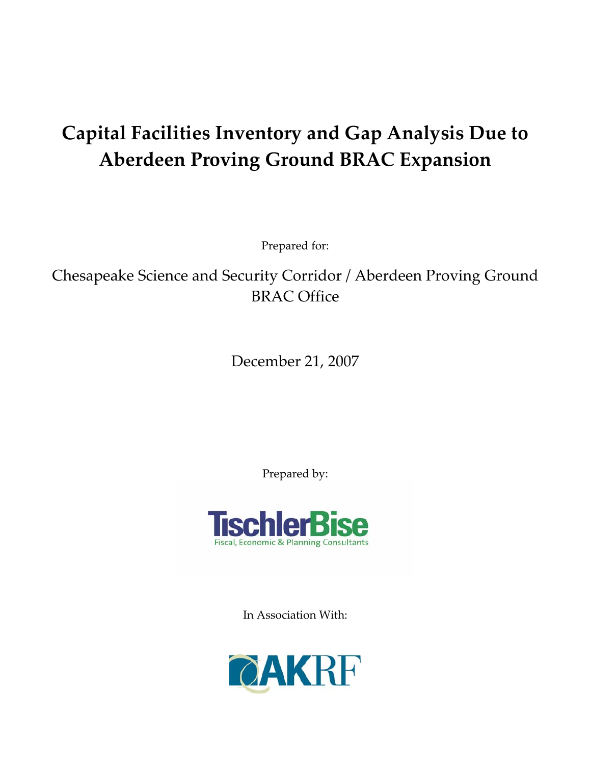# Capital Facilities Inventory and Gap Analysis Due to Aberdeen Proving Ground BRAC Expansion

Prepared for:

Chesapeake Science and Security Corridor / Aberdeen Proving Ground BRAC Office

December 21, 2007

Prepared by:

TischlerBise

Fiscal, Economic & Planning Consultants

In Association With:

AKRF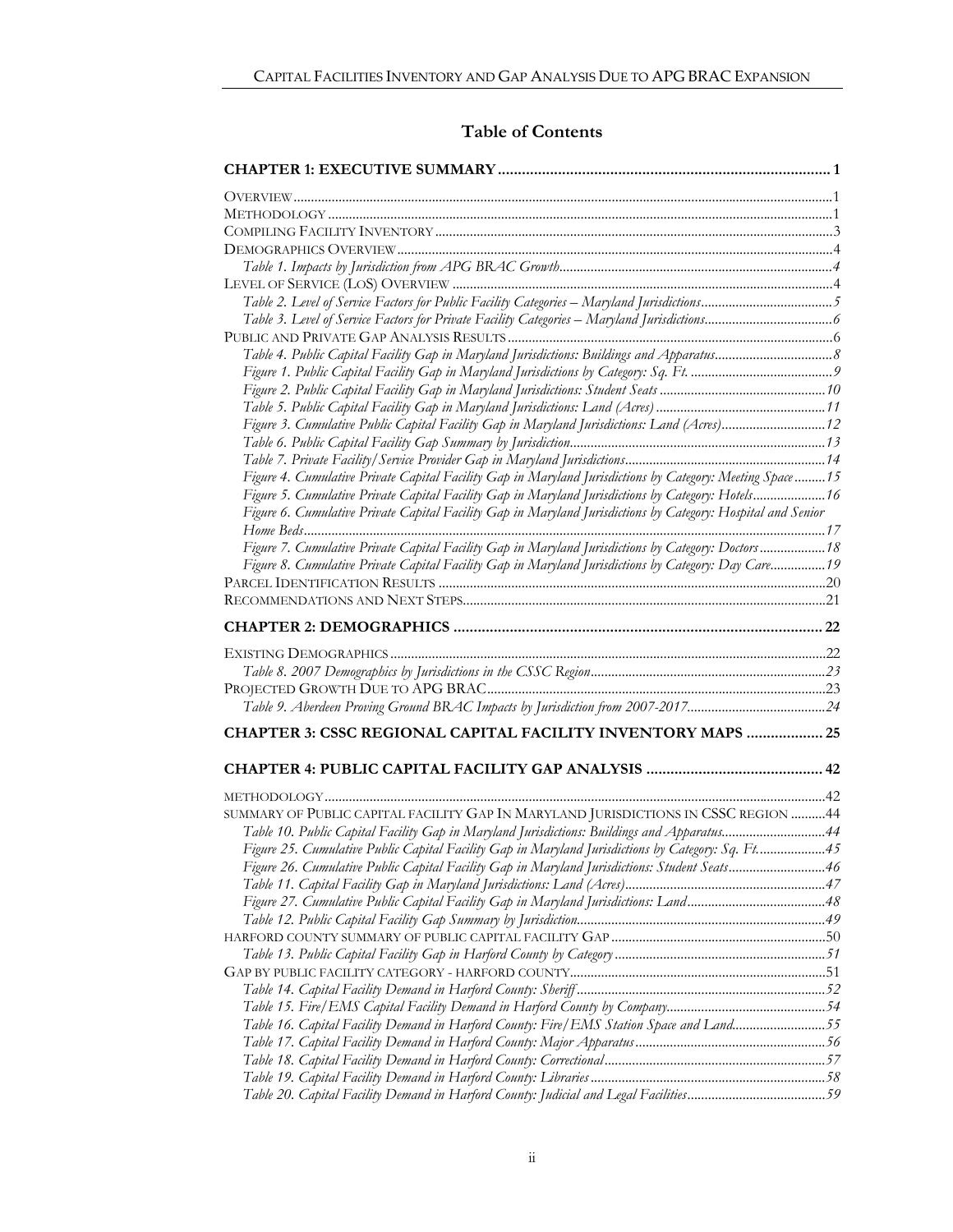# Table of Contents

**CHAPTER 1: EXECUTIVE SUMMARY ..... 1**

OVERVIEW ..... 1
METHODOLOGY ..... 1
COMPILING FACILITY INVENTORY ..... 3
DEMOGRAPHICS OVERVIEW ..... 4
*Table 1. Impacts by Jurisdiction from APG BRAC Growth* ..... 4
LEVEL OF SERVICE (LOS) OVERVIEW ..... 4
*Table 2. Level of Service Factors for Public Facility Categories – Maryland Jurisdictions* ..... 5
*Table 3. Level of Service Factors for Private Facility Categories – Maryland Jurisdictions* ..... 6
PUBLIC AND PRIVATE GAP ANALYSIS RESULTS ..... 6
*Table 4. Public Capital Facility Gap in Maryland Jurisdictions: Buildings and Apparatus* ..... 8
*Figure 1. Public Capital Facility Gap in Maryland Jurisdictions by Category: Sq. Ft.* ..... 9
*Figure 2. Public Capital Facility Gap in Maryland Jurisdictions: Student Seats* ..... 10
*Table 5. Public Capital Facility Gap in Maryland Jurisdictions: Land (Acres)* ..... 11
*Figure 3. Cumulative Public Capital Facility Gap in Maryland Jurisdictions: Land (Acres)* ..... 12
*Table 6. Public Capital Facility Gap Summary by Jurisdiction* ..... 13
*Table 7. Private Facility/Service Provider Gap in Maryland Jurisdictions* ..... 14
*Figure 4. Cumulative Private Capital Facility Gap in Maryland Jurisdictions by Category: Meeting Space* ..... 15
*Figure 5. Cumulative Private Capital Facility Gap in Maryland Jurisdictions by Category: Hotels* ..... 16
*Figure 6. Cumulative Private Capital Facility Gap in Maryland Jurisdictions by Category: Hospital and Senior Home Beds* ..... 17
*Figure 7. Cumulative Private Capital Facility Gap in Maryland Jurisdictions by Category: Doctors* ..... 18
*Figure 8. Cumulative Private Capital Facility Gap in Maryland Jurisdictions by Category: Day Care* ..... 19
PARCEL IDENTIFICATION RESULTS ..... 20
RECOMMENDATIONS AND NEXT STEPS ..... 21

**CHAPTER 2: DEMOGRAPHICS ..... 22**

EXISTING DEMOGRAPHICS ..... 22
*Table 8. 2007 Demographics by Jurisdictions in the CSSC Region* ..... 23
PROJECTED GROWTH DUE TO APG BRAC ..... 23
*Table 9. Aberdeen Proving Ground BRAC Impacts by Jurisdiction from 2007-2017* ..... 24

**CHAPTER 3: CSSC REGIONAL CAPITAL FACILITY INVENTORY MAPS ..... 25**

**CHAPTER 4: PUBLIC CAPITAL FACILITY GAP ANALYSIS ..... 42**

METHODOLOGY ..... 42
SUMMARY OF PUBLIC CAPITAL FACILITY GAP IN MARYLAND JURISDICTIONS IN CSSC REGION ..... 44
*Table 10. Public Capital Facility Gap in Maryland Jurisdictions: Buildings and Apparatus* ..... 44
*Figure 25. Cumulative Public Capital Facility Gap in Maryland Jurisdictions by Category: Sq. Ft.* ..... 45
*Figure 26. Cumulative Public Capital Facility Gap in Maryland Jurisdictions: Student Seats* ..... 46
*Table 11. Capital Facility Gap in Maryland Jurisdictions: Land (Acres)* ..... 47
*Figure 27. Cumulative Public Capital Facility Gap in Maryland Jurisdictions: Land* ..... 48
*Table 12. Public Capital Facility Gap Summary by Jurisdiction* ..... 49
HARFORD COUNTY SUMMARY OF PUBLIC CAPITAL FACILITY GAP ..... 50
*Table 13. Public Capital Facility Gap in Harford County by Category* ..... 51
GAP BY PUBLIC FACILITY CATEGORY - HARFORD COUNTY ..... 51
*Table 14. Capital Facility Demand in Harford County: Sheriff* ..... 52
*Table 15. Fire/EMS Capital Facility Demand in Harford County by Company* ..... 54
*Table 16. Capital Facility Demand in Harford County: Fire/EMS Station Space and Land* ..... 55
*Table 17. Capital Facility Demand in Harford County: Major Apparatus* ..... 56
*Table 18. Capital Facility Demand in Harford County: Correctional* ..... 57
*Table 19. Capital Facility Demand in Harford County: Libraries* ..... 58
*Table 20. Capital Facility Demand in Harford County: Judicial and Legal Facilities* ..... 59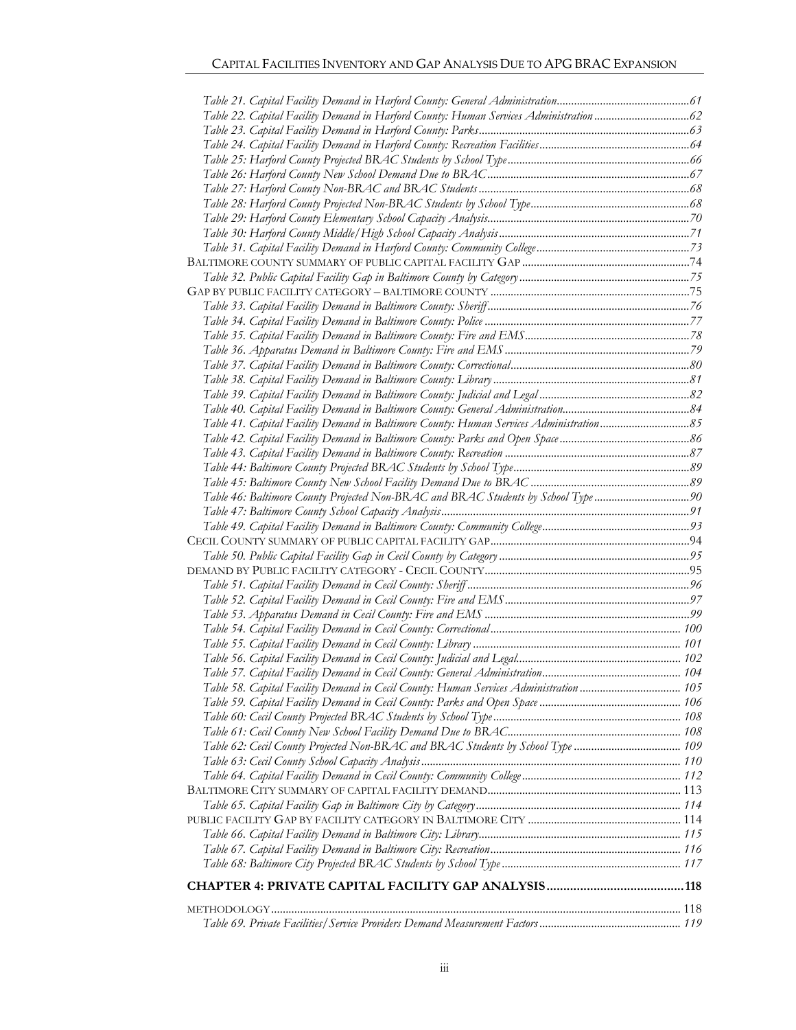*Table 21. Capital Facility Demand in Harford County: General Administration* ............................................. 61
*Table 22. Capital Facility Demand in Harford County: Human Services Administration* ................................. 62
*Table 23. Capital Facility Demand in Harford County: Parks* ........................................................................ 63
*Table 24. Capital Facility Demand in Harford County: Recreation Facilities* .................................................. 64
*Table 25: Harford County Projected BRAC Students by School Type* .............................................................. 66
*Table 26: Harford County New School Demand Due to BRAC* ..................................................................... 67
*Table 27: Harford County Non-BRAC and BRAC Students* ......................................................................... 68
*Table 28: Harford County Projected Non-BRAC Students by School Type* ...................................................... 68
*Table 29: Harford County Elementary School Capacity Analysis* ..................................................................... 70
*Table 30: Harford County Middle/High School Capacity Analysis* .................................................................. 71
*Table 31. Capital Facility Demand in Harford County: Community College* .................................................... 73

BALTIMORE COUNTY SUMMARY OF PUBLIC CAPITAL FACILITY GAP ........................................................... 74
*Table 32. Public Capital Facility Gap in Baltimore County by Category* .......................................................... 75

GAP BY PUBLIC FACILITY CATEGORY – BALTIMORE COUNTY ..................................................................... 75
*Table 33. Capital Facility Demand in Baltimore County: Sheriff* ..................................................................... 76
*Table 34. Capital Facility Demand in Baltimore County: Police* ...................................................................... 77
*Table 35. Capital Facility Demand in Baltimore County: Fire and EMS* ........................................................ 78
*Table 36. Apparatus Demand in Baltimore County: Fire and EMS* ................................................................ 79
*Table 37. Capital Facility Demand in Baltimore County: Correctional* ............................................................. 80
*Table 38. Capital Facility Demand in Baltimore County: Library* .................................................................... 81
*Table 39. Capital Facility Demand in Baltimore County: Judicial and Legal* .................................................... 82
*Table 40. Capital Facility Demand in Baltimore County: General Administration* ........................................... 84
*Table 41. Capital Facility Demand in Baltimore County: Human Services Administration* ............................... 85
*Table 42. Capital Facility Demand in Baltimore County: Parks and Open Space* ............................................ 86
*Table 43. Capital Facility Demand in Baltimore County: Recreation* ............................................................... 87
*Table 44: Baltimore County Projected BRAC Students by School Type* ............................................................ 89
*Table 45: Baltimore County New School Facility Demand Due to BRAC* ....................................................... 89
*Table 46: Baltimore County Projected Non-BRAC and BRAC Students by School Type* ................................. 90
*Table 47: Baltimore County School Capacity Analysis* ..................................................................................... 91
*Table 49. Capital Facility Demand in Baltimore County: Community College* .................................................. 93

CECIL COUNTY SUMMARY OF PUBLIC CAPITAL FACILITY GAP .................................................................... 94
*Table 50. Public Capital Facility Gap in Cecil County by Category* ................................................................. 95

DEMAND BY PUBLIC FACILITY CATEGORY - CECIL COUNTY ...................................................................... 95
*Table 51. Capital Facility Demand in Cecil County: Sheriff* ............................................................................ 96
*Table 52. Capital Facility Demand in Cecil County: Fire and EMS* ............................................................... 97
*Table 53. Apparatus Demand in Cecil County: Fire and EMS* ...................................................................... 99
*Table 54. Capital Facility Demand in Cecil County: Correctional* .................................................................. 100
*Table 55. Capital Facility Demand in Cecil County: Library* ........................................................................ 101
*Table 56. Capital Facility Demand in Cecil County: Judicial and Legal* ......................................................... 102
*Table 57. Capital Facility Demand in Cecil County: General Administration* ................................................ 104
*Table 58. Capital Facility Demand in Cecil County: Human Services Administration* ................................... 105
*Table 59. Capital Facility Demand in Cecil County: Parks and Open Space* ................................................ 106
*Table 60: Cecil County Projected BRAC Students by School Type* ................................................................. 108
*Table 61: Cecil County New School Facility Demand Due to BRAC* ............................................................. 108
*Table 62: Cecil County Projected Non-BRAC and BRAC Students by School Type* ..................................... 109
*Table 63: Cecil County School Capacity Analysis* .......................................................................................... 110
*Table 64. Capital Facility Demand in Cecil County: Community College* ....................................................... 112

BALTIMORE CITY SUMMARY OF CAPITAL FACILITY DEMAND .................................................................. 113
*Table 65. Capital Facility Gap in Baltimore City by Category* ....................................................................... 114

PUBLIC FACILITY GAP BY FACILITY CATEGORY IN BALTIMORE CITY ..................................................... 114
*Table 66. Capital Facility Demand in Baltimore City: Library* ...................................................................... 115
*Table 67. Capital Facility Demand in Baltimore City: Recreation* .................................................................. 116
*Table 68: Baltimore City Projected BRAC Students by School Type* .............................................................. 117

**CHAPTER 4: PRIVATE CAPITAL FACILITY GAP ANALYSIS ......................................... 118**

METHODOLOGY ........................................................................................................................................ 118
*Table 69. Private Facilities/Service Providers Demand Measurement Factors* ................................................ 119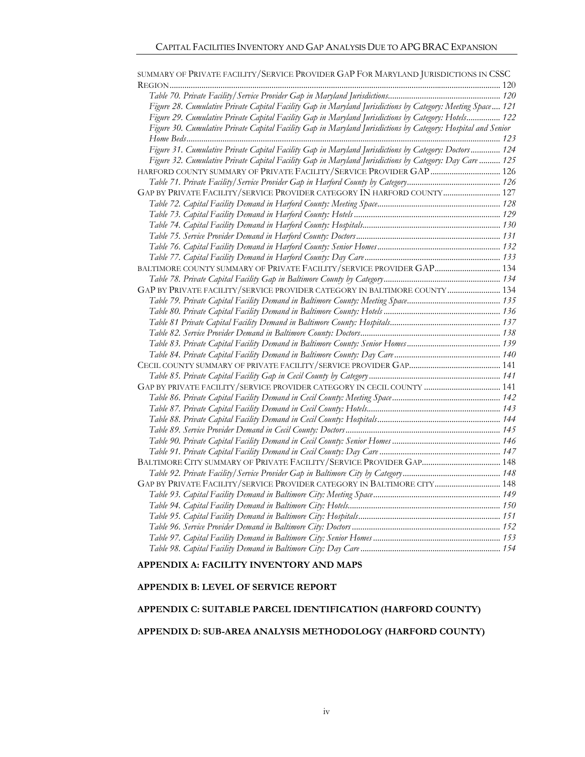SUMMARY OF PRIVATE FACILITY/SERVICE PROVIDER GAP FOR MARYLAND JURISDICTIONS IN CSSC REGION ........ 120

*Table 70. Private Facility/Service Provider Gap in Maryland Jurisdictions* ........ 120

*Figure 28. Cumulative Private Capital Facility Gap in Maryland Jurisdictions by Category: Meeting Space* ........ 121

*Figure 29. Cumulative Private Capital Facility Gap in Maryland Jurisdictions by Category: Hotels* ........ 122

*Figure 30. Cumulative Private Capital Facility Gap in Maryland Jurisdictions by Category: Hospital and Senior Home Beds* ........ 123

*Figure 31. Cumulative Private Capital Facility Gap in Maryland Jurisdictions by Category: Doctors* ........ 124

*Figure 32. Cumulative Private Capital Facility Gap in Maryland Jurisdictions by Category: Day Care* ........ 125

HARFORD COUNTY SUMMARY OF PRIVATE FACILITY/SERVICE PROVIDER GAP ........ 126

*Table 71. Private Facility/Service Provider Gap in Harford County by Category* ........ 126

GAP BY PRIVATE FACILITY/SERVICE PROVIDER CATEGORY IN HARFORD COUNTY ........ 127

*Table 72. Capital Facility Demand in Harford County: Meeting Space* ........ 128

*Table 73. Capital Facility Demand in Harford County: Hotels* ........ 129

*Table 74. Capital Facility Demand in Harford County: Hospitals* ........ 130

*Table 75. Service Provider Demand in Harford County: Doctors* ........ 131

*Table 76. Capital Facility Demand in Harford County: Senior Homes* ........ 132

*Table 77. Capital Facility Demand in Harford County: Day Care* ........ 133

BALTIMORE COUNTY SUMMARY OF PRIVATE FACILITY/SERVICE PROVIDER GAP ........ 134

*Table 78. Private Capital Facility Gap in Baltimore County by Category* ........ 134

GAP BY PRIVATE FACILITY/SERVICE PROVIDER CATEGORY IN BALTIMORE COUNTY ........ 134

*Table 79. Private Capital Facility Demand in Baltimore County: Meeting Space* ........ 135

*Table 80. Private Capital Facility Demand in Baltimore County: Hotels* ........ 136

*Table 81 Private Capital Facility Demand in Baltimore County: Hospitals* ........ 137

*Table 82. Service Provider Demand in Baltimore County: Doctors* ........ 138

*Table 83. Private Capital Facility Demand in Baltimore County: Senior Homes* ........ 139

*Table 84. Private Capital Facility Demand in Baltimore County: Day Care* ........ 140

CECIL COUNTY SUMMARY OF PRIVATE FACILITY/SERVICE PROVIDER GAP ........ 141

*Table 85. Private Capital Facility Gap in Cecil County by Category* ........ 141

GAP BY PRIVATE FACILITY/SERVICE PROVIDER CATEGORY IN CECIL COUNTY ........ 141

*Table 86. Private Capital Facility Demand in Cecil County: Meeting Space* ........ 142

*Table 87. Private Capital Facility Demand in Cecil County: Hotels* ........ 143

*Table 88. Private Capital Facility Demand in Cecil County: Hospitals* ........ 144

*Table 89. Service Provider Demand in Cecil County: Doctors* ........ 145

*Table 90. Private Capital Facility Demand in Cecil County: Senior Homes* ........ 146

*Table 91. Private Capital Facility Demand in Cecil County: Day Care* ........ 147

BALTIMORE CITY SUMMARY OF PRIVATE FACILITY/SERVICE PROVIDER GAP ........ 148

*Table 92. Private Facility/Service Provider Gap in Baltimore City by Category* ........ 148

GAP BY PRIVATE FACILITY/SERVICE PROVIDER CATEGORY IN BALTIMORE CITY ........ 148

*Table 93. Capital Facility Demand in Baltimore City: Meeting Space* ........ 149

*Table 94. Capital Facility Demand in Baltimore City: Hotels* ........ 150

*Table 95. Capital Facility Demand in Baltimore City: Hospitals* ........ 151

*Table 96. Service Provider Demand in Baltimore City: Doctors* ........ 152

*Table 97. Capital Facility Demand in Baltimore City: Senior Homes* ........ 153

*Table 98. Capital Facility Demand in Baltimore City: Day Care* ........ 154

**APPENDIX A: FACILITY INVENTORY AND MAPS**

**APPENDIX B: LEVEL OF SERVICE REPORT**

**APPENDIX C: SUITABLE PARCEL IDENTIFICATION (HARFORD COUNTY)**

**APPENDIX D: SUB-AREA ANALYSIS METHODOLOGY (HARFORD COUNTY)**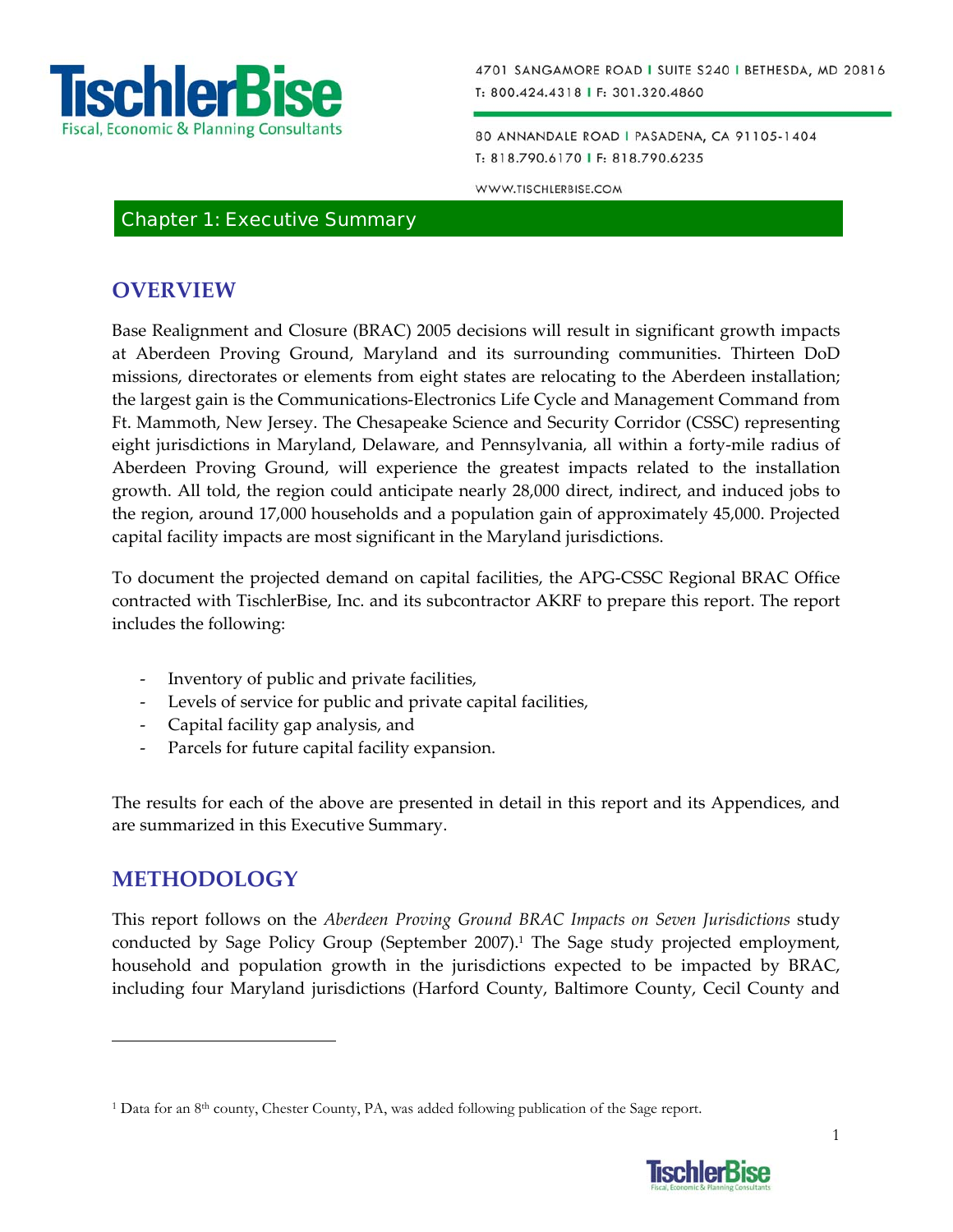# Chapter 1: Executive Summary

## OVERVIEW

Base Realignment and Closure (BRAC) 2005 decisions will result in significant growth impacts at Aberdeen Proving Ground, Maryland and its surrounding communities. Thirteen DoD missions, directorates or elements from eight states are relocating to the Aberdeen installation; the largest gain is the Communications-Electronics Life Cycle and Management Command from Ft. Mammoth, New Jersey. The Chesapeake Science and Security Corridor (CSSC) representing eight jurisdictions in Maryland, Delaware, and Pennsylvania, all within a forty-mile radius of Aberdeen Proving Ground, will experience the greatest impacts related to the installation growth. All told, the region could anticipate nearly 28,000 direct, indirect, and induced jobs to the region, around 17,000 households and a population gain of approximately 45,000. Projected capital facility impacts are most significant in the Maryland jurisdictions.

To document the projected demand on capital facilities, the APG-CSSC Regional BRAC Office contracted with TischlerBise, Inc. and its subcontractor AKRF to prepare this report. The report includes the following:

- Inventory of public and private facilities,
- Levels of service for public and private capital facilities,
- Capital facility gap analysis, and
- Parcels for future capital facility expansion.

The results for each of the above are presented in detail in this report and its Appendices, and are summarized in this Executive Summary.

## METHODOLOGY

This report follows on the *Aberdeen Proving Ground BRAC Impacts on Seven Jurisdictions* study conducted by Sage Policy Group (September 2007).[1] The Sage study projected employment, household and population growth in the jurisdictions expected to be impacted by BRAC, including four Maryland jurisdictions (Harford County, Baltimore County, Cecil County and

[1] Data for an 8th county, Chester County, PA, was added following publication of the Sage report.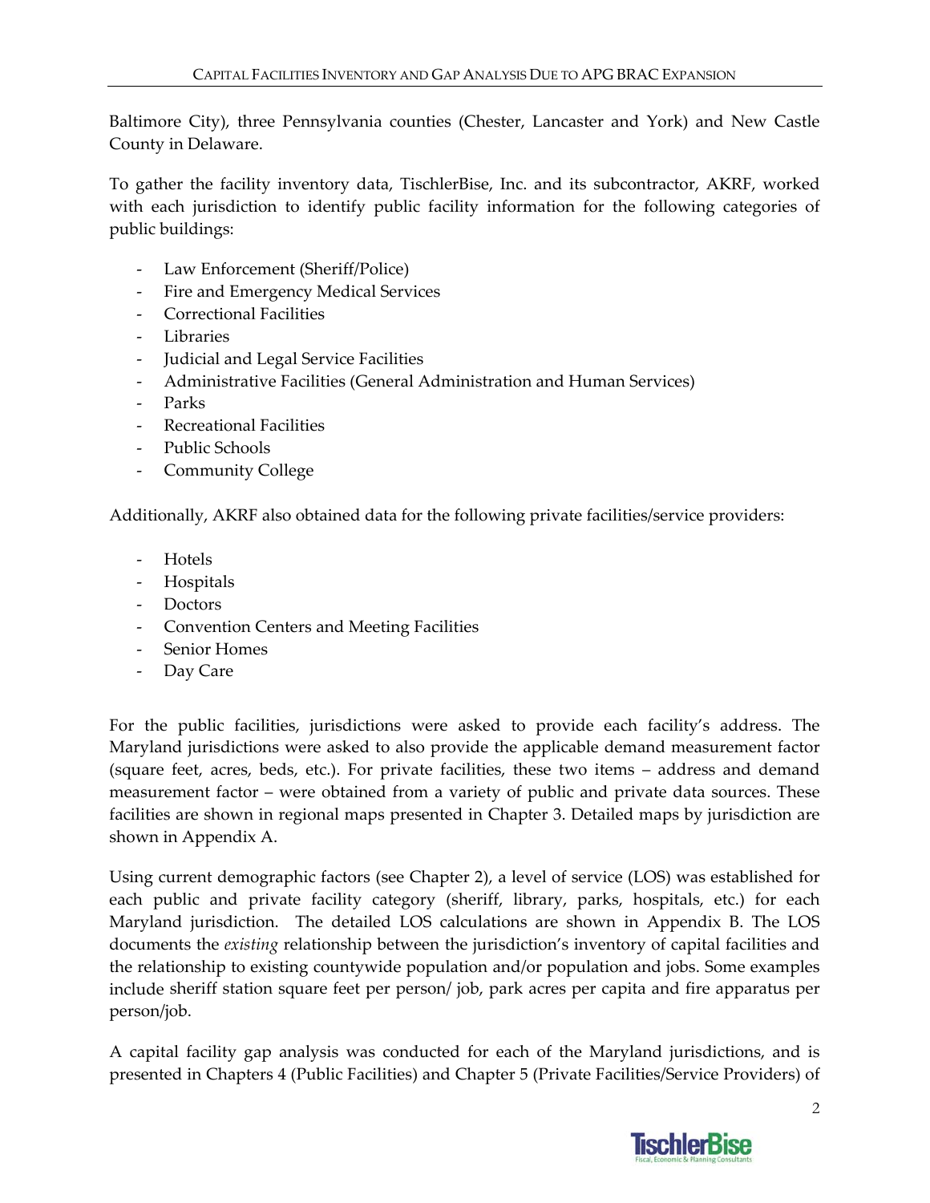Baltimore City), three Pennsylvania counties (Chester, Lancaster and York) and New Castle County in Delaware.

To gather the facility inventory data, TischlerBise, Inc. and its subcontractor, AKRF, worked with each jurisdiction to identify public facility information for the following categories of public buildings:

- Law Enforcement (Sheriff/Police)
- Fire and Emergency Medical Services
- Correctional Facilities
- Libraries
- Judicial and Legal Service Facilities
- Administrative Facilities (General Administration and Human Services)
- Parks
- Recreational Facilities
- Public Schools
- Community College

Additionally, AKRF also obtained data for the following private facilities/service providers:

- Hotels
- Hospitals
- Doctors
- Convention Centers and Meeting Facilities
- Senior Homes
- Day Care

For the public facilities, jurisdictions were asked to provide each facility's address. The Maryland jurisdictions were asked to also provide the applicable demand measurement factor (square feet, acres, beds, etc.). For private facilities, these two items – address and demand measurement factor – were obtained from a variety of public and private data sources. These facilities are shown in regional maps presented in Chapter 3. Detailed maps by jurisdiction are shown in Appendix A.

Using current demographic factors (see Chapter 2), a level of service (LOS) was established for each public and private facility category (sheriff, library, parks, hospitals, etc.) for each Maryland jurisdiction. The detailed LOS calculations are shown in Appendix B. The LOS documents the *existing* relationship between the jurisdiction's inventory of capital facilities and the relationship to existing countywide population and/or population and jobs. Some examples include sheriff station square feet per person/ job, park acres per capita and fire apparatus per person/job.

A capital facility gap analysis was conducted for each of the Maryland jurisdictions, and is presented in Chapters 4 (Public Facilities) and Chapter 5 (Private Facilities/Service Providers) of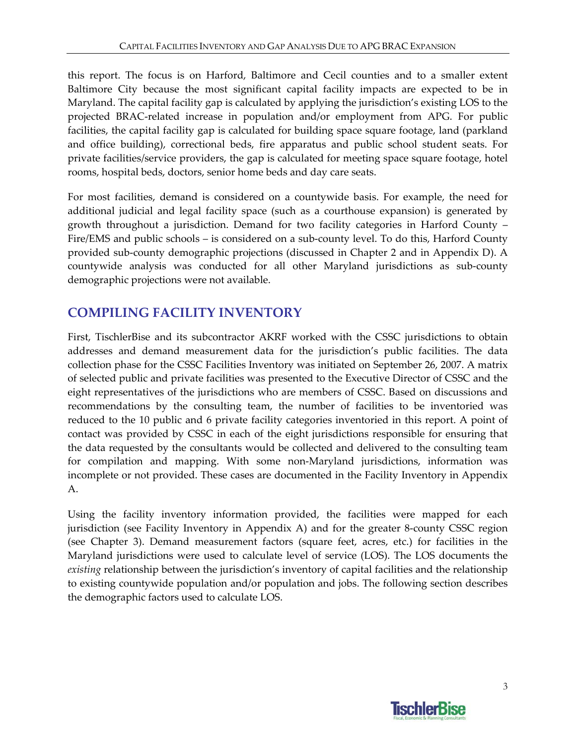this report. The focus is on Harford, Baltimore and Cecil counties and to a smaller extent Baltimore City because the most significant capital facility impacts are expected to be in Maryland. The capital facility gap is calculated by applying the jurisdiction's existing LOS to the projected BRAC-related increase in population and/or employment from APG. For public facilities, the capital facility gap is calculated for building space square footage, land (parkland and office building), correctional beds, fire apparatus and public school student seats. For private facilities/service providers, the gap is calculated for meeting space square footage, hotel rooms, hospital beds, doctors, senior home beds and day care seats.

For most facilities, demand is considered on a countywide basis. For example, the need for additional judicial and legal facility space (such as a courthouse expansion) is generated by growth throughout a jurisdiction. Demand for two facility categories in Harford County – Fire/EMS and public schools – is considered on a sub-county level. To do this, Harford County provided sub-county demographic projections (discussed in Chapter 2 and in Appendix D). A countywide analysis was conducted for all other Maryland jurisdictions as sub-county demographic projections were not available.

## COMPILING FACILITY INVENTORY

First, TischlerBise and its subcontractor AKRF worked with the CSSC jurisdictions to obtain addresses and demand measurement data for the jurisdiction's public facilities. The data collection phase for the CSSC Facilities Inventory was initiated on September 26, 2007. A matrix of selected public and private facilities was presented to the Executive Director of CSSC and the eight representatives of the jurisdictions who are members of CSSC. Based on discussions and recommendations by the consulting team, the number of facilities to be inventoried was reduced to the 10 public and 6 private facility categories inventoried in this report. A point of contact was provided by CSSC in each of the eight jurisdictions responsible for ensuring that the data requested by the consultants would be collected and delivered to the consulting team for compilation and mapping. With some non-Maryland jurisdictions, information was incomplete or not provided. These cases are documented in the Facility Inventory in Appendix A.

Using the facility inventory information provided, the facilities were mapped for each jurisdiction (see Facility Inventory in Appendix A) and for the greater 8-county CSSC region (see Chapter 3). Demand measurement factors (square feet, acres, etc.) for facilities in the Maryland jurisdictions were used to calculate level of service (LOS). The LOS documents the *existing* relationship between the jurisdiction's inventory of capital facilities and the relationship to existing countywide population and/or population and jobs. The following section describes the demographic factors used to calculate LOS.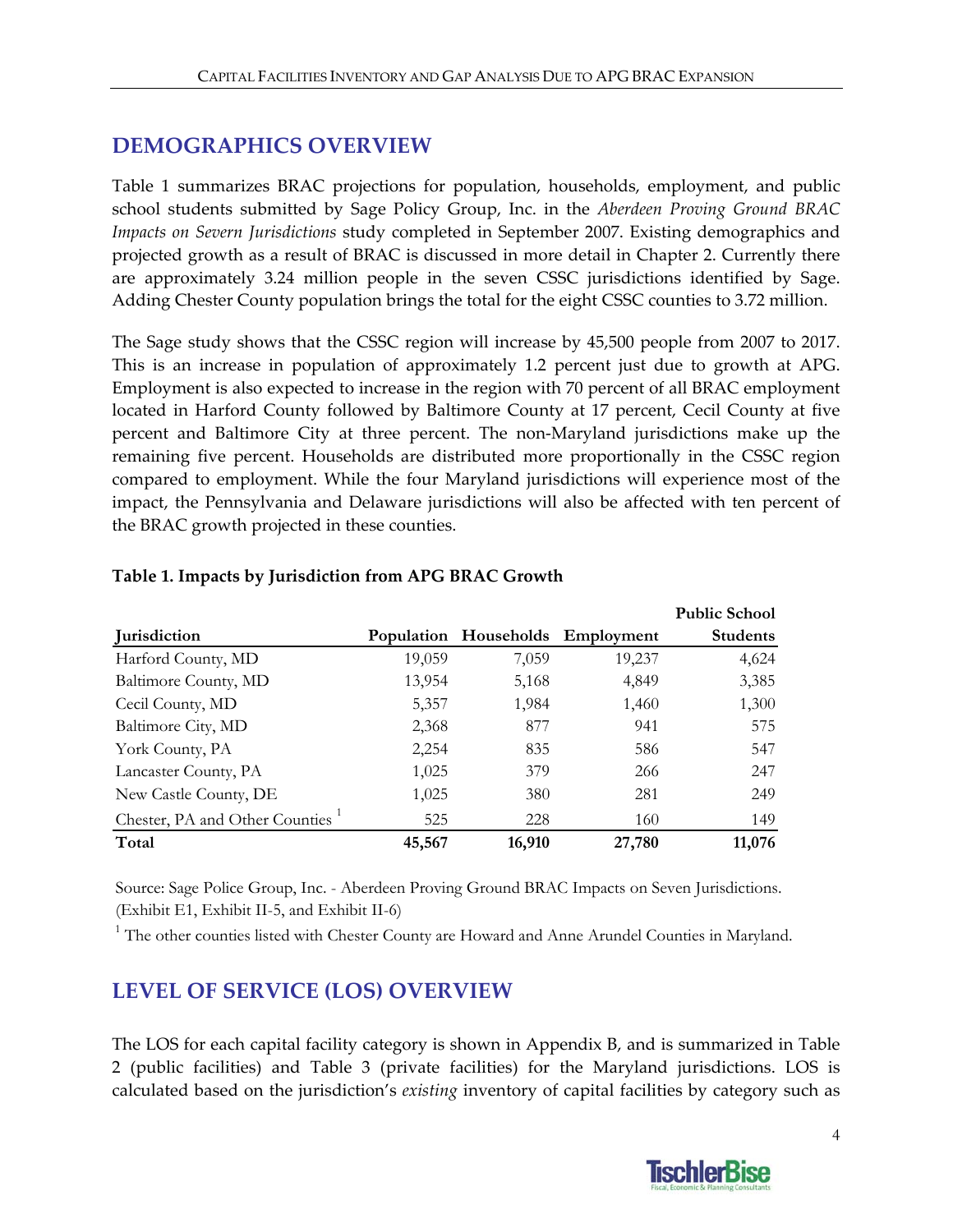## DEMOGRAPHICS OVERVIEW

Table 1 summarizes BRAC projections for population, households, employment, and public school students submitted by Sage Policy Group, Inc. in the *Aberdeen Proving Ground BRAC Impacts on Severn Jurisdictions* study completed in September 2007. Existing demographics and projected growth as a result of BRAC is discussed in more detail in Chapter 2. Currently there are approximately 3.24 million people in the seven CSSC jurisdictions identified by Sage. Adding Chester County population brings the total for the eight CSSC counties to 3.72 million.

The Sage study shows that the CSSC region will increase by 45,500 people from 2007 to 2017. This is an increase in population of approximately 1.2 percent just due to growth at APG. Employment is also expected to increase in the region with 70 percent of all BRAC employment located in Harford County followed by Baltimore County at 17 percent, Cecil County at five percent and Baltimore City at three percent. The non-Maryland jurisdictions make up the remaining five percent. Households are distributed more proportionally in the CSSC region compared to employment. While the four Maryland jurisdictions will experience most of the impact, the Pennsylvania and Delaware jurisdictions will also be affected with ten percent of the BRAC growth projected in these counties.

**Table 1. Impacts by Jurisdiction from APG BRAC Growth**

| Jurisdiction | Population | Households | Employment | Public School Students |
|---|---|---|---|---|
| Harford County, MD | 19,059 | 7,059 | 19,237 | 4,624 |
| Baltimore County, MD | 13,954 | 5,168 | 4,849 | 3,385 |
| Cecil County, MD | 5,357 | 1,984 | 1,460 | 1,300 |
| Baltimore City, MD | 2,368 | 877 | 941 | 575 |
| York County, PA | 2,254 | 835 | 586 | 547 |
| Lancaster County, PA | 1,025 | 379 | 266 | 247 |
| New Castle County, DE | 1,025 | 380 | 281 | 249 |
| Chester, PA and Other Counties [1] | 525 | 228 | 160 | 149 |
| **Total** | **45,567** | **16,910** | **27,780** | **11,076** |

Source: Sage Police Group, Inc. - Aberdeen Proving Ground BRAC Impacts on Seven Jurisdictions. (Exhibit E1, Exhibit II-5, and Exhibit II-6)

[1] The other counties listed with Chester County are Howard and Anne Arundel Counties in Maryland.

## LEVEL OF SERVICE (LOS) OVERVIEW

The LOS for each capital facility category is shown in Appendix B, and is summarized in Table 2 (public facilities) and Table 3 (private facilities) for the Maryland jurisdictions. LOS is calculated based on the jurisdiction's *existing* inventory of capital facilities by category such as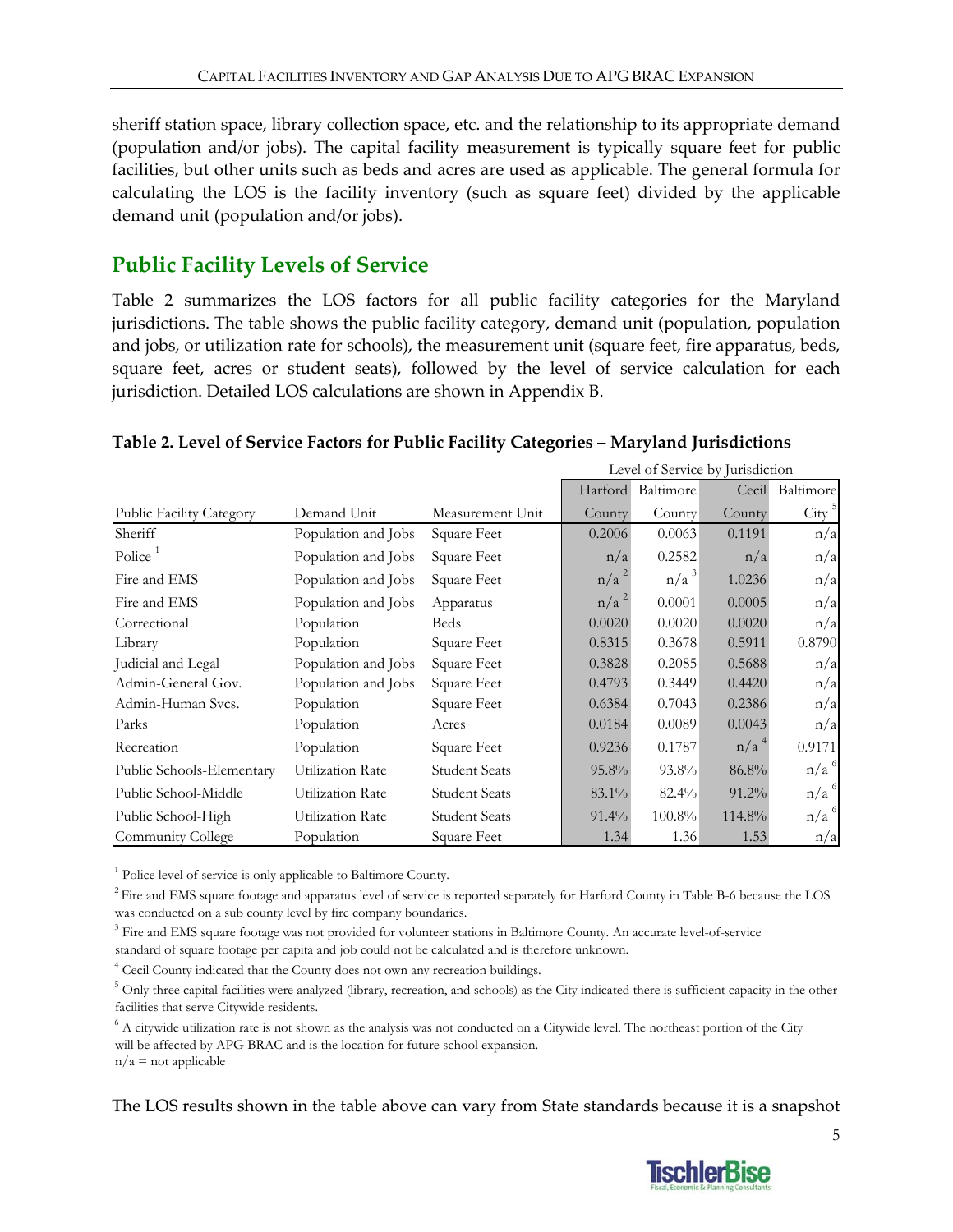sheriff station space, library collection space, etc. and the relationship to its appropriate demand (population and/or jobs). The capital facility measurement is typically square feet for public facilities, but other units such as beds and acres are used as applicable. The general formula for calculating the LOS is the facility inventory (such as square feet) divided by the applicable demand unit (population and/or jobs).

## Public Facility Levels of Service

Table 2 summarizes the LOS factors for all public facility categories for the Maryland jurisdictions. The table shows the public facility category, demand unit (population, population and jobs, or utilization rate for schools), the measurement unit (square feet, fire apparatus, beds, square feet, acres or student seats), followed by the level of service calculation for each jurisdiction. Detailed LOS calculations are shown in Appendix B.

**Table 2. Level of Service Factors for Public Facility Categories – Maryland Jurisdictions**

| | | | Level of Service by Jurisdiction | | | |
|---|---|---|---|---|---|---|
| Public Facility Category | Demand Unit | Measurement Unit | Harford County | Baltimore County | Cecil County | Baltimore City [5] |
| Sheriff | Population and Jobs | Square Feet | 0.2006 | 0.0063 | 0.1191 | n/a |
| Police [1] | Population and Jobs | Square Feet | n/a | 0.2582 | n/a | n/a |
| Fire and EMS | Population and Jobs | Square Feet | n/a [2] | n/a [3] | 1.0236 | n/a |
| Fire and EMS | Population and Jobs | Apparatus | n/a [2] | 0.0001 | 0.0005 | n/a |
| Correctional | Population | Beds | 0.0020 | 0.0020 | 0.0020 | n/a |
| Library | Population | Square Feet | 0.8315 | 0.3678 | 0.5911 | 0.8790 |
| Judicial and Legal | Population and Jobs | Square Feet | 0.3828 | 0.2085 | 0.5688 | n/a |
| Admin-General Gov. | Population and Jobs | Square Feet | 0.4793 | 0.3449 | 0.4420 | n/a |
| Admin-Human Svcs. | Population | Square Feet | 0.6384 | 0.7043 | 0.2386 | n/a |
| Parks | Population | Acres | 0.0184 | 0.0089 | 0.0043 | n/a |
| Recreation | Population | Square Feet | 0.9236 | 0.1787 | n/a [4] | 0.9171 |
| Public Schools-Elementary | Utilization Rate | Student Seats | 95.8% | 93.8% | 86.8% | n/a [6] |
| Public School-Middle | Utilization Rate | Student Seats | 83.1% | 82.4% | 91.2% | n/a [6] |
| Public School-High | Utilization Rate | Student Seats | 91.4% | 100.8% | 114.8% | n/a [6] |
| Community College | Population | Square Feet | 1.34 | 1.36 | 1.53 | n/a |

[1] Police level of service is only applicable to Baltimore County.

[2] Fire and EMS square footage and apparatus level of service is reported separately for Harford County in Table B-6 because the LOS was conducted on a sub county level by fire company boundaries.

[3] Fire and EMS square footage was not provided for volunteer stations in Baltimore County. An accurate level-of-service standard of square footage per capita and job could not be calculated and is therefore unknown.

[4] Cecil County indicated that the County does not own any recreation buildings.

[5] Only three capital facilities were analyzed (library, recreation, and schools) as the City indicated there is sufficient capacity in the other facilities that serve Citywide residents.

[6] A citywide utilization rate is not shown as the analysis was not conducted on a Citywide level. The northeast portion of the City will be affected by APG BRAC and is the location for future school expansion.

n/a = not applicable

The LOS results shown in the table above can vary from State standards because it is a snapshot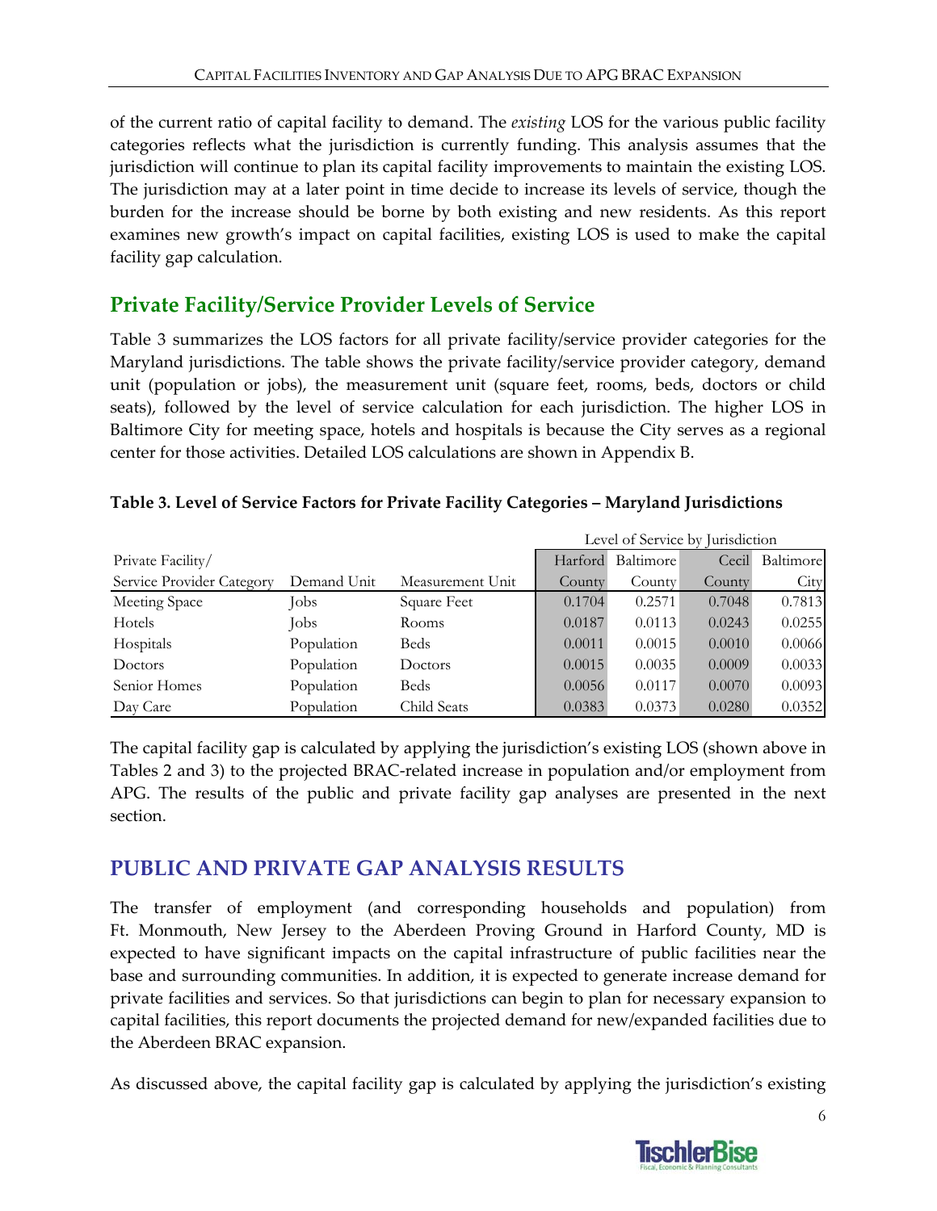of the current ratio of capital facility to demand. The *existing* LOS for the various public facility categories reflects what the jurisdiction is currently funding. This analysis assumes that the jurisdiction will continue to plan its capital facility improvements to maintain the existing LOS. The jurisdiction may at a later point in time decide to increase its levels of service, though the burden for the increase should be borne by both existing and new residents. As this report examines new growth's impact on capital facilities, existing LOS is used to make the capital facility gap calculation.

## Private Facility/Service Provider Levels of Service

Table 3 summarizes the LOS factors for all private facility/service provider categories for the Maryland jurisdictions. The table shows the private facility/service provider category, demand unit (population or jobs), the measurement unit (square feet, rooms, beds, doctors or child seats), followed by the level of service calculation for each jurisdiction. The higher LOS in Baltimore City for meeting space, hotels and hospitals is because the City serves as a regional center for those activities. Detailed LOS calculations are shown in Appendix B.

**Table 3. Level of Service Factors for Private Facility Categories – Maryland Jurisdictions**

| | | | Level of Service by Jurisdiction | | | |
|---|---|---|---|---|---|---|
| Private Facility/ Service Provider Category | Demand Unit | Measurement Unit | Harford County | Baltimore County | Cecil County | Baltimore City |
| Meeting Space | Jobs | Square Feet | 0.1704 | 0.2571 | 0.7048 | 0.7813 |
| Hotels | Jobs | Rooms | 0.0187 | 0.0113 | 0.0243 | 0.0255 |
| Hospitals | Population | Beds | 0.0011 | 0.0015 | 0.0010 | 0.0066 |
| Doctors | Population | Doctors | 0.0015 | 0.0035 | 0.0009 | 0.0033 |
| Senior Homes | Population | Beds | 0.0056 | 0.0117 | 0.0070 | 0.0093 |
| Day Care | Population | Child Seats | 0.0383 | 0.0373 | 0.0280 | 0.0352 |

The capital facility gap is calculated by applying the jurisdiction's existing LOS (shown above in Tables 2 and 3) to the projected BRAC-related increase in population and/or employment from APG. The results of the public and private facility gap analyses are presented in the next section.

# PUBLIC AND PRIVATE GAP ANALYSIS RESULTS

The transfer of employment (and corresponding households and population) from Ft. Monmouth, New Jersey to the Aberdeen Proving Ground in Harford County, MD is expected to have significant impacts on the capital infrastructure of public facilities near the base and surrounding communities. In addition, it is expected to generate increase demand for private facilities and services. So that jurisdictions can begin to plan for necessary expansion to capital facilities, this report documents the projected demand for new/expanded facilities due to the Aberdeen BRAC expansion.

As discussed above, the capital facility gap is calculated by applying the jurisdiction's existing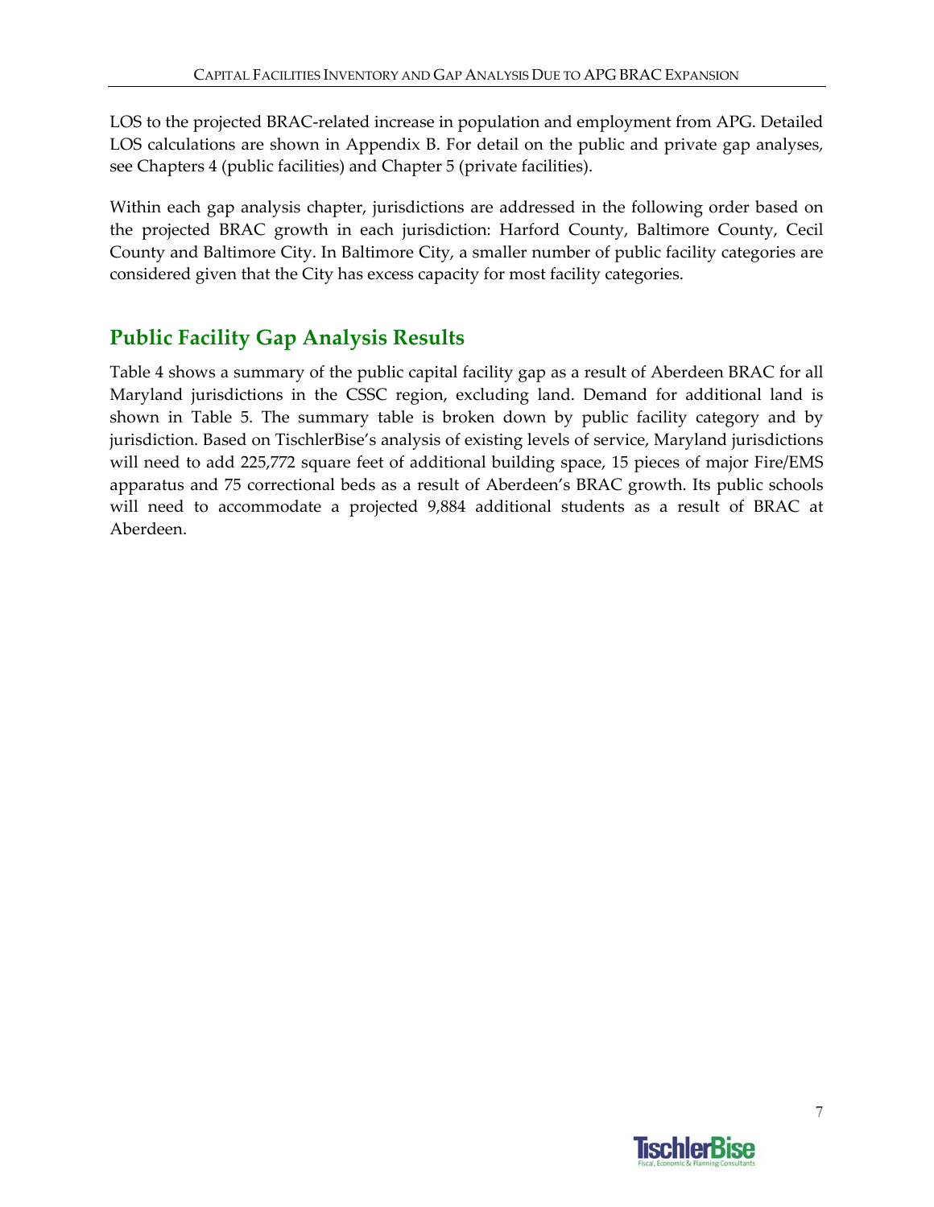LOS to the projected BRAC-related increase in population and employment from APG. Detailed LOS calculations are shown in Appendix B. For detail on the public and private gap analyses, see Chapters 4 (public facilities) and Chapter 5 (private facilities).

Within each gap analysis chapter, jurisdictions are addressed in the following order based on the projected BRAC growth in each jurisdiction: Harford County, Baltimore County, Cecil County and Baltimore City. In Baltimore City, a smaller number of public facility categories are considered given that the City has excess capacity for most facility categories.

## Public Facility Gap Analysis Results

Table 4 shows a summary of the public capital facility gap as a result of Aberdeen BRAC for all Maryland jurisdictions in the CSSC region, excluding land. Demand for additional land is shown in Table 5. The summary table is broken down by public facility category and by jurisdiction. Based on TischlerBise's analysis of existing levels of service, Maryland jurisdictions will need to add 225,772 square feet of additional building space, 15 pieces of major Fire/EMS apparatus and 75 correctional beds as a result of Aberdeen's BRAC growth. Its public schools will need to accommodate a projected 9,884 additional students as a result of BRAC at Aberdeen.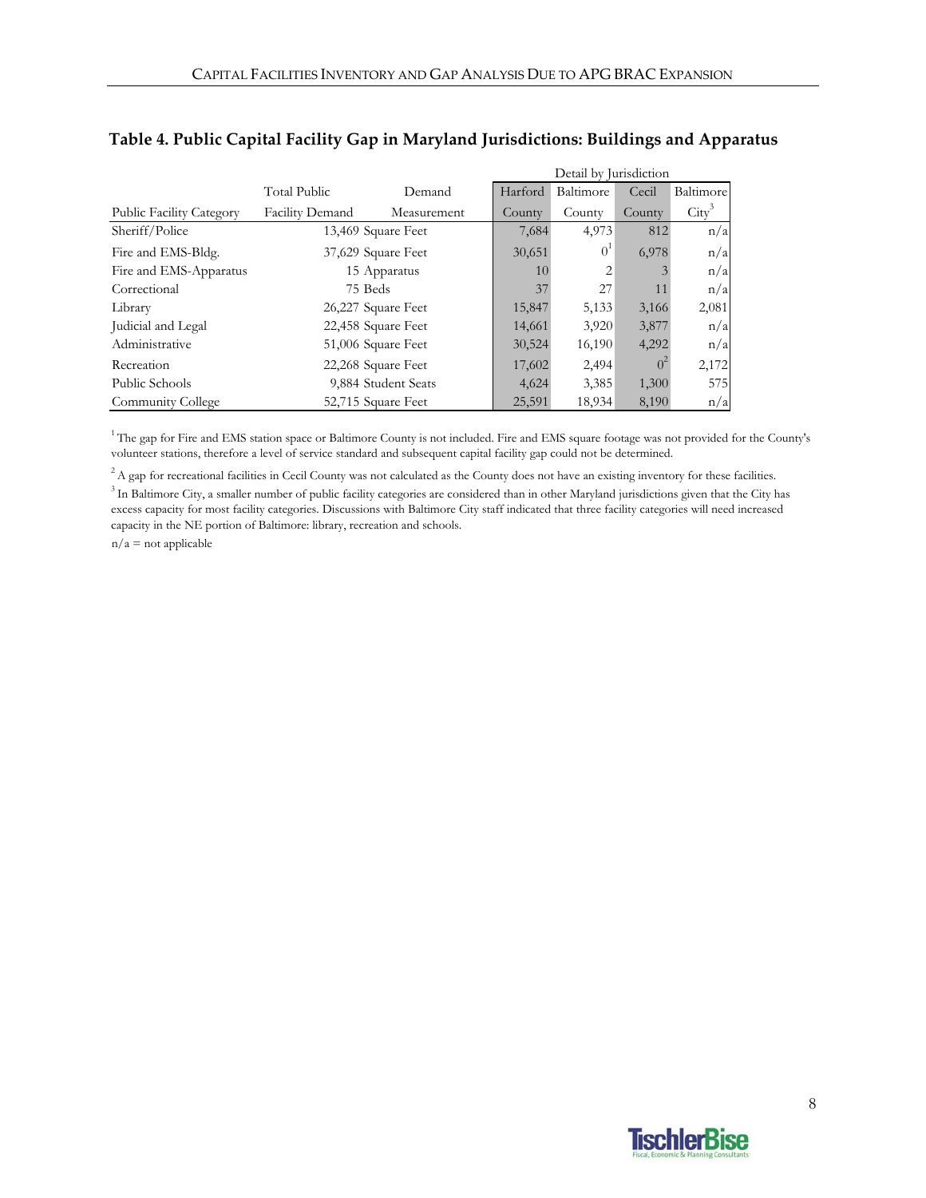## Table 4. Public Capital Facility Gap in Maryland Jurisdictions: Buildings and Apparatus

| | | | Detail by Jurisdiction | | | |
|---|---|---|---|---|---|---|
| Public Facility Category | Total Public Facility Demand | Demand Measurement | Harford County | Baltimore County | Cecil County | Baltimore City[3] |
| Sheriff/Police | 13,469 | Square Feet | 7,684 | 4,973 | 812 | n/a |
| Fire and EMS-Bldg. | 37,629 | Square Feet | 30,651 | 0[1] | 6,978 | n/a |
| Fire and EMS-Apparatus | 15 | Apparatus | 10 | 2 | 3 | n/a |
| Correctional | 75 | Beds | 37 | 27 | 11 | n/a |
| Library | 26,227 | Square Feet | 15,847 | 5,133 | 3,166 | 2,081 |
| Judicial and Legal | 22,458 | Square Feet | 14,661 | 3,920 | 3,877 | n/a |
| Administrative | 51,006 | Square Feet | 30,524 | 16,190 | 4,292 | n/a |
| Recreation | 22,268 | Square Feet | 17,602 | 2,494 | 0[2] | 2,172 |
| Public Schools | 9,884 | Student Seats | 4,624 | 3,385 | 1,300 | 575 |
| Community College | 52,715 | Square Feet | 25,591 | 18,934 | 8,190 | n/a |

[1] The gap for Fire and EMS station space or Baltimore County is not included. Fire and EMS square footage was not provided for the County's volunteer stations, therefore a level of service standard and subsequent capital facility gap could not be determined.

[2] A gap for recreational facilities in Cecil County was not calculated as the County does not have an existing inventory for these facilities.

[3] In Baltimore City, a smaller number of public facility categories are considered than in other Maryland jurisdictions given that the City has excess capacity for most facility categories. Discussions with Baltimore City staff indicated that three facility categories will need increased capacity in the NE portion of Baltimore: library, recreation and schools.

n/a = not applicable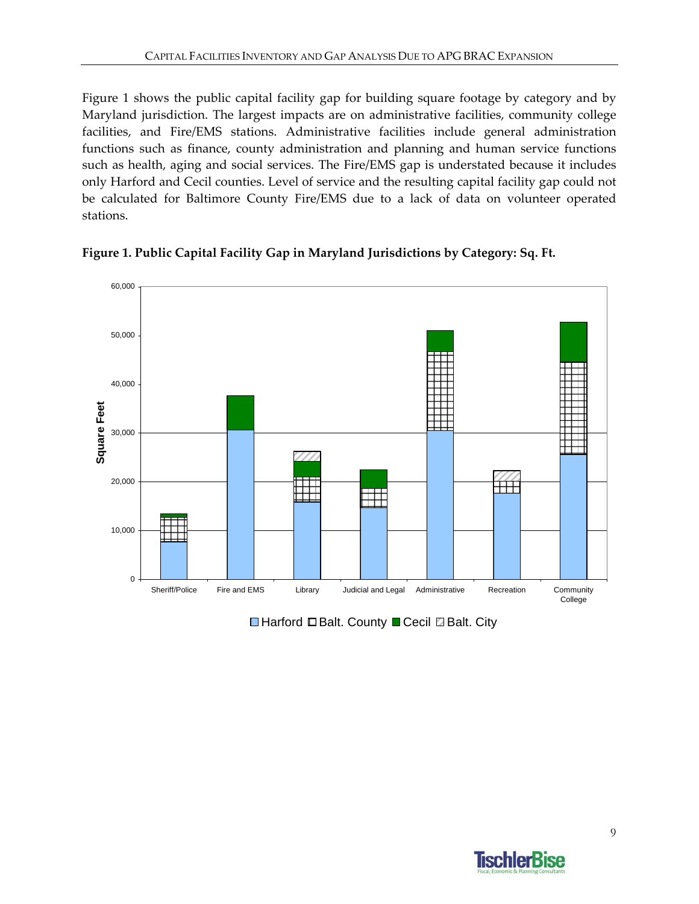Figure 1 shows the public capital facility gap for building square footage by category and by Maryland jurisdiction. The largest impacts are on administrative facilities, community college facilities, and Fire/EMS stations. Administrative facilities include general administration functions such as finance, county administration and planning and human service functions such as health, aging and social services. The Fire/EMS gap is understated because it includes only Harford and Cecil counties. Level of service and the resulting capital facility gap could not be calculated for Baltimore County Fire/EMS due to a lack of data on volunteer operated stations.

**Figure 1. Public Capital Facility Gap in Maryland Jurisdictions by Category: Sq. Ft.**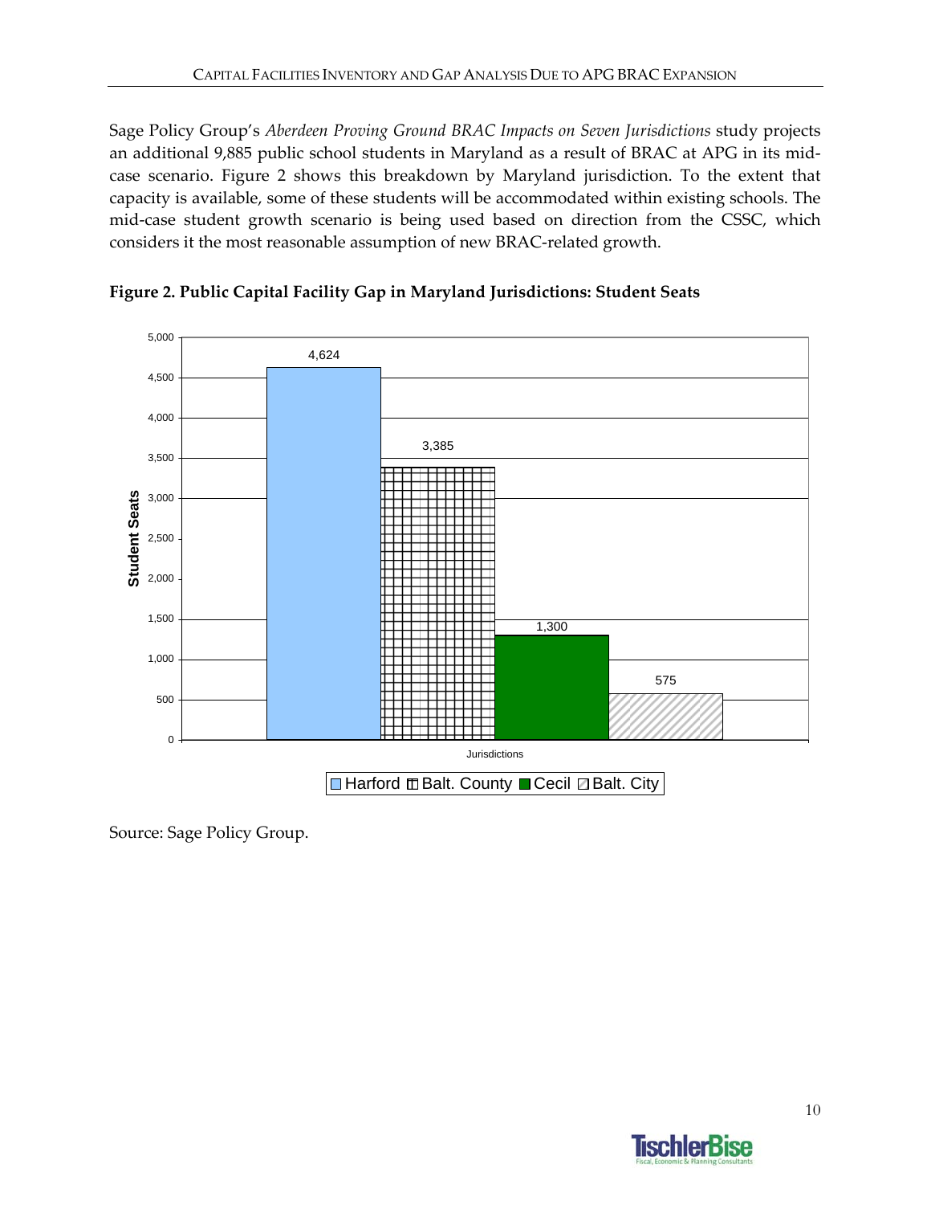Sage Policy Group's *Aberdeen Proving Ground BRAC Impacts on Seven Jurisdictions* study projects an additional 9,885 public school students in Maryland as a result of BRAC at APG in its mid-case scenario. Figure 2 shows this breakdown by Maryland jurisdiction. To the extent that capacity is available, some of these students will be accommodated within existing schools. The mid-case student growth scenario is being used based on direction from the CSSC, which considers it the most reasonable assumption of new BRAC-related growth.

**Figure 2. Public Capital Facility Gap in Maryland Jurisdictions: Student Seats**

| Jurisdictions | Student Seats |
|---|---|
| Harford | 4,624 |
| Balt. County | 3,385 |
| Cecil | 1,300 |
| Balt. City | 575 |

Source: Sage Policy Group.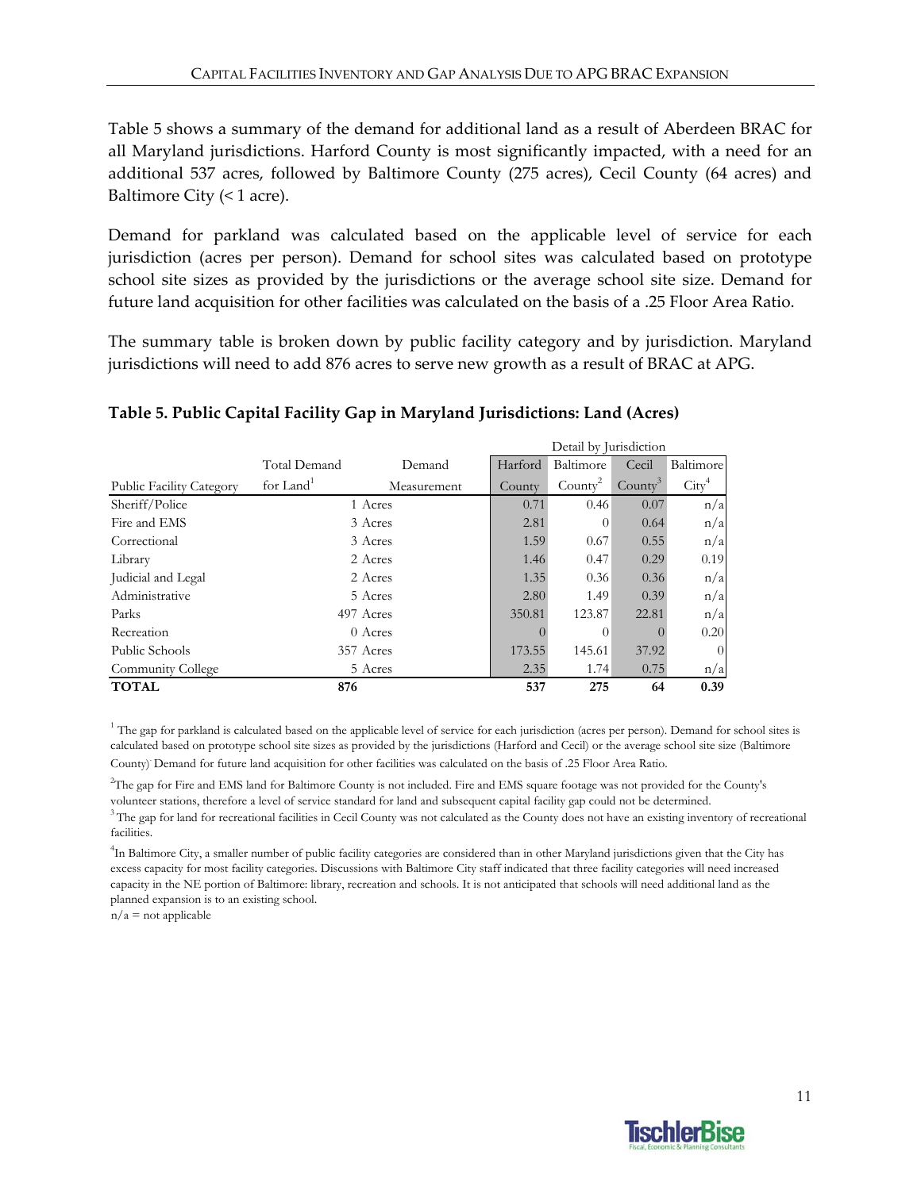Table 5 shows a summary of the demand for additional land as a result of Aberdeen BRAC for all Maryland jurisdictions. Harford County is most significantly impacted, with a need for an additional 537 acres, followed by Baltimore County (275 acres), Cecil County (64 acres) and Baltimore City (< 1 acre).

Demand for parkland was calculated based on the applicable level of service for each jurisdiction (acres per person). Demand for school sites was calculated based on prototype school site sizes as provided by the jurisdictions or the average school site size. Demand for future land acquisition for other facilities was calculated on the basis of a .25 Floor Area Ratio.

The summary table is broken down by public facility category and by jurisdiction. Maryland jurisdictions will need to add 876 acres to serve new growth as a result of BRAC at APG.

**Table 5. Public Capital Facility Gap in Maryland Jurisdictions: Land (Acres)**

| | | | Detail by Jurisdiction | | | |
|---|---|---|---|---|---|---|
| Public Facility Category | Total Demand for Land[1] | Demand Measurement | Harford County | Baltimore County[2] | Cecil County[3] | Baltimore City[4] |
| Sheriff/Police | 1 | Acres | 0.71 | 0.46 | 0.07 | n/a |
| Fire and EMS | 3 | Acres | 2.81 | 0 | 0.64 | n/a |
| Correctional | 3 | Acres | 1.59 | 0.67 | 0.55 | n/a |
| Library | 2 | Acres | 1.46 | 0.47 | 0.29 | 0.19 |
| Judicial and Legal | 2 | Acres | 1.35 | 0.36 | 0.36 | n/a |
| Administrative | 5 | Acres | 2.80 | 1.49 | 0.39 | n/a |
| Parks | 497 | Acres | 350.81 | 123.87 | 22.81 | n/a |
| Recreation | 0 | Acres | 0 | 0 | 0 | 0.20 |
| Public Schools | 357 | Acres | 173.55 | 145.61 | 37.92 | 0 |
| Community College | 5 | Acres | 2.35 | 1.74 | 0.75 | n/a |
| **TOTAL** | **876** | | **537** | **275** | **64** | **0.39** |

[1] The gap for parkland is calculated based on the applicable level of service for each jurisdiction (acres per person). Demand for school sites is calculated based on prototype school site sizes as provided by the jurisdictions (Harford and Cecil) or the average school site size (Baltimore County). Demand for future land acquisition for other facilities was calculated on the basis of .25 Floor Area Ratio.

[2] The gap for Fire and EMS land for Baltimore County is not included. Fire and EMS square footage was not provided for the County's volunteer stations, therefore a level of service standard for land and subsequent capital facility gap could not be determined.

[3] The gap for land for recreational facilities in Cecil County was not calculated as the County does not have an existing inventory of recreational facilities.

[4] In Baltimore City, a smaller number of public facility categories are considered than in other Maryland jurisdictions given that the City has excess capacity for most facility categories. Discussions with Baltimore City staff indicated that three facility categories will need increased capacity in the NE portion of Baltimore: library, recreation and schools. It is not anticipated that schools will need additional land as the planned expansion is to an existing school.

n/a = not applicable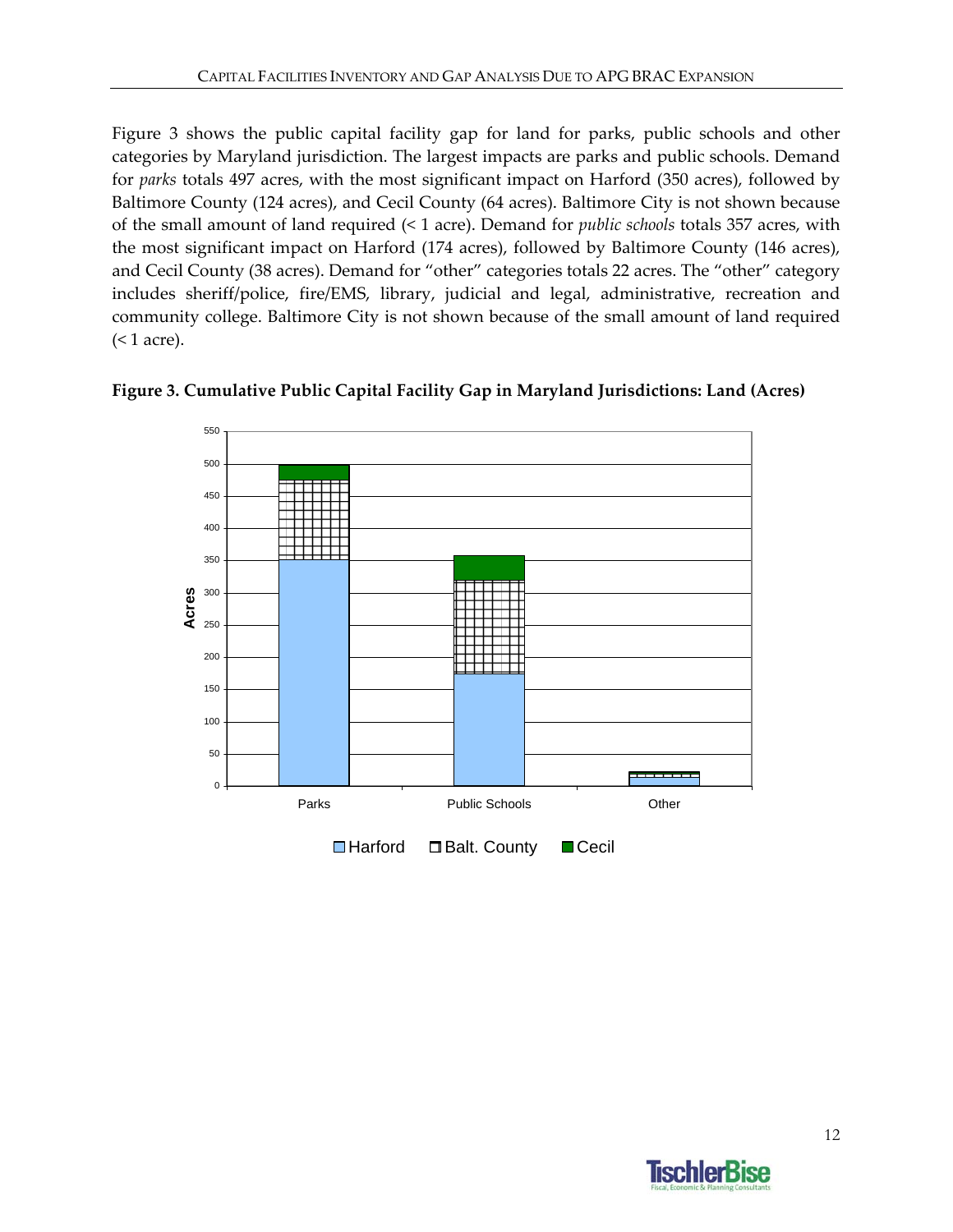Figure 3 shows the public capital facility gap for land for parks, public schools and other categories by Maryland jurisdiction. The largest impacts are parks and public schools. Demand for *parks* totals 497 acres, with the most significant impact on Harford (350 acres), followed by Baltimore County (124 acres), and Cecil County (64 acres). Baltimore City is not shown because of the small amount of land required (< 1 acre). Demand for *public schools* totals 357 acres, with the most significant impact on Harford (174 acres), followed by Baltimore County (146 acres), and Cecil County (38 acres). Demand for "other" categories totals 22 acres. The "other" category includes sheriff/police, fire/EMS, library, judicial and legal, administrative, recreation and community college. Baltimore City is not shown because of the small amount of land required (< 1 acre).

**Figure 3. Cumulative Public Capital Facility Gap in Maryland Jurisdictions: Land (Acres)**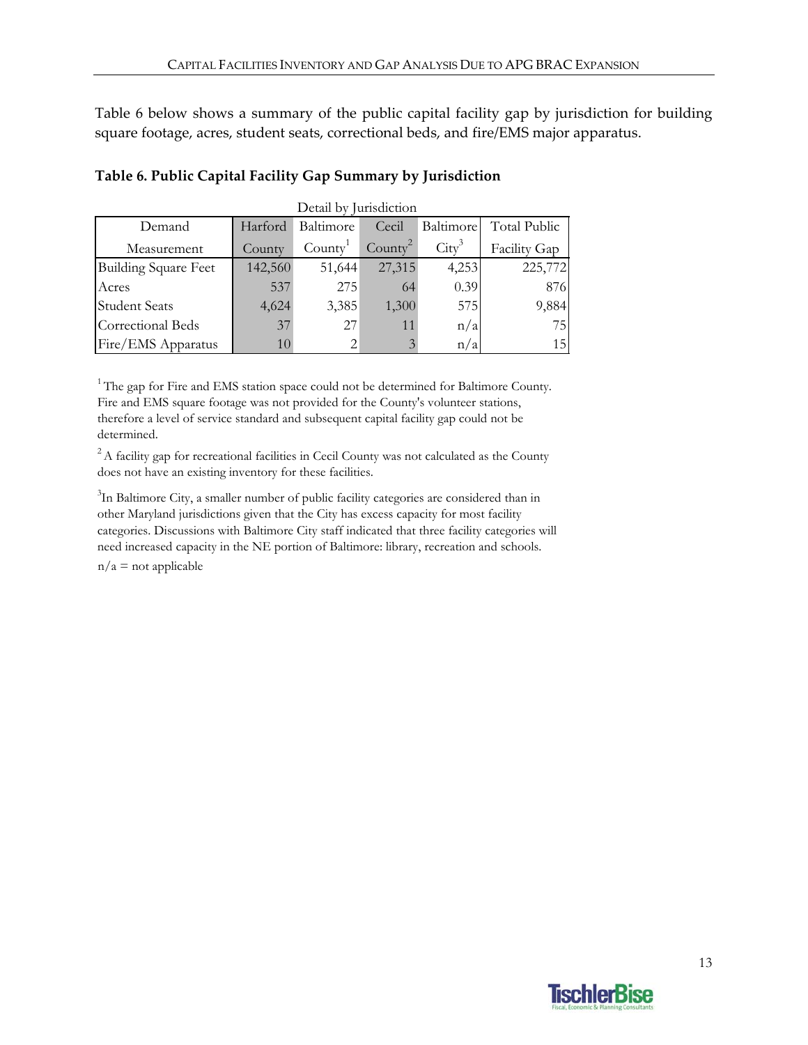Table 6 below shows a summary of the public capital facility gap by jurisdiction for building square footage, acres, student seats, correctional beds, and fire/EMS major apparatus.

**Table 6. Public Capital Facility Gap Summary by Jurisdiction**

| | Detail by Jurisdiction | | | | |
|---|---|---|---|---|---|
| Demand Measurement | Harford County | Baltimore County[1] | Cecil County[2] | Baltimore City[3] | Total Public Facility Gap |
| Building Square Feet | 142,560 | 51,644 | 27,315 | 4,253 | 225,772 |
| Acres | 537 | 275 | 64 | 0.39 | 876 |
| Student Seats | 4,624 | 3,385 | 1,300 | 575 | 9,884 |
| Correctional Beds | 37 | 27 | 11 | n/a | 75 |
| Fire/EMS Apparatus | 10 | 2 | 3 | n/a | 15 |

[1] The gap for Fire and EMS station space could not be determined for Baltimore County. Fire and EMS square footage was not provided for the County's volunteer stations, therefore a level of service standard and subsequent capital facility gap could not be determined.

[2] A facility gap for recreational facilities in Cecil County was not calculated as the County does not have an existing inventory for these facilities.

[3] In Baltimore City, a smaller number of public facility categories are considered than in other Maryland jurisdictions given that the City has excess capacity for most facility categories. Discussions with Baltimore City staff indicated that three facility categories will need increased capacity in the NE portion of Baltimore: library, recreation and schools.

n/a = not applicable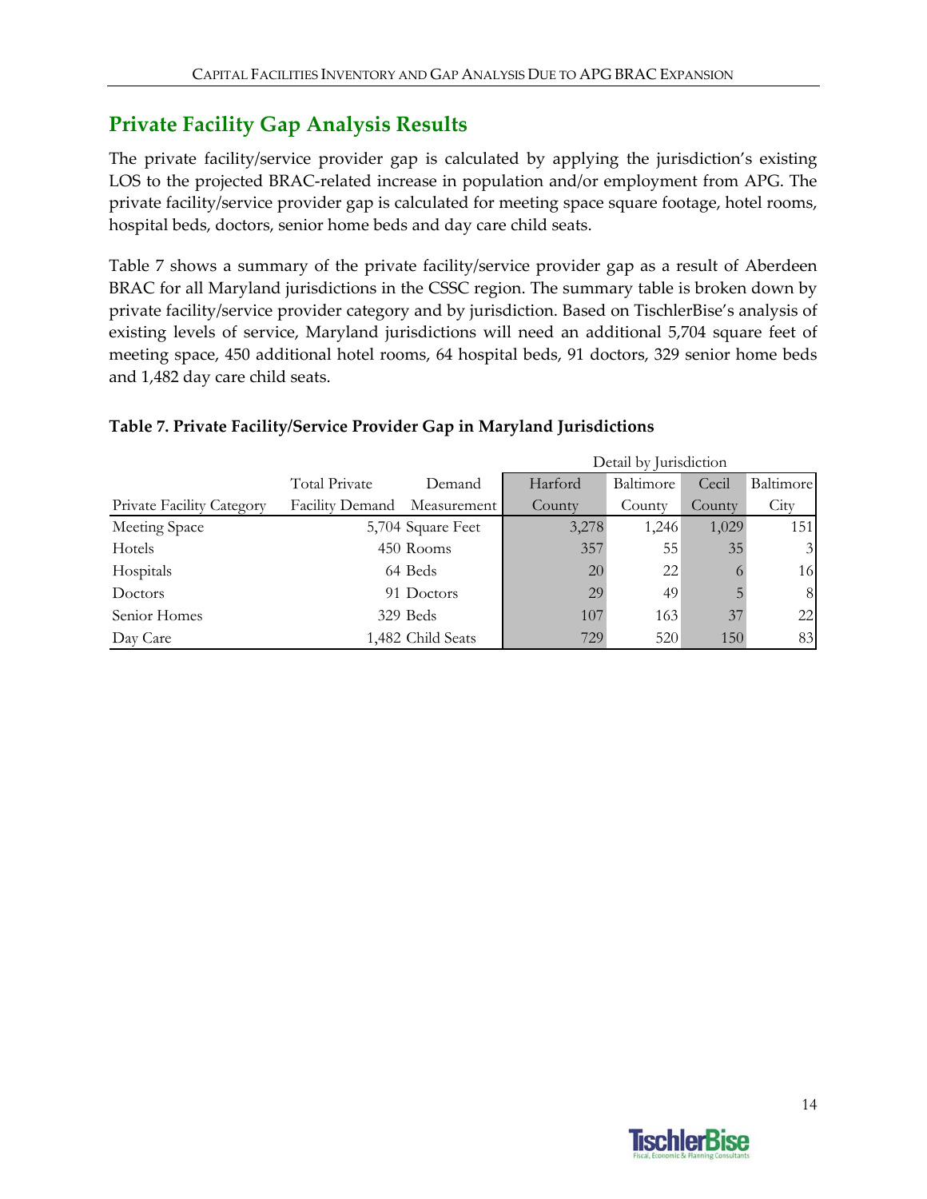## Private Facility Gap Analysis Results

The private facility/service provider gap is calculated by applying the jurisdiction's existing LOS to the projected BRAC-related increase in population and/or employment from APG. The private facility/service provider gap is calculated for meeting space square footage, hotel rooms, hospital beds, doctors, senior home beds and day care child seats.

Table 7 shows a summary of the private facility/service provider gap as a result of Aberdeen BRAC for all Maryland jurisdictions in the CSSC region. The summary table is broken down by private facility/service provider category and by jurisdiction. Based on TischlerBise's analysis of existing levels of service, Maryland jurisdictions will need an additional 5,704 square feet of meeting space, 450 additional hotel rooms, 64 hospital beds, 91 doctors, 329 senior home beds and 1,482 day care child seats.

**Table 7. Private Facility/Service Provider Gap in Maryland Jurisdictions**

| | | | Detail by Jurisdiction | | | |
|---|---|---|---|---|---|---|
| Private Facility Category | Total Private Facility Demand | Demand Measurement | Harford County | Baltimore County | Cecil County | Baltimore City |
| Meeting Space | 5,704 | Square Feet | 3,278 | 1,246 | 1,029 | 151 |
| Hotels | 450 | Rooms | 357 | 55 | 35 | 3 |
| Hospitals | 64 | Beds | 20 | 22 | 6 | 16 |
| Doctors | 91 | Doctors | 29 | 49 | 5 | 8 |
| Senior Homes | 329 | Beds | 107 | 163 | 37 | 22 |
| Day Care | 1,482 | Child Seats | 729 | 520 | 150 | 83 |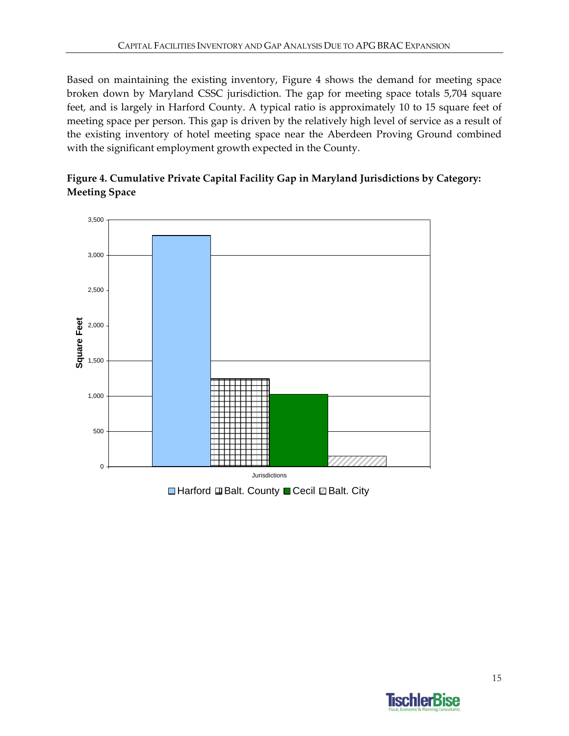Based on maintaining the existing inventory, Figure 4 shows the demand for meeting space broken down by Maryland CSSC jurisdiction. The gap for meeting space totals 5,704 square feet, and is largely in Harford County. A typical ratio is approximately 10 to 15 square feet of meeting space per person. This gap is driven by the relatively high level of service as a result of the existing inventory of hotel meeting space near the Aberdeen Proving Ground combined with the significant employment growth expected in the County.

**Figure 4. Cumulative Private Capital Facility Gap in Maryland Jurisdictions by Category: Meeting Space**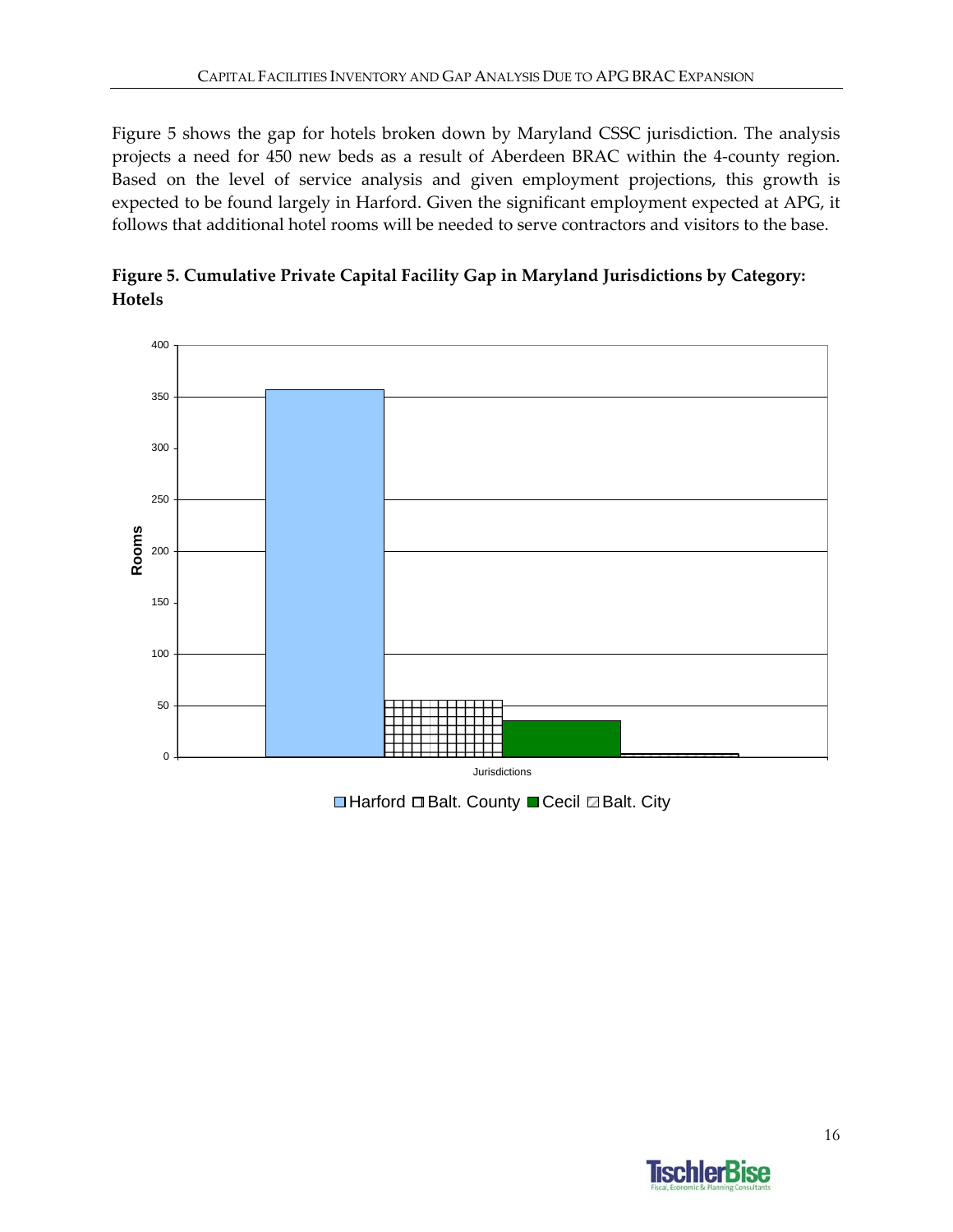Figure 5 shows the gap for hotels broken down by Maryland CSSC jurisdiction. The analysis projects a need for 450 new beds as a result of Aberdeen BRAC within the 4-county region. Based on the level of service analysis and given employment projections, this growth is expected to be found largely in Harford. Given the significant employment expected at APG, it follows that additional hotel rooms will be needed to serve contractors and visitors to the base.

**Figure 5. Cumulative Private Capital Facility Gap in Maryland Jurisdictions by Category: Hotels**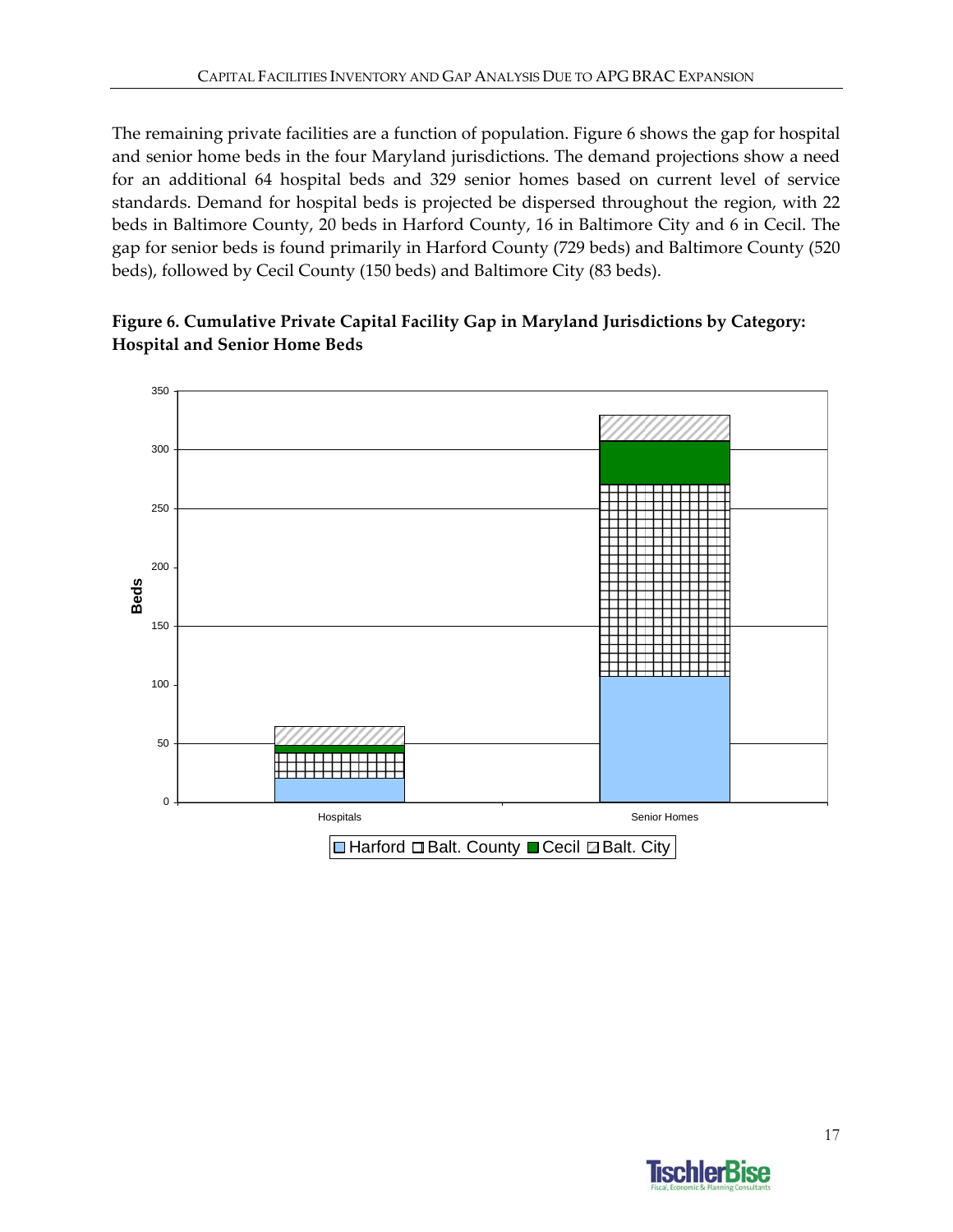The remaining private facilities are a function of population. Figure 6 shows the gap for hospital and senior home beds in the four Maryland jurisdictions. The demand projections show a need for an additional 64 hospital beds and 329 senior homes based on current level of service standards. Demand for hospital beds is projected be dispersed throughout the region, with 22 beds in Baltimore County, 20 beds in Harford County, 16 in Baltimore City and 6 in Cecil. The gap for senior beds is found primarily in Harford County (729 beds) and Baltimore County (520 beds), followed by Cecil County (150 beds) and Baltimore City (83 beds).

**Figure 6. Cumulative Private Capital Facility Gap in Maryland Jurisdictions by Category: Hospital and Senior Home Beds**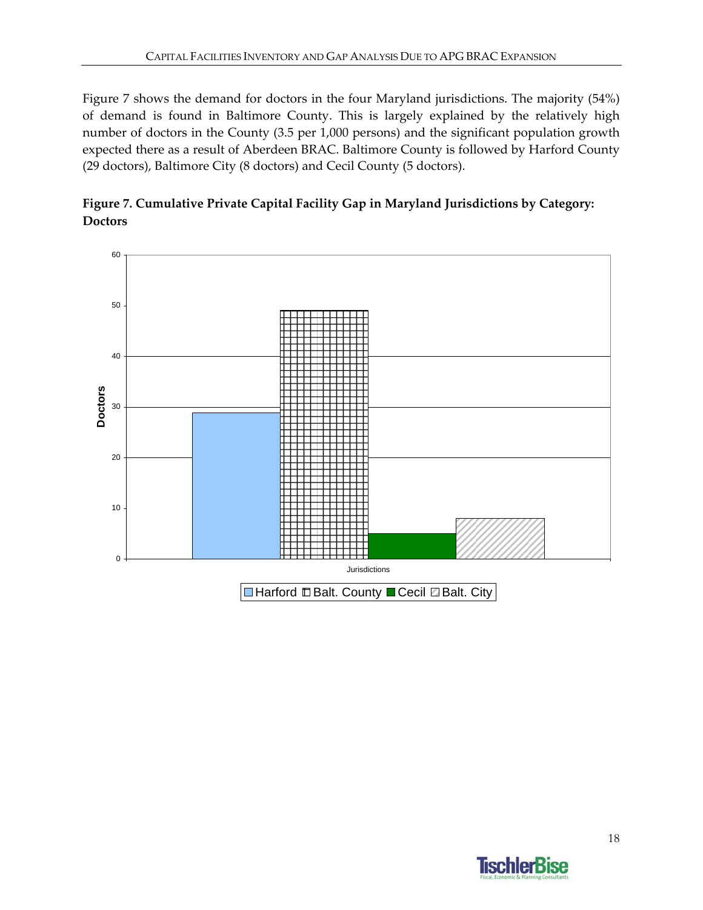Figure 7 shows the demand for doctors in the four Maryland jurisdictions. The majority (54%) of demand is found in Baltimore County. This is largely explained by the relatively high number of doctors in the County (3.5 per 1,000 persons) and the significant population growth expected there as a result of Aberdeen BRAC. Baltimore County is followed by Harford County (29 doctors), Baltimore City (8 doctors) and Cecil County (5 doctors).

**Figure 7. Cumulative Private Capital Facility Gap in Maryland Jurisdictions by Category: Doctors**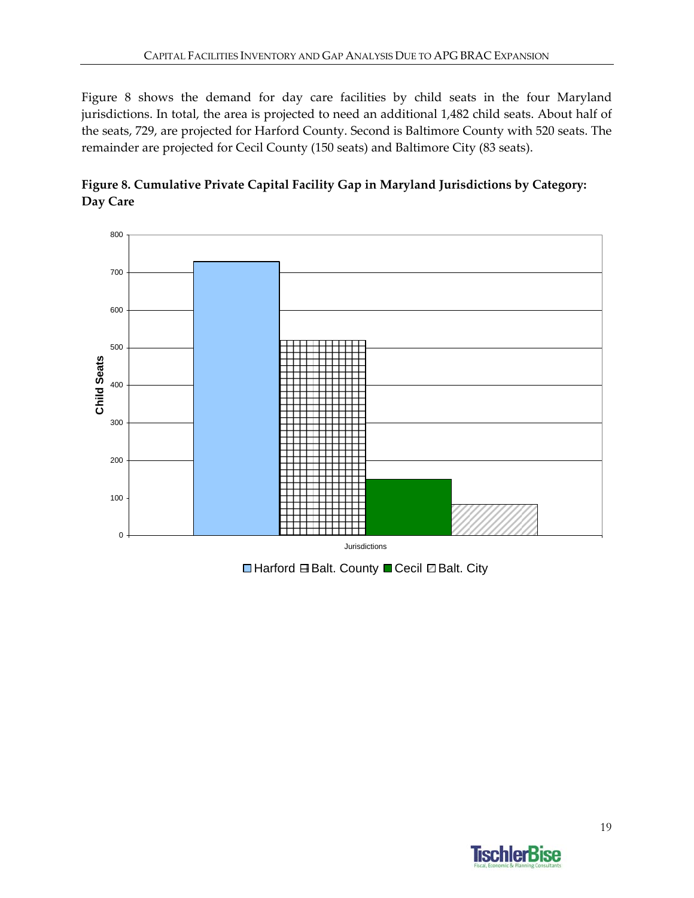Figure 8 shows the demand for day care facilities by child seats in the four Maryland jurisdictions. In total, the area is projected to need an additional 1,482 child seats. About half of the seats, 729, are projected for Harford County. Second is Baltimore County with 520 seats. The remainder are projected for Cecil County (150 seats) and Baltimore City (83 seats).

**Figure 8. Cumulative Private Capital Facility Gap in Maryland Jurisdictions by Category: Day Care**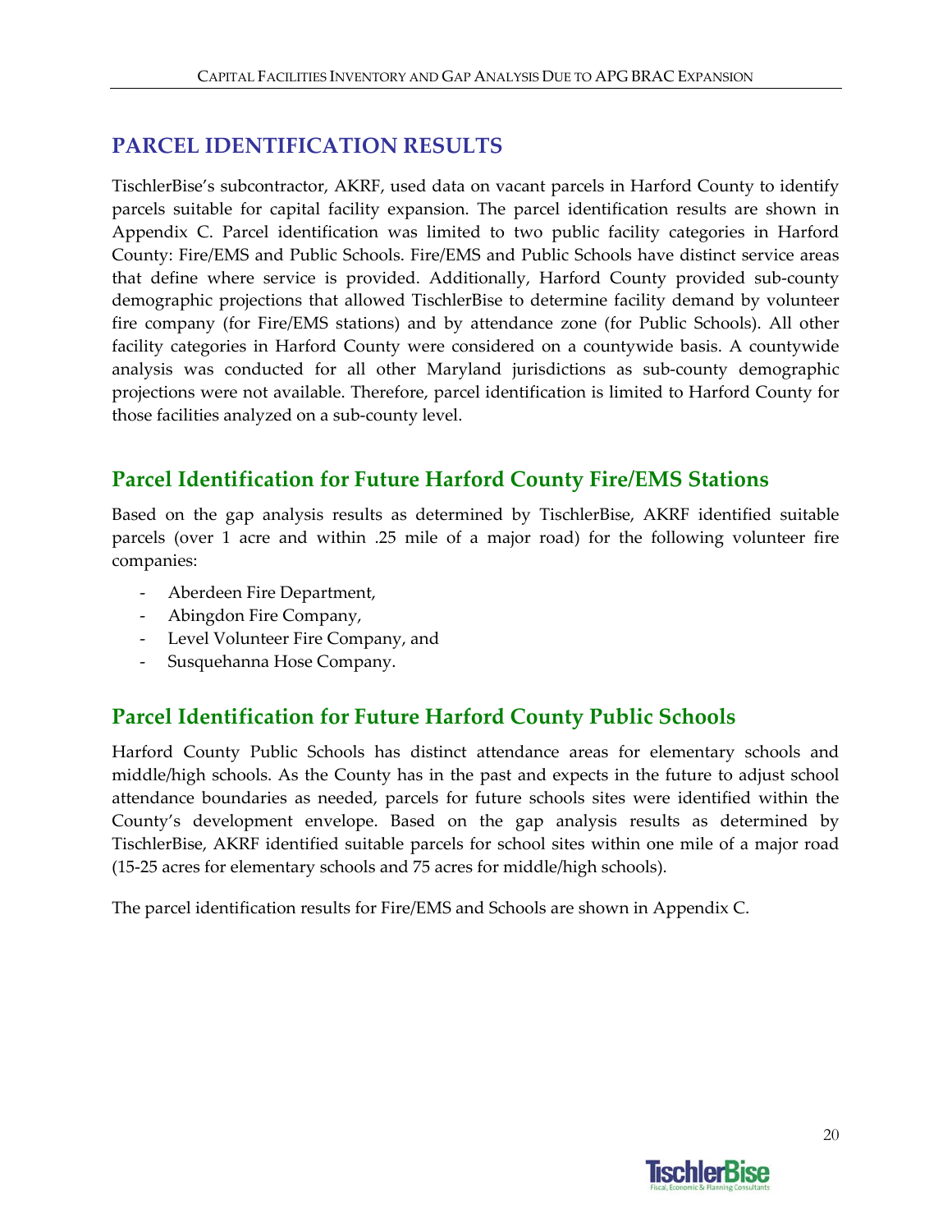# PARCEL IDENTIFICATION RESULTS

TischlerBise's subcontractor, AKRF, used data on vacant parcels in Harford County to identify parcels suitable for capital facility expansion. The parcel identification results are shown in Appendix C. Parcel identification was limited to two public facility categories in Harford County: Fire/EMS and Public Schools. Fire/EMS and Public Schools have distinct service areas that define where service is provided. Additionally, Harford County provided sub-county demographic projections that allowed TischlerBise to determine facility demand by volunteer fire company (for Fire/EMS stations) and by attendance zone (for Public Schools). All other facility categories in Harford County were considered on a countywide basis. A countywide analysis was conducted for all other Maryland jurisdictions as sub-county demographic projections were not available. Therefore, parcel identification is limited to Harford County for those facilities analyzed on a sub-county level.

## Parcel Identification for Future Harford County Fire/EMS Stations

Based on the gap analysis results as determined by TischlerBise, AKRF identified suitable parcels (over 1 acre and within .25 mile of a major road) for the following volunteer fire companies:

- Aberdeen Fire Department,
- Abingdon Fire Company,
- Level Volunteer Fire Company, and
- Susquehanna Hose Company.

## Parcel Identification for Future Harford County Public Schools

Harford County Public Schools has distinct attendance areas for elementary schools and middle/high schools. As the County has in the past and expects in the future to adjust school attendance boundaries as needed, parcels for future schools sites were identified within the County's development envelope. Based on the gap analysis results as determined by TischlerBise, AKRF identified suitable parcels for school sites within one mile of a major road (15-25 acres for elementary schools and 75 acres for middle/high schools).

The parcel identification results for Fire/EMS and Schools are shown in Appendix C.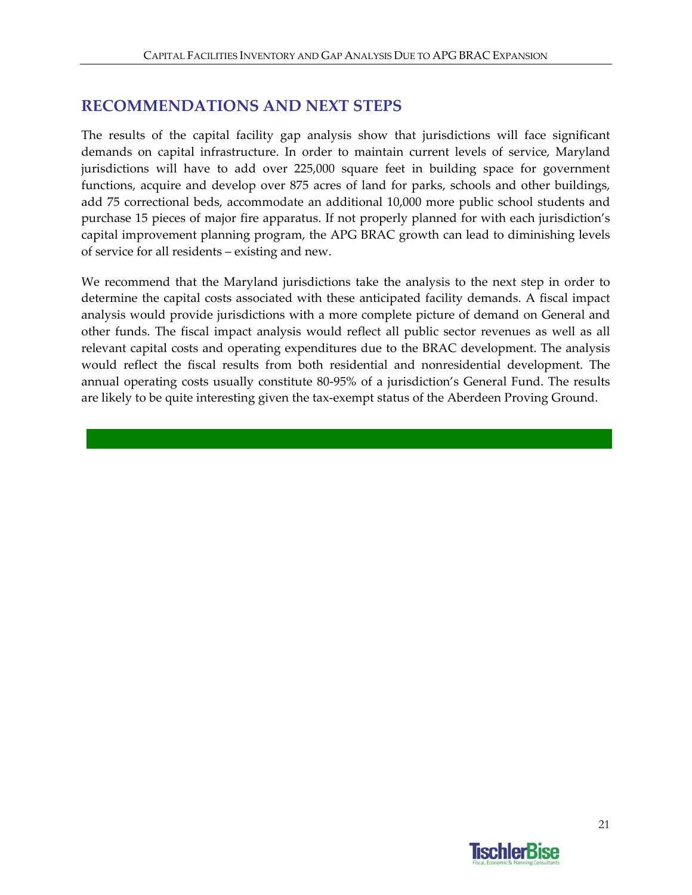## RECOMMENDATIONS AND NEXT STEPS

The results of the capital facility gap analysis show that jurisdictions will face significant demands on capital infrastructure. In order to maintain current levels of service, Maryland jurisdictions will have to add over 225,000 square feet in building space for government functions, acquire and develop over 875 acres of land for parks, schools and other buildings, add 75 correctional beds, accommodate an additional 10,000 more public school students and purchase 15 pieces of major fire apparatus. If not properly planned for with each jurisdiction's capital improvement planning program, the APG BRAC growth can lead to diminishing levels of service for all residents – existing and new.

We recommend that the Maryland jurisdictions take the analysis to the next step in order to determine the capital costs associated with these anticipated facility demands. A fiscal impact analysis would provide jurisdictions with a more complete picture of demand on General and other funds. The fiscal impact analysis would reflect all public sector revenues as well as all relevant capital costs and operating expenditures due to the BRAC development. The analysis would reflect the fiscal results from both residential and nonresidential development. The annual operating costs usually constitute 80-95% of a jurisdiction's General Fund. The results are likely to be quite interesting given the tax-exempt status of the Aberdeen Proving Ground.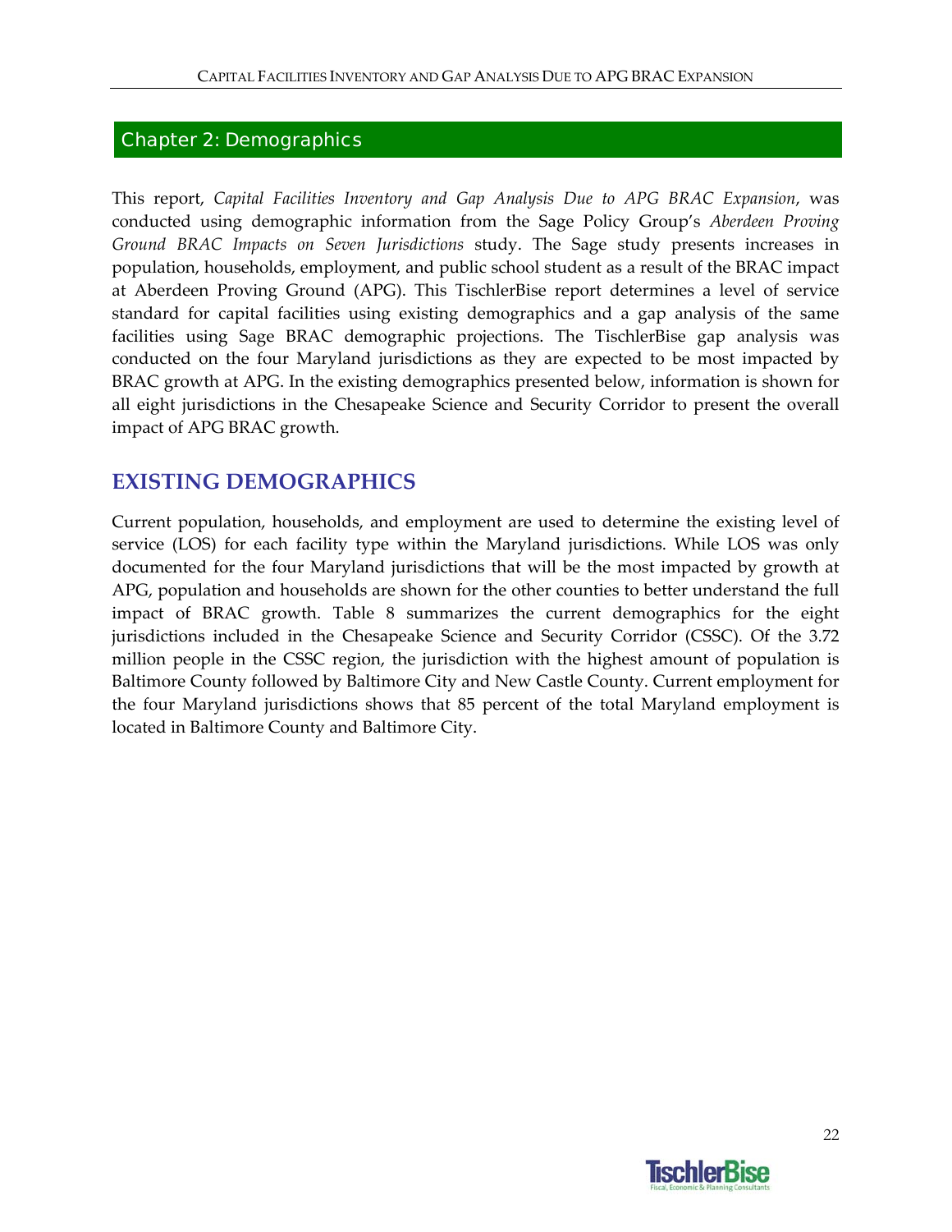## Chapter 2: Demographics

This report, *Capital Facilities Inventory and Gap Analysis Due to APG BRAC Expansion*, was conducted using demographic information from the Sage Policy Group's *Aberdeen Proving Ground BRAC Impacts on Seven Jurisdictions* study. The Sage study presents increases in population, households, employment, and public school student as a result of the BRAC impact at Aberdeen Proving Ground (APG). This TischlerBise report determines a level of service standard for capital facilities using existing demographics and a gap analysis of the same facilities using Sage BRAC demographic projections. The TischlerBise gap analysis was conducted on the four Maryland jurisdictions as they are expected to be most impacted by BRAC growth at APG. In the existing demographics presented below, information is shown for all eight jurisdictions in the Chesapeake Science and Security Corridor to present the overall impact of APG BRAC growth.

## EXISTING DEMOGRAPHICS

Current population, households, and employment are used to determine the existing level of service (LOS) for each facility type within the Maryland jurisdictions. While LOS was only documented for the four Maryland jurisdictions that will be the most impacted by growth at APG, population and households are shown for the other counties to better understand the full impact of BRAC growth. Table 8 summarizes the current demographics for the eight jurisdictions included in the Chesapeake Science and Security Corridor (CSSC). Of the 3.72 million people in the CSSC region, the jurisdiction with the highest amount of population is Baltimore County followed by Baltimore City and New Castle County. Current employment for the four Maryland jurisdictions shows that 85 percent of the total Maryland employment is located in Baltimore County and Baltimore City.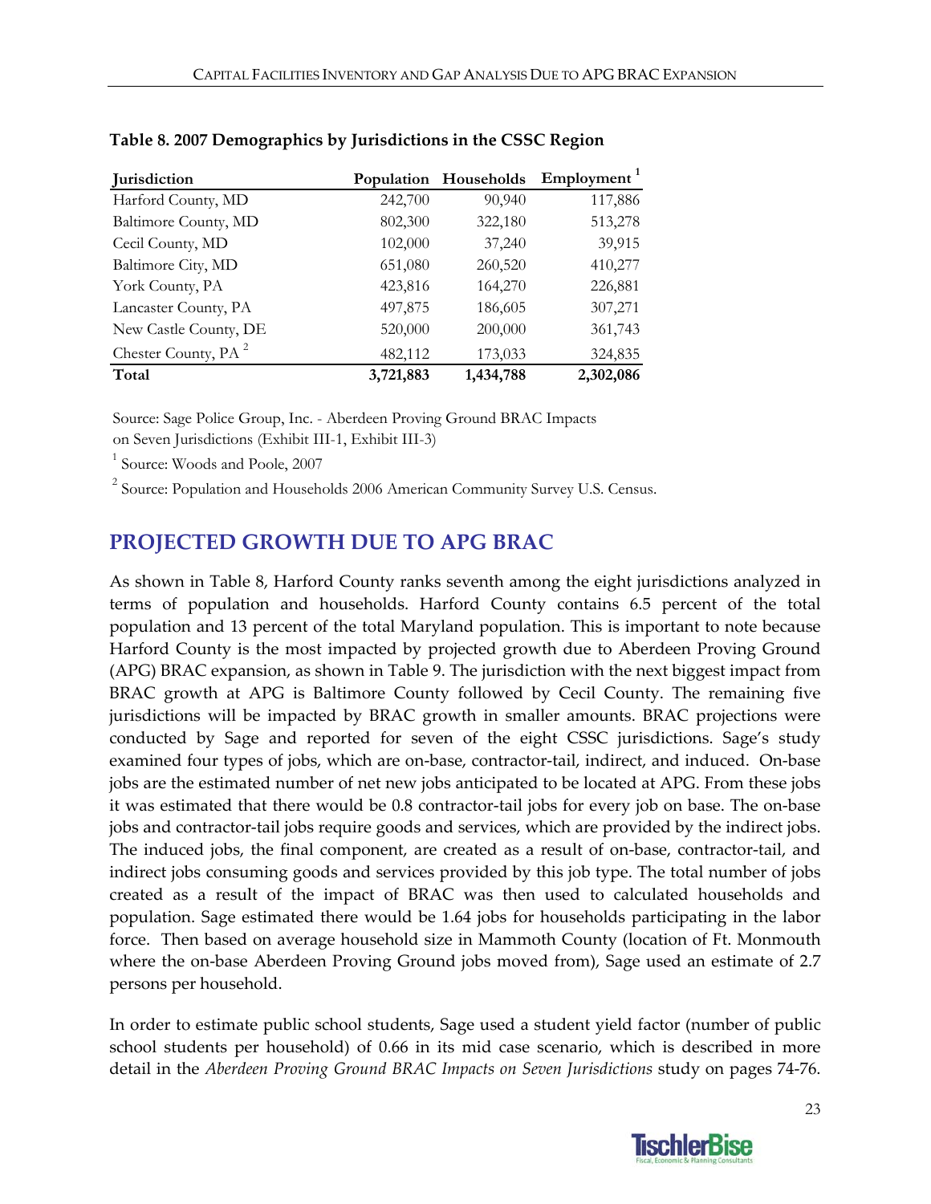**Table 8. 2007 Demographics by Jurisdictions in the CSSC Region**

| Jurisdiction | Population | Households | Employment [1] |
|---|---|---|---|
| Harford County, MD | 242,700 | 90,940 | 117,886 |
| Baltimore County, MD | 802,300 | 322,180 | 513,278 |
| Cecil County, MD | 102,000 | 37,240 | 39,915 |
| Baltimore City, MD | 651,080 | 260,520 | 410,277 |
| York County, PA | 423,816 | 164,270 | 226,881 |
| Lancaster County, PA | 497,875 | 186,605 | 307,271 |
| New Castle County, DE | 520,000 | 200,000 | 361,743 |
| Chester County, PA [2] | 482,112 | 173,033 | 324,835 |
| **Total** | **3,721,883** | **1,434,788** | **2,302,086** |

Source: Sage Police Group, Inc. - Aberdeen Proving Ground BRAC Impacts on Seven Jurisdictions (Exhibit III-1, Exhibit III-3)

[1] Source: Woods and Poole, 2007

[2] Source: Population and Households 2006 American Community Survey U.S. Census.

## PROJECTED GROWTH DUE TO APG BRAC

As shown in Table 8, Harford County ranks seventh among the eight jurisdictions analyzed in terms of population and households. Harford County contains 6.5 percent of the total population and 13 percent of the total Maryland population. This is important to note because Harford County is the most impacted by projected growth due to Aberdeen Proving Ground (APG) BRAC expansion, as shown in Table 9. The jurisdiction with the next biggest impact from BRAC growth at APG is Baltimore County followed by Cecil County. The remaining five jurisdictions will be impacted by BRAC growth in smaller amounts. BRAC projections were conducted by Sage and reported for seven of the eight CSSC jurisdictions. Sage's study examined four types of jobs, which are on-base, contractor-tail, indirect, and induced. On-base jobs are the estimated number of net new jobs anticipated to be located at APG. From these jobs it was estimated that there would be 0.8 contractor-tail jobs for every job on base. The on-base jobs and contractor-tail jobs require goods and services, which are provided by the indirect jobs. The induced jobs, the final component, are created as a result of on-base, contractor-tail, and indirect jobs consuming goods and services provided by this job type. The total number of jobs created as a result of the impact of BRAC was then used to calculated households and population. Sage estimated there would be 1.64 jobs for households participating in the labor force. Then based on average household size in Mammoth County (location of Ft. Monmouth where the on-base Aberdeen Proving Ground jobs moved from), Sage used an estimate of 2.7 persons per household.

In order to estimate public school students, Sage used a student yield factor (number of public school students per household) of 0.66 in its mid case scenario, which is described in more detail in the *Aberdeen Proving Ground BRAC Impacts on Seven Jurisdictions* study on pages 74-76.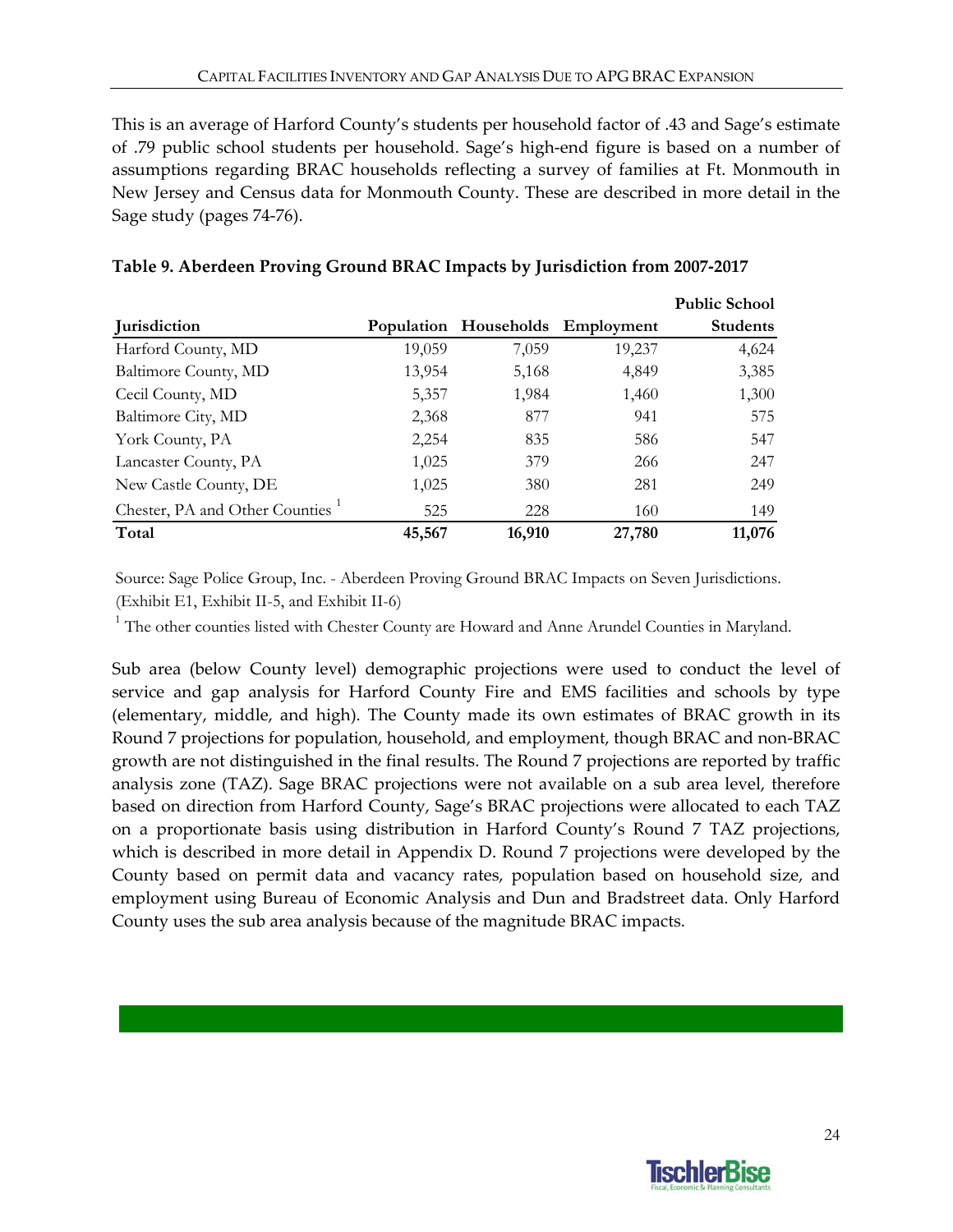This is an average of Harford County's students per household factor of .43 and Sage's estimate of .79 public school students per household. Sage's high-end figure is based on a number of assumptions regarding BRAC households reflecting a survey of families at Ft. Monmouth in New Jersey and Census data for Monmouth County. These are described in more detail in the Sage study (pages 74-76).

**Table 9. Aberdeen Proving Ground BRAC Impacts by Jurisdiction from 2007-2017**

| Jurisdiction | Population | Households | Employment | Public School Students |
|---|---|---|---|---|
| Harford County, MD | 19,059 | 7,059 | 19,237 | 4,624 |
| Baltimore County, MD | 13,954 | 5,168 | 4,849 | 3,385 |
| Cecil County, MD | 5,357 | 1,984 | 1,460 | 1,300 |
| Baltimore City, MD | 2,368 | 877 | 941 | 575 |
| York County, PA | 2,254 | 835 | 586 | 547 |
| Lancaster County, PA | 1,025 | 379 | 266 | 247 |
| New Castle County, DE | 1,025 | 380 | 281 | 249 |
| Chester, PA and Other Counties [1] | 525 | 228 | 160 | 149 |
| **Total** | **45,567** | **16,910** | **27,780** | **11,076** |

Source: Sage Police Group, Inc. - Aberdeen Proving Ground BRAC Impacts on Seven Jurisdictions. (Exhibit E1, Exhibit II-5, and Exhibit II-6)

[1] The other counties listed with Chester County are Howard and Anne Arundel Counties in Maryland.

Sub area (below County level) demographic projections were used to conduct the level of service and gap analysis for Harford County Fire and EMS facilities and schools by type (elementary, middle, and high). The County made its own estimates of BRAC growth in its Round 7 projections for population, household, and employment, though BRAC and non-BRAC growth are not distinguished in the final results. The Round 7 projections are reported by traffic analysis zone (TAZ). Sage BRAC projections were not available on a sub area level, therefore based on direction from Harford County, Sage's BRAC projections were allocated to each TAZ on a proportionate basis using distribution in Harford County's Round 7 TAZ projections, which is described in more detail in Appendix D. Round 7 projections were developed by the County based on permit data and vacancy rates, population based on household size, and employment using Bureau of Economic Analysis and Dun and Bradstreet data. Only Harford County uses the sub area analysis because of the magnitude BRAC impacts.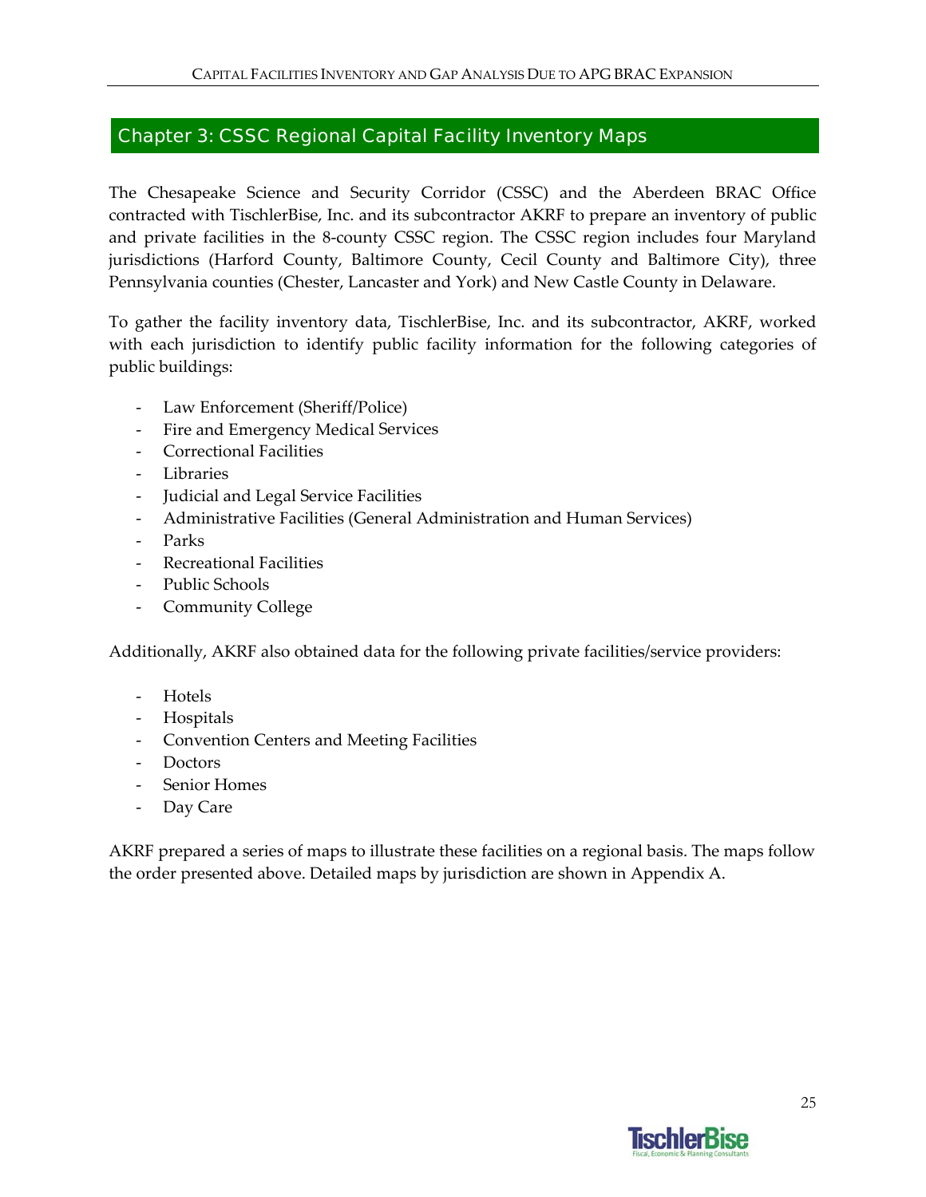## Chapter 3: CSSC Regional Capital Facility Inventory Maps

The Chesapeake Science and Security Corridor (CSSC) and the Aberdeen BRAC Office contracted with TischlerBise, Inc. and its subcontractor AKRF to prepare an inventory of public and private facilities in the 8-county CSSC region. The CSSC region includes four Maryland jurisdictions (Harford County, Baltimore County, Cecil County and Baltimore City), three Pennsylvania counties (Chester, Lancaster and York) and New Castle County in Delaware.

To gather the facility inventory data, TischlerBise, Inc. and its subcontractor, AKRF, worked with each jurisdiction to identify public facility information for the following categories of public buildings:

- Law Enforcement (Sheriff/Police)
- Fire and Emergency Medical Services
- Correctional Facilities
- Libraries
- Judicial and Legal Service Facilities
- Administrative Facilities (General Administration and Human Services)
- Parks
- Recreational Facilities
- Public Schools
- Community College

Additionally, AKRF also obtained data for the following private facilities/service providers:

- Hotels
- Hospitals
- Convention Centers and Meeting Facilities
- Doctors
- Senior Homes
- Day Care

AKRF prepared a series of maps to illustrate these facilities on a regional basis. The maps follow the order presented above. Detailed maps by jurisdiction are shown in Appendix A.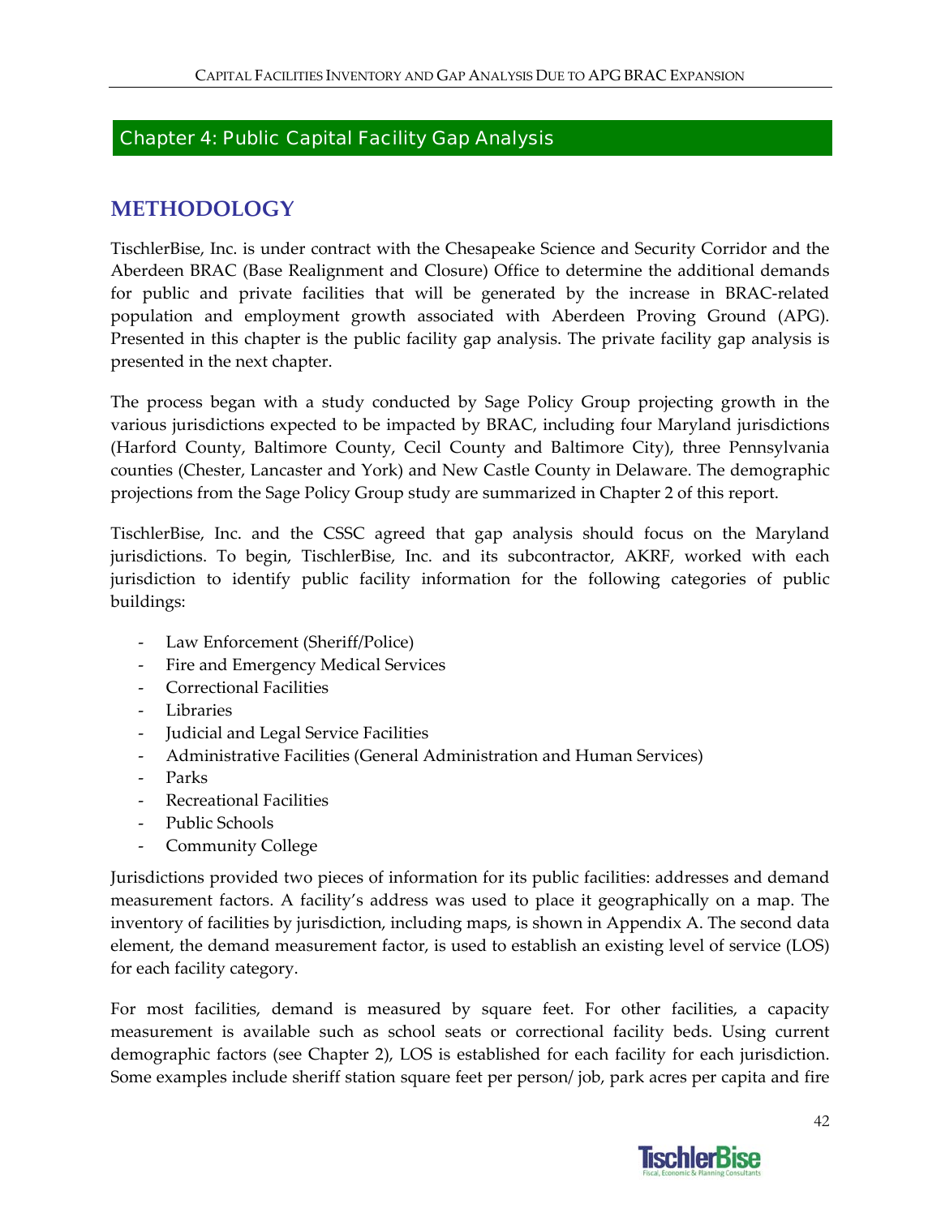## Chapter 4: Public Capital Facility Gap Analysis

## METHODOLOGY

TischlerBise, Inc. is under contract with the Chesapeake Science and Security Corridor and the Aberdeen BRAC (Base Realignment and Closure) Office to determine the additional demands for public and private facilities that will be generated by the increase in BRAC-related population and employment growth associated with Aberdeen Proving Ground (APG). Presented in this chapter is the public facility gap analysis. The private facility gap analysis is presented in the next chapter.

The process began with a study conducted by Sage Policy Group projecting growth in the various jurisdictions expected to be impacted by BRAC, including four Maryland jurisdictions (Harford County, Baltimore County, Cecil County and Baltimore City), three Pennsylvania counties (Chester, Lancaster and York) and New Castle County in Delaware. The demographic projections from the Sage Policy Group study are summarized in Chapter 2 of this report.

TischlerBise, Inc. and the CSSC agreed that gap analysis should focus on the Maryland jurisdictions. To begin, TischlerBise, Inc. and its subcontractor, AKRF, worked with each jurisdiction to identify public facility information for the following categories of public buildings:

- Law Enforcement (Sheriff/Police)
- Fire and Emergency Medical Services
- Correctional Facilities
- Libraries
- Judicial and Legal Service Facilities
- Administrative Facilities (General Administration and Human Services)
- Parks
- Recreational Facilities
- Public Schools
- Community College

Jurisdictions provided two pieces of information for its public facilities: addresses and demand measurement factors. A facility's address was used to place it geographically on a map. The inventory of facilities by jurisdiction, including maps, is shown in Appendix A. The second data element, the demand measurement factor, is used to establish an existing level of service (LOS) for each facility category.

For most facilities, demand is measured by square feet. For other facilities, a capacity measurement is available such as school seats or correctional facility beds. Using current demographic factors (see Chapter 2), LOS is established for each facility for each jurisdiction. Some examples include sheriff station square feet per person/ job, park acres per capita and fire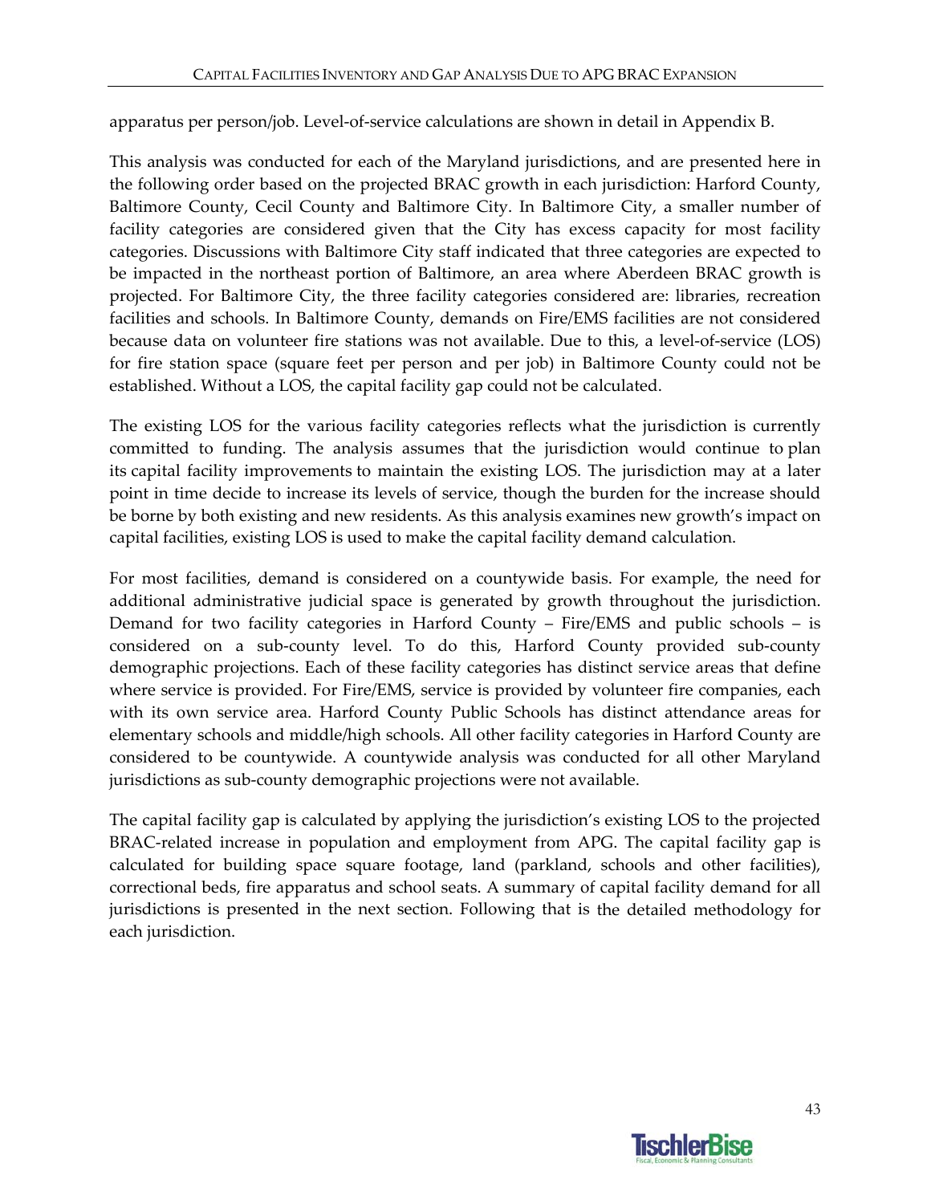apparatus per person/job. Level-of-service calculations are shown in detail in Appendix B.

This analysis was conducted for each of the Maryland jurisdictions, and are presented here in the following order based on the projected BRAC growth in each jurisdiction: Harford County, Baltimore County, Cecil County and Baltimore City. In Baltimore City, a smaller number of facility categories are considered given that the City has excess capacity for most facility categories. Discussions with Baltimore City staff indicated that three categories are expected to be impacted in the northeast portion of Baltimore, an area where Aberdeen BRAC growth is projected. For Baltimore City, the three facility categories considered are: libraries, recreation facilities and schools. In Baltimore County, demands on Fire/EMS facilities are not considered because data on volunteer fire stations was not available. Due to this, a level-of-service (LOS) for fire station space (square feet per person and per job) in Baltimore County could not be established. Without a LOS, the capital facility gap could not be calculated.

The existing LOS for the various facility categories reflects what the jurisdiction is currently committed to funding. The analysis assumes that the jurisdiction would continue to plan its capital facility improvements to maintain the existing LOS. The jurisdiction may at a later point in time decide to increase its levels of service, though the burden for the increase should be borne by both existing and new residents. As this analysis examines new growth's impact on capital facilities, existing LOS is used to make the capital facility demand calculation.

For most facilities, demand is considered on a countywide basis. For example, the need for additional administrative judicial space is generated by growth throughout the jurisdiction. Demand for two facility categories in Harford County – Fire/EMS and public schools – is considered on a sub-county level. To do this, Harford County provided sub-county demographic projections. Each of these facility categories has distinct service areas that define where service is provided. For Fire/EMS, service is provided by volunteer fire companies, each with its own service area. Harford County Public Schools has distinct attendance areas for elementary schools and middle/high schools. All other facility categories in Harford County are considered to be countywide. A countywide analysis was conducted for all other Maryland jurisdictions as sub-county demographic projections were not available.

The capital facility gap is calculated by applying the jurisdiction's existing LOS to the projected BRAC-related increase in population and employment from APG. The capital facility gap is calculated for building space square footage, land (parkland, schools and other facilities), correctional beds, fire apparatus and school seats. A summary of capital facility demand for all jurisdictions is presented in the next section. Following that is the detailed methodology for each jurisdiction.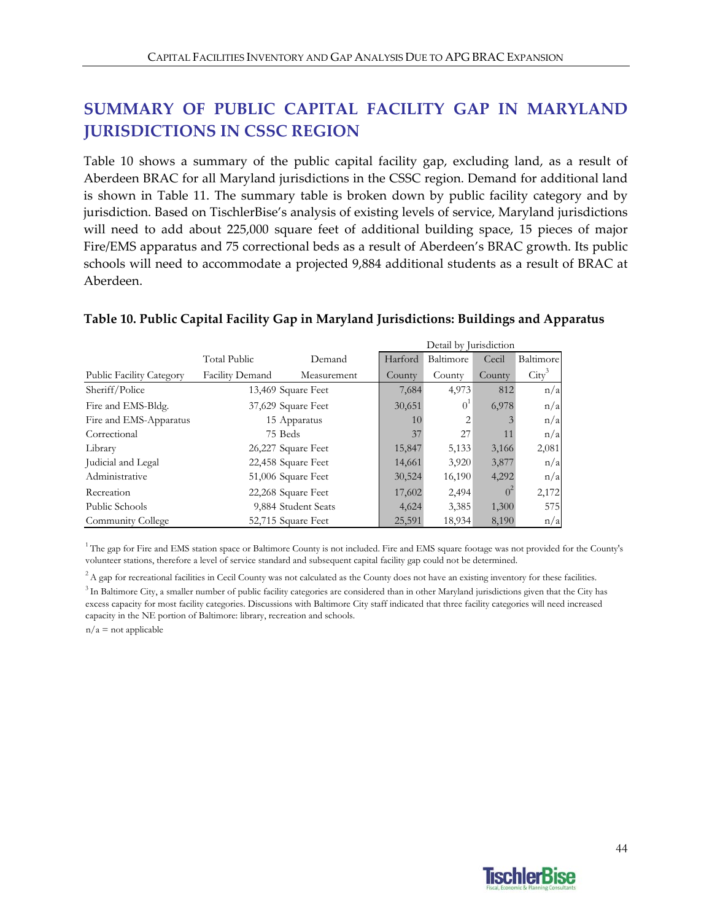## SUMMARY OF PUBLIC CAPITAL FACILITY GAP IN MARYLAND JURISDICTIONS IN CSSC REGION

Table 10 shows a summary of the public capital facility gap, excluding land, as a result of Aberdeen BRAC for all Maryland jurisdictions in the CSSC region. Demand for additional land is shown in Table 11. The summary table is broken down by public facility category and by jurisdiction. Based on TischlerBise's analysis of existing levels of service, Maryland jurisdictions will need to add about 225,000 square feet of additional building space, 15 pieces of major Fire/EMS apparatus and 75 correctional beds as a result of Aberdeen's BRAC growth. Its public schools will need to accommodate a projected 9,884 additional students as a result of BRAC at Aberdeen.

### Table 10. Public Capital Facility Gap in Maryland Jurisdictions: Buildings and Apparatus

| | | | Detail by Jurisdiction | | | |
|---|---|---|---|---|---|---|
| Public Facility Category | Total Public Facility Demand | Demand Measurement | Harford County | Baltimore County | Cecil County | Baltimore City[3] |
| Sheriff/Police | 13,469 | Square Feet | 7,684 | 4,973 | 812 | n/a |
| Fire and EMS-Bldg. | 37,629 | Square Feet | 30,651 | 0[1] | 6,978 | n/a |
| Fire and EMS-Apparatus | 15 | Apparatus | 10 | 2 | 3 | n/a |
| Correctional | 75 | Beds | 37 | 27 | 11 | n/a |
| Library | 26,227 | Square Feet | 15,847 | 5,133 | 3,166 | 2,081 |
| Judicial and Legal | 22,458 | Square Feet | 14,661 | 3,920 | 3,877 | n/a |
| Administrative | 51,006 | Square Feet | 30,524 | 16,190 | 4,292 | n/a |
| Recreation | 22,268 | Square Feet | 17,602 | 2,494 | 0[2] | 2,172 |
| Public Schools | 9,884 | Student Seats | 4,624 | 3,385 | 1,300 | 575 |
| Community College | 52,715 | Square Feet | 25,591 | 18,934 | 8,190 | n/a |

[1] The gap for Fire and EMS station space or Baltimore County is not included. Fire and EMS square footage was not provided for the County's volunteer stations, therefore a level of service standard and subsequent capital facility gap could not be determined.

[2] A gap for recreational facilities in Cecil County was not calculated as the County does not have an existing inventory for these facilities.

[3] In Baltimore City, a smaller number of public facility categories are considered than in other Maryland jurisdictions given that the City has excess capacity for most facility categories. Discussions with Baltimore City staff indicated that three facility categories will need increased capacity in the NE portion of Baltimore: library, recreation and schools.

n/a = not applicable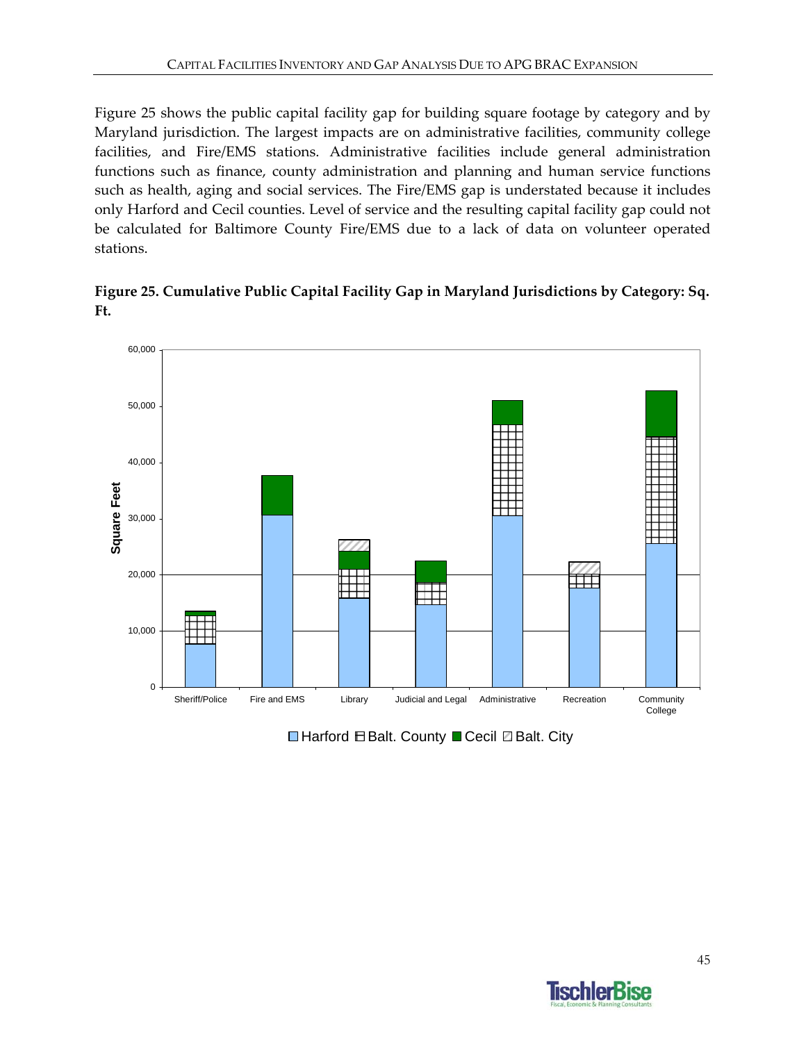Figure 25 shows the public capital facility gap for building square footage by category and by Maryland jurisdiction. The largest impacts are on administrative facilities, community college facilities, and Fire/EMS stations. Administrative facilities include general administration functions such as finance, county administration and planning and human service functions such as health, aging and social services. The Fire/EMS gap is understated because it includes only Harford and Cecil counties. Level of service and the resulting capital facility gap could not be calculated for Baltimore County Fire/EMS due to a lack of data on volunteer operated stations.

**Figure 25. Cumulative Public Capital Facility Gap in Maryland Jurisdictions by Category: Sq. Ft.**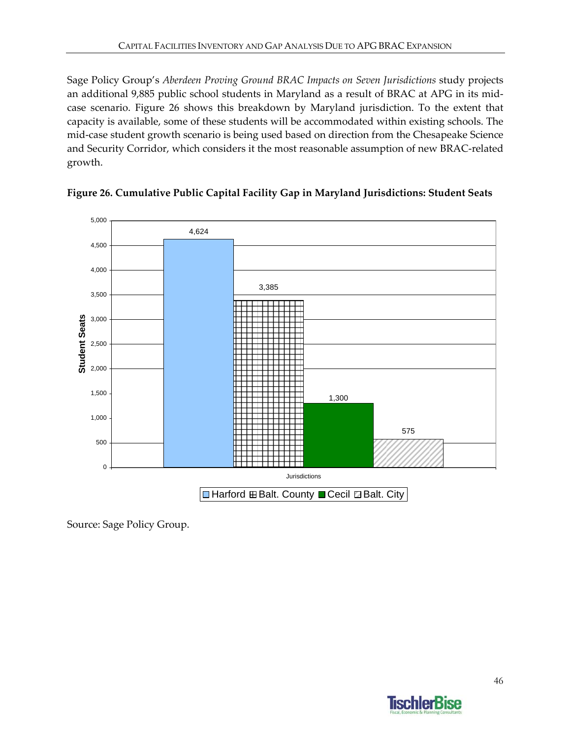Sage Policy Group's *Aberdeen Proving Ground BRAC Impacts on Seven Jurisdictions* study projects an additional 9,885 public school students in Maryland as a result of BRAC at APG in its mid-case scenario. Figure 26 shows this breakdown by Maryland jurisdiction. To the extent that capacity is available, some of these students will be accommodated within existing schools. The mid-case student growth scenario is being used based on direction from the Chesapeake Science and Security Corridor, which considers it the most reasonable assumption of new BRAC-related growth.

**Figure 26. Cumulative Public Capital Facility Gap in Maryland Jurisdictions: Student Seats**

| Jurisdictions | Student Seats |
|---|---|
| Harford | 4,624 |
| Balt. County | 3,385 |
| Cecil | 1,300 |
| Balt. City | 575 |

Source: Sage Policy Group.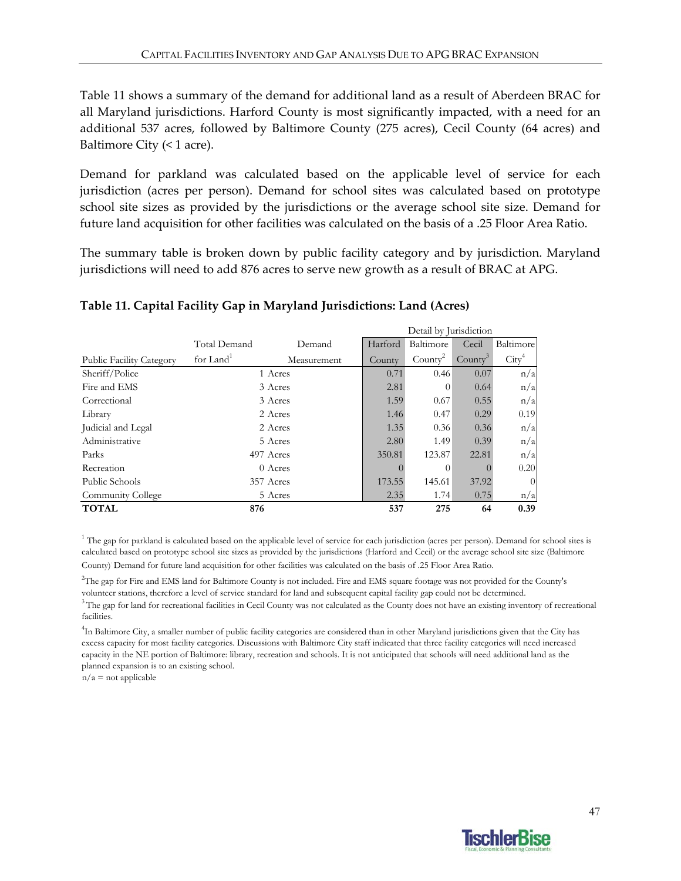Table 11 shows a summary of the demand for additional land as a result of Aberdeen BRAC for all Maryland jurisdictions. Harford County is most significantly impacted, with a need for an additional 537 acres, followed by Baltimore County (275 acres), Cecil County (64 acres) and Baltimore City (< 1 acre).

Demand for parkland was calculated based on the applicable level of service for each jurisdiction (acres per person). Demand for school sites was calculated based on prototype school site sizes as provided by the jurisdictions or the average school site size. Demand for future land acquisition for other facilities was calculated on the basis of a .25 Floor Area Ratio.

The summary table is broken down by public facility category and by jurisdiction. Maryland jurisdictions will need to add 876 acres to serve new growth as a result of BRAC at APG.

## Table 11. Capital Facility Gap in Maryland Jurisdictions: Land (Acres)

| | | | Detail by Jurisdiction | | | |
|---|---|---|---|---|---|---|
| Public Facility Category | Total Demand for Land[1] | Demand Measurement | Harford County | Baltimore County[2] | Cecil County[3] | Baltimore City[4] |
| Sheriff/Police | 1 | Acres | 0.71 | 0.46 | 0.07 | n/a |
| Fire and EMS | 3 | Acres | 2.81 | 0 | 0.64 | n/a |
| Correctional | 3 | Acres | 1.59 | 0.67 | 0.55 | n/a |
| Library | 2 | Acres | 1.46 | 0.47 | 0.29 | 0.19 |
| Judicial and Legal | 2 | Acres | 1.35 | 0.36 | 0.36 | n/a |
| Administrative | 5 | Acres | 2.80 | 1.49 | 0.39 | n/a |
| Parks | 497 | Acres | 350.81 | 123.87 | 22.81 | n/a |
| Recreation | 0 | Acres | 0 | 0 | 0 | 0.20 |
| Public Schools | 357 | Acres | 173.55 | 145.61 | 37.92 | 0 |
| Community College | 5 | Acres | 2.35 | 1.74 | 0.75 | n/a |
| **TOTAL** | **876** | | **537** | **275** | **64** | **0.39** |

[1] The gap for parkland is calculated based on the applicable level of service for each jurisdiction (acres per person). Demand for school sites is calculated based on prototype school site sizes as provided by the jurisdictions (Harford and Cecil) or the average school site size (Baltimore County). Demand for future land acquisition for other facilities was calculated on the basis of .25 Floor Area Ratio.

[2] The gap for Fire and EMS land for Baltimore County is not included. Fire and EMS square footage was not provided for the County's volunteer stations, therefore a level of service standard for land and subsequent capital facility gap could not be determined.

[3] The gap for land for recreational facilities in Cecil County was not calculated as the County does not have an existing inventory of recreational facilities.

[4] In Baltimore City, a smaller number of public facility categories are considered than in other Maryland jurisdictions given that the City has excess capacity for most facility categories. Discussions with Baltimore City staff indicated that three facility categories will need increased capacity in the NE portion of Baltimore: library, recreation and schools. It is not anticipated that schools will need additional land as the planned expansion is to an existing school.

n/a = not applicable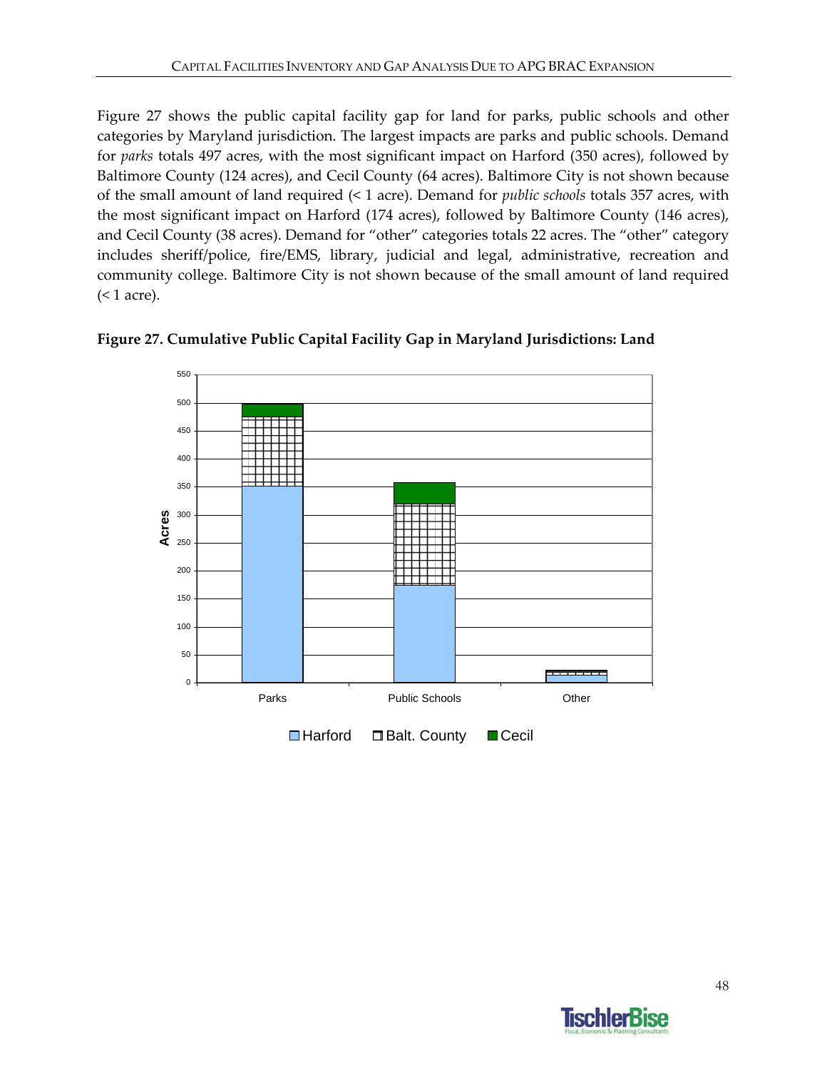Figure 27 shows the public capital facility gap for land for parks, public schools and other categories by Maryland jurisdiction. The largest impacts are parks and public schools. Demand for *parks* totals 497 acres, with the most significant impact on Harford (350 acres), followed by Baltimore County (124 acres), and Cecil County (64 acres). Baltimore City is not shown because of the small amount of land required (< 1 acre). Demand for *public schools* totals 357 acres, with the most significant impact on Harford (174 acres), followed by Baltimore County (146 acres), and Cecil County (38 acres). Demand for "other" categories totals 22 acres. The "other" category includes sheriff/police, fire/EMS, library, judicial and legal, administrative, recreation and community college. Baltimore City is not shown because of the small amount of land required (< 1 acre).

**Figure 27. Cumulative Public Capital Facility Gap in Maryland Jurisdictions: Land**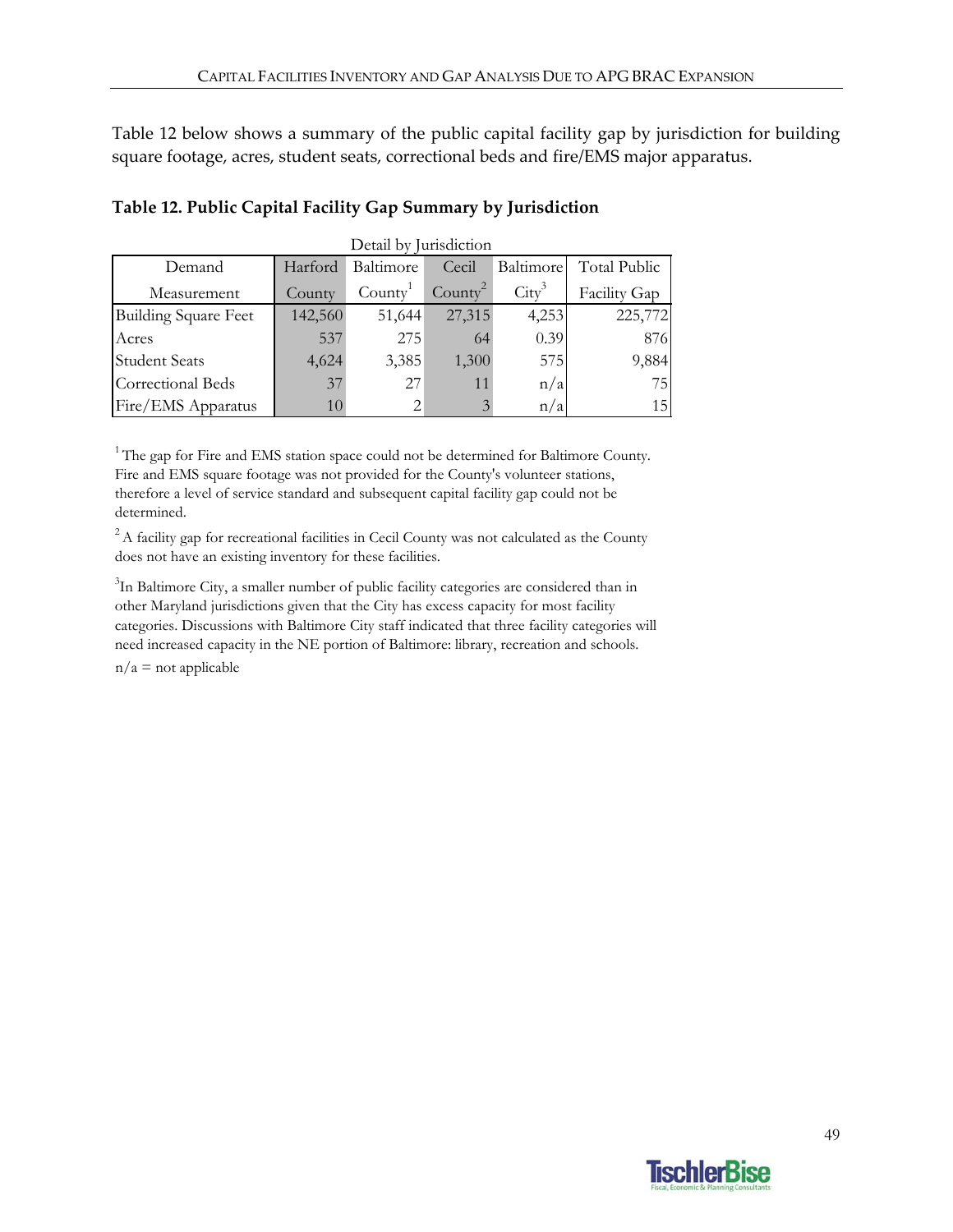Table 12 below shows a summary of the public capital facility gap by jurisdiction for building square footage, acres, student seats, correctional beds and fire/EMS major apparatus.

**Table 12. Public Capital Facility Gap Summary by Jurisdiction**

| | Detail by Jurisdiction | | | | |
|---|---|---|---|---|---|
| Demand Measurement | Harford County | Baltimore County[1] | Cecil County[2] | Baltimore City[3] | Total Public Facility Gap |
| Building Square Feet | 142,560 | 51,644 | 27,315 | 4,253 | 225,772 |
| Acres | 537 | 275 | 64 | 0.39 | 876 |
| Student Seats | 4,624 | 3,385 | 1,300 | 575 | 9,884 |
| Correctional Beds | 37 | 27 | 11 | n/a | 75 |
| Fire/EMS Apparatus | 10 | 2 | 3 | n/a | 15 |

[1] The gap for Fire and EMS station space could not be determined for Baltimore County. Fire and EMS square footage was not provided for the County's volunteer stations, therefore a level of service standard and subsequent capital facility gap could not be determined.

[2] A facility gap for recreational facilities in Cecil County was not calculated as the County does not have an existing inventory for these facilities.

[3] In Baltimore City, a smaller number of public facility categories are considered than in other Maryland jurisdictions given that the City has excess capacity for most facility categories. Discussions with Baltimore City staff indicated that three facility categories will need increased capacity in the NE portion of Baltimore: library, recreation and schools.

n/a = not applicable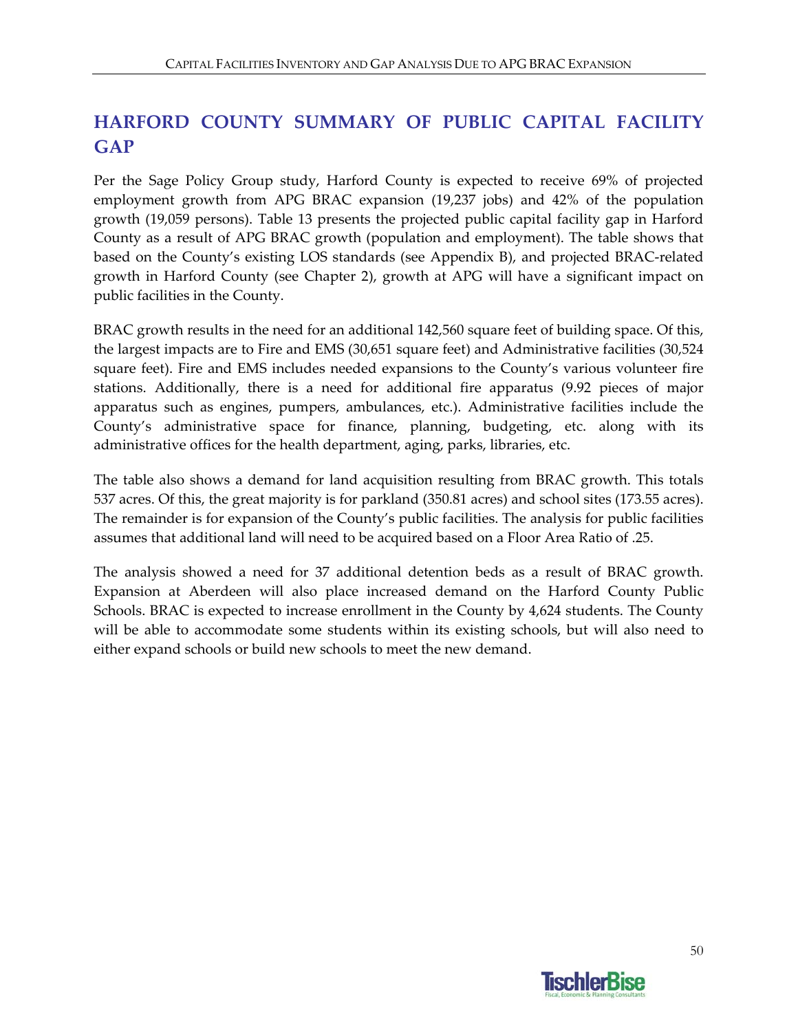## HARFORD COUNTY SUMMARY OF PUBLIC CAPITAL FACILITY GAP

Per the Sage Policy Group study, Harford County is expected to receive 69% of projected employment growth from APG BRAC expansion (19,237 jobs) and 42% of the population growth (19,059 persons). Table 13 presents the projected public capital facility gap in Harford County as a result of APG BRAC growth (population and employment). The table shows that based on the County's existing LOS standards (see Appendix B), and projected BRAC-related growth in Harford County (see Chapter 2), growth at APG will have a significant impact on public facilities in the County.

BRAC growth results in the need for an additional 142,560 square feet of building space. Of this, the largest impacts are to Fire and EMS (30,651 square feet) and Administrative facilities (30,524 square feet). Fire and EMS includes needed expansions to the County's various volunteer fire stations. Additionally, there is a need for additional fire apparatus (9.92 pieces of major apparatus such as engines, pumpers, ambulances, etc.). Administrative facilities include the County's administrative space for finance, planning, budgeting, etc. along with its administrative offices for the health department, aging, parks, libraries, etc.

The table also shows a demand for land acquisition resulting from BRAC growth. This totals 537 acres. Of this, the great majority is for parkland (350.81 acres) and school sites (173.55 acres). The remainder is for expansion of the County's public facilities. The analysis for public facilities assumes that additional land will need to be acquired based on a Floor Area Ratio of .25.

The analysis showed a need for 37 additional detention beds as a result of BRAC growth. Expansion at Aberdeen will also place increased demand on the Harford County Public Schools. BRAC is expected to increase enrollment in the County by 4,624 students. The County will be able to accommodate some students within its existing schools, but will also need to either expand schools or build new schools to meet the new demand.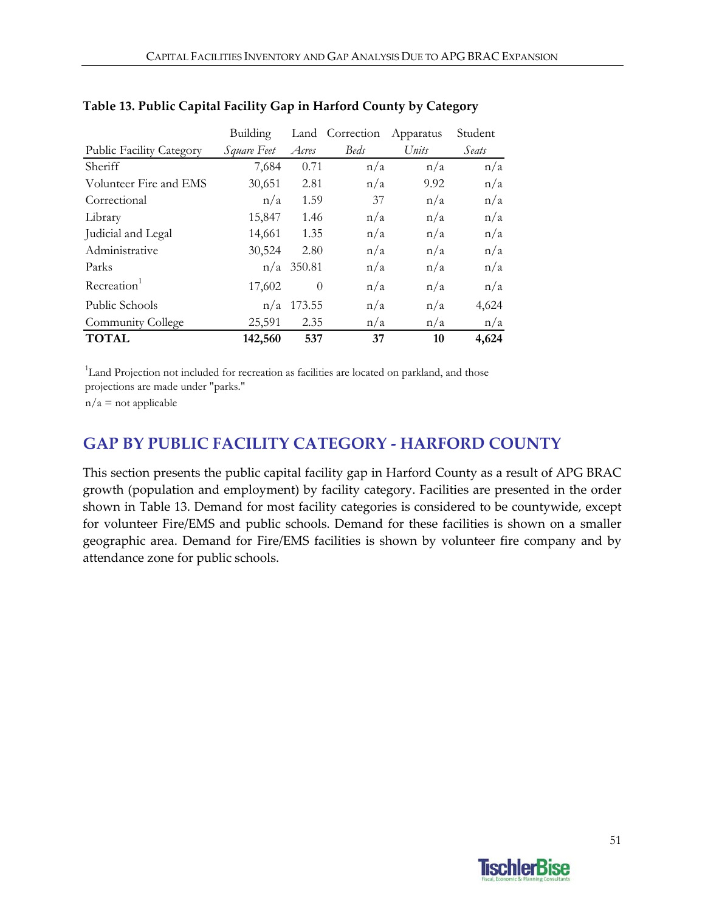**Table 13. Public Capital Facility Gap in Harford County by Category**

| Public Facility Category | Building *Square Feet* | Land *Acres* | Correction *Beds* | Apparatus *Units* | Student *Seats* |
|---|---|---|---|---|---|
| Sheriff | 7,684 | 0.71 | n/a | n/a | n/a |
| Volunteer Fire and EMS | 30,651 | 2.81 | n/a | 9.92 | n/a |
| Correctional | n/a | 1.59 | 37 | n/a | n/a |
| Library | 15,847 | 1.46 | n/a | n/a | n/a |
| Judicial and Legal | 14,661 | 1.35 | n/a | n/a | n/a |
| Administrative | 30,524 | 2.80 | n/a | n/a | n/a |
| Parks | n/a | 350.81 | n/a | n/a | n/a |
| Recreation[1] | 17,602 | 0 | n/a | n/a | n/a |
| Public Schools | n/a | 173.55 | n/a | n/a | 4,624 |
| Community College | 25,591 | 2.35 | n/a | n/a | n/a |
| **TOTAL** | **142,560** | **537** | **37** | **10** | **4,624** |

[1]Land Projection not included for recreation as facilities are located on parkland, and those projections are made under "parks."

n/a = not applicable

## GAP BY PUBLIC FACILITY CATEGORY - HARFORD COUNTY

This section presents the public capital facility gap in Harford County as a result of APG BRAC growth (population and employment) by facility category. Facilities are presented in the order shown in Table 13. Demand for most facility categories is considered to be countywide, except for volunteer Fire/EMS and public schools. Demand for these facilities is shown on a smaller geographic area. Demand for Fire/EMS facilities is shown by volunteer fire company and by attendance zone for public schools.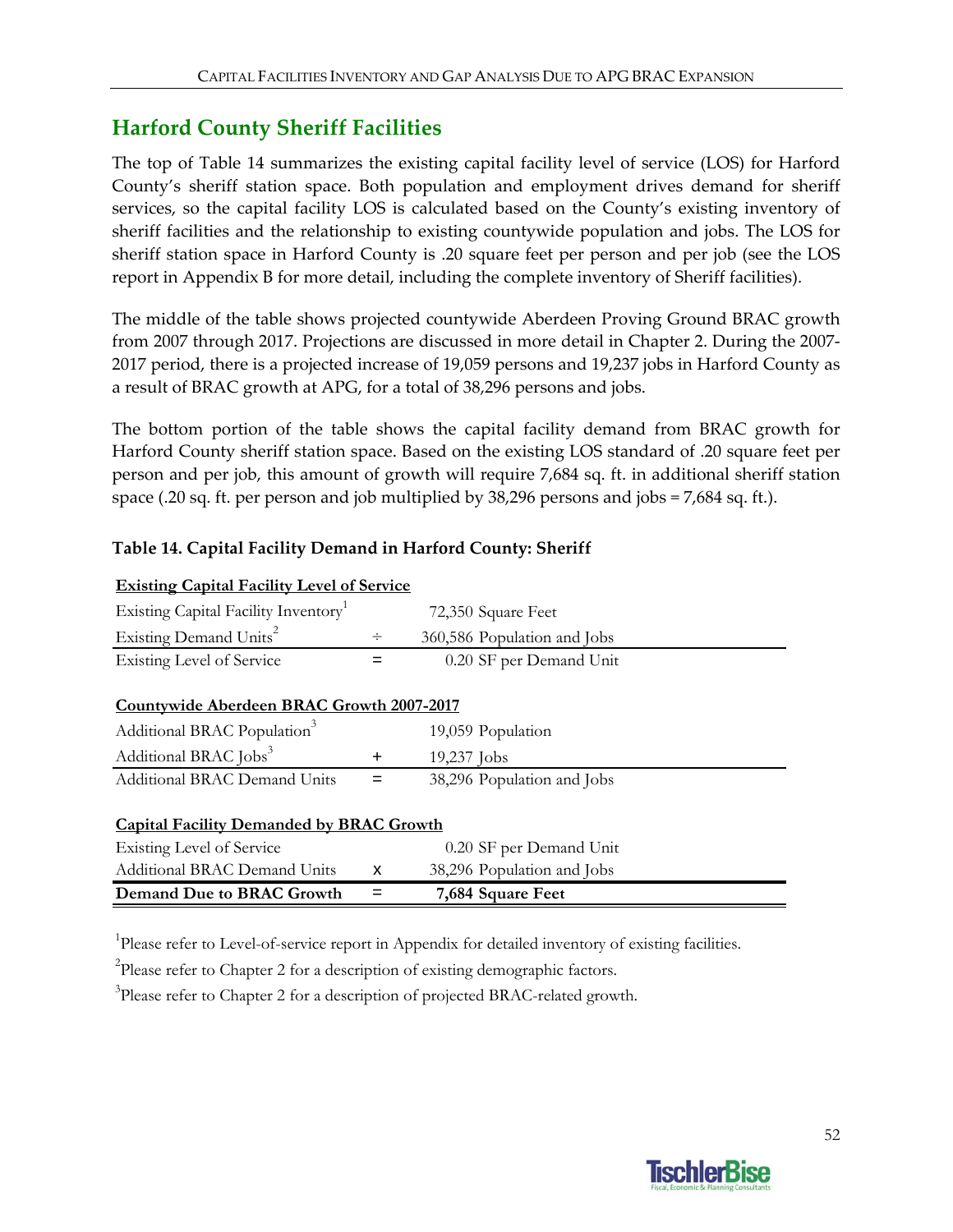## Harford County Sheriff Facilities

The top of Table 14 summarizes the existing capital facility level of service (LOS) for Harford County's sheriff station space. Both population and employment drives demand for sheriff services, so the capital facility LOS is calculated based on the County's existing inventory of sheriff facilities and the relationship to existing countywide population and jobs. The LOS for sheriff station space in Harford County is .20 square feet per person and per job (see the LOS report in Appendix B for more detail, including the complete inventory of Sheriff facilities).

The middle of the table shows projected countywide Aberdeen Proving Ground BRAC growth from 2007 through 2017. Projections are discussed in more detail in Chapter 2. During the 2007-2017 period, there is a projected increase of 19,059 persons and 19,237 jobs in Harford County as a result of BRAC growth at APG, for a total of 38,296 persons and jobs.

The bottom portion of the table shows the capital facility demand from BRAC growth for Harford County sheriff station space. Based on the existing LOS standard of .20 square feet per person and per job, this amount of growth will require 7,684 sq. ft. in additional sheriff station space (.20 sq. ft. per person and job multiplied by 38,296 persons and jobs = 7,684 sq. ft.).

**Table 14. Capital Facility Demand in Harford County: Sheriff**

| **Existing Capital Facility Level of Service** | | |
|---|---|---|
| Existing Capital Facility Inventory[1] | | 72,350 Square Feet |
| Existing Demand Units[2] | ÷ | 360,586 Population and Jobs |
| Existing Level of Service | = | 0.20 SF per Demand Unit |
| **Countywide Aberdeen BRAC Growth 2007-2017** | | |
| Additional BRAC Population[3] | | 19,059 Population |
| Additional BRAC Jobs[3] | + | 19,237 Jobs |
| Additional BRAC Demand Units | = | 38,296 Population and Jobs |
| **Capital Facility Demanded by BRAC Growth** | | |
| Existing Level of Service | | 0.20 SF per Demand Unit |
| Additional BRAC Demand Units | x | 38,296 Population and Jobs |
| **Demand Due to BRAC Growth** | = | **7,684 Square Feet** |

[1]Please refer to Level-of-service report in Appendix for detailed inventory of existing facilities.

[2]Please refer to Chapter 2 for a description of existing demographic factors.

[3]Please refer to Chapter 2 for a description of projected BRAC-related growth.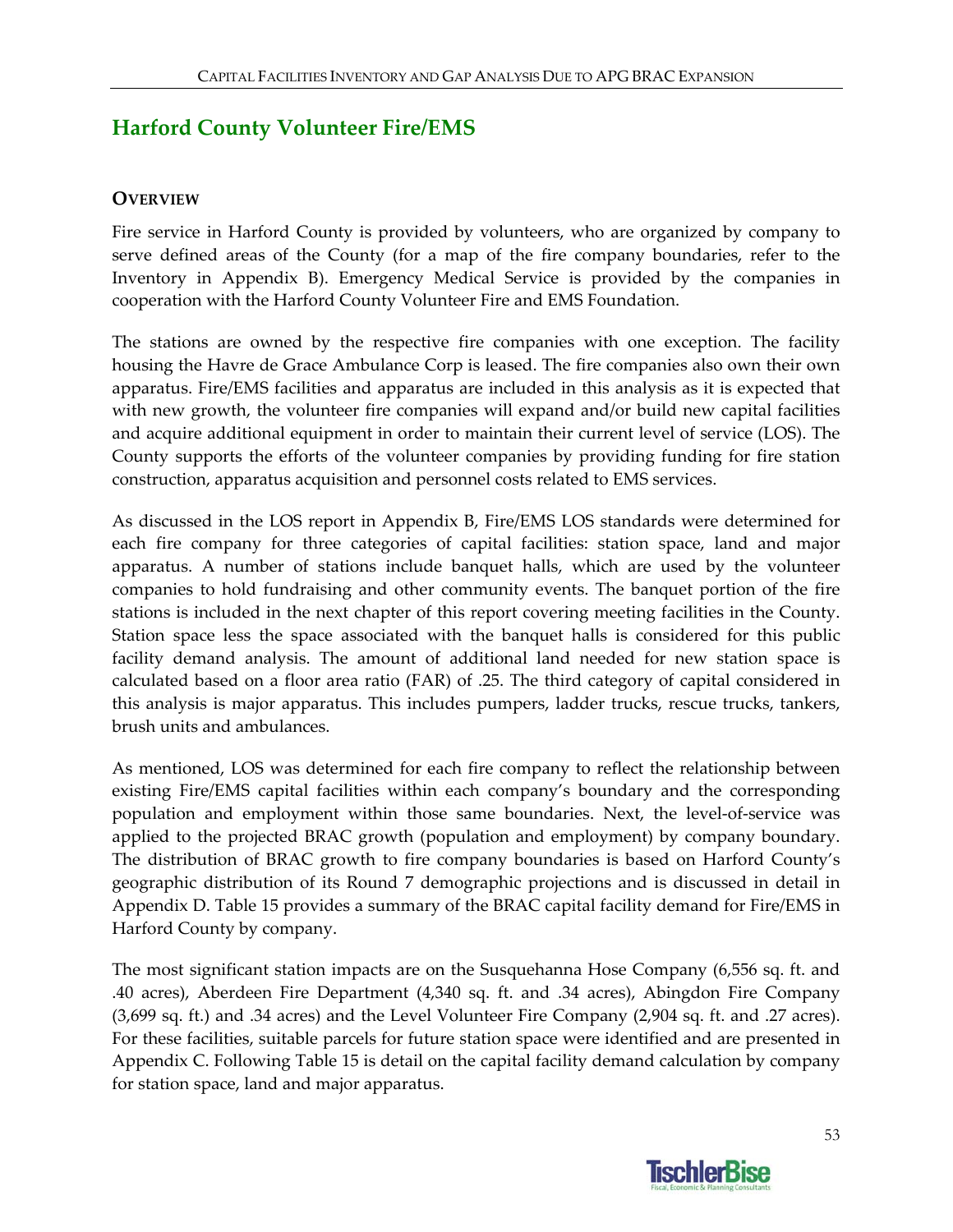## Harford County Volunteer Fire/EMS

### OVERVIEW

Fire service in Harford County is provided by volunteers, who are organized by company to serve defined areas of the County (for a map of the fire company boundaries, refer to the Inventory in Appendix B). Emergency Medical Service is provided by the companies in cooperation with the Harford County Volunteer Fire and EMS Foundation.

The stations are owned by the respective fire companies with one exception. The facility housing the Havre de Grace Ambulance Corp is leased. The fire companies also own their own apparatus. Fire/EMS facilities and apparatus are included in this analysis as it is expected that with new growth, the volunteer fire companies will expand and/or build new capital facilities and acquire additional equipment in order to maintain their current level of service (LOS). The County supports the efforts of the volunteer companies by providing funding for fire station construction, apparatus acquisition and personnel costs related to EMS services.

As discussed in the LOS report in Appendix B, Fire/EMS LOS standards were determined for each fire company for three categories of capital facilities: station space, land and major apparatus. A number of stations include banquet halls, which are used by the volunteer companies to hold fundraising and other community events. The banquet portion of the fire stations is included in the next chapter of this report covering meeting facilities in the County. Station space less the space associated with the banquet halls is considered for this public facility demand analysis. The amount of additional land needed for new station space is calculated based on a floor area ratio (FAR) of .25. The third category of capital considered in this analysis is major apparatus. This includes pumpers, ladder trucks, rescue trucks, tankers, brush units and ambulances.

As mentioned, LOS was determined for each fire company to reflect the relationship between existing Fire/EMS capital facilities within each company's boundary and the corresponding population and employment within those same boundaries. Next, the level-of-service was applied to the projected BRAC growth (population and employment) by company boundary. The distribution of BRAC growth to fire company boundaries is based on Harford County's geographic distribution of its Round 7 demographic projections and is discussed in detail in Appendix D. Table 15 provides a summary of the BRAC capital facility demand for Fire/EMS in Harford County by company.

The most significant station impacts are on the Susquehanna Hose Company (6,556 sq. ft. and .40 acres), Aberdeen Fire Department (4,340 sq. ft. and .34 acres), Abingdon Fire Company (3,699 sq. ft.) and .34 acres) and the Level Volunteer Fire Company (2,904 sq. ft. and .27 acres). For these facilities, suitable parcels for future station space were identified and are presented in Appendix C. Following Table 15 is detail on the capital facility demand calculation by company for station space, land and major apparatus.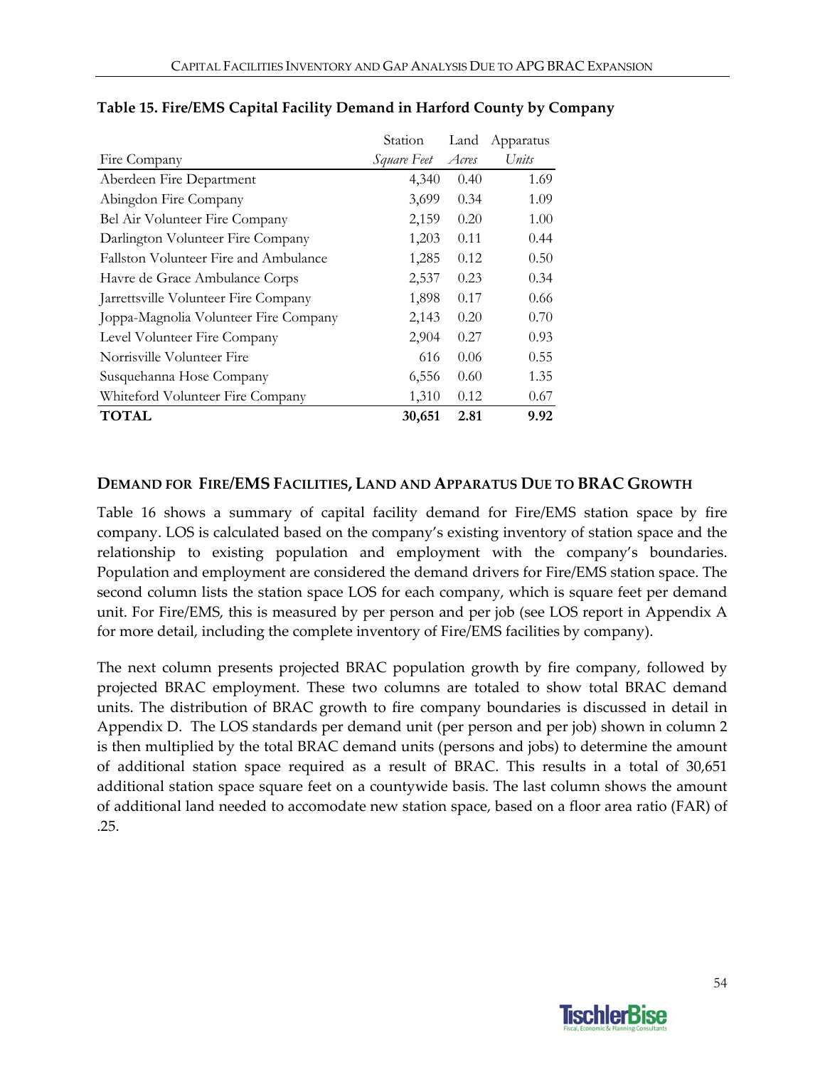**Table 15. Fire/EMS Capital Facility Demand in Harford County by Company**

| Fire Company | Station *Square Feet* | Land *Acres* | Apparatus *Units* |
|---|---|---|---|
| Aberdeen Fire Department | 4,340 | 0.40 | 1.69 |
| Abingdon Fire Company | 3,699 | 0.34 | 1.09 |
| Bel Air Volunteer Fire Company | 2,159 | 0.20 | 1.00 |
| Darlington Volunteer Fire Company | 1,203 | 0.11 | 0.44 |
| Fallston Volunteer Fire and Ambulance | 1,285 | 0.12 | 0.50 |
| Havre de Grace Ambulance Corps | 2,537 | 0.23 | 0.34 |
| Jarrettsville Volunteer Fire Company | 1,898 | 0.17 | 0.66 |
| Joppa-Magnolia Volunteer Fire Company | 2,143 | 0.20 | 0.70 |
| Level Volunteer Fire Company | 2,904 | 0.27 | 0.93 |
| Norrisville Volunteer Fire | 616 | 0.06 | 0.55 |
| Susquehanna Hose Company | 6,556 | 0.60 | 1.35 |
| Whiteford Volunteer Fire Company | 1,310 | 0.12 | 0.67 |
| **TOTAL** | **30,651** | **2.81** | **9.92** |

### DEMAND FOR FIRE/EMS FACILITIES, LAND AND APPARATUS DUE TO BRAC GROWTH

Table 16 shows a summary of capital facility demand for Fire/EMS station space by fire company. LOS is calculated based on the company's existing inventory of station space and the relationship to existing population and employment with the company's boundaries. Population and employment are considered the demand drivers for Fire/EMS station space. The second column lists the station space LOS for each company, which is square feet per demand unit. For Fire/EMS, this is measured by per person and per job (see LOS report in Appendix A for more detail, including the complete inventory of Fire/EMS facilities by company).

The next column presents projected BRAC population growth by fire company, followed by projected BRAC employment. These two columns are totaled to show total BRAC demand units. The distribution of BRAC growth to fire company boundaries is discussed in detail in Appendix D. The LOS standards per demand unit (per person and per job) shown in column 2 is then multiplied by the total BRAC demand units (persons and jobs) to determine the amount of additional station space required as a result of BRAC. This results in a total of 30,651 additional station space square feet on a countywide basis. The last column shows the amount of additional land needed to accomodate new station space, based on a floor area ratio (FAR) of .25.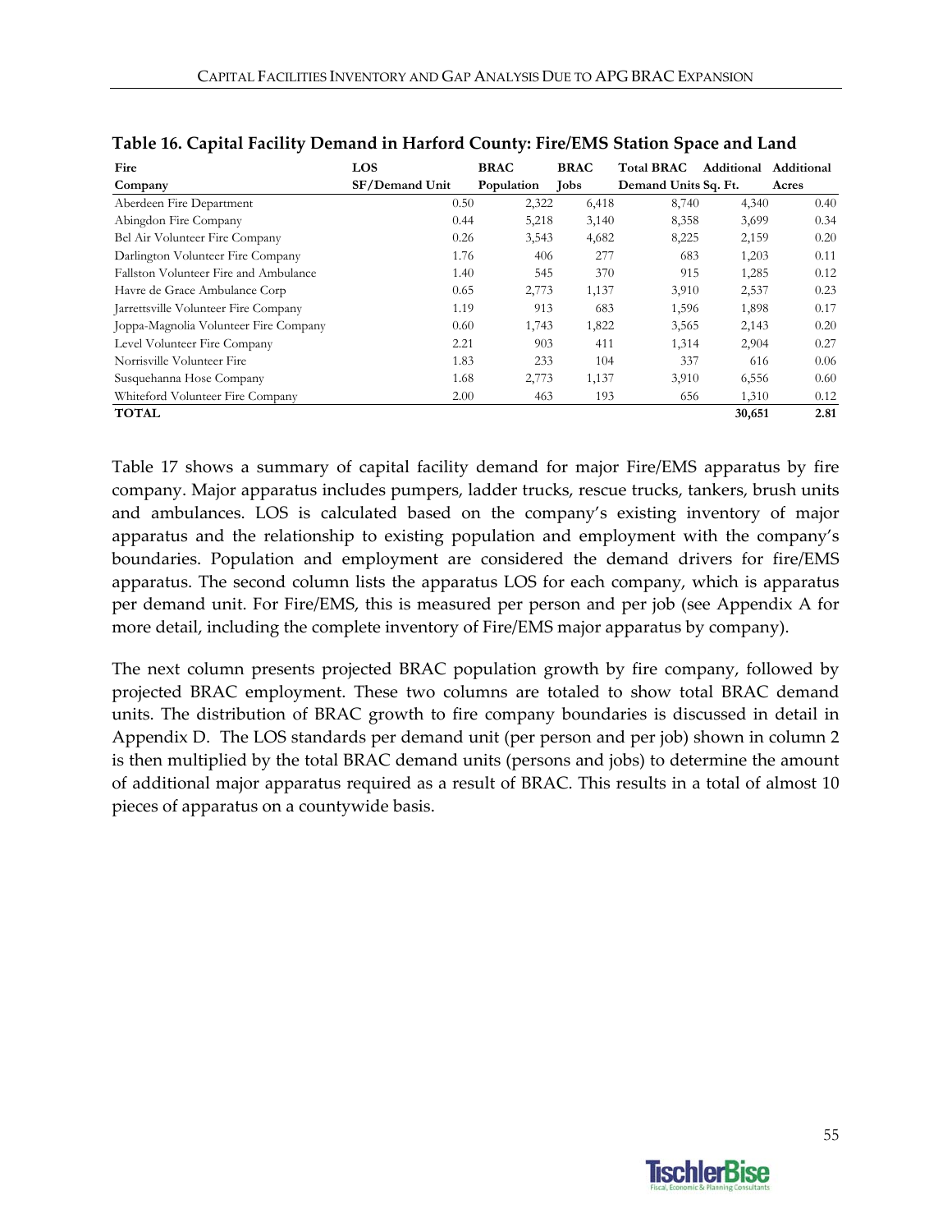**Table 16. Capital Facility Demand in Harford County: Fire/EMS Station Space and Land**

| Fire Company | LOS SF/Demand Unit | BRAC Population | BRAC Jobs | Total BRAC Demand Units | Additional Sq. Ft. | Additional Acres |
|---|---|---|---|---|---|---|
| Aberdeen Fire Department | 0.50 | 2,322 | 6,418 | 8,740 | 4,340 | 0.40 |
| Abingdon Fire Company | 0.44 | 5,218 | 3,140 | 8,358 | 3,699 | 0.34 |
| Bel Air Volunteer Fire Company | 0.26 | 3,543 | 4,682 | 8,225 | 2,159 | 0.20 |
| Darlington Volunteer Fire Company | 1.76 | 406 | 277 | 683 | 1,203 | 0.11 |
| Fallston Volunteer Fire and Ambulance | 1.40 | 545 | 370 | 915 | 1,285 | 0.12 |
| Havre de Grace Ambulance Corp | 0.65 | 2,773 | 1,137 | 3,910 | 2,537 | 0.23 |
| Jarrettsville Volunteer Fire Company | 1.19 | 913 | 683 | 1,596 | 1,898 | 0.17 |
| Joppa-Magnolia Volunteer Fire Company | 0.60 | 1,743 | 1,822 | 3,565 | 2,143 | 0.20 |
| Level Volunteer Fire Company | 2.21 | 903 | 411 | 1,314 | 2,904 | 0.27 |
| Norrisville Volunteer Fire | 1.83 | 233 | 104 | 337 | 616 | 0.06 |
| Susquehanna Hose Company | 1.68 | 2,773 | 1,137 | 3,910 | 6,556 | 0.60 |
| Whiteford Volunteer Fire Company | 2.00 | 463 | 193 | 656 | 1,310 | 0.12 |
| **TOTAL** | | | | | **30,651** | **2.81** |

Table 17 shows a summary of capital facility demand for major Fire/EMS apparatus by fire company. Major apparatus includes pumpers, ladder trucks, rescue trucks, tankers, brush units and ambulances. LOS is calculated based on the company's existing inventory of major apparatus and the relationship to existing population and employment with the company's boundaries. Population and employment are considered the demand drivers for fire/EMS apparatus. The second column lists the apparatus LOS for each company, which is apparatus per demand unit. For Fire/EMS, this is measured per person and per job (see Appendix A for more detail, including the complete inventory of Fire/EMS major apparatus by company).

The next column presents projected BRAC population growth by fire company, followed by projected BRAC employment. These two columns are totaled to show total BRAC demand units. The distribution of BRAC growth to fire company boundaries is discussed in detail in Appendix D. The LOS standards per demand unit (per person and per job) shown in column 2 is then multiplied by the total BRAC demand units (persons and jobs) to determine the amount of additional major apparatus required as a result of BRAC. This results in a total of almost 10 pieces of apparatus on a countywide basis.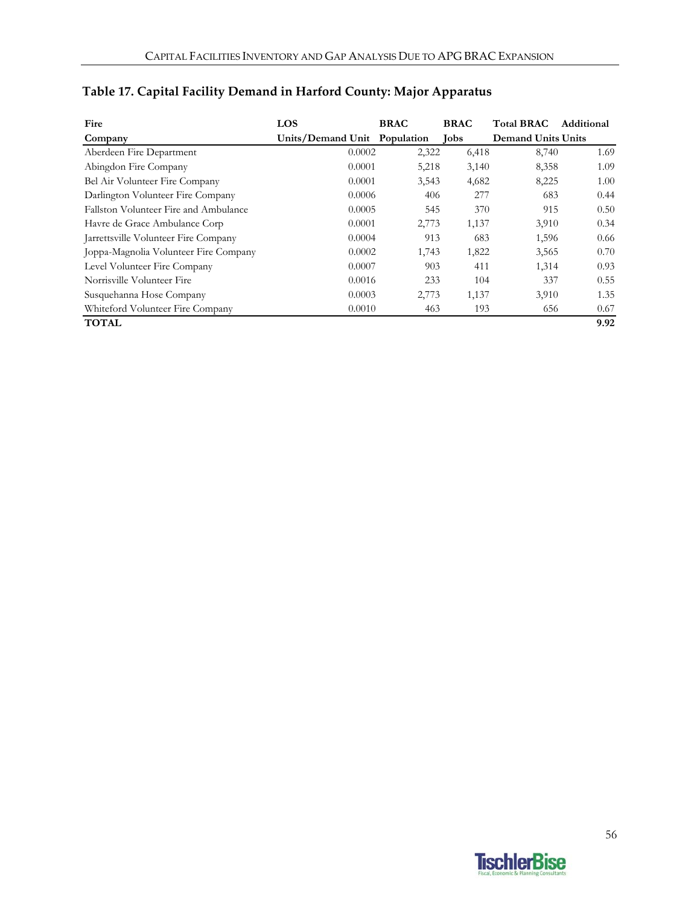## Table 17. Capital Facility Demand in Harford County: Major Apparatus

| Fire Company | LOS Units/Demand Unit | BRAC Population | BRAC Jobs | Total BRAC Demand Units | Additional Units |
|---|---|---|---|---|---|
| Aberdeen Fire Department | 0.0002 | 2,322 | 6,418 | 8,740 | 1.69 |
| Abingdon Fire Company | 0.0001 | 5,218 | 3,140 | 8,358 | 1.09 |
| Bel Air Volunteer Fire Company | 0.0001 | 3,543 | 4,682 | 8,225 | 1.00 |
| Darlington Volunteer Fire Company | 0.0006 | 406 | 277 | 683 | 0.44 |
| Fallston Volunteer Fire and Ambulance | 0.0005 | 545 | 370 | 915 | 0.50 |
| Havre de Grace Ambulance Corp | 0.0001 | 2,773 | 1,137 | 3,910 | 0.34 |
| Jarrettsville Volunteer Fire Company | 0.0004 | 913 | 683 | 1,596 | 0.66 |
| Joppa-Magnolia Volunteer Fire Company | 0.0002 | 1,743 | 1,822 | 3,565 | 0.70 |
| Level Volunteer Fire Company | 0.0007 | 903 | 411 | 1,314 | 0.93 |
| Norrisville Volunteer Fire | 0.0016 | 233 | 104 | 337 | 0.55 |
| Susquehanna Hose Company | 0.0003 | 2,773 | 1,137 | 3,910 | 1.35 |
| Whiteford Volunteer Fire Company | 0.0010 | 463 | 193 | 656 | 0.67 |
| **TOTAL** | | | | | **9.92** |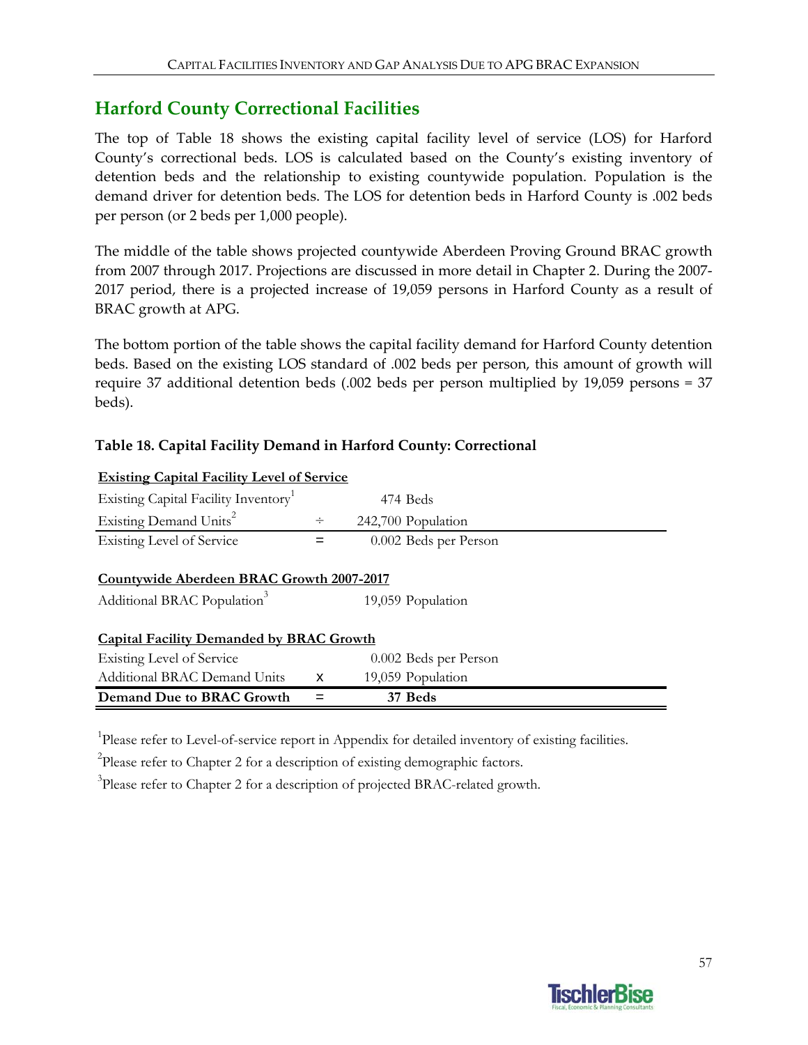## Harford County Correctional Facilities

The top of Table 18 shows the existing capital facility level of service (LOS) for Harford County's correctional beds. LOS is calculated based on the County's existing inventory of detention beds and the relationship to existing countywide population. Population is the demand driver for detention beds. The LOS for detention beds in Harford County is .002 beds per person (or 2 beds per 1,000 people).

The middle of the table shows projected countywide Aberdeen Proving Ground BRAC growth from 2007 through 2017. Projections are discussed in more detail in Chapter 2. During the 2007-2017 period, there is a projected increase of 19,059 persons in Harford County as a result of BRAC growth at APG.

The bottom portion of the table shows the capital facility demand for Harford County detention beds. Based on the existing LOS standard of .002 beds per person, this amount of growth will require 37 additional detention beds (.002 beds per person multiplied by 19,059 persons = 37 beds).

**Table 18. Capital Facility Demand in Harford County: Correctional**

| **Existing Capital Facility Level of Service** | | |
|---|---|---|
| Existing Capital Facility Inventory[1] | | 474 Beds |
| Existing Demand Units[2] | ÷ | 242,700 Population |
| Existing Level of Service | = | 0.002 Beds per Person |
| **Countywide Aberdeen BRAC Growth 2007-2017** | | |
| Additional BRAC Population[3] | | 19,059 Population |
| **Capital Facility Demanded by BRAC Growth** | | |
| Existing Level of Service | | 0.002 Beds per Person |
| Additional BRAC Demand Units | x | 19,059 Population |
| **Demand Due to BRAC Growth** | = | **37 Beds** |

[1]Please refer to Level-of-service report in Appendix for detailed inventory of existing facilities.

[2]Please refer to Chapter 2 for a description of existing demographic factors.

[3]Please refer to Chapter 2 for a description of projected BRAC-related growth.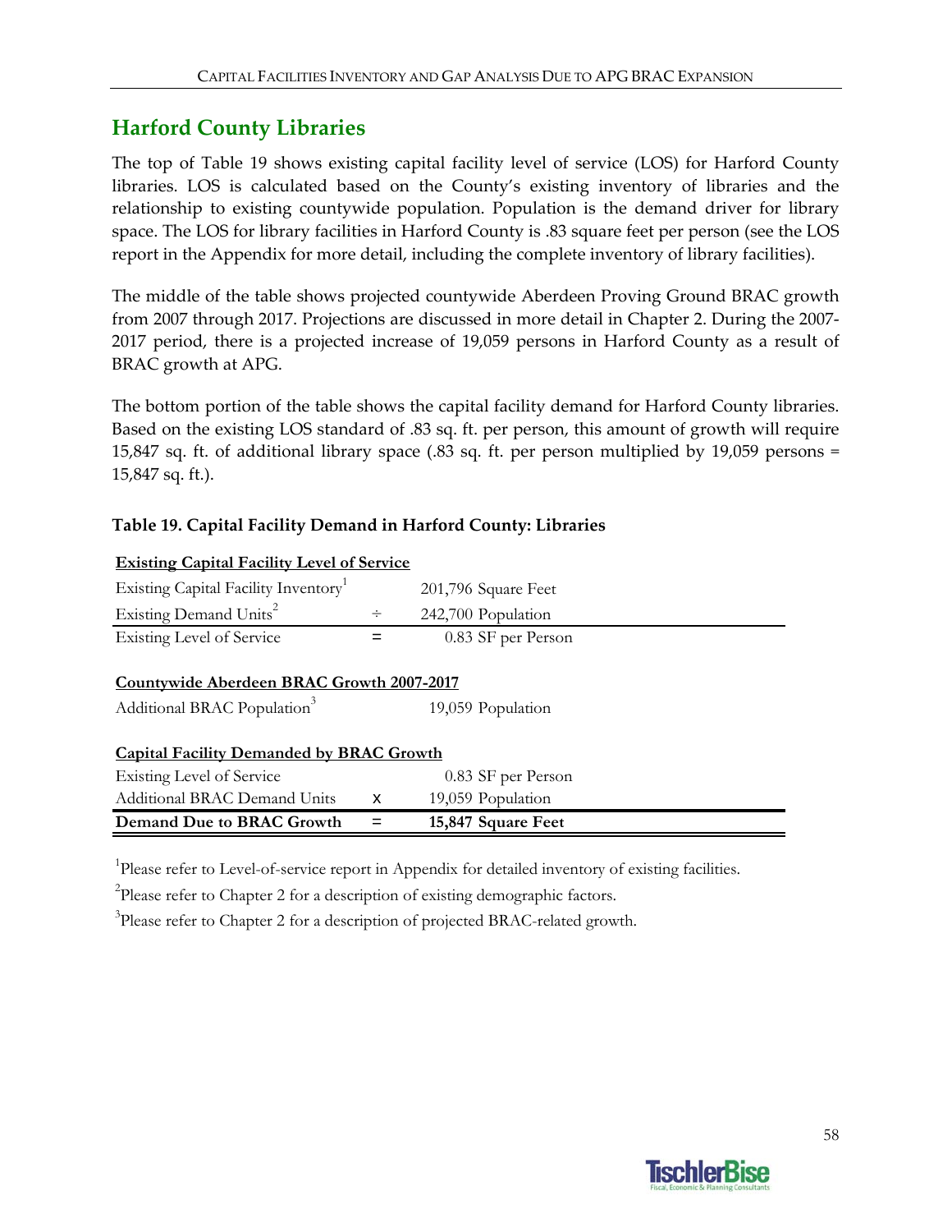## Harford County Libraries

The top of Table 19 shows existing capital facility level of service (LOS) for Harford County libraries. LOS is calculated based on the County's existing inventory of libraries and the relationship to existing countywide population. Population is the demand driver for library space. The LOS for library facilities in Harford County is .83 square feet per person (see the LOS report in the Appendix for more detail, including the complete inventory of library facilities).

The middle of the table shows projected countywide Aberdeen Proving Ground BRAC growth from 2007 through 2017. Projections are discussed in more detail in Chapter 2. During the 2007-2017 period, there is a projected increase of 19,059 persons in Harford County as a result of BRAC growth at APG.

The bottom portion of the table shows the capital facility demand for Harford County libraries. Based on the existing LOS standard of .83 sq. ft. per person, this amount of growth will require 15,847 sq. ft. of additional library space (.83 sq. ft. per person multiplied by 19,059 persons = 15,847 sq. ft.).

### Table 19. Capital Facility Demand in Harford County: Libraries

| | | |
|---|---|---|
| **Existing Capital Facility Level of Service** | | |
| Existing Capital Facility Inventory[1] | | 201,796 Square Feet |
| Existing Demand Units[2] | ÷ | 242,700 Population |
| Existing Level of Service | = | 0.83 SF per Person |
| **Countywide Aberdeen BRAC Growth 2007-2017** | | |
| Additional BRAC Population[3] | | 19,059 Population |
| **Capital Facility Demanded by BRAC Growth** | | |
| Existing Level of Service | | 0.83 SF per Person |
| Additional BRAC Demand Units | x | 19,059 Population |
| **Demand Due to BRAC Growth** | **=** | **15,847 Square Feet** |

[1]Please refer to Level-of-service report in Appendix for detailed inventory of existing facilities.

[2]Please refer to Chapter 2 for a description of existing demographic factors.

[3]Please refer to Chapter 2 for a description of projected BRAC-related growth.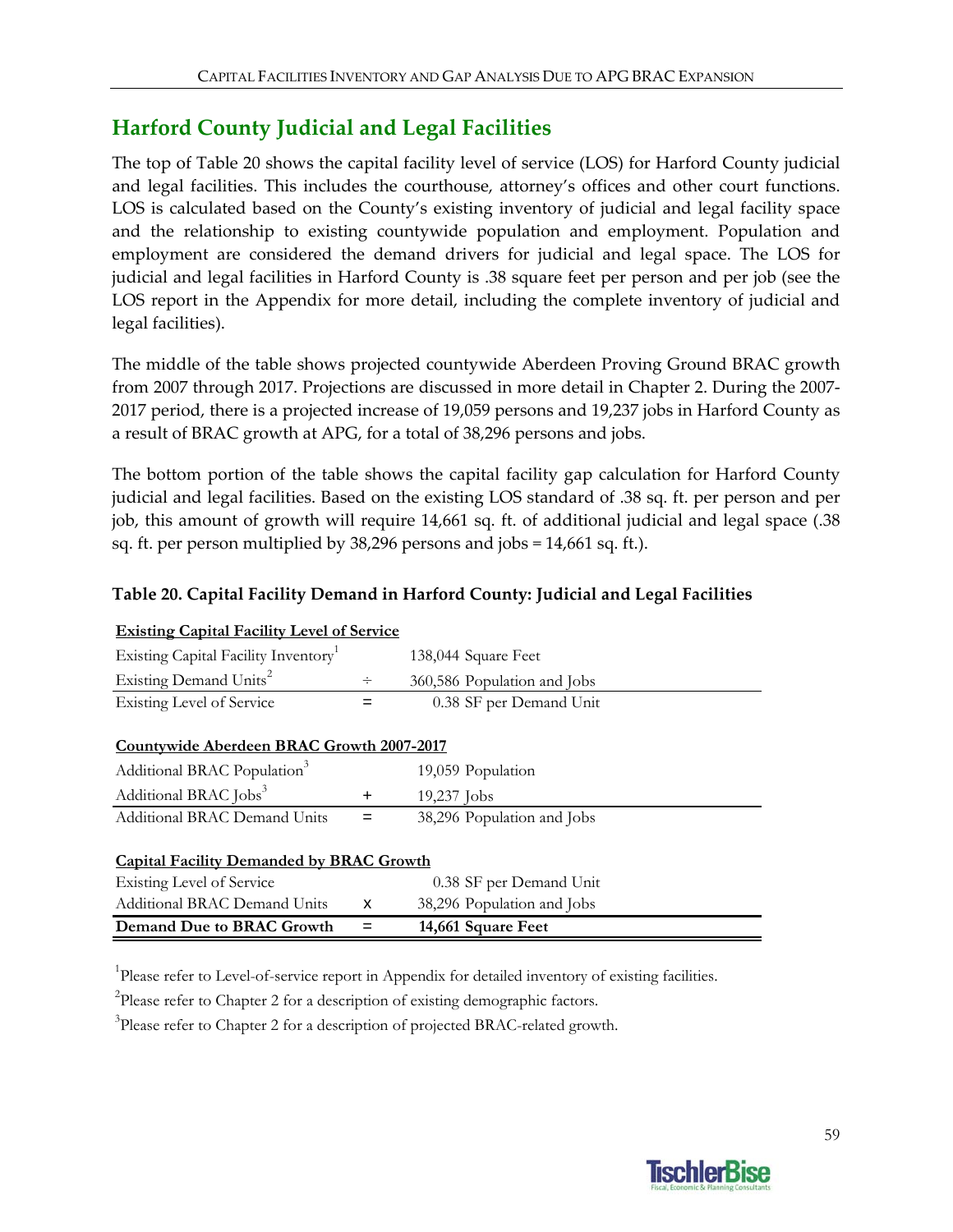## Harford County Judicial and Legal Facilities

The top of Table 20 shows the capital facility level of service (LOS) for Harford County judicial and legal facilities. This includes the courthouse, attorney's offices and other court functions. LOS is calculated based on the County's existing inventory of judicial and legal facility space and the relationship to existing countywide population and employment. Population and employment are considered the demand drivers for judicial and legal space. The LOS for judicial and legal facilities in Harford County is .38 square feet per person and per job (see the LOS report in the Appendix for more detail, including the complete inventory of judicial and legal facilities).

The middle of the table shows projected countywide Aberdeen Proving Ground BRAC growth from 2007 through 2017. Projections are discussed in more detail in Chapter 2. During the 2007-2017 period, there is a projected increase of 19,059 persons and 19,237 jobs in Harford County as a result of BRAC growth at APG, for a total of 38,296 persons and jobs.

The bottom portion of the table shows the capital facility gap calculation for Harford County judicial and legal facilities. Based on the existing LOS standard of .38 sq. ft. per person and per job, this amount of growth will require 14,661 sq. ft. of additional judicial and legal space (.38 sq. ft. per person multiplied by 38,296 persons and jobs = 14,661 sq. ft.).

**Table 20. Capital Facility Demand in Harford County: Judicial and Legal Facilities**

| **Existing Capital Facility Level of Service** | | |
|---|---|---|
| Existing Capital Facility Inventory[1] | | 138,044 Square Feet |
| Existing Demand Units[2] | ÷ | 360,586 Population and Jobs |
| Existing Level of Service | = | 0.38 SF per Demand Unit |
| **Countywide Aberdeen BRAC Growth 2007-2017** | | |
| Additional BRAC Population[3] | | 19,059 Population |
| Additional BRAC Jobs[3] | + | 19,237 Jobs |
| Additional BRAC Demand Units | = | 38,296 Population and Jobs |
| **Capital Facility Demanded by BRAC Growth** | | |
| Existing Level of Service | | 0.38 SF per Demand Unit |
| Additional BRAC Demand Units | x | 38,296 Population and Jobs |
| **Demand Due to BRAC Growth** | **=** | **14,661 Square Feet** |

[1]Please refer to Level-of-service report in Appendix for detailed inventory of existing facilities.

[2]Please refer to Chapter 2 for a description of existing demographic factors.

[3]Please refer to Chapter 2 for a description of projected BRAC-related growth.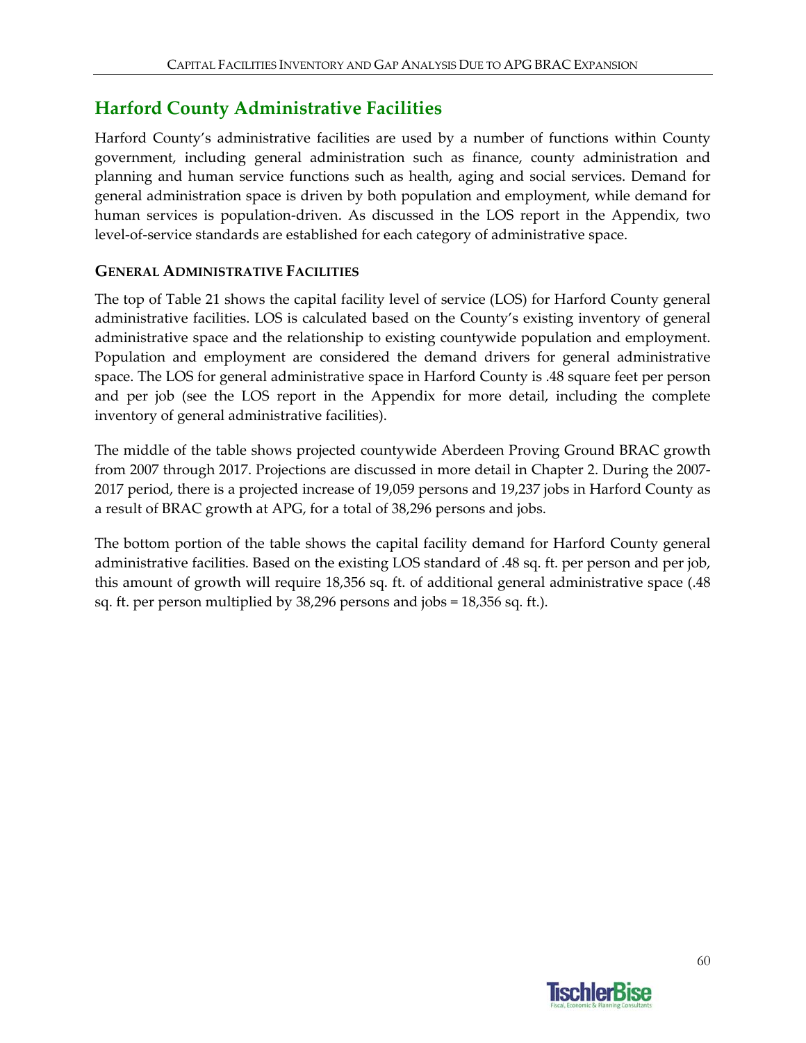## Harford County Administrative Facilities

Harford County's administrative facilities are used by a number of functions within County government, including general administration such as finance, county administration and planning and human service functions such as health, aging and social services. Demand for general administration space is driven by both population and employment, while demand for human services is population-driven. As discussed in the LOS report in the Appendix, two level-of-service standards are established for each category of administrative space.

### GENERAL ADMINISTRATIVE FACILITIES

The top of Table 21 shows the capital facility level of service (LOS) for Harford County general administrative facilities. LOS is calculated based on the County's existing inventory of general administrative space and the relationship to existing countywide population and employment. Population and employment are considered the demand drivers for general administrative space. The LOS for general administrative space in Harford County is .48 square feet per person and per job (see the LOS report in the Appendix for more detail, including the complete inventory of general administrative facilities).

The middle of the table shows projected countywide Aberdeen Proving Ground BRAC growth from 2007 through 2017. Projections are discussed in more detail in Chapter 2. During the 2007-2017 period, there is a projected increase of 19,059 persons and 19,237 jobs in Harford County as a result of BRAC growth at APG, for a total of 38,296 persons and jobs.

The bottom portion of the table shows the capital facility demand for Harford County general administrative facilities. Based on the existing LOS standard of .48 sq. ft. per person and per job, this amount of growth will require 18,356 sq. ft. of additional general administrative space (.48 sq. ft. per person multiplied by 38,296 persons and jobs = 18,356 sq. ft.).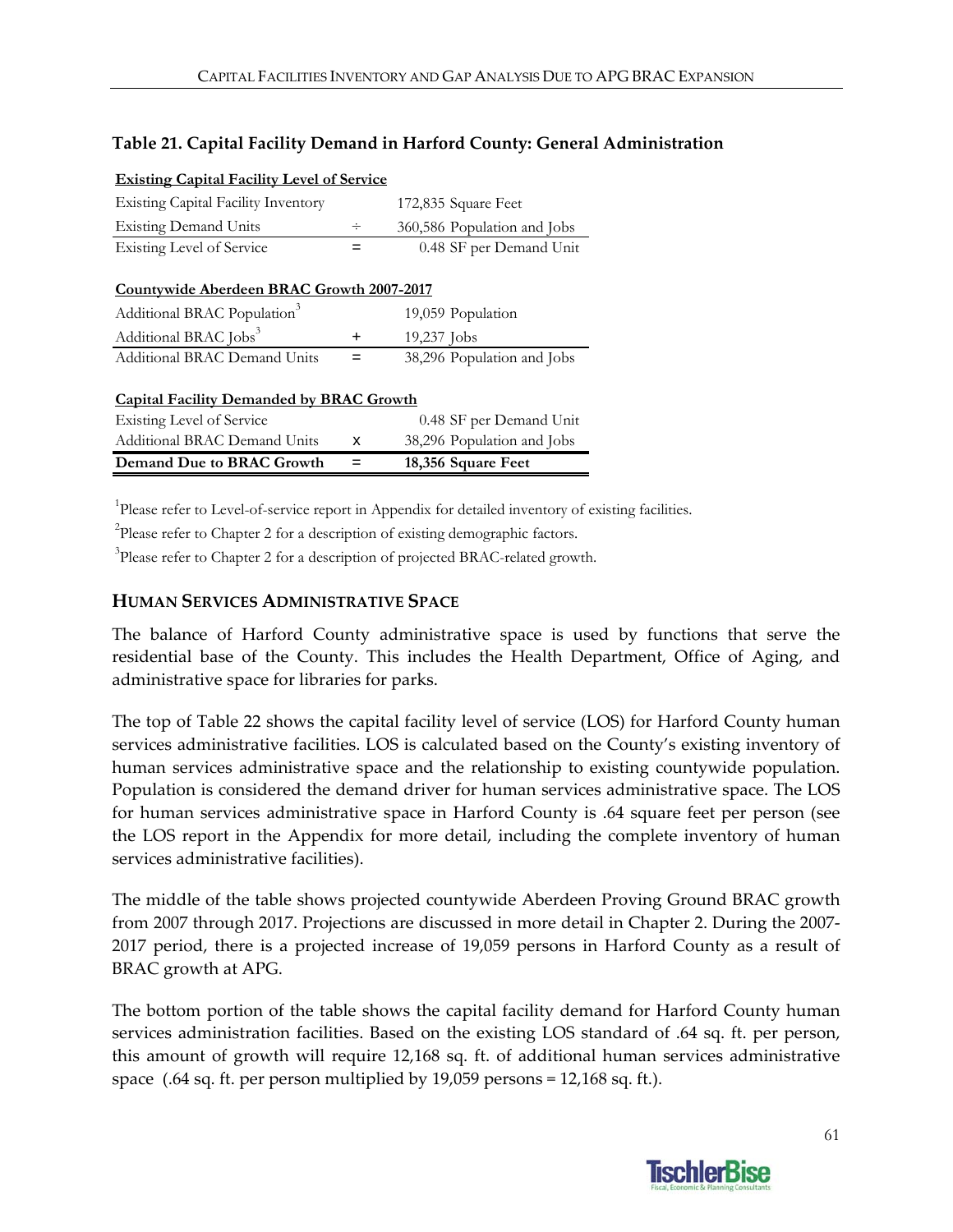### Table 21. Capital Facility Demand in Harford County: General Administration

| **Existing Capital Facility Level of Service** | | |
|---|---|---|
| Existing Capital Facility Inventory | | 172,835 Square Feet |
| Existing Demand Units | ÷ | 360,586 Population and Jobs |
| Existing Level of Service | = | 0.48 SF per Demand Unit |
| **Countywide Aberdeen BRAC Growth 2007-2017** | | |
| Additional BRAC Population[3] | | 19,059 Population |
| Additional BRAC Jobs[3] | + | 19,237 Jobs |
| Additional BRAC Demand Units | = | 38,296 Population and Jobs |
| **Capital Facility Demanded by BRAC Growth** | | |
| Existing Level of Service | | 0.48 SF per Demand Unit |
| Additional BRAC Demand Units | x | 38,296 Population and Jobs |
| **Demand Due to BRAC Growth** | = | **18,356 Square Feet** |

[1]Please refer to Level-of-service report in Appendix for detailed inventory of existing facilities.

[2]Please refer to Chapter 2 for a description of existing demographic factors.

[3]Please refer to Chapter 2 for a description of projected BRAC-related growth.

## HUMAN SERVICES ADMINISTRATIVE SPACE

The balance of Harford County administrative space is used by functions that serve the residential base of the County. This includes the Health Department, Office of Aging, and administrative space for libraries for parks.

The top of Table 22 shows the capital facility level of service (LOS) for Harford County human services administrative facilities. LOS is calculated based on the County's existing inventory of human services administrative space and the relationship to existing countywide population. Population is considered the demand driver for human services administrative space. The LOS for human services administrative space in Harford County is .64 square feet per person (see the LOS report in the Appendix for more detail, including the complete inventory of human services administrative facilities).

The middle of the table shows projected countywide Aberdeen Proving Ground BRAC growth from 2007 through 2017. Projections are discussed in more detail in Chapter 2. During the 2007-2017 period, there is a projected increase of 19,059 persons in Harford County as a result of BRAC growth at APG.

The bottom portion of the table shows the capital facility demand for Harford County human services administration facilities. Based on the existing LOS standard of .64 sq. ft. per person, this amount of growth will require 12,168 sq. ft. of additional human services administrative space (.64 sq. ft. per person multiplied by 19,059 persons = 12,168 sq. ft.).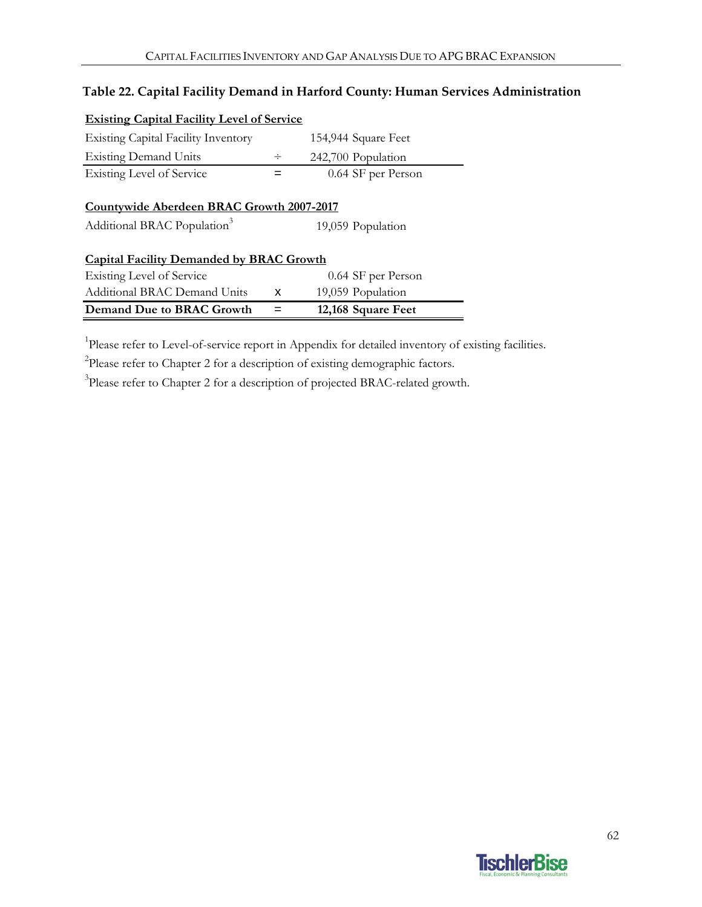### Table 22. Capital Facility Demand in Harford County: Human Services Administration

| **Existing Capital Facility Level of Service** | | |
|---|---|---|
| Existing Capital Facility Inventory | | 154,944 Square Feet |
| Existing Demand Units | ÷ | 242,700 Population |
| Existing Level of Service | = | 0.64 SF per Person |
| | | |
| **Countywide Aberdeen BRAC Growth 2007-2017** | | |
| Additional BRAC Population[3] | | 19,059 Population |
| | | |
| **Capital Facility Demanded by BRAC Growth** | | |
| Existing Level of Service | | 0.64 SF per Person |
| Additional BRAC Demand Units | x | 19,059 Population |
| **Demand Due to BRAC Growth** | **=** | **12,168 Square Feet** |

[1]Please refer to Level-of-service report in Appendix for detailed inventory of existing facilities.

[2]Please refer to Chapter 2 for a description of existing demographic factors.

[3]Please refer to Chapter 2 for a description of projected BRAC-related growth.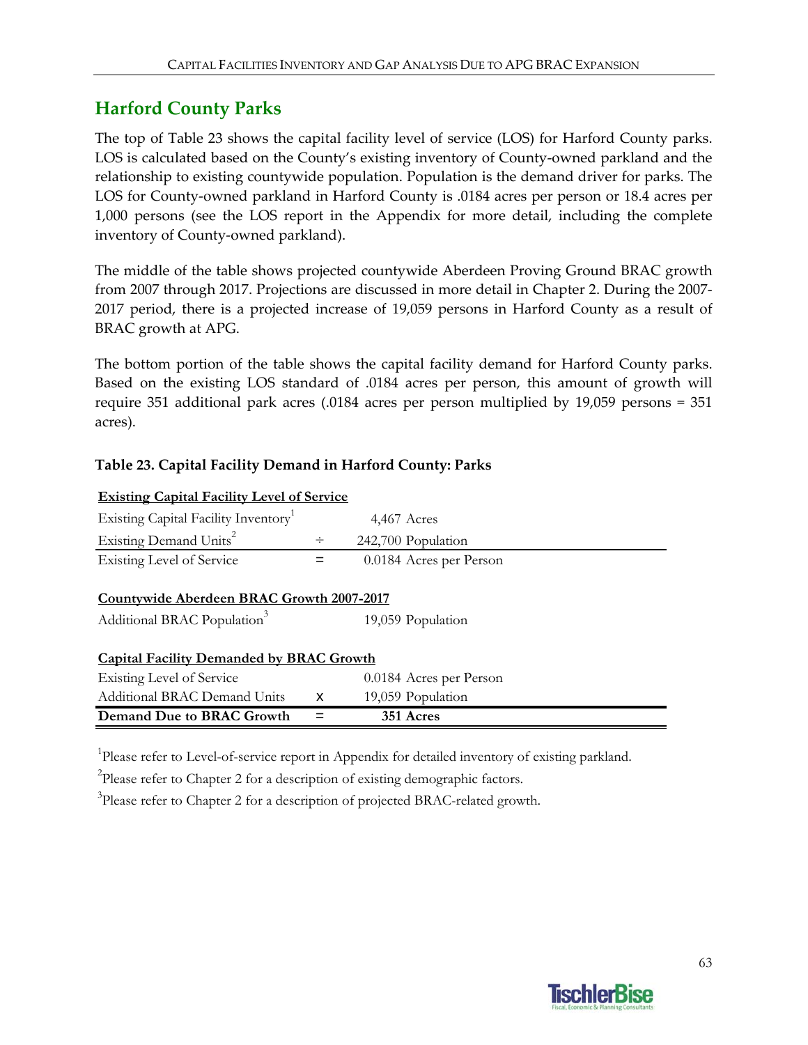## Harford County Parks

The top of Table 23 shows the capital facility level of service (LOS) for Harford County parks. LOS is calculated based on the County's existing inventory of County-owned parkland and the relationship to existing countywide population. Population is the demand driver for parks. The LOS for County-owned parkland in Harford County is .0184 acres per person or 18.4 acres per 1,000 persons (see the LOS report in the Appendix for more detail, including the complete inventory of County-owned parkland).

The middle of the table shows projected countywide Aberdeen Proving Ground BRAC growth from 2007 through 2017. Projections are discussed in more detail in Chapter 2. During the 2007-2017 period, there is a projected increase of 19,059 persons in Harford County as a result of BRAC growth at APG.

The bottom portion of the table shows the capital facility demand for Harford County parks. Based on the existing LOS standard of .0184 acres per person, this amount of growth will require 351 additional park acres (.0184 acres per person multiplied by 19,059 persons = 351 acres).

**Table 23. Capital Facility Demand in Harford County: Parks**

| | | |
|---|---|---|
| **Existing Capital Facility Level of Service** | | |
| Existing Capital Facility Inventory[1] | | 4,467 Acres |
| Existing Demand Units[2] | ÷ | 242,700 Population |
| Existing Level of Service | = | 0.0184 Acres per Person |
| **Countywide Aberdeen BRAC Growth 2007-2017** | | |
| Additional BRAC Population[3] | | 19,059 Population |
| **Capital Facility Demanded by BRAC Growth** | | |
| Existing Level of Service | | 0.0184 Acres per Person |
| Additional BRAC Demand Units | x | 19,059 Population |
| **Demand Due to BRAC Growth** | **=** | **351 Acres** |

[1]Please refer to Level-of-service report in Appendix for detailed inventory of existing parkland.

[2]Please refer to Chapter 2 for a description of existing demographic factors.

[3]Please refer to Chapter 2 for a description of projected BRAC-related growth.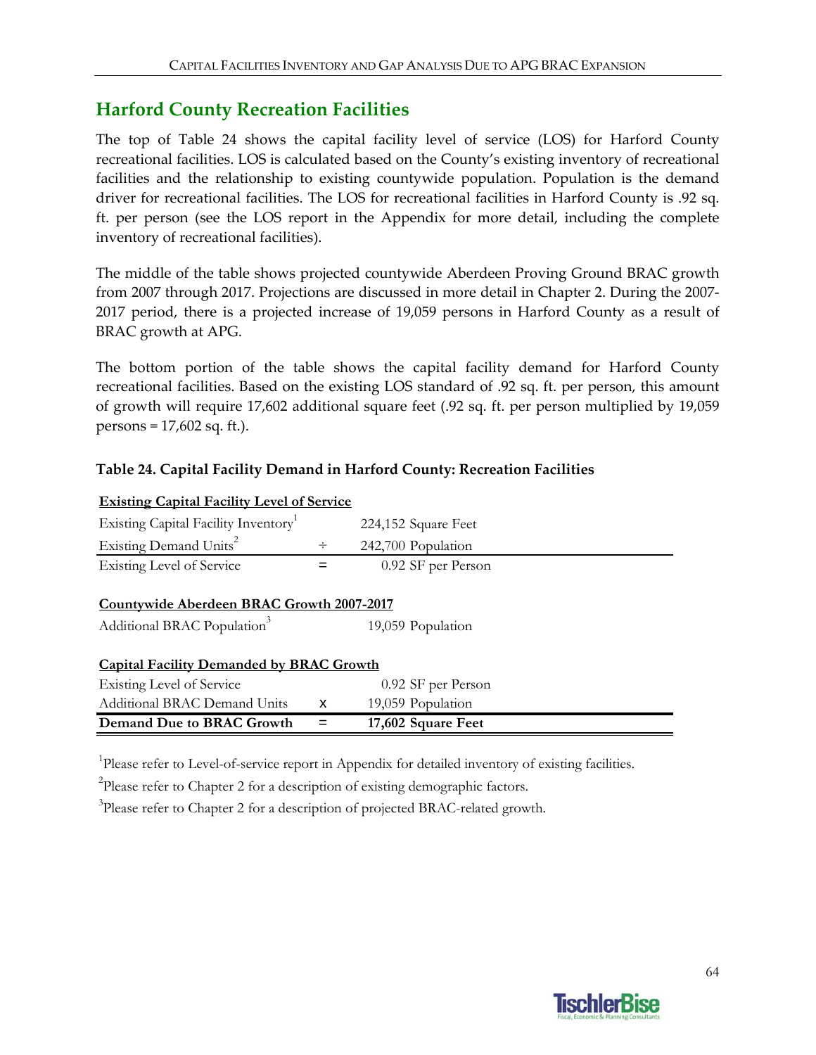## Harford County Recreation Facilities

The top of Table 24 shows the capital facility level of service (LOS) for Harford County recreational facilities. LOS is calculated based on the County's existing inventory of recreational facilities and the relationship to existing countywide population. Population is the demand driver for recreational facilities. The LOS for recreational facilities in Harford County is .92 sq. ft. per person (see the LOS report in the Appendix for more detail, including the complete inventory of recreational facilities).

The middle of the table shows projected countywide Aberdeen Proving Ground BRAC growth from 2007 through 2017. Projections are discussed in more detail in Chapter 2. During the 2007-2017 period, there is a projected increase of 19,059 persons in Harford County as a result of BRAC growth at APG.

The bottom portion of the table shows the capital facility demand for Harford County recreational facilities. Based on the existing LOS standard of .92 sq. ft. per person, this amount of growth will require 17,602 additional square feet (.92 sq. ft. per person multiplied by 19,059 persons = 17,602 sq. ft.).

**Table 24. Capital Facility Demand in Harford County: Recreation Facilities**

| Existing Capital Facility Level of Service | | |
|---|---|---|
| Existing Capital Facility Inventory[1] | | 224,152 Square Feet |
| Existing Demand Units[2] | ÷ | 242,700 Population |
| Existing Level of Service | = | 0.92 SF per Person |
| **Countywide Aberdeen BRAC Growth 2007-2017** | | |
| Additional BRAC Population[3] | | 19,059 Population |
| **Capital Facility Demanded by BRAC Growth** | | |
| Existing Level of Service | | 0.92 SF per Person |
| Additional BRAC Demand Units | x | 19,059 Population |
| **Demand Due to BRAC Growth** | **=** | **17,602 Square Feet** |

[1]Please refer to Level-of-service report in Appendix for detailed inventory of existing facilities.

[2]Please refer to Chapter 2 for a description of existing demographic factors.

[3]Please refer to Chapter 2 for a description of projected BRAC-related growth.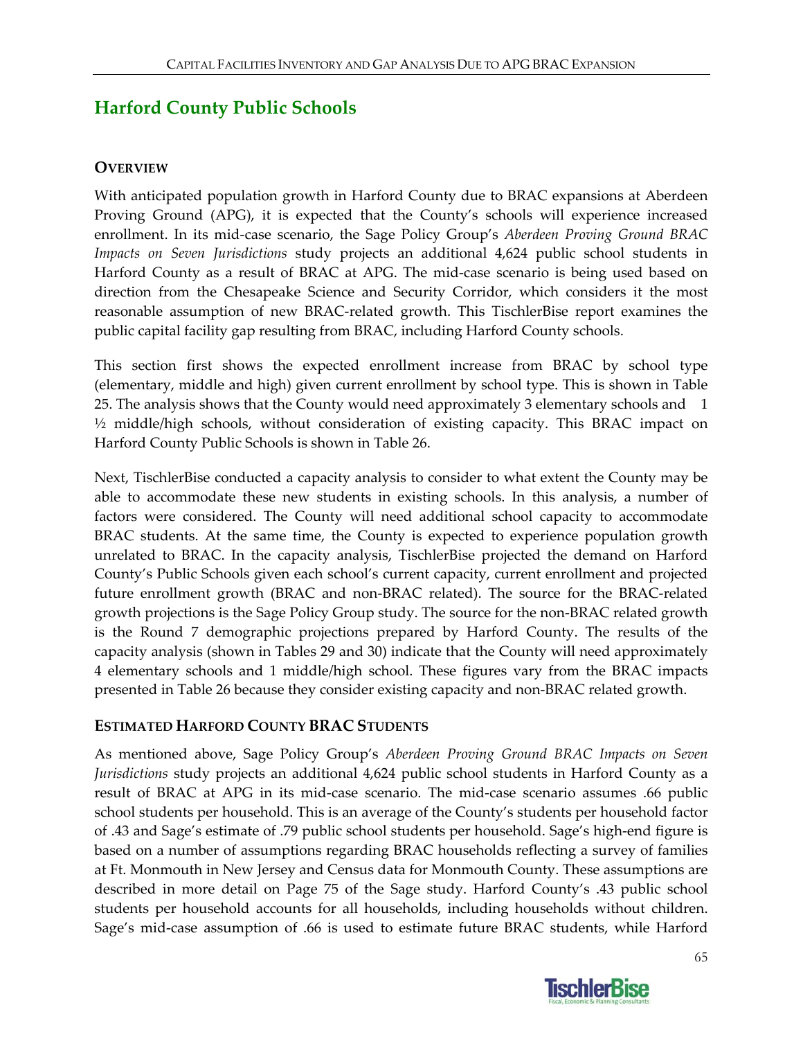# Harford County Public Schools

## Overview

With anticipated population growth in Harford County due to BRAC expansions at Aberdeen Proving Ground (APG), it is expected that the County's schools will experience increased enrollment. In its mid-case scenario, the Sage Policy Group's *Aberdeen Proving Ground BRAC Impacts on Seven Jurisdictions* study projects an additional 4,624 public school students in Harford County as a result of BRAC at APG. The mid-case scenario is being used based on direction from the Chesapeake Science and Security Corridor, which considers it the most reasonable assumption of new BRAC-related growth. This TischlerBise report examines the public capital facility gap resulting from BRAC, including Harford County schools.

This section first shows the expected enrollment increase from BRAC by school type (elementary, middle and high) given current enrollment by school type. This is shown in Table 25. The analysis shows that the County would need approximately 3 elementary schools and 1 ½ middle/high schools, without consideration of existing capacity. This BRAC impact on Harford County Public Schools is shown in Table 26.

Next, TischlerBise conducted a capacity analysis to consider to what extent the County may be able to accommodate these new students in existing schools. In this analysis, a number of factors were considered. The County will need additional school capacity to accommodate BRAC students. At the same time, the County is expected to experience population growth unrelated to BRAC. In the capacity analysis, TischlerBise projected the demand on Harford County's Public Schools given each school's current capacity, current enrollment and projected future enrollment growth (BRAC and non-BRAC related). The source for the BRAC-related growth projections is the Sage Policy Group study. The source for the non-BRAC related growth is the Round 7 demographic projections prepared by Harford County. The results of the capacity analysis (shown in Tables 29 and 30) indicate that the County will need approximately 4 elementary schools and 1 middle/high school. These figures vary from the BRAC impacts presented in Table 26 because they consider existing capacity and non-BRAC related growth.

## Estimated Harford County BRAC Students

As mentioned above, Sage Policy Group's *Aberdeen Proving Ground BRAC Impacts on Seven Jurisdictions* study projects an additional 4,624 public school students in Harford County as a result of BRAC at APG in its mid-case scenario. The mid-case scenario assumes .66 public school students per household. This is an average of the County's students per household factor of .43 and Sage's estimate of .79 public school students per household. Sage's high-end figure is based on a number of assumptions regarding BRAC households reflecting a survey of families at Ft. Monmouth in New Jersey and Census data for Monmouth County. These assumptions are described in more detail on Page 75 of the Sage study. Harford County's .43 public school students per household accounts for all households, including households without children. Sage's mid-case assumption of .66 is used to estimate future BRAC students, while Harford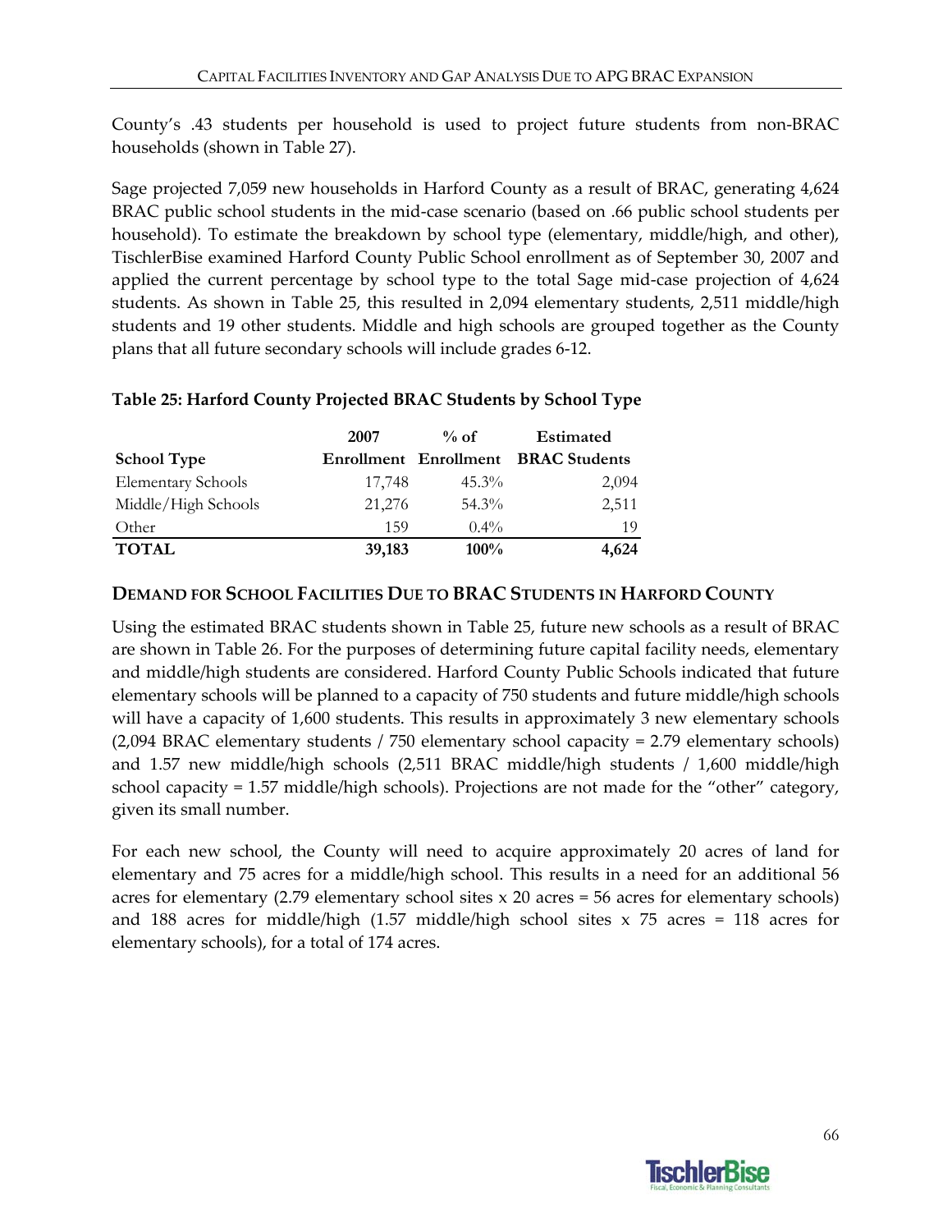County's .43 students per household is used to project future students from non-BRAC households (shown in Table 27).

Sage projected 7,059 new households in Harford County as a result of BRAC, generating 4,624 BRAC public school students in the mid-case scenario (based on .66 public school students per household). To estimate the breakdown by school type (elementary, middle/high, and other), TischlerBise examined Harford County Public School enrollment as of September 30, 2007 and applied the current percentage by school type to the total Sage mid-case projection of 4,624 students. As shown in Table 25, this resulted in 2,094 elementary students, 2,511 middle/high students and 19 other students. Middle and high schools are grouped together as the County plans that all future secondary schools will include grades 6-12.

**Table 25: Harford County Projected BRAC Students by School Type**

| School Type | 2007 Enrollment | % of Enrollment | Estimated BRAC Students |
|---|---|---|---|
| Elementary Schools | 17,748 | 45.3% | 2,094 |
| Middle/High Schools | 21,276 | 54.3% | 2,511 |
| Other | 159 | 0.4% | 19 |
| **TOTAL** | **39,183** | **100%** | **4,624** |

## DEMAND FOR SCHOOL FACILITIES DUE TO BRAC STUDENTS IN HARFORD COUNTY

Using the estimated BRAC students shown in Table 25, future new schools as a result of BRAC are shown in Table 26. For the purposes of determining future capital facility needs, elementary and middle/high students are considered. Harford County Public Schools indicated that future elementary schools will be planned to a capacity of 750 students and future middle/high schools will have a capacity of 1,600 students. This results in approximately 3 new elementary schools (2,094 BRAC elementary students / 750 elementary school capacity = 2.79 elementary schools) and 1.57 new middle/high schools (2,511 BRAC middle/high students / 1,600 middle/high school capacity = 1.57 middle/high schools). Projections are not made for the "other" category, given its small number.

For each new school, the County will need to acquire approximately 20 acres of land for elementary and 75 acres for a middle/high school. This results in a need for an additional 56 acres for elementary (2.79 elementary school sites x 20 acres = 56 acres for elementary schools) and 188 acres for middle/high (1.57 middle/high school sites x 75 acres = 118 acres for elementary schools), for a total of 174 acres.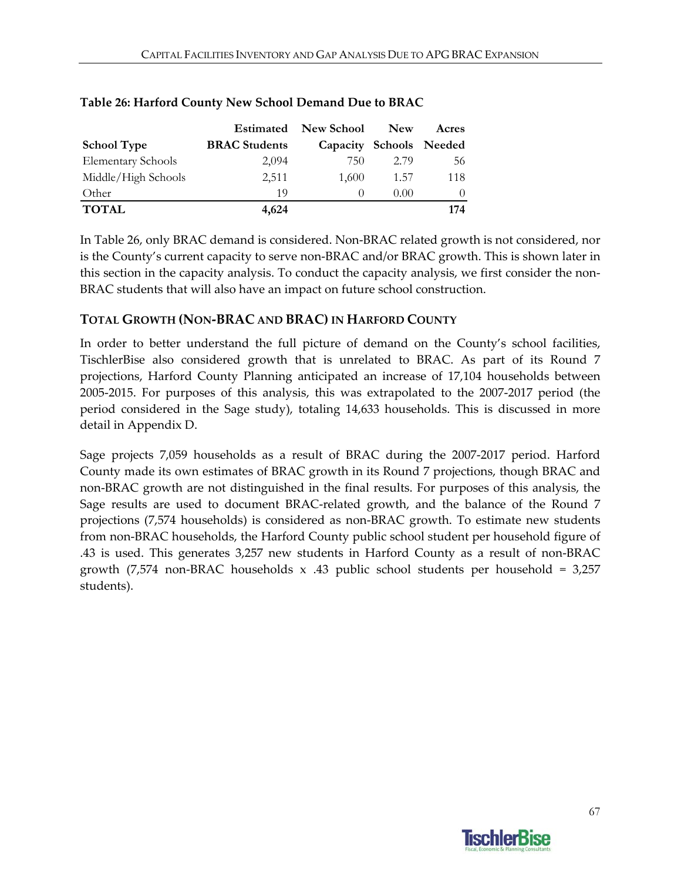**Table 26: Harford County New School Demand Due to BRAC**

| School Type | Estimated BRAC Students | New School Capacity | New Schools | Acres Needed |
|---|---|---|---|---|
| Elementary Schools | 2,094 | 750 | 2.79 | 56 |
| Middle/High Schools | 2,511 | 1,600 | 1.57 | 118 |
| Other | 19 | 0 | 0.00 | 0 |
| **TOTAL** | **4,624** | | | **174** |

In Table 26, only BRAC demand is considered. Non-BRAC related growth is not considered, nor is the County's current capacity to serve non-BRAC and/or BRAC growth. This is shown later in this section in the capacity analysis. To conduct the capacity analysis, we first consider the non-BRAC students that will also have an impact on future school construction.

### TOTAL GROWTH (NON-BRAC AND BRAC) IN HARFORD COUNTY

In order to better understand the full picture of demand on the County's school facilities, TischlerBise also considered growth that is unrelated to BRAC. As part of its Round 7 projections, Harford County Planning anticipated an increase of 17,104 households between 2005-2015. For purposes of this analysis, this was extrapolated to the 2007-2017 period (the period considered in the Sage study), totaling 14,633 households. This is discussed in more detail in Appendix D.

Sage projects 7,059 households as a result of BRAC during the 2007-2017 period. Harford County made its own estimates of BRAC growth in its Round 7 projections, though BRAC and non-BRAC growth are not distinguished in the final results. For purposes of this analysis, the Sage results are used to document BRAC-related growth, and the balance of the Round 7 projections (7,574 households) is considered as non-BRAC growth. To estimate new students from non-BRAC households, the Harford County public school student per household figure of .43 is used. This generates 3,257 new students in Harford County as a result of non-BRAC growth (7,574 non-BRAC households x .43 public school students per household = 3,257 students).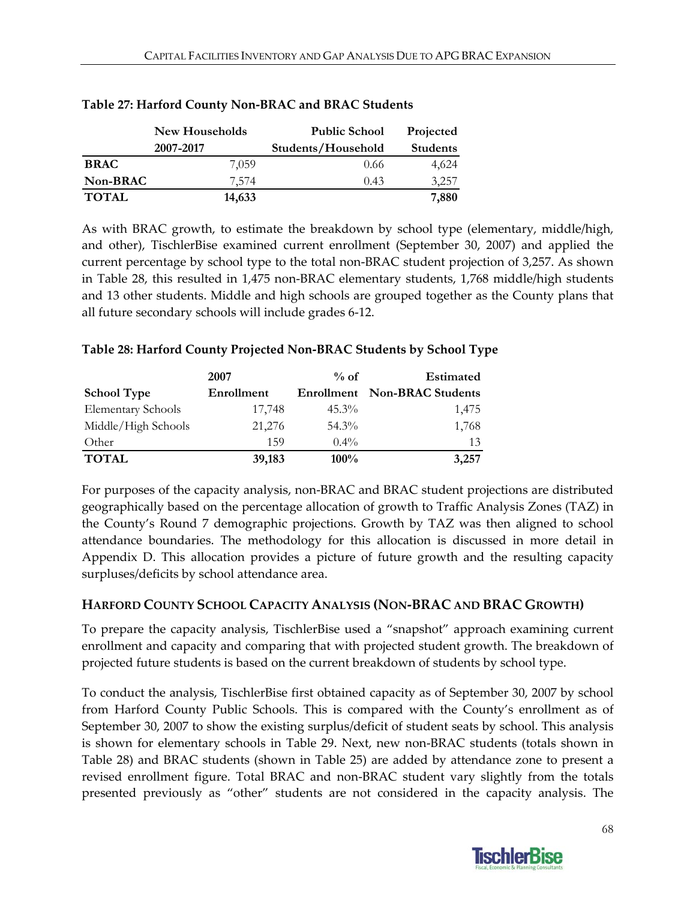**Table 27: Harford County Non-BRAC and BRAC Students**

| | New Households 2007-2017 | Public School Students/Household | Projected Students |
|---|---|---|---|
| **BRAC** | 7,059 | 0.66 | 4,624 |
| **Non-BRAC** | 7,574 | 0.43 | 3,257 |
| **TOTAL** | **14,633** | | **7,880** |

As with BRAC growth, to estimate the breakdown by school type (elementary, middle/high, and other), TischlerBise examined current enrollment (September 30, 2007) and applied the current percentage by school type to the total non-BRAC student projection of 3,257. As shown in Table 28, this resulted in 1,475 non-BRAC elementary students, 1,768 middle/high students and 13 other students. Middle and high schools are grouped together as the County plans that all future secondary schools will include grades 6-12.

**Table 28: Harford County Projected Non-BRAC Students by School Type**

| School Type | 2007 Enrollment | % of Enrollment | Estimated Non-BRAC Students |
|---|---|---|---|
| Elementary Schools | 17,748 | 45.3% | 1,475 |
| Middle/High Schools | 21,276 | 54.3% | 1,768 |
| Other | 159 | 0.4% | 13 |
| **TOTAL** | **39,183** | **100%** | **3,257** |

For purposes of the capacity analysis, non-BRAC and BRAC student projections are distributed geographically based on the percentage allocation of growth to Traffic Analysis Zones (TAZ) in the County's Round 7 demographic projections. Growth by TAZ was then aligned to school attendance boundaries. The methodology for this allocation is discussed in more detail in Appendix D. This allocation provides a picture of future growth and the resulting capacity surpluses/deficits by school attendance area.

## HARFORD COUNTY SCHOOL CAPACITY ANALYSIS (NON-BRAC AND BRAC GROWTH)

To prepare the capacity analysis, TischlerBise used a "snapshot" approach examining current enrollment and capacity and comparing that with projected student growth. The breakdown of projected future students is based on the current breakdown of students by school type.

To conduct the analysis, TischlerBise first obtained capacity as of September 30, 2007 by school from Harford County Public Schools. This is compared with the County's enrollment as of September 30, 2007 to show the existing surplus/deficit of student seats by school. This analysis is shown for elementary schools in Table 29. Next, new non-BRAC students (totals shown in Table 28) and BRAC students (shown in Table 25) are added by attendance zone to present a revised enrollment figure. Total BRAC and non-BRAC student vary slightly from the totals presented previously as "other" students are not considered in the capacity analysis. The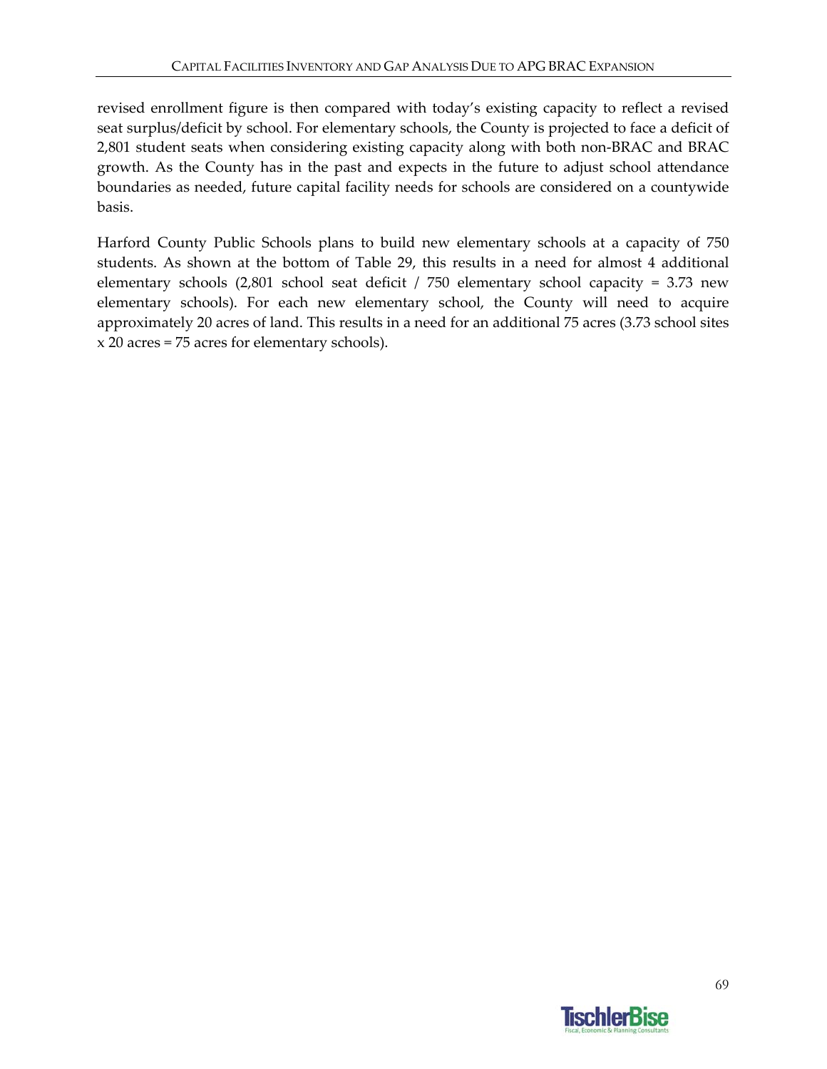revised enrollment figure is then compared with today's existing capacity to reflect a revised seat surplus/deficit by school. For elementary schools, the County is projected to face a deficit of 2,801 student seats when considering existing capacity along with both non-BRAC and BRAC growth. As the County has in the past and expects in the future to adjust school attendance boundaries as needed, future capital facility needs for schools are considered on a countywide basis.

Harford County Public Schools plans to build new elementary schools at a capacity of 750 students. As shown at the bottom of Table 29, this results in a need for almost 4 additional elementary schools (2,801 school seat deficit / 750 elementary school capacity = 3.73 new elementary schools). For each new elementary school, the County will need to acquire approximately 20 acres of land. This results in a need for an additional 75 acres (3.73 school sites x 20 acres = 75 acres for elementary schools).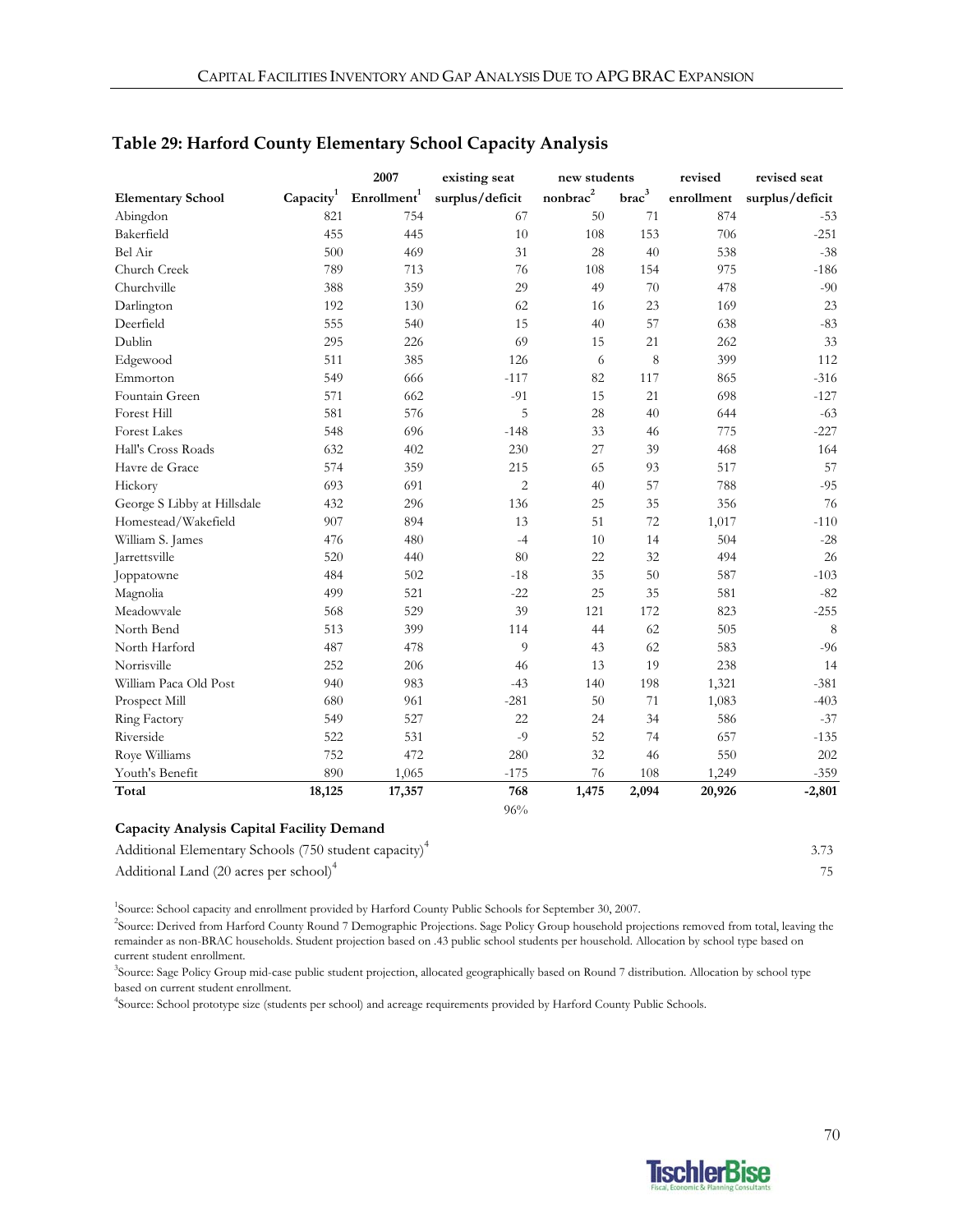## Table 29: Harford County Elementary School Capacity Analysis

| Elementary School | Capacity[1] | 2007 Enrollment[1] | existing seat surplus/deficit | new students nonbrac[2] | new students brac[3] | revised enrollment | revised seat surplus/deficit |
|---|---|---|---|---|---|---|---|
| Abingdon | 821 | 754 | 67 | 50 | 71 | 874 | -53 |
| Bakerfield | 455 | 445 | 10 | 108 | 153 | 706 | -251 |
| Bel Air | 500 | 469 | 31 | 28 | 40 | 538 | -38 |
| Church Creek | 789 | 713 | 76 | 108 | 154 | 975 | -186 |
| Churchville | 388 | 359 | 29 | 49 | 70 | 478 | -90 |
| Darlington | 192 | 130 | 62 | 16 | 23 | 169 | 23 |
| Deerfield | 555 | 540 | 15 | 40 | 57 | 638 | -83 |
| Dublin | 295 | 226 | 69 | 15 | 21 | 262 | 33 |
| Edgewood | 511 | 385 | 126 | 6 | 8 | 399 | 112 |
| Emmorton | 549 | 666 | -117 | 82 | 117 | 865 | -316 |
| Fountain Green | 571 | 662 | -91 | 15 | 21 | 698 | -127 |
| Forest Hill | 581 | 576 | 5 | 28 | 40 | 644 | -63 |
| Forest Lakes | 548 | 696 | -148 | 33 | 46 | 775 | -227 |
| Hall's Cross Roads | 632 | 402 | 230 | 27 | 39 | 468 | 164 |
| Havre de Grace | 574 | 359 | 215 | 65 | 93 | 517 | 57 |
| Hickory | 693 | 691 | 2 | 40 | 57 | 788 | -95 |
| George S Libby at Hillsdale | 432 | 296 | 136 | 25 | 35 | 356 | 76 |
| Homestead/Wakefield | 907 | 894 | 13 | 51 | 72 | 1,017 | -110 |
| William S. James | 476 | 480 | -4 | 10 | 14 | 504 | -28 |
| Jarrettsville | 520 | 440 | 80 | 22 | 32 | 494 | 26 |
| Joppatowne | 484 | 502 | -18 | 35 | 50 | 587 | -103 |
| Magnolia | 499 | 521 | -22 | 25 | 35 | 581 | -82 |
| Meadowvale | 568 | 529 | 39 | 121 | 172 | 823 | -255 |
| North Bend | 513 | 399 | 114 | 44 | 62 | 505 | 8 |
| North Harford | 487 | 478 | 9 | 43 | 62 | 583 | -96 |
| Norrisville | 252 | 206 | 46 | 13 | 19 | 238 | 14 |
| William Paca Old Post | 940 | 983 | -43 | 140 | 198 | 1,321 | -381 |
| Prospect Mill | 680 | 961 | -281 | 50 | 71 | 1,083 | -403 |
| Ring Factory | 549 | 527 | 22 | 24 | 34 | 586 | -37 |
| Riverside | 522 | 531 | -9 | 52 | 74 | 657 | -135 |
| Roye Williams | 752 | 472 | 280 | 32 | 46 | 550 | 202 |
| Youth's Benefit | 890 | 1,065 | -175 | 76 | 108 | 1,249 | -359 |
| **Total** | **18,125** | **17,357** | **768** | **1,475** | **2,094** | **20,926** | **-2,801** |
| | | | 96% | | | | |

**Capacity Analysis Capital Facility Demand**

| | |
|---|---|
| Additional Elementary Schools (750 student capacity)[4] | 3.73 |
| Additional Land (20 acres per school)[4] | 75 |

[1]Source: School capacity and enrollment provided by Harford County Public Schools for September 30, 2007.

[2]Source: Derived from Harford County Round 7 Demographic Projections. Sage Policy Group household projections removed from total, leaving the remainder as non-BRAC households. Student projection based on .43 public school students per household. Allocation by school type based on current student enrollment.

[3]Source: Sage Policy Group mid-case public student projection, allocated geographically based on Round 7 distribution. Allocation by school type based on current student enrollment.

[4]Source: School prototype size (students per school) and acreage requirements provided by Harford County Public Schools.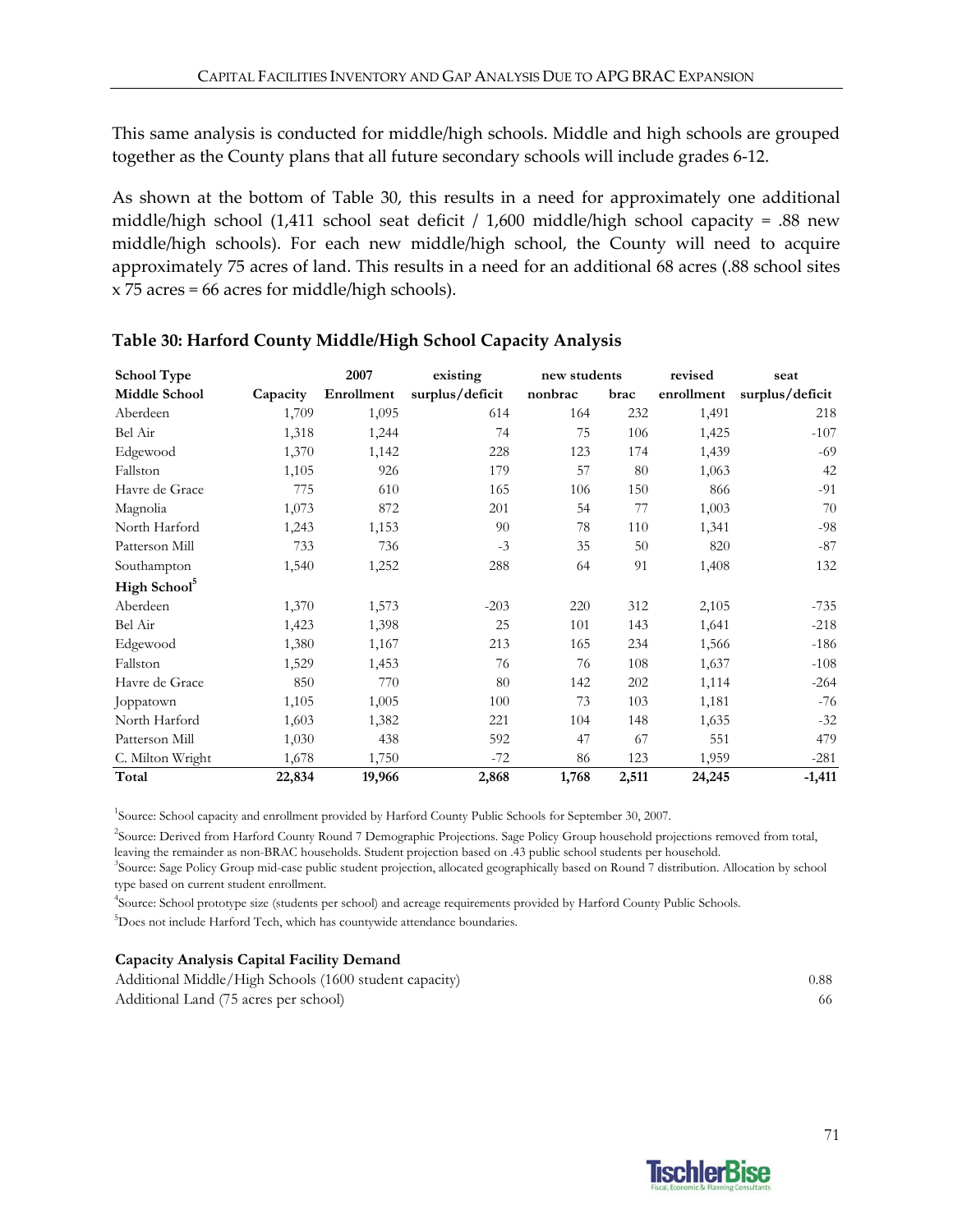This same analysis is conducted for middle/high schools. Middle and high schools are grouped together as the County plans that all future secondary schools will include grades 6-12.

As shown at the bottom of Table 30, this results in a need for approximately one additional middle/high school (1,411 school seat deficit / 1,600 middle/high school capacity = .88 new middle/high schools). For each new middle/high school, the County will need to acquire approximately 75 acres of land. This results in a need for an additional 68 acres (.88 school sites x 75 acres = 66 acres for middle/high schools).

**Table 30: Harford County Middle/High School Capacity Analysis**

| School Type | | 2007 | existing | new students | | revised | seat |
|---|---|---|---|---|---|---|---|
| **Middle School** | **Capacity** | **Enrollment** | **surplus/deficit** | **nonbrac** | **brac** | **enrollment** | **surplus/deficit** |
| Aberdeen | 1,709 | 1,095 | 614 | 164 | 232 | 1,491 | 218 |
| Bel Air | 1,318 | 1,244 | 74 | 75 | 106 | 1,425 | -107 |
| Edgewood | 1,370 | 1,142 | 228 | 123 | 174 | 1,439 | -69 |
| Fallston | 1,105 | 926 | 179 | 57 | 80 | 1,063 | 42 |
| Havre de Grace | 775 | 610 | 165 | 106 | 150 | 866 | -91 |
| Magnolia | 1,073 | 872 | 201 | 54 | 77 | 1,003 | 70 |
| North Harford | 1,243 | 1,153 | 90 | 78 | 110 | 1,341 | -98 |
| Patterson Mill | 733 | 736 | -3 | 35 | 50 | 820 | -87 |
| Southampton | 1,540 | 1,252 | 288 | 64 | 91 | 1,408 | 132 |
| **High School[5]** | | | | | | | |
| Aberdeen | 1,370 | 1,573 | -203 | 220 | 312 | 2,105 | -735 |
| Bel Air | 1,423 | 1,398 | 25 | 101 | 143 | 1,641 | -218 |
| Edgewood | 1,380 | 1,167 | 213 | 165 | 234 | 1,566 | -186 |
| Fallston | 1,529 | 1,453 | 76 | 76 | 108 | 1,637 | -108 |
| Havre de Grace | 850 | 770 | 80 | 142 | 202 | 1,114 | -264 |
| Joppatown | 1,105 | 1,005 | 100 | 73 | 103 | 1,181 | -76 |
| North Harford | 1,603 | 1,382 | 221 | 104 | 148 | 1,635 | -32 |
| Patterson Mill | 1,030 | 438 | 592 | 47 | 67 | 551 | 479 |
| C. Milton Wright | 1,678 | 1,750 | -72 | 86 | 123 | 1,959 | -281 |
| **Total** | **22,834** | **19,966** | **2,868** | **1,768** | **2,511** | **24,245** | **-1,411** |

[1]Source: School capacity and enrollment provided by Harford County Public Schools for September 30, 2007.

[2]Source: Derived from Harford County Round 7 Demographic Projections. Sage Policy Group household projections removed from total, leaving the remainder as non-BRAC households. Student projection based on .43 public school students per household.

[3]Source: Sage Policy Group mid-case public student projection, allocated geographically based on Round 7 distribution. Allocation by school type based on current student enrollment.

[4]Source: School prototype size (students per school) and acreage requirements provided by Harford County Public Schools.

[5]Does not include Harford Tech, which has countywide attendance boundaries.

**Capacity Analysis Capital Facility Demand**

| | |
|---|---|
| Additional Middle/High Schools (1600 student capacity) | 0.88 |
| Additional Land (75 acres per school) | 66 |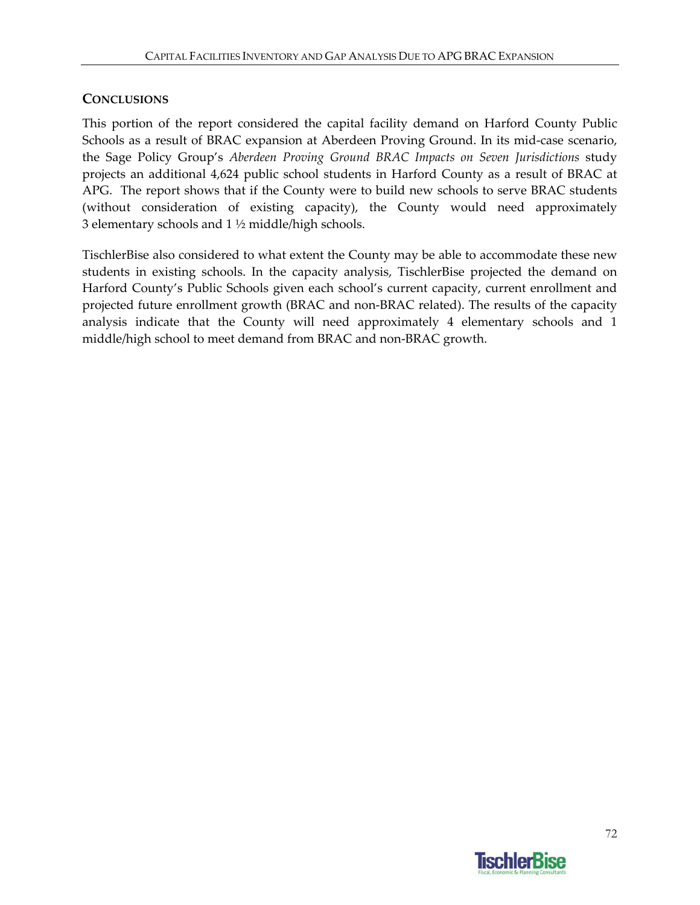## **CONCLUSIONS**

This portion of the report considered the capital facility demand on Harford County Public Schools as a result of BRAC expansion at Aberdeen Proving Ground. In its mid-case scenario, the Sage Policy Group's *Aberdeen Proving Ground BRAC Impacts on Seven Jurisdictions* study projects an additional 4,624 public school students in Harford County as a result of BRAC at APG. The report shows that if the County were to build new schools to serve BRAC students (without consideration of existing capacity), the County would need approximately 3 elementary schools and 1 ½ middle/high schools.

TischlerBise also considered to what extent the County may be able to accommodate these new students in existing schools. In the capacity analysis, TischlerBise projected the demand on Harford County's Public Schools given each school's current capacity, current enrollment and projected future enrollment growth (BRAC and non-BRAC related). The results of the capacity analysis indicate that the County will need approximately 4 elementary schools and 1 middle/high school to meet demand from BRAC and non-BRAC growth.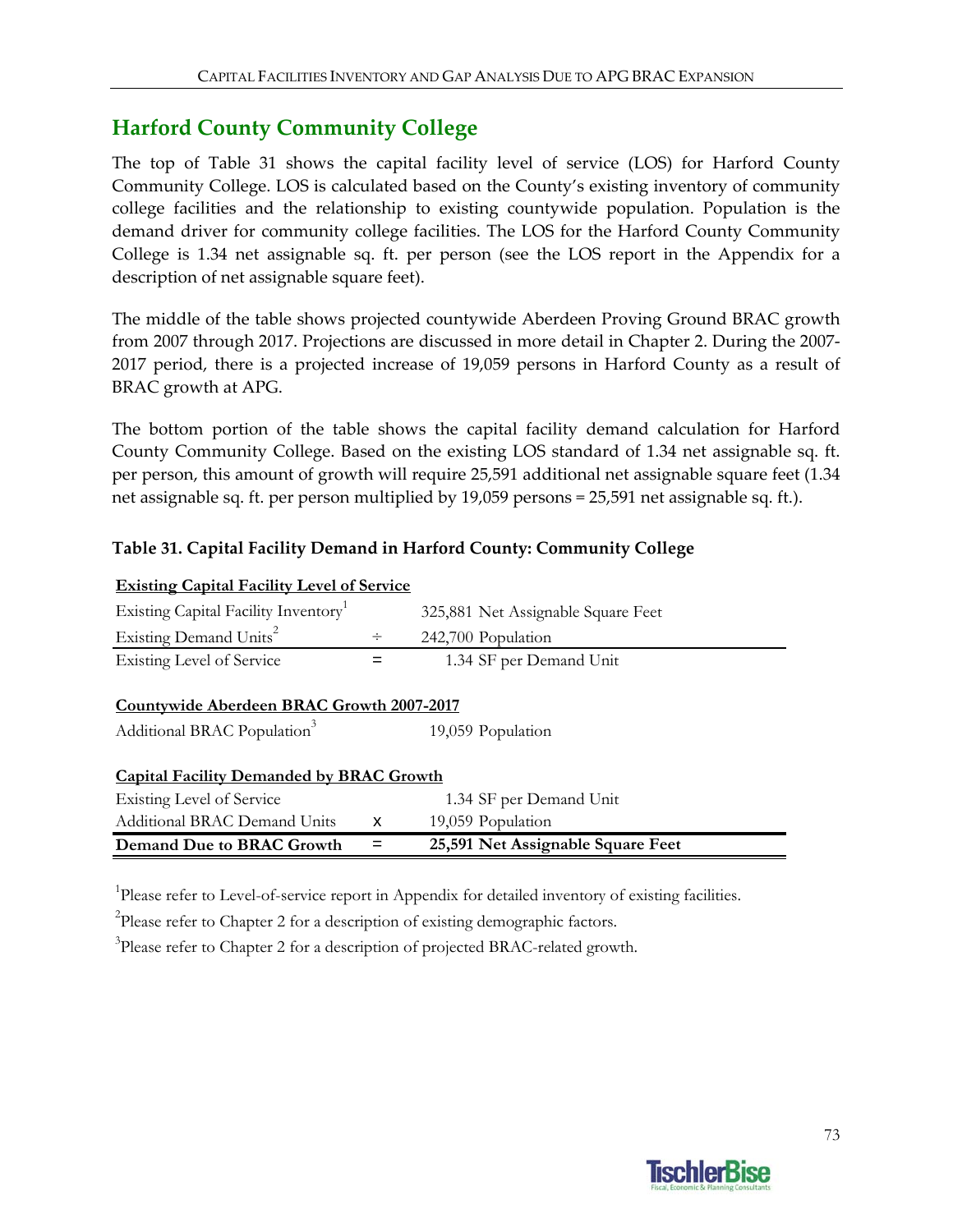## Harford County Community College

The top of Table 31 shows the capital facility level of service (LOS) for Harford County Community College. LOS is calculated based on the County's existing inventory of community college facilities and the relationship to existing countywide population. Population is the demand driver for community college facilities. The LOS for the Harford County Community College is 1.34 net assignable sq. ft. per person (see the LOS report in the Appendix for a description of net assignable square feet).

The middle of the table shows projected countywide Aberdeen Proving Ground BRAC growth from 2007 through 2017. Projections are discussed in more detail in Chapter 2. During the 2007-2017 period, there is a projected increase of 19,059 persons in Harford County as a result of BRAC growth at APG.

The bottom portion of the table shows the capital facility demand calculation for Harford County Community College. Based on the existing LOS standard of 1.34 net assignable sq. ft. per person, this amount of growth will require 25,591 additional net assignable square feet (1.34 net assignable sq. ft. per person multiplied by 19,059 persons = 25,591 net assignable sq. ft.).

### Table 31. Capital Facility Demand in Harford County: Community College

| **Existing Capital Facility Level of Service** | | |
|---|---|---|
| Existing Capital Facility Inventory[1] | | 325,881 Net Assignable Square Feet |
| Existing Demand Units[2] | ÷ | 242,700 Population |
| Existing Level of Service | = | 1.34 SF per Demand Unit |
| **Countywide Aberdeen BRAC Growth 2007-2017** | | |
| Additional BRAC Population[3] | | 19,059 Population |
| **Capital Facility Demanded by BRAC Growth** | | |
| Existing Level of Service | | 1.34 SF per Demand Unit |
| Additional BRAC Demand Units | x | 19,059 Population |
| **Demand Due to BRAC Growth** | **=** | **25,591 Net Assignable Square Feet** |

[1]Please refer to Level-of-service report in Appendix for detailed inventory of existing facilities.

[2]Please refer to Chapter 2 for a description of existing demographic factors.

[3]Please refer to Chapter 2 for a description of projected BRAC-related growth.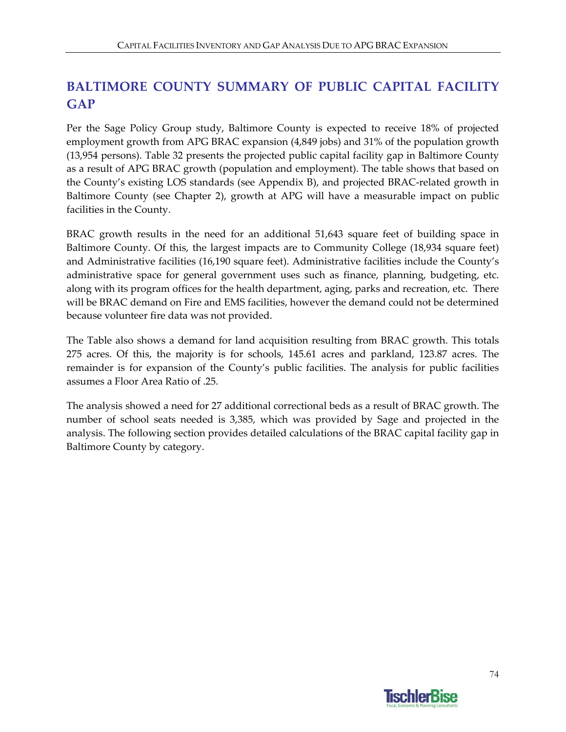## BALTIMORE COUNTY SUMMARY OF PUBLIC CAPITAL FACILITY GAP

Per the Sage Policy Group study, Baltimore County is expected to receive 18% of projected employment growth from APG BRAC expansion (4,849 jobs) and 31% of the population growth (13,954 persons). Table 32 presents the projected public capital facility gap in Baltimore County as a result of APG BRAC growth (population and employment). The table shows that based on the County's existing LOS standards (see Appendix B), and projected BRAC-related growth in Baltimore County (see Chapter 2), growth at APG will have a measurable impact on public facilities in the County.

BRAC growth results in the need for an additional 51,643 square feet of building space in Baltimore County. Of this, the largest impacts are to Community College (18,934 square feet) and Administrative facilities (16,190 square feet). Administrative facilities include the County's administrative space for general government uses such as finance, planning, budgeting, etc. along with its program offices for the health department, aging, parks and recreation, etc. There will be BRAC demand on Fire and EMS facilities, however the demand could not be determined because volunteer fire data was not provided.

The Table also shows a demand for land acquisition resulting from BRAC growth. This totals 275 acres. Of this, the majority is for schools, 145.61 acres and parkland, 123.87 acres. The remainder is for expansion of the County's public facilities. The analysis for public facilities assumes a Floor Area Ratio of .25.

The analysis showed a need for 27 additional correctional beds as a result of BRAC growth. The number of school seats needed is 3,385, which was provided by Sage and projected in the analysis. The following section provides detailed calculations of the BRAC capital facility gap in Baltimore County by category.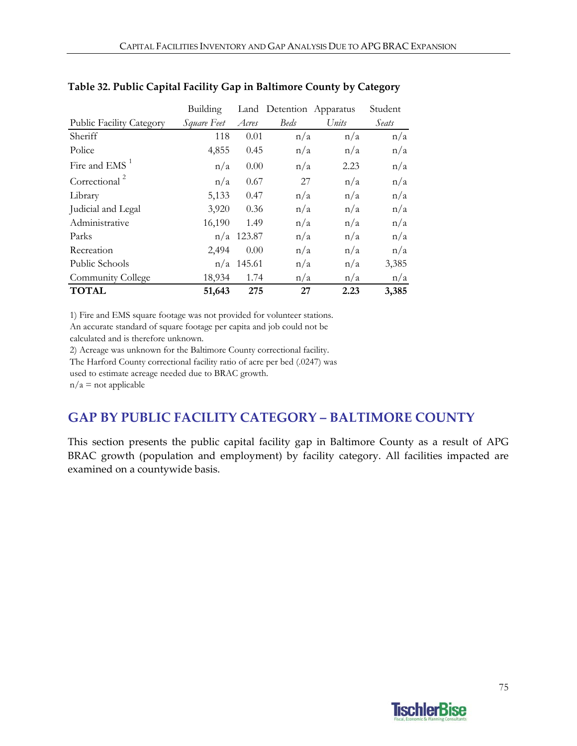**Table 32. Public Capital Facility Gap in Baltimore County by Category**

| Public Facility Category | Building *Square Feet* | Land *Acres* | Detention *Beds* | Apparatus *Units* | Student *Seats* |
|---|---|---|---|---|---|
| Sheriff | 118 | 0.01 | n/a | n/a | n/a |
| Police | 4,855 | 0.45 | n/a | n/a | n/a |
| Fire and EMS [1] | n/a | 0.00 | n/a | 2.23 | n/a |
| Correctional [2] | n/a | 0.67 | 27 | n/a | n/a |
| Library | 5,133 | 0.47 | n/a | n/a | n/a |
| Judicial and Legal | 3,920 | 0.36 | n/a | n/a | n/a |
| Administrative | 16,190 | 1.49 | n/a | n/a | n/a |
| Parks | n/a | 123.87 | n/a | n/a | n/a |
| Recreation | 2,494 | 0.00 | n/a | n/a | n/a |
| Public Schools | n/a | 145.61 | n/a | n/a | 3,385 |
| Community College | 18,934 | 1.74 | n/a | n/a | n/a |
| **TOTAL** | **51,643** | **275** | **27** | **2.23** | **3,385** |

1) Fire and EMS square footage was not provided for volunteer stations. An accurate standard of square footage per capita and job could not be calculated and is therefore unknown.
2) Acreage was unknown for the Baltimore County correctional facility. The Harford County correctional facility ratio of acre per bed (.0247) was used to estimate acreage needed due to BRAC growth.
n/a = not applicable

## GAP BY PUBLIC FACILITY CATEGORY – BALTIMORE COUNTY

This section presents the public capital facility gap in Baltimore County as a result of APG BRAC growth (population and employment) by facility category. All facilities impacted are examined on a countywide basis.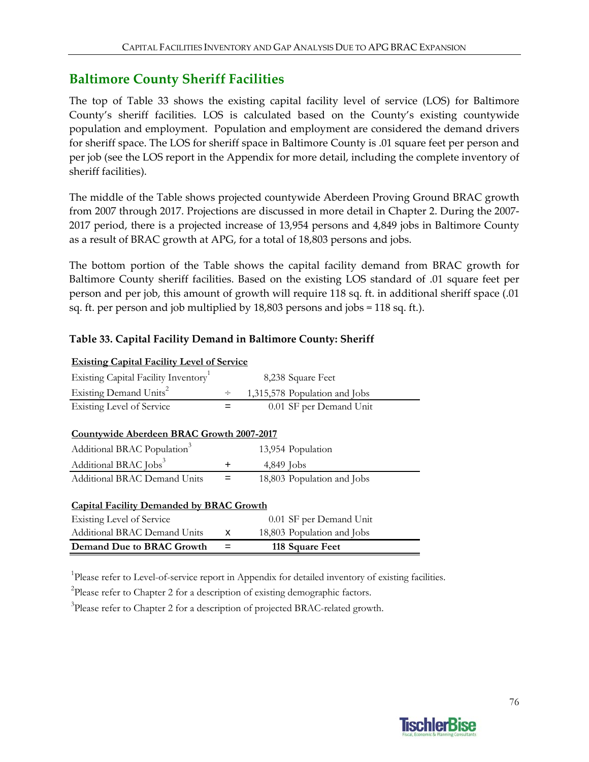## Baltimore County Sheriff Facilities

The top of Table 33 shows the existing capital facility level of service (LOS) for Baltimore County's sheriff facilities. LOS is calculated based on the County's existing countywide population and employment. Population and employment are considered the demand drivers for sheriff space. The LOS for sheriff space in Baltimore County is .01 square feet per person and per job (see the LOS report in the Appendix for more detail, including the complete inventory of sheriff facilities).

The middle of the Table shows projected countywide Aberdeen Proving Ground BRAC growth from 2007 through 2017. Projections are discussed in more detail in Chapter 2. During the 2007-2017 period, there is a projected increase of 13,954 persons and 4,849 jobs in Baltimore County as a result of BRAC growth at APG, for a total of 18,803 persons and jobs.

The bottom portion of the Table shows the capital facility demand from BRAC growth for Baltimore County sheriff facilities. Based on the existing LOS standard of .01 square feet per person and per job, this amount of growth will require 118 sq. ft. in additional sheriff space (.01 sq. ft. per person and job multiplied by 18,803 persons and jobs = 118 sq. ft.).

### Table 33. Capital Facility Demand in Baltimore County: Sheriff

| **Existing Capital Facility Level of Service** | | |
|---|---|---|
| Existing Capital Facility Inventory[1] | | 8,238 Square Feet |
| Existing Demand Units[2] | ÷ | 1,315,578 Population and Jobs |
| Existing Level of Service | = | 0.01 SF per Demand Unit |
| **Countywide Aberdeen BRAC Growth 2007-2017** | | |
| Additional BRAC Population[3] | | 13,954 Population |
| Additional BRAC Jobs[3] | + | 4,849 Jobs |
| Additional BRAC Demand Units | = | 18,803 Population and Jobs |
| **Capital Facility Demanded by BRAC Growth** | | |
| Existing Level of Service | | 0.01 SF per Demand Unit |
| Additional BRAC Demand Units | x | 18,803 Population and Jobs |
| **Demand Due to BRAC Growth** | = | **118 Square Feet** |

[1]Please refer to Level-of-service report in Appendix for detailed inventory of existing facilities.

[2]Please refer to Chapter 2 for a description of existing demographic factors.

[3]Please refer to Chapter 2 for a description of projected BRAC-related growth.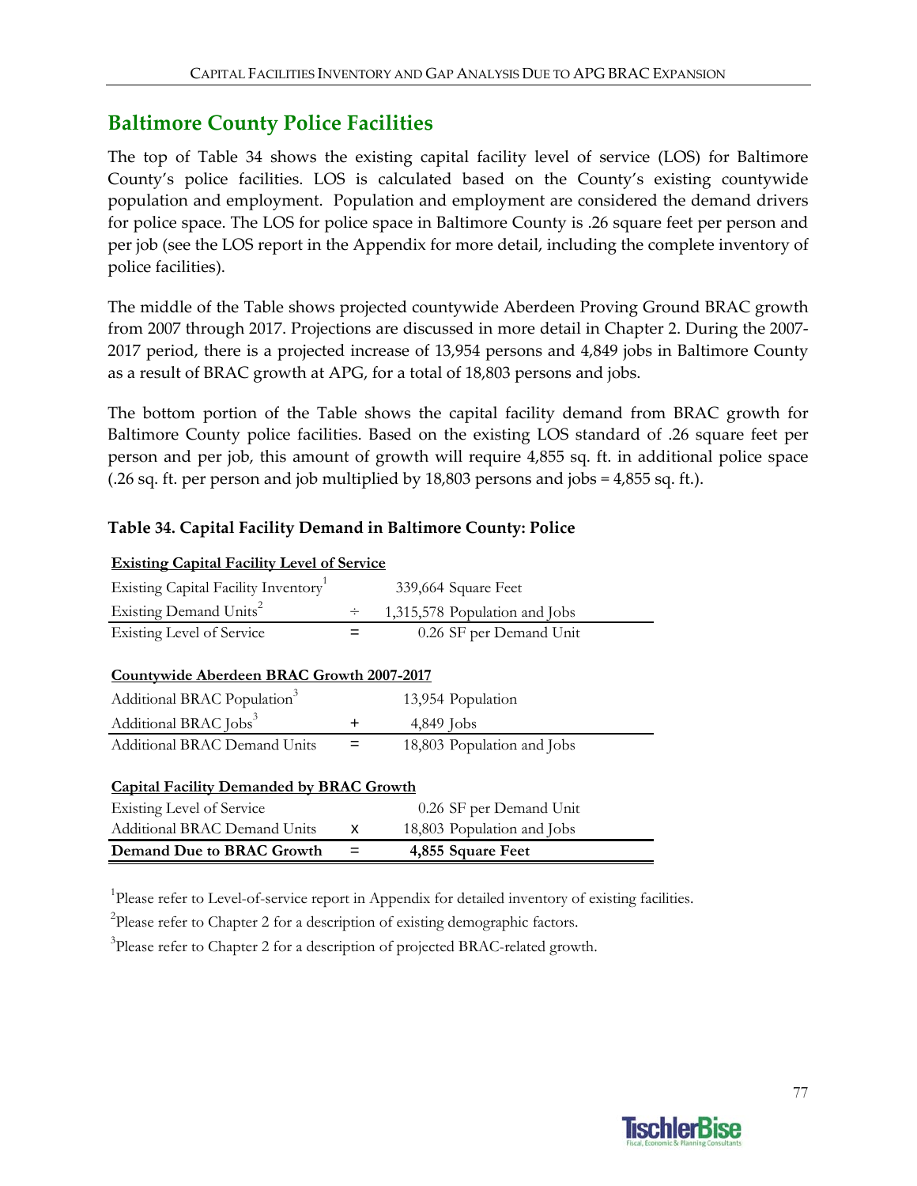## Baltimore County Police Facilities

The top of Table 34 shows the existing capital facility level of service (LOS) for Baltimore County's police facilities. LOS is calculated based on the County's existing countywide population and employment. Population and employment are considered the demand drivers for police space. The LOS for police space in Baltimore County is .26 square feet per person and per job (see the LOS report in the Appendix for more detail, including the complete inventory of police facilities).

The middle of the Table shows projected countywide Aberdeen Proving Ground BRAC growth from 2007 through 2017. Projections are discussed in more detail in Chapter 2. During the 2007-2017 period, there is a projected increase of 13,954 persons and 4,849 jobs in Baltimore County as a result of BRAC growth at APG, for a total of 18,803 persons and jobs.

The bottom portion of the Table shows the capital facility demand from BRAC growth for Baltimore County police facilities. Based on the existing LOS standard of .26 square feet per person and per job, this amount of growth will require 4,855 sq. ft. in additional police space (.26 sq. ft. per person and job multiplied by 18,803 persons and jobs = 4,855 sq. ft.).

**Table 34. Capital Facility Demand in Baltimore County: Police**

| **Existing Capital Facility Level of Service** | | |
|---|---|---|
| Existing Capital Facility Inventory[1] | | 339,664 Square Feet |
| Existing Demand Units[2] | ÷ | 1,315,578 Population and Jobs |
| Existing Level of Service | = | 0.26 SF per Demand Unit |
| **Countywide Aberdeen BRAC Growth 2007-2017** | | |
| Additional BRAC Population[3] | | 13,954 Population |
| Additional BRAC Jobs[3] | + | 4,849 Jobs |
| Additional BRAC Demand Units | = | 18,803 Population and Jobs |
| **Capital Facility Demanded by BRAC Growth** | | |
| Existing Level of Service | | 0.26 SF per Demand Unit |
| Additional BRAC Demand Units | x | 18,803 Population and Jobs |
| **Demand Due to BRAC Growth** | **=** | **4,855 Square Feet** |

[1]Please refer to Level-of-service report in Appendix for detailed inventory of existing facilities.

[2]Please refer to Chapter 2 for a description of existing demographic factors.

[3]Please refer to Chapter 2 for a description of projected BRAC-related growth.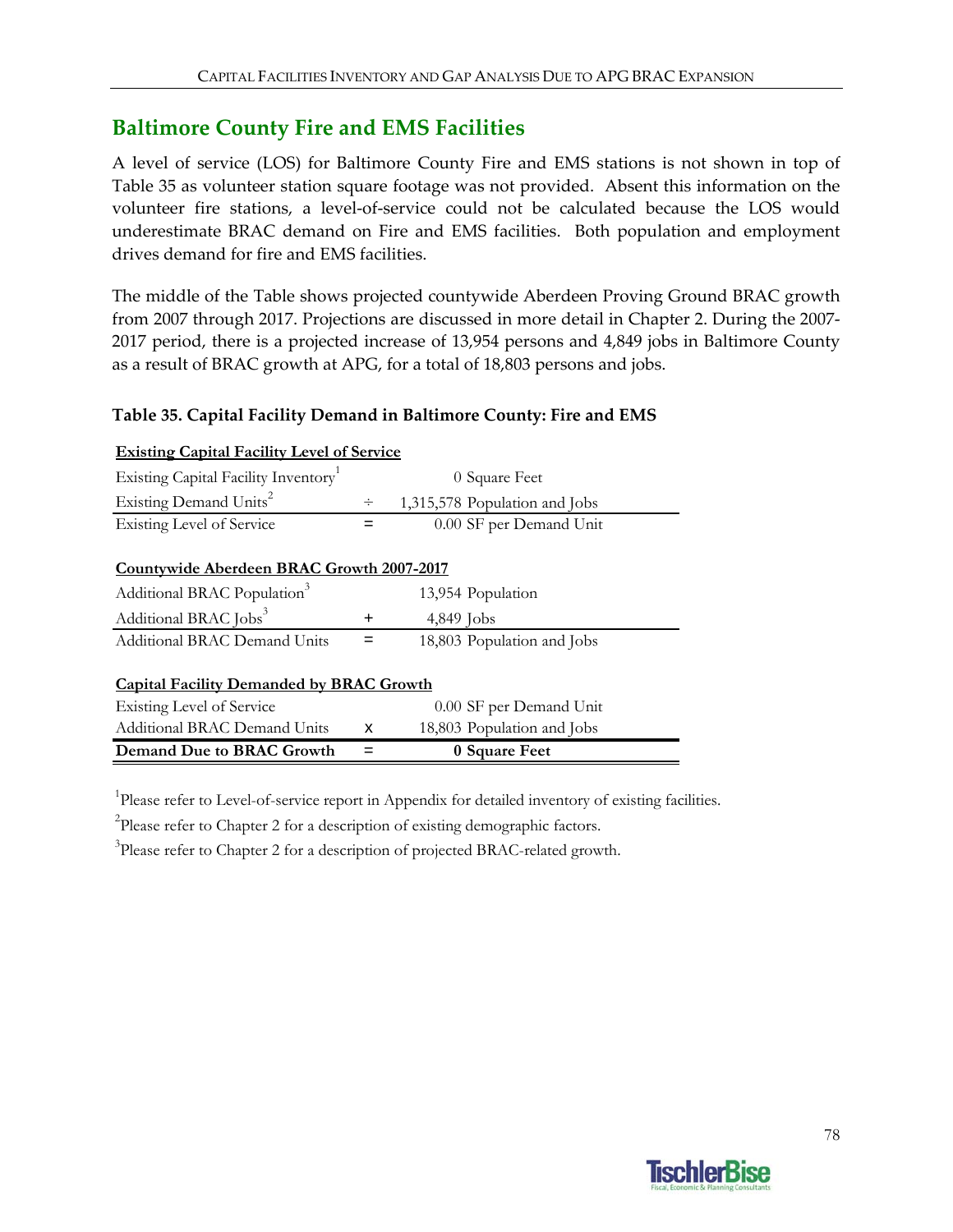## Baltimore County Fire and EMS Facilities

A level of service (LOS) for Baltimore County Fire and EMS stations is not shown in top of Table 35 as volunteer station square footage was not provided. Absent this information on the volunteer fire stations, a level-of-service could not be calculated because the LOS would underestimate BRAC demand on Fire and EMS facilities. Both population and employment drives demand for fire and EMS facilities.

The middle of the Table shows projected countywide Aberdeen Proving Ground BRAC growth from 2007 through 2017. Projections are discussed in more detail in Chapter 2. During the 2007-2017 period, there is a projected increase of 13,954 persons and 4,849 jobs in Baltimore County as a result of BRAC growth at APG, for a total of 18,803 persons and jobs.

**Table 35. Capital Facility Demand in Baltimore County: Fire and EMS**

| **Existing Capital Facility Level of Service** | | |
|---|---|---|
| Existing Capital Facility Inventory[1] | | 0 Square Feet |
| Existing Demand Units[2] | ÷ | 1,315,578 Population and Jobs |
| Existing Level of Service | = | 0.00 SF per Demand Unit |
| **Countywide Aberdeen BRAC Growth 2007-2017** | | |
| Additional BRAC Population[3] | | 13,954 Population |
| Additional BRAC Jobs[3] | + | 4,849 Jobs |
| Additional BRAC Demand Units | = | 18,803 Population and Jobs |
| **Capital Facility Demanded by BRAC Growth** | | |
| Existing Level of Service | | 0.00 SF per Demand Unit |
| Additional BRAC Demand Units | x | 18,803 Population and Jobs |
| **Demand Due to BRAC Growth** | = | **0 Square Feet** |

[1]Please refer to Level-of-service report in Appendix for detailed inventory of existing facilities.

[2]Please refer to Chapter 2 for a description of existing demographic factors.

[3]Please refer to Chapter 2 for a description of projected BRAC-related growth.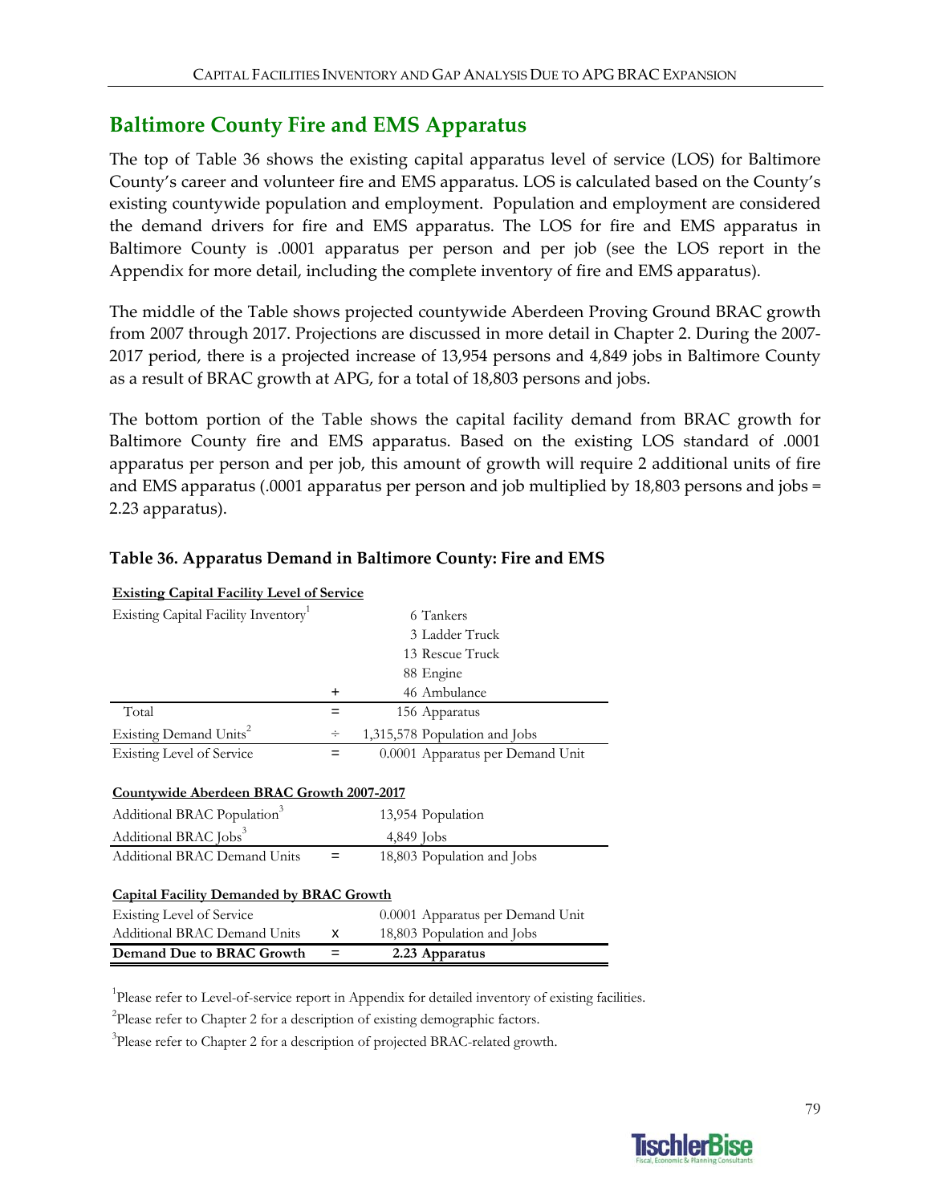## Baltimore County Fire and EMS Apparatus

The top of Table 36 shows the existing capital apparatus level of service (LOS) for Baltimore County's career and volunteer fire and EMS apparatus. LOS is calculated based on the County's existing countywide population and employment. Population and employment are considered the demand drivers for fire and EMS apparatus. The LOS for fire and EMS apparatus in Baltimore County is .0001 apparatus per person and per job (see the LOS report in the Appendix for more detail, including the complete inventory of fire and EMS apparatus).

The middle of the Table shows projected countywide Aberdeen Proving Ground BRAC growth from 2007 through 2017. Projections are discussed in more detail in Chapter 2. During the 2007-2017 period, there is a projected increase of 13,954 persons and 4,849 jobs in Baltimore County as a result of BRAC growth at APG, for a total of 18,803 persons and jobs.

The bottom portion of the Table shows the capital facility demand from BRAC growth for Baltimore County fire and EMS apparatus. Based on the existing LOS standard of .0001 apparatus per person and per job, this amount of growth will require 2 additional units of fire and EMS apparatus (.0001 apparatus per person and job multiplied by 18,803 persons and jobs = 2.23 apparatus).

### Table 36. Apparatus Demand in Baltimore County: Fire and EMS

| | | |
|---|---|---|
| **Existing Capital Facility Level of Service** | | |
| Existing Capital Facility Inventory[1] | | 6 Tankers |
| | | 3 Ladder Truck |
| | | 13 Rescue Truck |
| | | 88 Engine |
| | + | 46 Ambulance |
| Total | = | 156 Apparatus |
| Existing Demand Units[2] | ÷ | 1,315,578 Population and Jobs |
| Existing Level of Service | = | 0.0001 Apparatus per Demand Unit |
| | | |
| **Countywide Aberdeen BRAC Growth 2007-2017** | | |
| Additional BRAC Population[3] | | 13,954 Population |
| Additional BRAC Jobs[3] | | 4,849 Jobs |
| Additional BRAC Demand Units | = | 18,803 Population and Jobs |
| | | |
| **Capital Facility Demanded by BRAC Growth** | | |
| Existing Level of Service | | 0.0001 Apparatus per Demand Unit |
| Additional BRAC Demand Units | x | 18,803 Population and Jobs |
| **Demand Due to BRAC Growth** | = | **2.23 Apparatus** |

[1]Please refer to Level-of-service report in Appendix for detailed inventory of existing facilities.

[2]Please refer to Chapter 2 for a description of existing demographic factors.

[3]Please refer to Chapter 2 for a description of projected BRAC-related growth.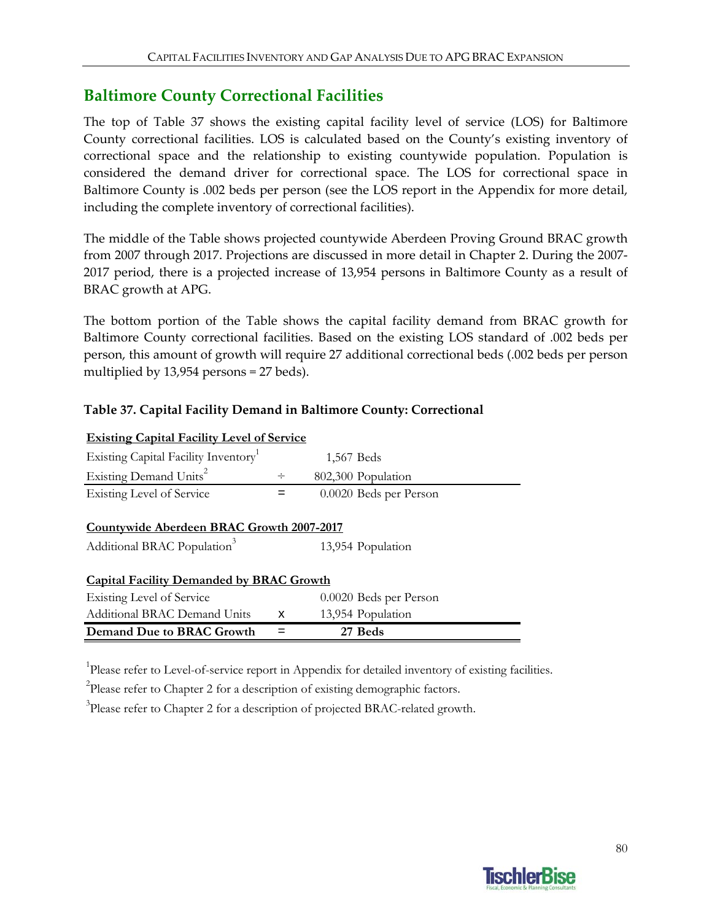## Baltimore County Correctional Facilities

The top of Table 37 shows the existing capital facility level of service (LOS) for Baltimore County correctional facilities. LOS is calculated based on the County's existing inventory of correctional space and the relationship to existing countywide population. Population is considered the demand driver for correctional space. The LOS for correctional space in Baltimore County is .002 beds per person (see the LOS report in the Appendix for more detail, including the complete inventory of correctional facilities).

The middle of the Table shows projected countywide Aberdeen Proving Ground BRAC growth from 2007 through 2017. Projections are discussed in more detail in Chapter 2. During the 2007-2017 period, there is a projected increase of 13,954 persons in Baltimore County as a result of BRAC growth at APG.

The bottom portion of the Table shows the capital facility demand from BRAC growth for Baltimore County correctional facilities. Based on the existing LOS standard of .002 beds per person, this amount of growth will require 27 additional correctional beds (.002 beds per person multiplied by 13,954 persons = 27 beds).

**Table 37. Capital Facility Demand in Baltimore County: Correctional**

| **Existing Capital Facility Level of Service** | | |
|---|---|---|
| Existing Capital Facility Inventory[1] | | 1,567 Beds |
| Existing Demand Units[2] | ÷ | 802,300 Population |
| Existing Level of Service | = | 0.0020 Beds per Person |
| **Countywide Aberdeen BRAC Growth 2007-2017** | | |
| Additional BRAC Population[3] | | 13,954 Population |
| **Capital Facility Demanded by BRAC Growth** | | |
| Existing Level of Service | | 0.0020 Beds per Person |
| Additional BRAC Demand Units | x | 13,954 Population |
| **Demand Due to BRAC Growth** | = | **27 Beds** |

[1]Please refer to Level-of-service report in Appendix for detailed inventory of existing facilities.

[2]Please refer to Chapter 2 for a description of existing demographic factors.

[3]Please refer to Chapter 2 for a description of projected BRAC-related growth.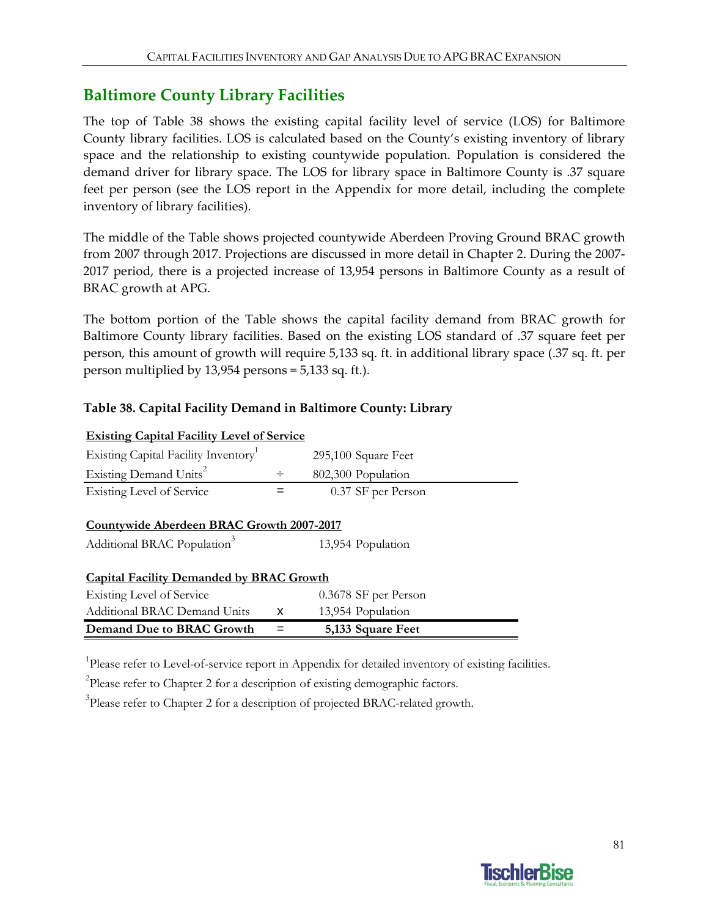## Baltimore County Library Facilities

The top of Table 38 shows the existing capital facility level of service (LOS) for Baltimore County library facilities. LOS is calculated based on the County's existing inventory of library space and the relationship to existing countywide population. Population is considered the demand driver for library space. The LOS for library space in Baltimore County is .37 square feet per person (see the LOS report in the Appendix for more detail, including the complete inventory of library facilities).

The middle of the Table shows projected countywide Aberdeen Proving Ground BRAC growth from 2007 through 2017. Projections are discussed in more detail in Chapter 2. During the 2007-2017 period, there is a projected increase of 13,954 persons in Baltimore County as a result of BRAC growth at APG.

The bottom portion of the Table shows the capital facility demand from BRAC growth for Baltimore County library facilities. Based on the existing LOS standard of .37 square feet per person, this amount of growth will require 5,133 sq. ft. in additional library space (.37 sq. ft. per person multiplied by 13,954 persons = 5,133 sq. ft.).

### Table 38. Capital Facility Demand in Baltimore County: Library

| **Existing Capital Facility Level of Service** | | |
|---|---|---|
| Existing Capital Facility Inventory[1] | | 295,100 Square Feet |
| Existing Demand Units[2] | ÷ | 802,300 Population |
| Existing Level of Service | = | 0.37 SF per Person |
| **Countywide Aberdeen BRAC Growth 2007-2017** | | |
| Additional BRAC Population[3] | | 13,954 Population |
| **Capital Facility Demanded by BRAC Growth** | | |
| Existing Level of Service | | 0.3678 SF per Person |
| Additional BRAC Demand Units | x | 13,954 Population |
| **Demand Due to BRAC Growth** | = | **5,133 Square Feet** |

[1]Please refer to Level-of-service report in Appendix for detailed inventory of existing facilities.

[2]Please refer to Chapter 2 for a description of existing demographic factors.

[3]Please refer to Chapter 2 for a description of projected BRAC-related growth.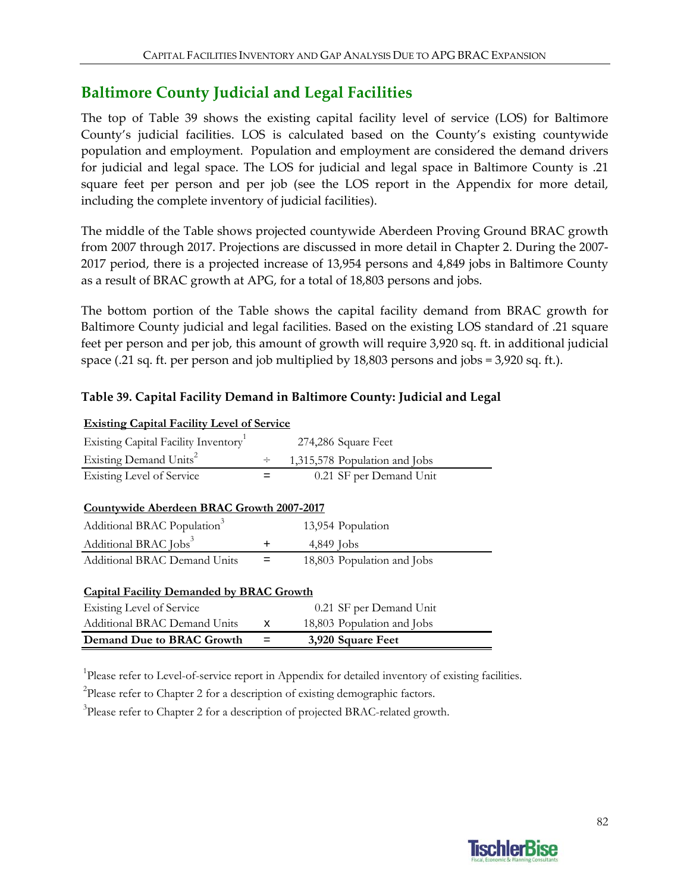## Baltimore County Judicial and Legal Facilities

The top of Table 39 shows the existing capital facility level of service (LOS) for Baltimore County's judicial facilities. LOS is calculated based on the County's existing countywide population and employment. Population and employment are considered the demand drivers for judicial and legal space. The LOS for judicial and legal space in Baltimore County is .21 square feet per person and per job (see the LOS report in the Appendix for more detail, including the complete inventory of judicial facilities).

The middle of the Table shows projected countywide Aberdeen Proving Ground BRAC growth from 2007 through 2017. Projections are discussed in more detail in Chapter 2. During the 2007-2017 period, there is a projected increase of 13,954 persons and 4,849 jobs in Baltimore County as a result of BRAC growth at APG, for a total of 18,803 persons and jobs.

The bottom portion of the Table shows the capital facility demand from BRAC growth for Baltimore County judicial and legal facilities. Based on the existing LOS standard of .21 square feet per person and per job, this amount of growth will require 3,920 sq. ft. in additional judicial space (.21 sq. ft. per person and job multiplied by 18,803 persons and jobs = 3,920 sq. ft.).

### Table 39. Capital Facility Demand in Baltimore County: Judicial and Legal

| **Existing Capital Facility Level of Service** | | |
|---|---|---|
| Existing Capital Facility Inventory[1] | | 274,286 Square Feet |
| Existing Demand Units[2] | ÷ | 1,315,578 Population and Jobs |
| Existing Level of Service | = | 0.21 SF per Demand Unit |
| **Countywide Aberdeen BRAC Growth 2007-2017** | | |
| Additional BRAC Population[3] | | 13,954 Population |
| Additional BRAC Jobs[3] | + | 4,849 Jobs |
| Additional BRAC Demand Units | = | 18,803 Population and Jobs |
| **Capital Facility Demanded by BRAC Growth** | | |
| Existing Level of Service | | 0.21 SF per Demand Unit |
| Additional BRAC Demand Units | x | 18,803 Population and Jobs |
| **Demand Due to BRAC Growth** | **=** | **3,920 Square Feet** |

[1]Please refer to Level-of-service report in Appendix for detailed inventory of existing facilities.

[2]Please refer to Chapter 2 for a description of existing demographic factors.

[3]Please refer to Chapter 2 for a description of projected BRAC-related growth.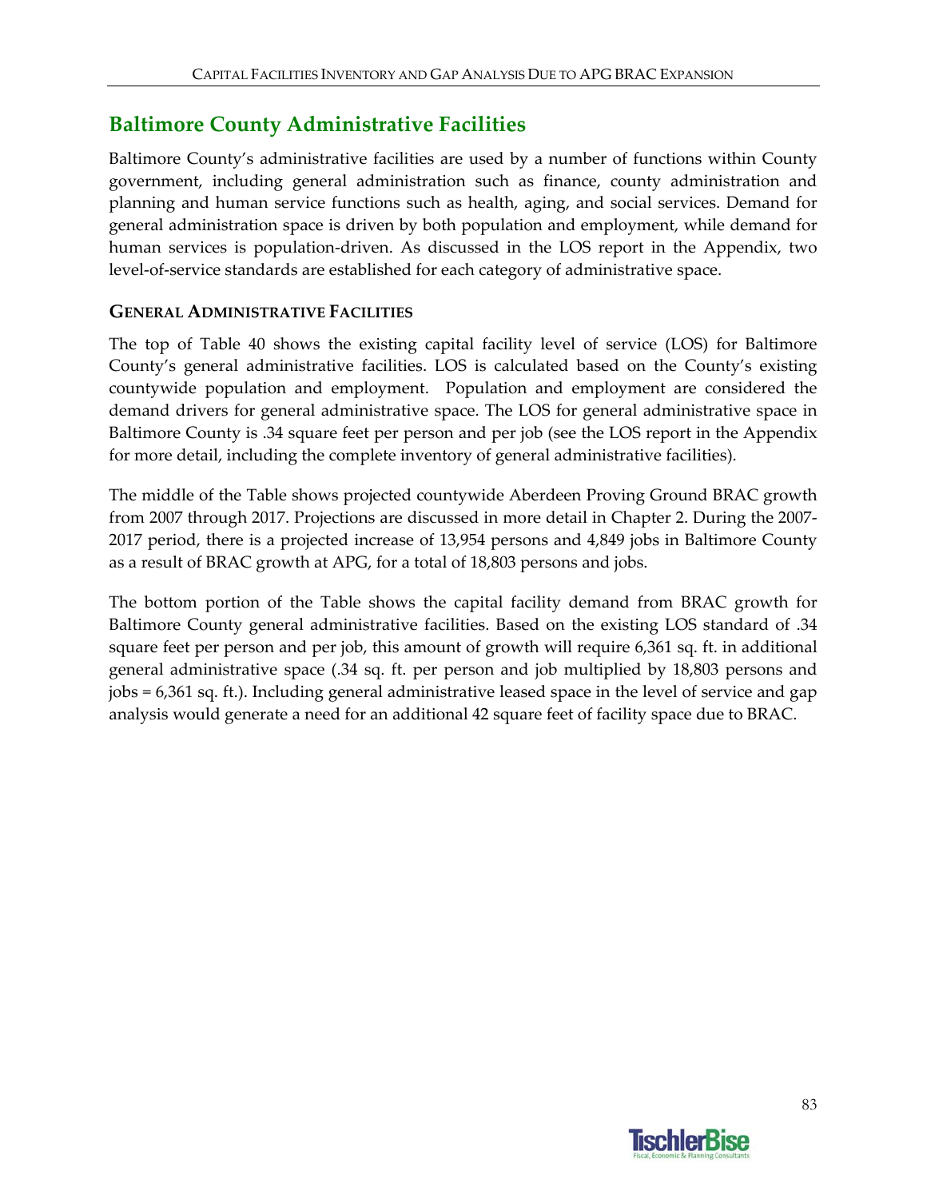## Baltimore County Administrative Facilities

Baltimore County's administrative facilities are used by a number of functions within County government, including general administration such as finance, county administration and planning and human service functions such as health, aging, and social services. Demand for general administration space is driven by both population and employment, while demand for human services is population-driven. As discussed in the LOS report in the Appendix, two level-of-service standards are established for each category of administrative space.

### GENERAL ADMINISTRATIVE FACILITIES

The top of Table 40 shows the existing capital facility level of service (LOS) for Baltimore County's general administrative facilities. LOS is calculated based on the County's existing countywide population and employment. Population and employment are considered the demand drivers for general administrative space. The LOS for general administrative space in Baltimore County is .34 square feet per person and per job (see the LOS report in the Appendix for more detail, including the complete inventory of general administrative facilities).

The middle of the Table shows projected countywide Aberdeen Proving Ground BRAC growth from 2007 through 2017. Projections are discussed in more detail in Chapter 2. During the 2007-2017 period, there is a projected increase of 13,954 persons and 4,849 jobs in Baltimore County as a result of BRAC growth at APG, for a total of 18,803 persons and jobs.

The bottom portion of the Table shows the capital facility demand from BRAC growth for Baltimore County general administrative facilities. Based on the existing LOS standard of .34 square feet per person and per job, this amount of growth will require 6,361 sq. ft. in additional general administrative space (.34 sq. ft. per person and job multiplied by 18,803 persons and jobs = 6,361 sq. ft.). Including general administrative leased space in the level of service and gap analysis would generate a need for an additional 42 square feet of facility space due to BRAC.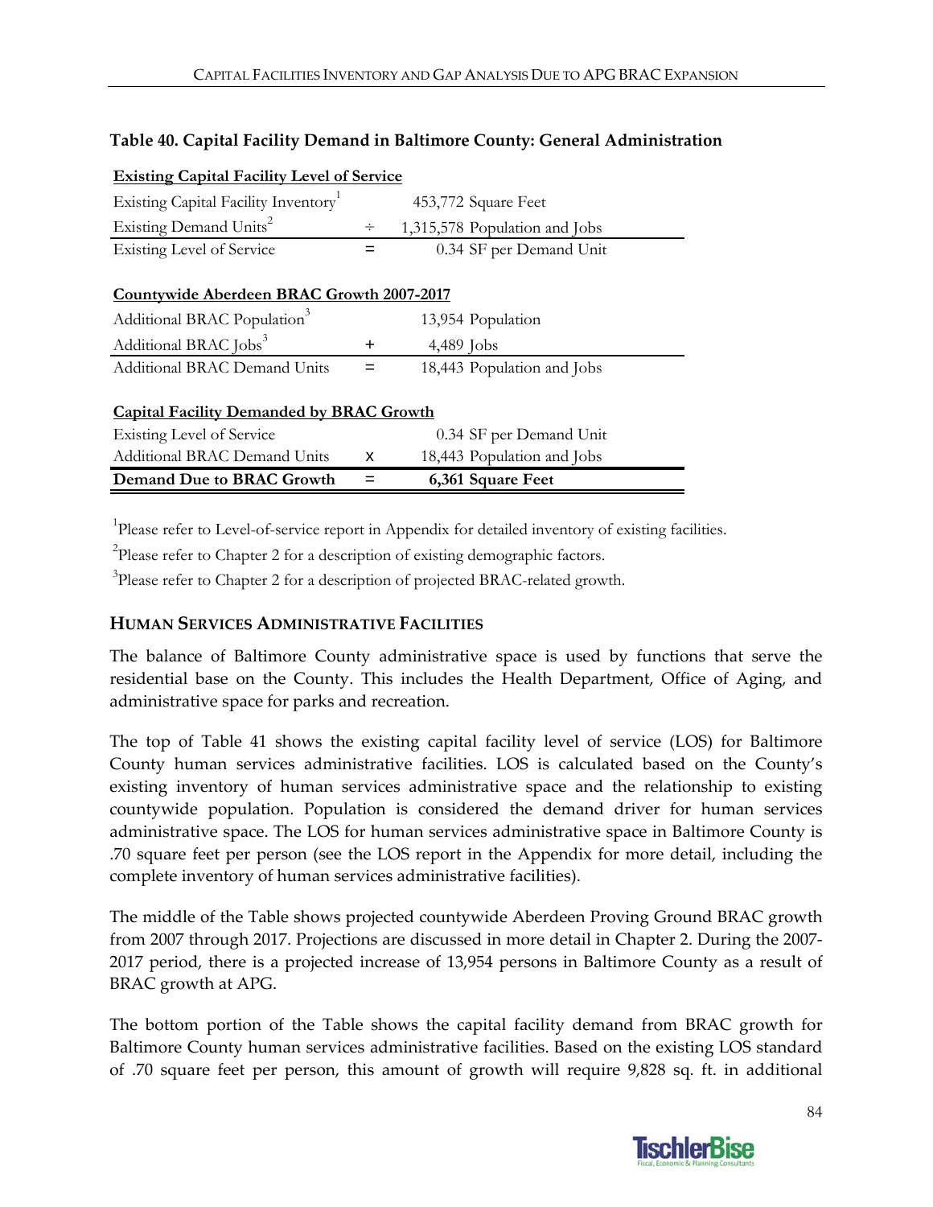**Table 40. Capital Facility Demand in Baltimore County: General Administration**

| **Existing Capital Facility Level of Service** | | |
|---|---|---|
| Existing Capital Facility Inventory[1] | | 453,772 Square Feet |
| Existing Demand Units[2] | ÷ | 1,315,578 Population and Jobs |
| Existing Level of Service | = | 0.34 SF per Demand Unit |
| **Countywide Aberdeen BRAC Growth 2007-2017** | | |
| Additional BRAC Population[3] | | 13,954 Population |
| Additional BRAC Jobs[3] | + | 4,489 Jobs |
| Additional BRAC Demand Units | = | 18,443 Population and Jobs |
| **Capital Facility Demanded by BRAC Growth** | | |
| Existing Level of Service | | 0.34 SF per Demand Unit |
| Additional BRAC Demand Units | x | 18,443 Population and Jobs |
| **Demand Due to BRAC Growth** | **=** | **6,361 Square Feet** |

[1]Please refer to Level-of-service report in Appendix for detailed inventory of existing facilities.

[2]Please refer to Chapter 2 for a description of existing demographic factors.

[3]Please refer to Chapter 2 for a description of projected BRAC-related growth.

## HUMAN SERVICES ADMINISTRATIVE FACILITIES

The balance of Baltimore County administrative space is used by functions that serve the residential base on the County. This includes the Health Department, Office of Aging, and administrative space for parks and recreation.

The top of Table 41 shows the existing capital facility level of service (LOS) for Baltimore County human services administrative facilities. LOS is calculated based on the County's existing inventory of human services administrative space and the relationship to existing countywide population. Population is considered the demand driver for human services administrative space. The LOS for human services administrative space in Baltimore County is .70 square feet per person (see the LOS report in the Appendix for more detail, including the complete inventory of human services administrative facilities).

The middle of the Table shows projected countywide Aberdeen Proving Ground BRAC growth from 2007 through 2017. Projections are discussed in more detail in Chapter 2. During the 2007-2017 period, there is a projected increase of 13,954 persons in Baltimore County as a result of BRAC growth at APG.

The bottom portion of the Table shows the capital facility demand from BRAC growth for Baltimore County human services administrative facilities. Based on the existing LOS standard of .70 square feet per person, this amount of growth will require 9,828 sq. ft. in additional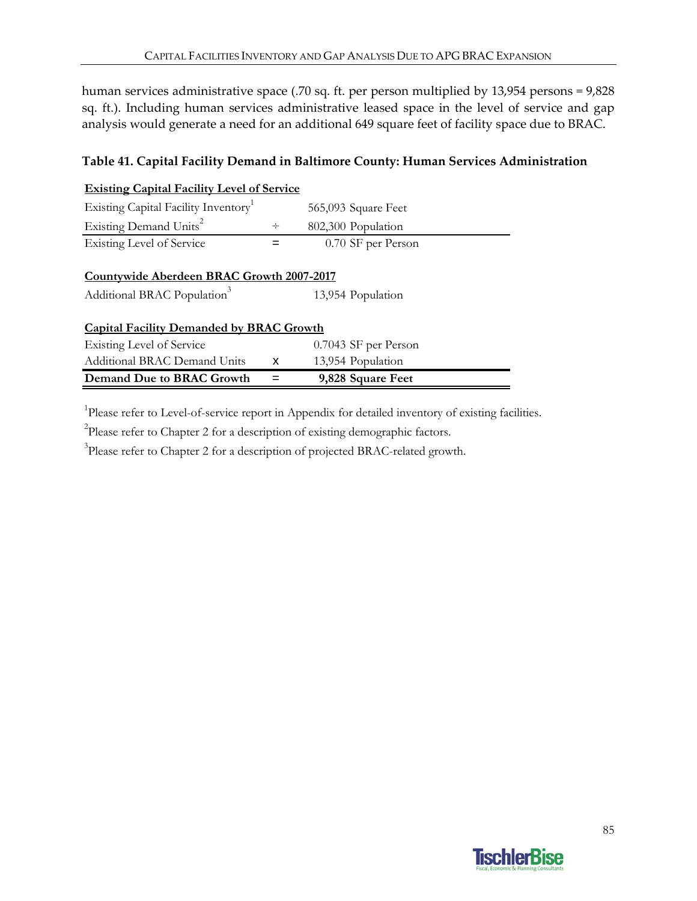human services administrative space (.70 sq. ft. per person multiplied by 13,954 persons = 9,828 sq. ft.). Including human services administrative leased space in the level of service and gap analysis would generate a need for an additional 649 square feet of facility space due to BRAC.

### Table 41. Capital Facility Demand in Baltimore County: Human Services Administration

| **Existing Capital Facility Level of Service** | | |
|---|---|---|
| Existing Capital Facility Inventory[1] | | 565,093 Square Feet |
| Existing Demand Units[2] | ÷ | 802,300 Population |
| Existing Level of Service | = | 0.70 SF per Person |
| **Countywide Aberdeen BRAC Growth 2007-2017** | | |
| Additional BRAC Population[3] | | 13,954 Population |
| **Capital Facility Demanded by BRAC Growth** | | |
| Existing Level of Service | | 0.7043 SF per Person |
| Additional BRAC Demand Units | x | 13,954 Population |
| **Demand Due to BRAC Growth** | = | **9,828 Square Feet** |

[1]Please refer to Level-of-service report in Appendix for detailed inventory of existing facilities.

[2]Please refer to Chapter 2 for a description of existing demographic factors.

[3]Please refer to Chapter 2 for a description of projected BRAC-related growth.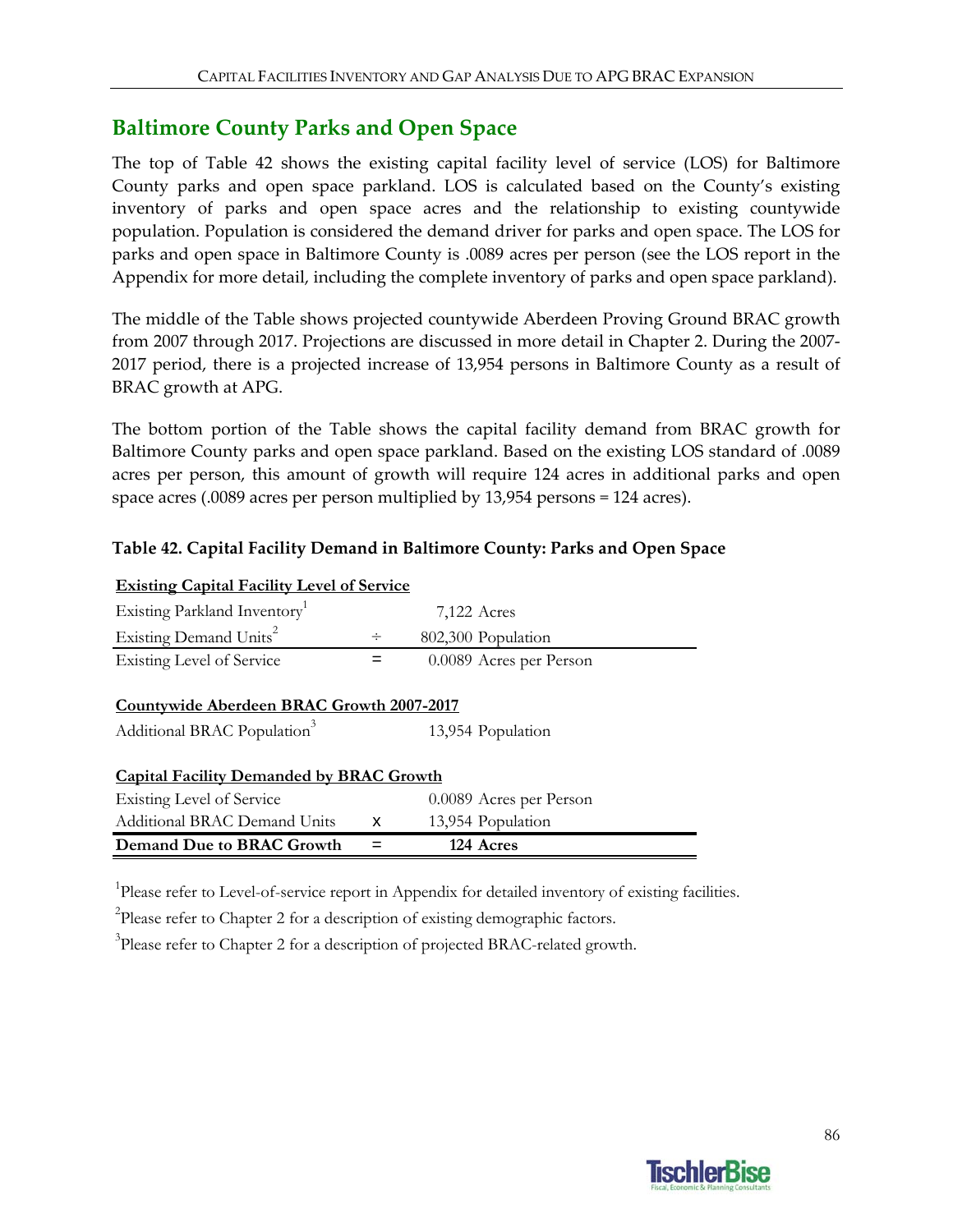## Baltimore County Parks and Open Space

The top of Table 42 shows the existing capital facility level of service (LOS) for Baltimore County parks and open space parkland. LOS is calculated based on the County's existing inventory of parks and open space acres and the relationship to existing countywide population. Population is considered the demand driver for parks and open space. The LOS for parks and open space in Baltimore County is .0089 acres per person (see the LOS report in the Appendix for more detail, including the complete inventory of parks and open space parkland).

The middle of the Table shows projected countywide Aberdeen Proving Ground BRAC growth from 2007 through 2017. Projections are discussed in more detail in Chapter 2. During the 2007-2017 period, there is a projected increase of 13,954 persons in Baltimore County as a result of BRAC growth at APG.

The bottom portion of the Table shows the capital facility demand from BRAC growth for Baltimore County parks and open space parkland. Based on the existing LOS standard of .0089 acres per person, this amount of growth will require 124 acres in additional parks and open space acres (.0089 acres per person multiplied by 13,954 persons = 124 acres).

### Table 42. Capital Facility Demand in Baltimore County: Parks and Open Space

| **Existing Capital Facility Level of Service** | | |
|---|---|---|
| Existing Parkland Inventory[1] | | 7,122 Acres |
| Existing Demand Units[2] | ÷ | 802,300 Population |
| Existing Level of Service | = | 0.0089 Acres per Person |
| | | |
| **Countywide Aberdeen BRAC Growth 2007-2017** | | |
| Additional BRAC Population[3] | | 13,954 Population |
| | | |
| **Capital Facility Demanded by BRAC Growth** | | |
| Existing Level of Service | | 0.0089 Acres per Person |
| Additional BRAC Demand Units | x | 13,954 Population |
| **Demand Due to BRAC Growth** | = | **124 Acres** |

[1]Please refer to Level-of-service report in Appendix for detailed inventory of existing facilities.

[2]Please refer to Chapter 2 for a description of existing demographic factors.

[3]Please refer to Chapter 2 for a description of projected BRAC-related growth.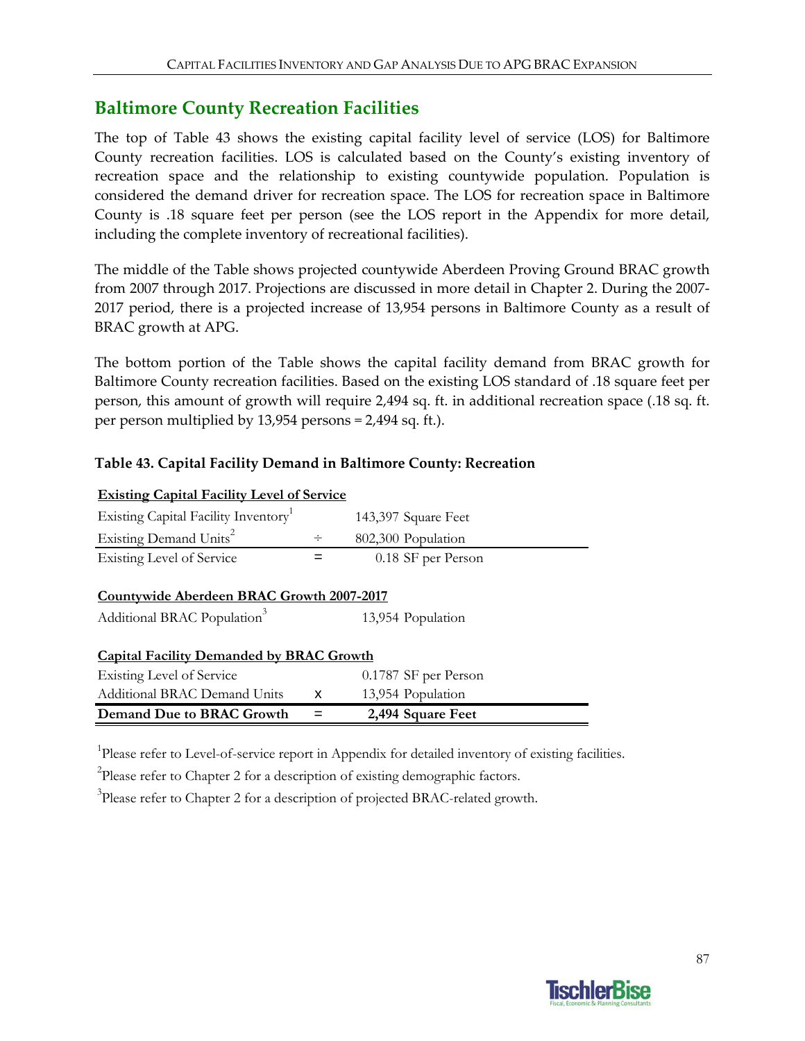## Baltimore County Recreation Facilities

The top of Table 43 shows the existing capital facility level of service (LOS) for Baltimore County recreation facilities. LOS is calculated based on the County's existing inventory of recreation space and the relationship to existing countywide population. Population is considered the demand driver for recreation space. The LOS for recreation space in Baltimore County is .18 square feet per person (see the LOS report in the Appendix for more detail, including the complete inventory of recreational facilities).

The middle of the Table shows projected countywide Aberdeen Proving Ground BRAC growth from 2007 through 2017. Projections are discussed in more detail in Chapter 2. During the 2007-2017 period, there is a projected increase of 13,954 persons in Baltimore County as a result of BRAC growth at APG.

The bottom portion of the Table shows the capital facility demand from BRAC growth for Baltimore County recreation facilities. Based on the existing LOS standard of .18 square feet per person, this amount of growth will require 2,494 sq. ft. in additional recreation space (.18 sq. ft. per person multiplied by 13,954 persons = 2,494 sq. ft.).

**Table 43. Capital Facility Demand in Baltimore County: Recreation**

| **Existing Capital Facility Level of Service** | | |
|---|---|---|
| Existing Capital Facility Inventory[1] | | 143,397 Square Feet |
| Existing Demand Units[2] | ÷ | 802,300 Population |
| Existing Level of Service | = | 0.18 SF per Person |
| **Countywide Aberdeen BRAC Growth 2007-2017** | | |
| Additional BRAC Population[3] | | 13,954 Population |
| **Capital Facility Demanded by BRAC Growth** | | |
| Existing Level of Service | | 0.1787 SF per Person |
| Additional BRAC Demand Units | x | 13,954 Population |
| **Demand Due to BRAC Growth** | = | **2,494 Square Feet** |

[1]Please refer to Level-of-service report in Appendix for detailed inventory of existing facilities.

[2]Please refer to Chapter 2 for a description of existing demographic factors.

[3]Please refer to Chapter 2 for a description of projected BRAC-related growth.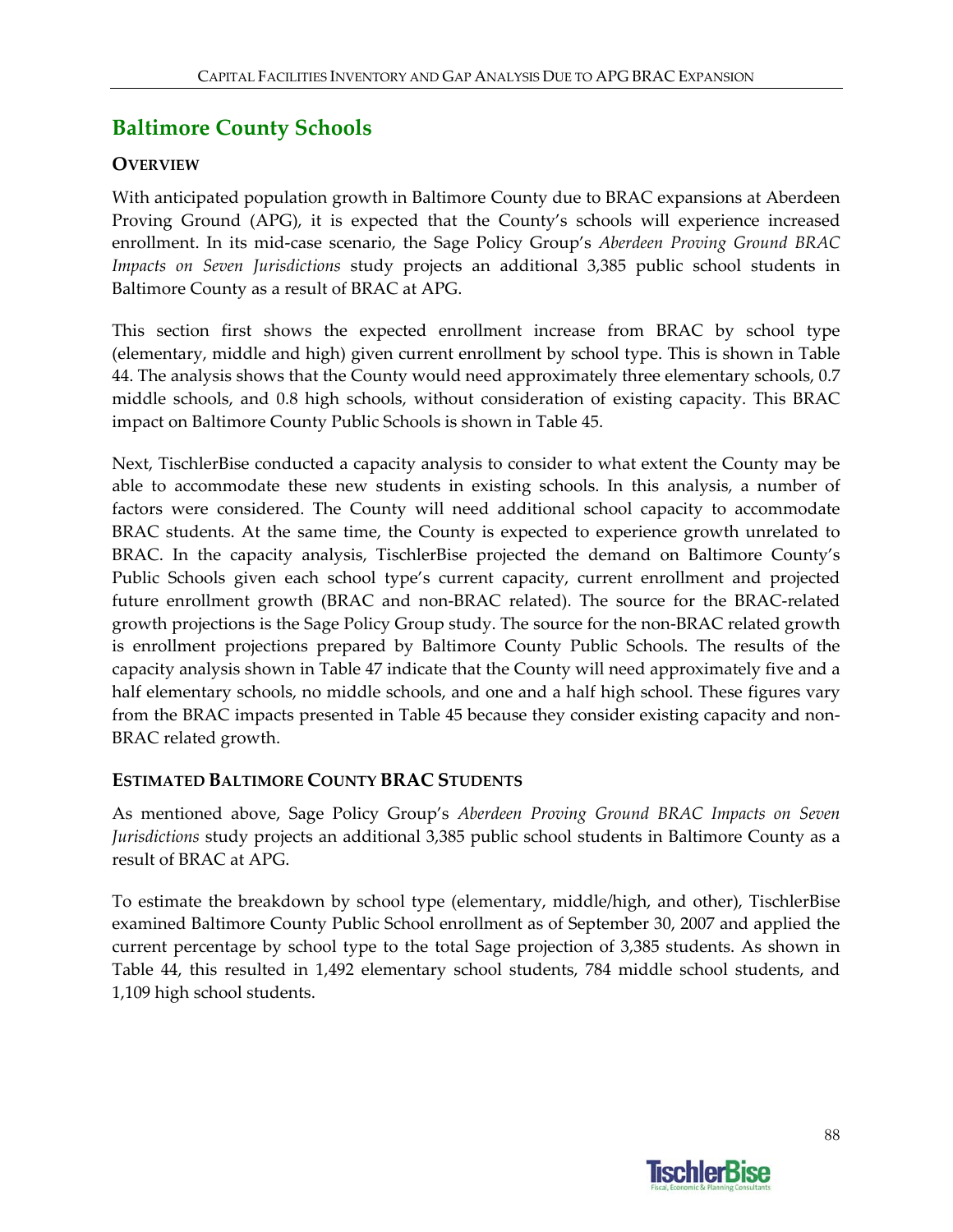## Baltimore County Schools

### Overview

With anticipated population growth in Baltimore County due to BRAC expansions at Aberdeen Proving Ground (APG), it is expected that the County's schools will experience increased enrollment. In its mid-case scenario, the Sage Policy Group's *Aberdeen Proving Ground BRAC Impacts on Seven Jurisdictions* study projects an additional 3,385 public school students in Baltimore County as a result of BRAC at APG.

This section first shows the expected enrollment increase from BRAC by school type (elementary, middle and high) given current enrollment by school type. This is shown in Table 44. The analysis shows that the County would need approximately three elementary schools, 0.7 middle schools, and 0.8 high schools, without consideration of existing capacity. This BRAC impact on Baltimore County Public Schools is shown in Table 45.

Next, TischlerBise conducted a capacity analysis to consider to what extent the County may be able to accommodate these new students in existing schools. In this analysis, a number of factors were considered. The County will need additional school capacity to accommodate BRAC students. At the same time, the County is expected to experience growth unrelated to BRAC. In the capacity analysis, TischlerBise projected the demand on Baltimore County's Public Schools given each school type's current capacity, current enrollment and projected future enrollment growth (BRAC and non-BRAC related). The source for the BRAC-related growth projections is the Sage Policy Group study. The source for the non-BRAC related growth is enrollment projections prepared by Baltimore County Public Schools. The results of the capacity analysis shown in Table 47 indicate that the County will need approximately five and a half elementary schools, no middle schools, and one and a half high school. These figures vary from the BRAC impacts presented in Table 45 because they consider existing capacity and non-BRAC related growth.

### Estimated Baltimore County BRAC Students

As mentioned above, Sage Policy Group's *Aberdeen Proving Ground BRAC Impacts on Seven Jurisdictions* study projects an additional 3,385 public school students in Baltimore County as a result of BRAC at APG.

To estimate the breakdown by school type (elementary, middle/high, and other), TischlerBise examined Baltimore County Public School enrollment as of September 30, 2007 and applied the current percentage by school type to the total Sage projection of 3,385 students. As shown in Table 44, this resulted in 1,492 elementary school students, 784 middle school students, and 1,109 high school students.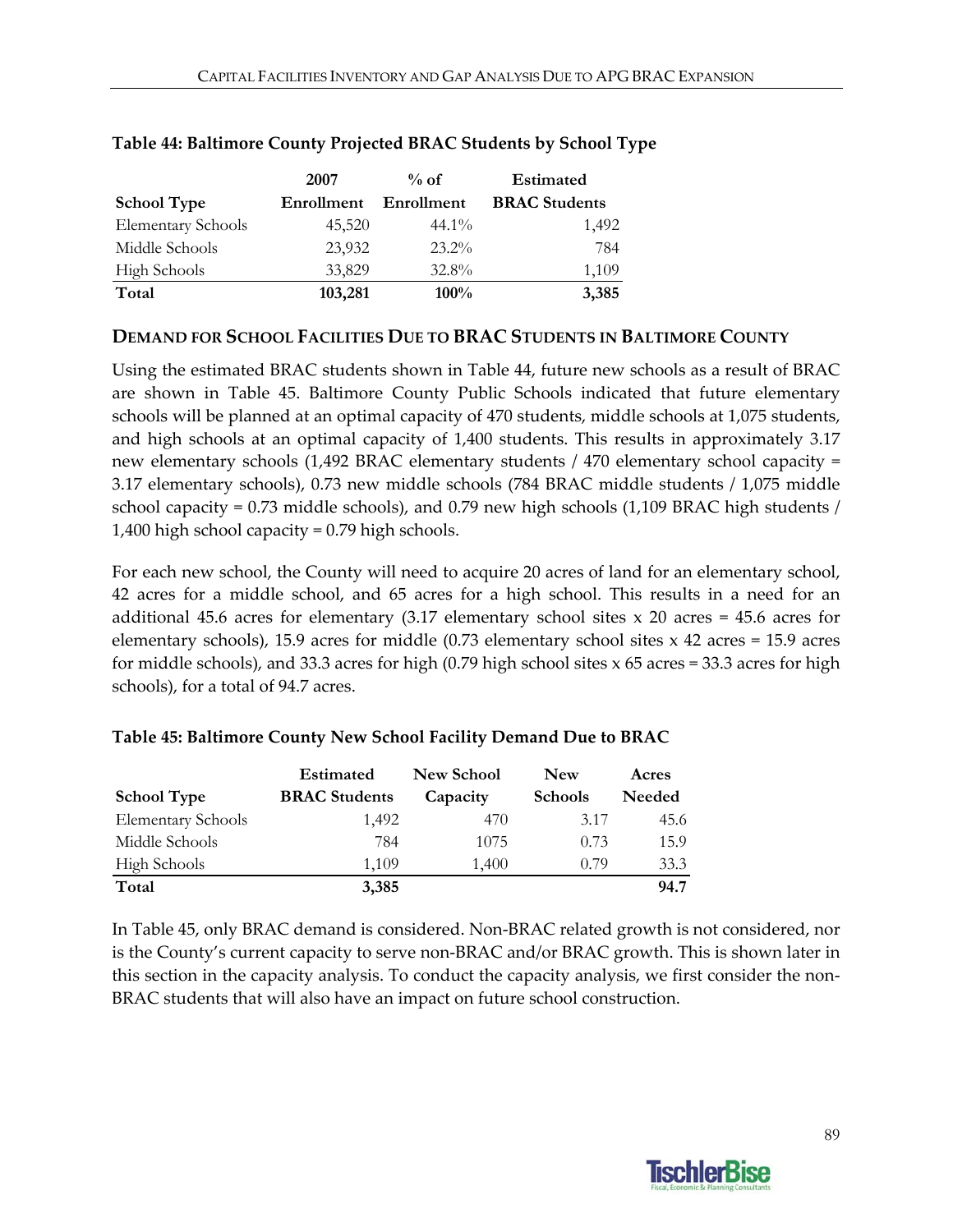**Table 44: Baltimore County Projected BRAC Students by School Type**

| School Type | 2007 Enrollment | % of Enrollment | Estimated BRAC Students |
|---|---|---|---|
| Elementary Schools | 45,520 | 44.1% | 1,492 |
| Middle Schools | 23,932 | 23.2% | 784 |
| High Schools | 33,829 | 32.8% | 1,109 |
| **Total** | **103,281** | **100%** | **3,385** |

## DEMAND FOR SCHOOL FACILITIES DUE TO BRAC STUDENTS IN BALTIMORE COUNTY

Using the estimated BRAC students shown in Table 44, future new schools as a result of BRAC are shown in Table 45. Baltimore County Public Schools indicated that future elementary schools will be planned at an optimal capacity of 470 students, middle schools at 1,075 students, and high schools at an optimal capacity of 1,400 students. This results in approximately 3.17 new elementary schools (1,492 BRAC elementary students / 470 elementary school capacity = 3.17 elementary schools), 0.73 new middle schools (784 BRAC middle students / 1,075 middle school capacity = 0.73 middle schools), and 0.79 new high schools (1,109 BRAC high students / 1,400 high school capacity = 0.79 high schools.

For each new school, the County will need to acquire 20 acres of land for an elementary school, 42 acres for a middle school, and 65 acres for a high school. This results in a need for an additional 45.6 acres for elementary (3.17 elementary school sites x 20 acres = 45.6 acres for elementary schools), 15.9 acres for middle (0.73 elementary school sites x 42 acres = 15.9 acres for middle schools), and 33.3 acres for high (0.79 high school sites x 65 acres = 33.3 acres for high schools), for a total of 94.7 acres.

**Table 45: Baltimore County New School Facility Demand Due to BRAC**

| School Type | Estimated BRAC Students | New School Capacity | New Schools | Acres Needed |
|---|---|---|---|---|
| Elementary Schools | 1,492 | 470 | 3.17 | 45.6 |
| Middle Schools | 784 | 1075 | 0.73 | 15.9 |
| High Schools | 1,109 | 1,400 | 0.79 | 33.3 |
| **Total** | **3,385** | | | **94.7** |

In Table 45, only BRAC demand is considered. Non-BRAC related growth is not considered, nor is the County's current capacity to serve non-BRAC and/or BRAC growth. This is shown later in this section in the capacity analysis. To conduct the capacity analysis, we first consider the non-BRAC students that will also have an impact on future school construction.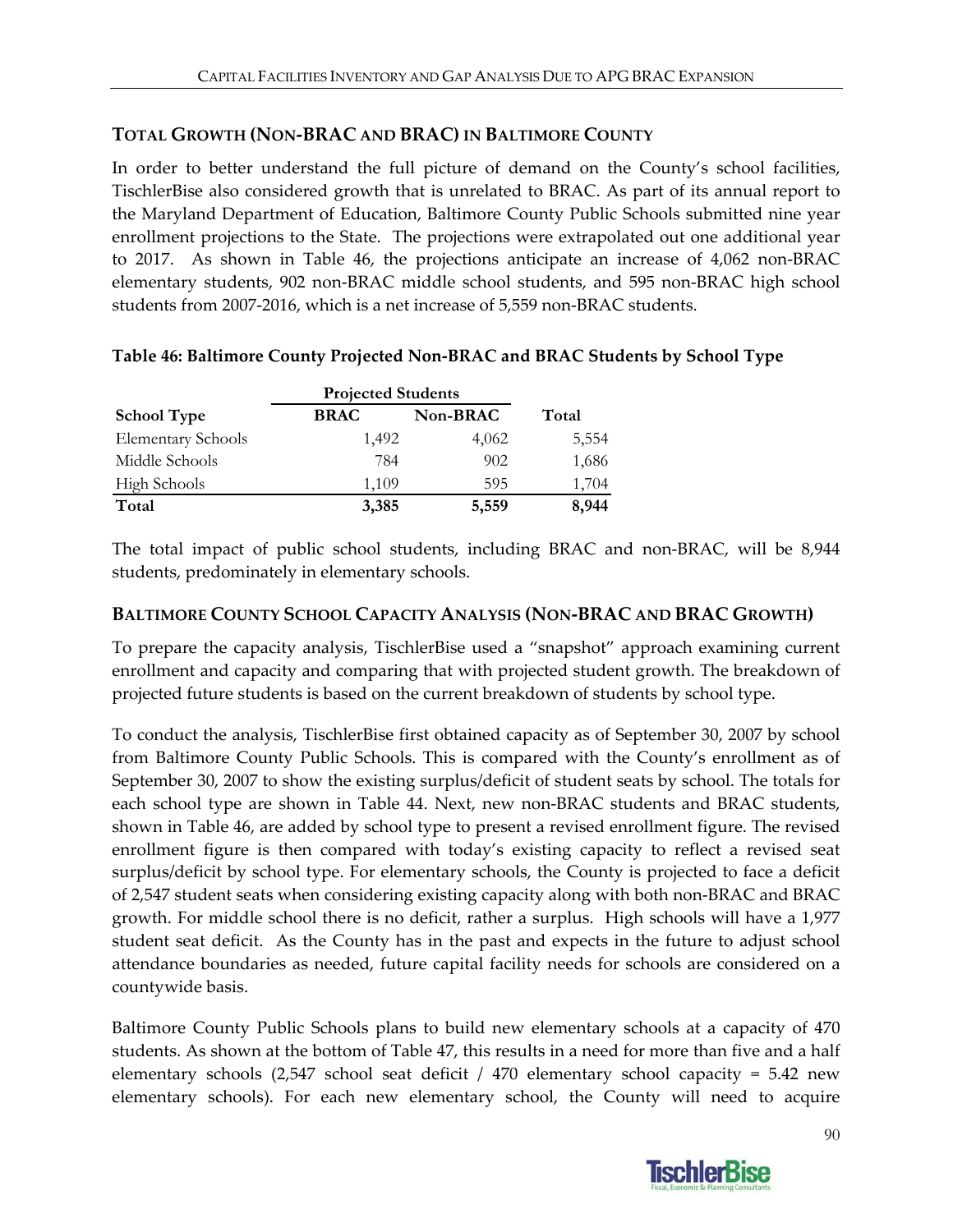## TOTAL GROWTH (NON-BRAC AND BRAC) IN BALTIMORE COUNTY

In order to better understand the full picture of demand on the County's school facilities, TischlerBise also considered growth that is unrelated to BRAC. As part of its annual report to the Maryland Department of Education, Baltimore County Public Schools submitted nine year enrollment projections to the State. The projections were extrapolated out one additional year to 2017. As shown in Table 46, the projections anticipate an increase of 4,062 non-BRAC elementary students, 902 non-BRAC middle school students, and 595 non-BRAC high school students from 2007-2016, which is a net increase of 5,559 non-BRAC students.

**Table 46: Baltimore County Projected Non-BRAC and BRAC Students by School Type**

| | Projected Students | | |
|---|---|---|---|
| **School Type** | **BRAC** | **Non-BRAC** | **Total** |
| Elementary Schools | 1,492 | 4,062 | 5,554 |
| Middle Schools | 784 | 902 | 1,686 |
| High Schools | 1,109 | 595 | 1,704 |
| **Total** | **3,385** | **5,559** | **8,944** |

The total impact of public school students, including BRAC and non-BRAC, will be 8,944 students, predominately in elementary schools.

## BALTIMORE COUNTY SCHOOL CAPACITY ANALYSIS (NON-BRAC AND BRAC GROWTH)

To prepare the capacity analysis, TischlerBise used a "snapshot" approach examining current enrollment and capacity and comparing that with projected student growth. The breakdown of projected future students is based on the current breakdown of students by school type.

To conduct the analysis, TischlerBise first obtained capacity as of September 30, 2007 by school from Baltimore County Public Schools. This is compared with the County's enrollment as of September 30, 2007 to show the existing surplus/deficit of student seats by school. The totals for each school type are shown in Table 44. Next, new non-BRAC students and BRAC students, shown in Table 46, are added by school type to present a revised enrollment figure. The revised enrollment figure is then compared with today's existing capacity to reflect a revised seat surplus/deficit by school type. For elementary schools, the County is projected to face a deficit of 2,547 student seats when considering existing capacity along with both non-BRAC and BRAC growth. For middle school there is no deficit, rather a surplus. High schools will have a 1,977 student seat deficit. As the County has in the past and expects in the future to adjust school attendance boundaries as needed, future capital facility needs for schools are considered on a countywide basis.

Baltimore County Public Schools plans to build new elementary schools at a capacity of 470 students. As shown at the bottom of Table 47, this results in a need for more than five and a half elementary schools (2,547 school seat deficit / 470 elementary school capacity = 5.42 new elementary schools). For each new elementary school, the County will need to acquire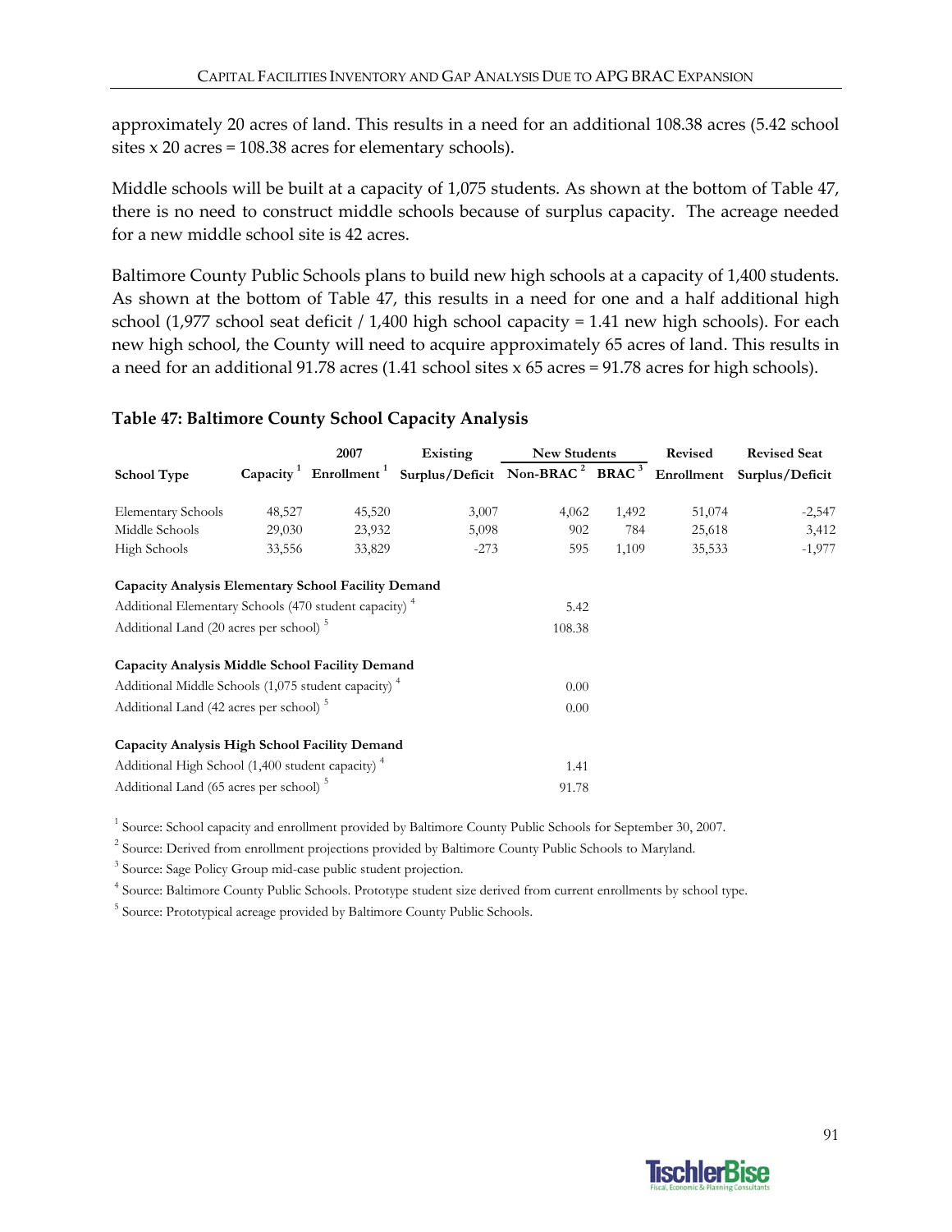approximately 20 acres of land. This results in a need for an additional 108.38 acres (5.42 school sites x 20 acres = 108.38 acres for elementary schools).

Middle schools will be built at a capacity of 1,075 students. As shown at the bottom of Table 47, there is no need to construct middle schools because of surplus capacity. The acreage needed for a new middle school site is 42 acres.

Baltimore County Public Schools plans to build new high schools at a capacity of 1,400 students. As shown at the bottom of Table 47, this results in a need for one and a half additional high school (1,977 school seat deficit / 1,400 high school capacity = 1.41 new high schools). For each new high school, the County will need to acquire approximately 65 acres of land. This results in a need for an additional 91.78 acres (1.41 school sites x 65 acres = 91.78 acres for high schools).

### Table 47: Baltimore County School Capacity Analysis

| School Type | Capacity [1] | 2007 Enrollment [1] | Existing Surplus/Deficit | New Students Non-BRAC [2] | New Students BRAC [3] | Revised Enrollment | Revised Seat Surplus/Deficit |
|---|---|---|---|---|---|---|---|
| Elementary Schools | 48,527 | 45,520 | 3,007 | 4,062 | 1,492 | 51,074 | -2,547 |
| Middle Schools | 29,030 | 23,932 | 5,098 | 902 | 784 | 25,618 | 3,412 |
| High Schools | 33,556 | 33,829 | -273 | 595 | 1,109 | 35,533 | -1,977 |
| **Capacity Analysis Elementary School Facility Demand** | | | | | | | |
| Additional Elementary Schools (470 student capacity) [4] | | | | 5.42 | | | |
| Additional Land (20 acres per school) [5] | | | | 108.38 | | | |
| **Capacity Analysis Middle School Facility Demand** | | | | | | | |
| Additional Middle Schools (1,075 student capacity) [4] | | | | 0.00 | | | |
| Additional Land (42 acres per school) [5] | | | | 0.00 | | | |
| **Capacity Analysis High School Facility Demand** | | | | | | | |
| Additional High School (1,400 student capacity) [4] | | | | 1.41 | | | |
| Additional Land (65 acres per school) [5] | | | | 91.78 | | | |

[1] Source: School capacity and enrollment provided by Baltimore County Public Schools for September 30, 2007.

[2] Source: Derived from enrollment projections provided by Baltimore County Public Schools to Maryland.

[3] Source: Sage Policy Group mid-case public student projection.

[4] Source: Baltimore County Public Schools. Prototype student size derived from current enrollments by school type.

[5] Source: Prototypical acreage provided by Baltimore County Public Schools.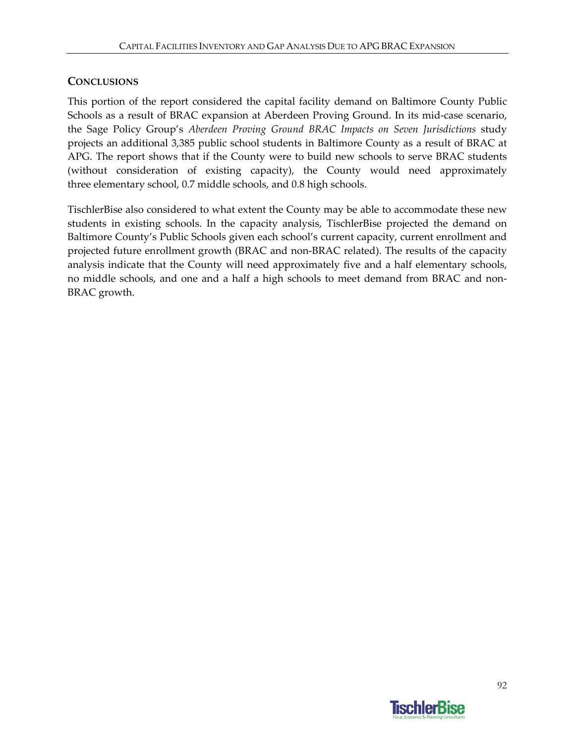## CONCLUSIONS

This portion of the report considered the capital facility demand on Baltimore County Public Schools as a result of BRAC expansion at Aberdeen Proving Ground. In its mid-case scenario, the Sage Policy Group's *Aberdeen Proving Ground BRAC Impacts on Seven Jurisdictions* study projects an additional 3,385 public school students in Baltimore County as a result of BRAC at APG. The report shows that if the County were to build new schools to serve BRAC students (without consideration of existing capacity), the County would need approximately three elementary school, 0.7 middle schools, and 0.8 high schools.

TischlerBise also considered to what extent the County may be able to accommodate these new students in existing schools. In the capacity analysis, TischlerBise projected the demand on Baltimore County's Public Schools given each school's current capacity, current enrollment and projected future enrollment growth (BRAC and non-BRAC related). The results of the capacity analysis indicate that the County will need approximately five and a half elementary schools, no middle schools, and one and a half a high schools to meet demand from BRAC and non-BRAC growth.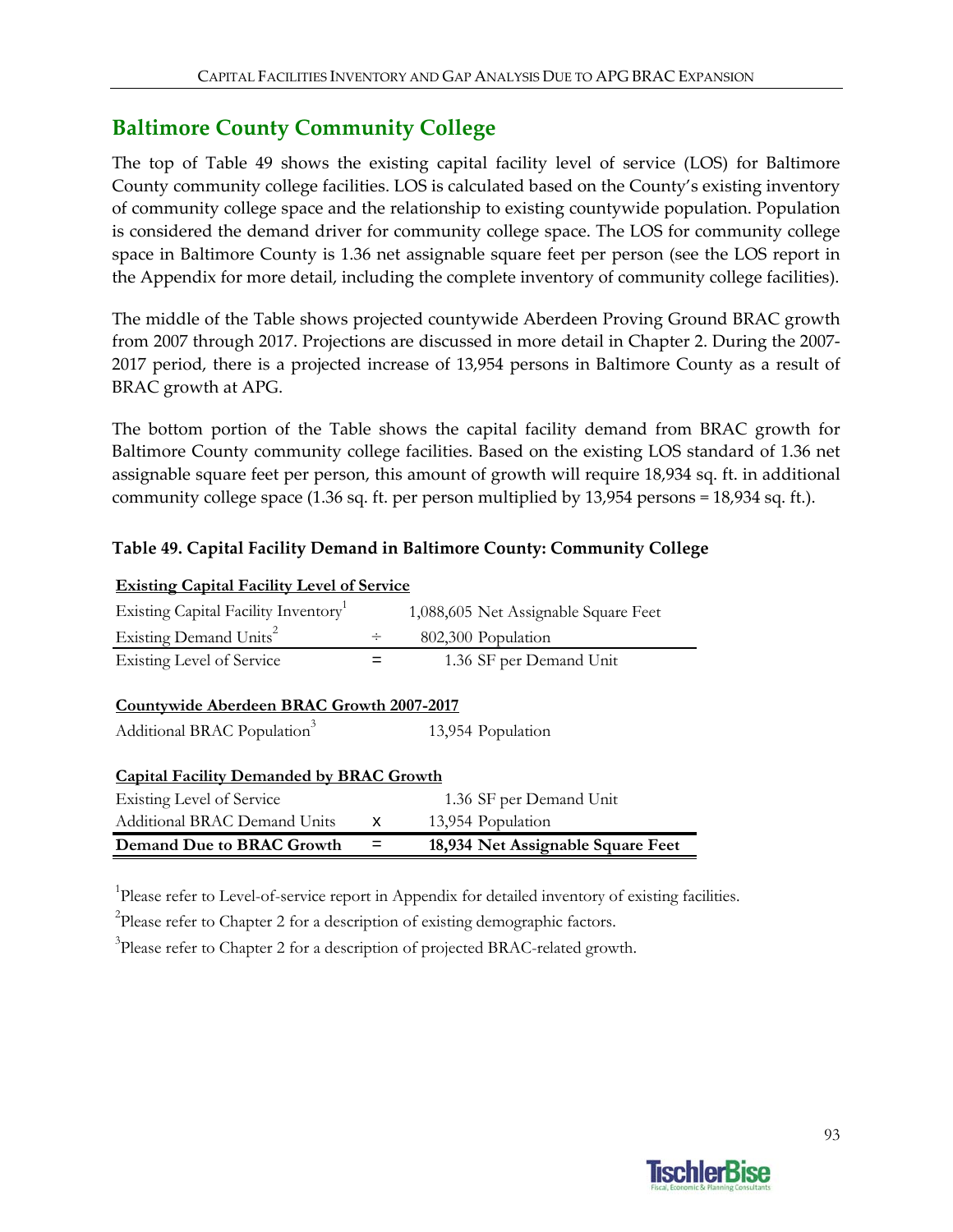## Baltimore County Community College

The top of Table 49 shows the existing capital facility level of service (LOS) for Baltimore County community college facilities. LOS is calculated based on the County's existing inventory of community college space and the relationship to existing countywide population. Population is considered the demand driver for community college space. The LOS for community college space in Baltimore County is 1.36 net assignable square feet per person (see the LOS report in the Appendix for more detail, including the complete inventory of community college facilities).

The middle of the Table shows projected countywide Aberdeen Proving Ground BRAC growth from 2007 through 2017. Projections are discussed in more detail in Chapter 2. During the 2007-2017 period, there is a projected increase of 13,954 persons in Baltimore County as a result of BRAC growth at APG.

The bottom portion of the Table shows the capital facility demand from BRAC growth for Baltimore County community college facilities. Based on the existing LOS standard of 1.36 net assignable square feet per person, this amount of growth will require 18,934 sq. ft. in additional community college space (1.36 sq. ft. per person multiplied by 13,954 persons = 18,934 sq. ft.).

**Table 49. Capital Facility Demand in Baltimore County: Community College**

| **Existing Capital Facility Level of Service** | | |
|---|---|---|
| Existing Capital Facility Inventory[1] | | 1,088,605 Net Assignable Square Feet |
| Existing Demand Units[2] | ÷ | 802,300 Population |
| Existing Level of Service | = | 1.36 SF per Demand Unit |
| **Countywide Aberdeen BRAC Growth 2007-2017** | | |
| Additional BRAC Population[3] | | 13,954 Population |
| **Capital Facility Demanded by BRAC Growth** | | |
| Existing Level of Service | | 1.36 SF per Demand Unit |
| Additional BRAC Demand Units | x | 13,954 Population |
| **Demand Due to BRAC Growth** | **=** | **18,934 Net Assignable Square Feet** |

[1]Please refer to Level-of-service report in Appendix for detailed inventory of existing facilities.

[2]Please refer to Chapter 2 for a description of existing demographic factors.

[3]Please refer to Chapter 2 for a description of projected BRAC-related growth.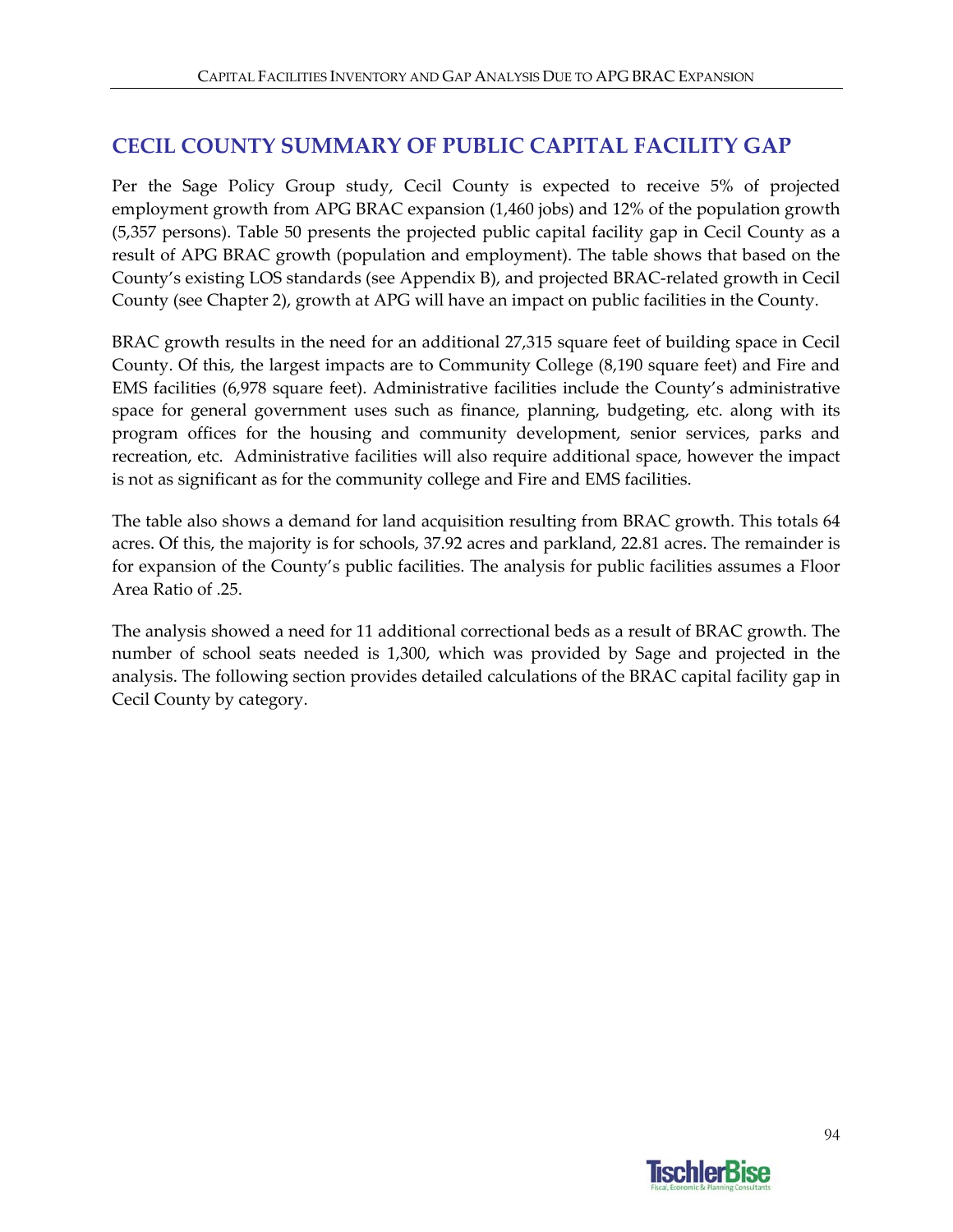## CECIL COUNTY SUMMARY OF PUBLIC CAPITAL FACILITY GAP

Per the Sage Policy Group study, Cecil County is expected to receive 5% of projected employment growth from APG BRAC expansion (1,460 jobs) and 12% of the population growth (5,357 persons). Table 50 presents the projected public capital facility gap in Cecil County as a result of APG BRAC growth (population and employment). The table shows that based on the County's existing LOS standards (see Appendix B), and projected BRAC-related growth in Cecil County (see Chapter 2), growth at APG will have an impact on public facilities in the County.

BRAC growth results in the need for an additional 27,315 square feet of building space in Cecil County. Of this, the largest impacts are to Community College (8,190 square feet) and Fire and EMS facilities (6,978 square feet). Administrative facilities include the County's administrative space for general government uses such as finance, planning, budgeting, etc. along with its program offices for the housing and community development, senior services, parks and recreation, etc. Administrative facilities will also require additional space, however the impact is not as significant as for the community college and Fire and EMS facilities.

The table also shows a demand for land acquisition resulting from BRAC growth. This totals 64 acres. Of this, the majority is for schools, 37.92 acres and parkland, 22.81 acres. The remainder is for expansion of the County's public facilities. The analysis for public facilities assumes a Floor Area Ratio of .25.

The analysis showed a need for 11 additional correctional beds as a result of BRAC growth. The number of school seats needed is 1,300, which was provided by Sage and projected in the analysis. The following section provides detailed calculations of the BRAC capital facility gap in Cecil County by category.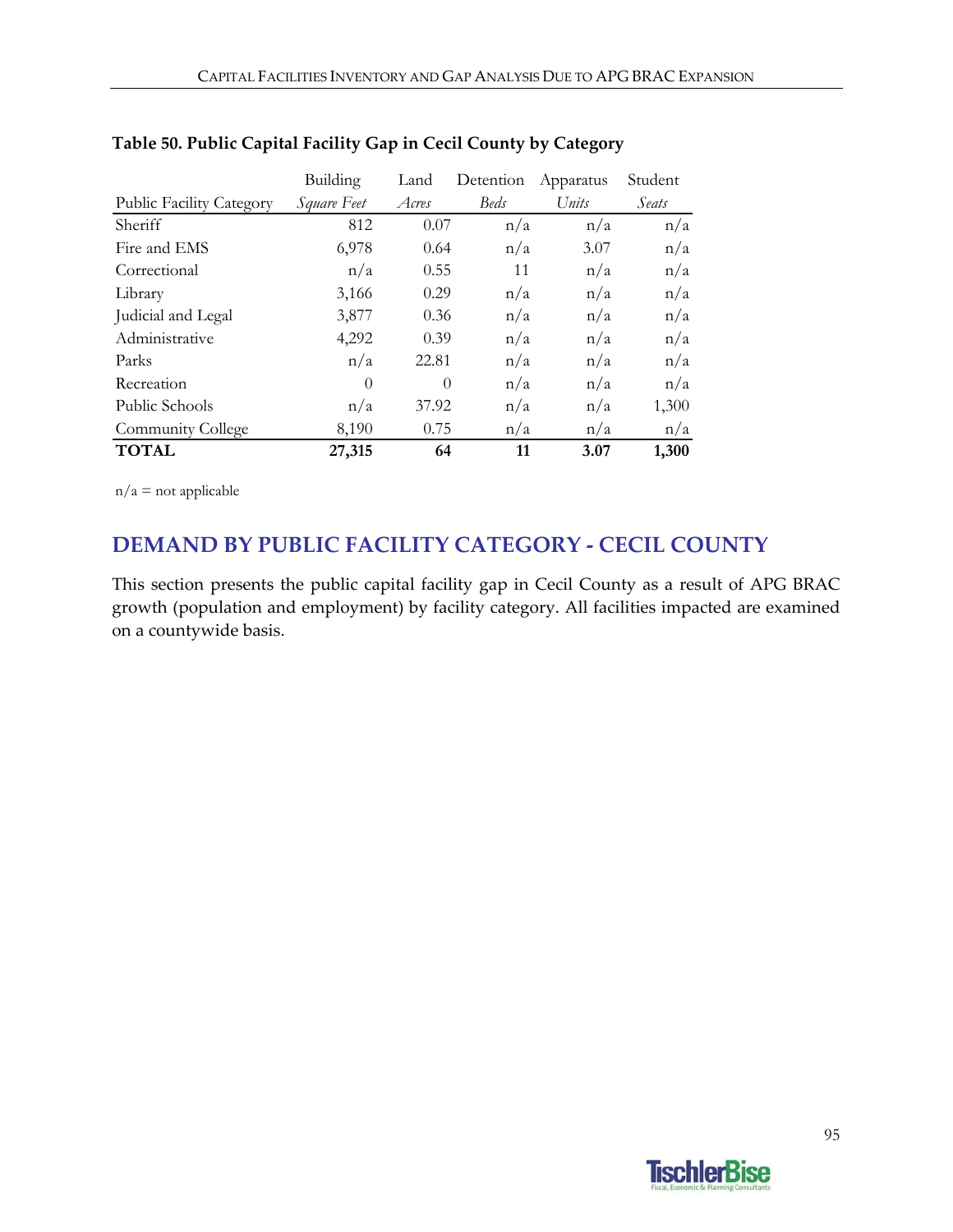**Table 50. Public Capital Facility Gap in Cecil County by Category**

| Public Facility Category | Building *Square Feet* | Land *Acres* | Detention *Beds* | Apparatus *Units* | Student *Seats* |
|---|---|---|---|---|---|
| Sheriff | 812 | 0.07 | n/a | n/a | n/a |
| Fire and EMS | 6,978 | 0.64 | n/a | 3.07 | n/a |
| Correctional | n/a | 0.55 | 11 | n/a | n/a |
| Library | 3,166 | 0.29 | n/a | n/a | n/a |
| Judicial and Legal | 3,877 | 0.36 | n/a | n/a | n/a |
| Administrative | 4,292 | 0.39 | n/a | n/a | n/a |
| Parks | n/a | 22.81 | n/a | n/a | n/a |
| Recreation | 0 | 0 | n/a | n/a | n/a |
| Public Schools | n/a | 37.92 | n/a | n/a | 1,300 |
| Community College | 8,190 | 0.75 | n/a | n/a | n/a |
| **TOTAL** | **27,315** | **64** | **11** | **3.07** | **1,300** |

n/a = not applicable

## DEMAND BY PUBLIC FACILITY CATEGORY - CECIL COUNTY

This section presents the public capital facility gap in Cecil County as a result of APG BRAC growth (population and employment) by facility category. All facilities impacted are examined on a countywide basis.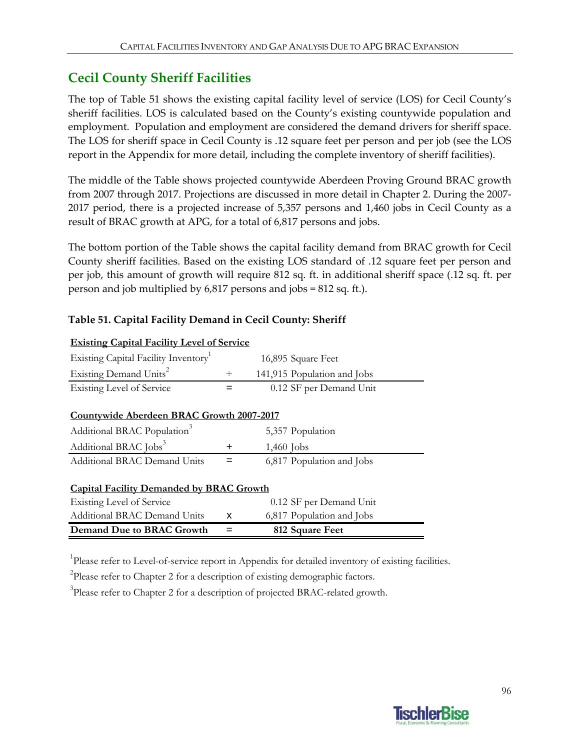## Cecil County Sheriff Facilities

The top of Table 51 shows the existing capital facility level of service (LOS) for Cecil County's sheriff facilities. LOS is calculated based on the County's existing countywide population and employment. Population and employment are considered the demand drivers for sheriff space. The LOS for sheriff space in Cecil County is .12 square feet per person and per job (see the LOS report in the Appendix for more detail, including the complete inventory of sheriff facilities).

The middle of the Table shows projected countywide Aberdeen Proving Ground BRAC growth from 2007 through 2017. Projections are discussed in more detail in Chapter 2. During the 2007-2017 period, there is a projected increase of 5,357 persons and 1,460 jobs in Cecil County as a result of BRAC growth at APG, for a total of 6,817 persons and jobs.

The bottom portion of the Table shows the capital facility demand from BRAC growth for Cecil County sheriff facilities. Based on the existing LOS standard of .12 square feet per person and per job, this amount of growth will require 812 sq. ft. in additional sheriff space (.12 sq. ft. per person and job multiplied by 6,817 persons and jobs = 812 sq. ft.).

**Table 51. Capital Facility Demand in Cecil County: Sheriff**

| **Existing Capital Facility Level of Service** | | |
|---|---|---|
| Existing Capital Facility Inventory[1] | | 16,895 Square Feet |
| Existing Demand Units[2] | ÷ | 141,915 Population and Jobs |
| Existing Level of Service | = | 0.12 SF per Demand Unit |
| **Countywide Aberdeen BRAC Growth 2007-2017** | | |
| Additional BRAC Population[3] | | 5,357 Population |
| Additional BRAC Jobs[3] | + | 1,460 Jobs |
| Additional BRAC Demand Units | = | 6,817 Population and Jobs |
| **Capital Facility Demanded by BRAC Growth** | | |
| Existing Level of Service | | 0.12 SF per Demand Unit |
| Additional BRAC Demand Units | x | 6,817 Population and Jobs |
| **Demand Due to BRAC Growth** | = | **812 Square Feet** |

[1]Please refer to Level-of-service report in Appendix for detailed inventory of existing facilities.

[2]Please refer to Chapter 2 for a description of existing demographic factors.

[3]Please refer to Chapter 2 for a description of projected BRAC-related growth.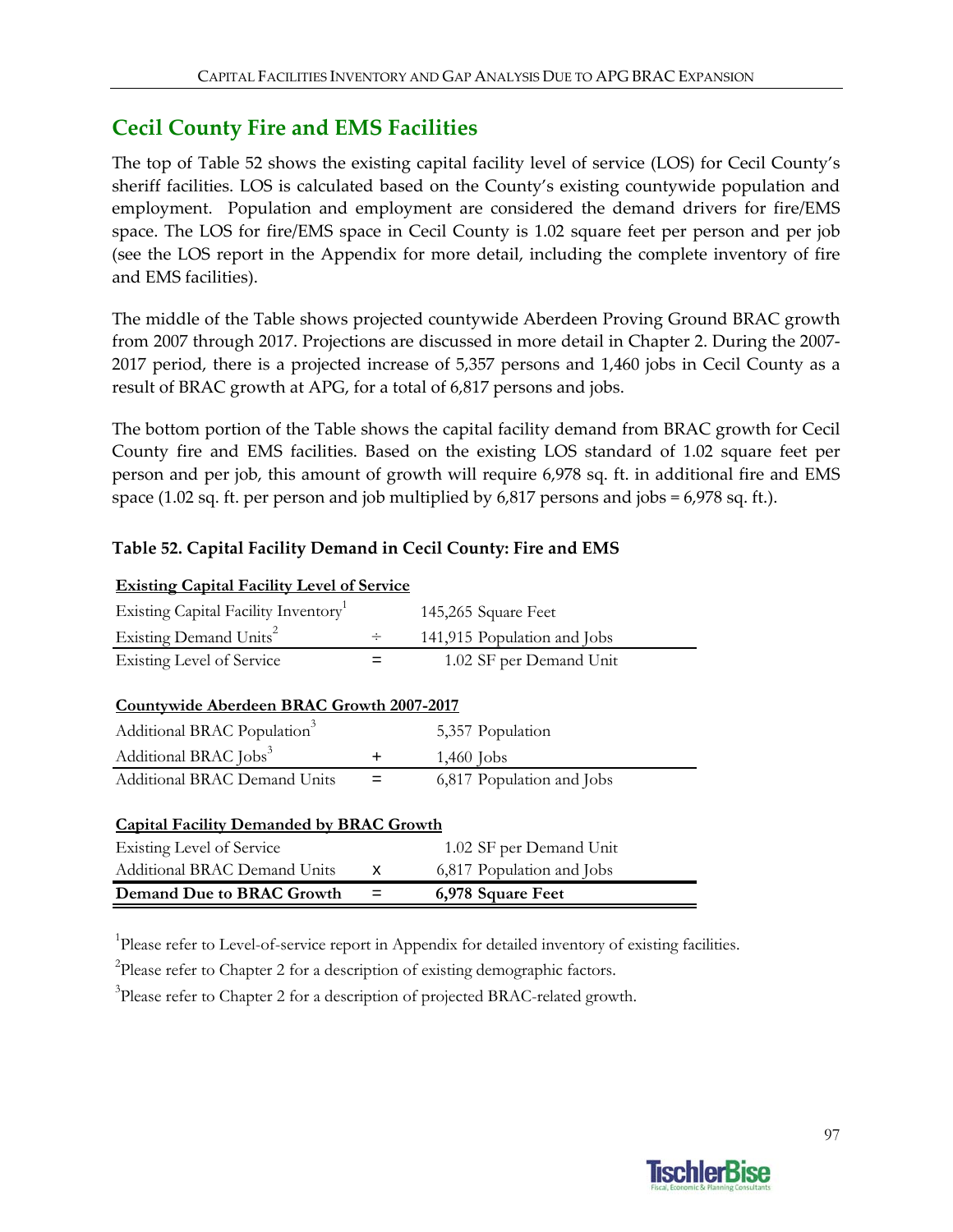## Cecil County Fire and EMS Facilities

The top of Table 52 shows the existing capital facility level of service (LOS) for Cecil County's sheriff facilities. LOS is calculated based on the County's existing countywide population and employment. Population and employment are considered the demand drivers for fire/EMS space. The LOS for fire/EMS space in Cecil County is 1.02 square feet per person and per job (see the LOS report in the Appendix for more detail, including the complete inventory of fire and EMS facilities).

The middle of the Table shows projected countywide Aberdeen Proving Ground BRAC growth from 2007 through 2017. Projections are discussed in more detail in Chapter 2. During the 2007-2017 period, there is a projected increase of 5,357 persons and 1,460 jobs in Cecil County as a result of BRAC growth at APG, for a total of 6,817 persons and jobs.

The bottom portion of the Table shows the capital facility demand from BRAC growth for Cecil County fire and EMS facilities. Based on the existing LOS standard of 1.02 square feet per person and per job, this amount of growth will require 6,978 sq. ft. in additional fire and EMS space (1.02 sq. ft. per person and job multiplied by 6,817 persons and jobs = 6,978 sq. ft.).

**Table 52. Capital Facility Demand in Cecil County: Fire and EMS**

| **Existing Capital Facility Level of Service** | | |
|---|---|---|
| Existing Capital Facility Inventory[1] | | 145,265 Square Feet |
| Existing Demand Units[2] | ÷ | 141,915 Population and Jobs |
| Existing Level of Service | = | 1.02 SF per Demand Unit |
| **Countywide Aberdeen BRAC Growth 2007-2017** | | |
| Additional BRAC Population[3] | | 5,357 Population |
| Additional BRAC Jobs[3] | + | 1,460 Jobs |
| Additional BRAC Demand Units | = | 6,817 Population and Jobs |
| **Capital Facility Demanded by BRAC Growth** | | |
| Existing Level of Service | | 1.02 SF per Demand Unit |
| Additional BRAC Demand Units | x | 6,817 Population and Jobs |
| **Demand Due to BRAC Growth** | **=** | **6,978 Square Feet** |

[1]Please refer to Level-of-service report in Appendix for detailed inventory of existing facilities.

[2]Please refer to Chapter 2 for a description of existing demographic factors.

[3]Please refer to Chapter 2 for a description of projected BRAC-related growth.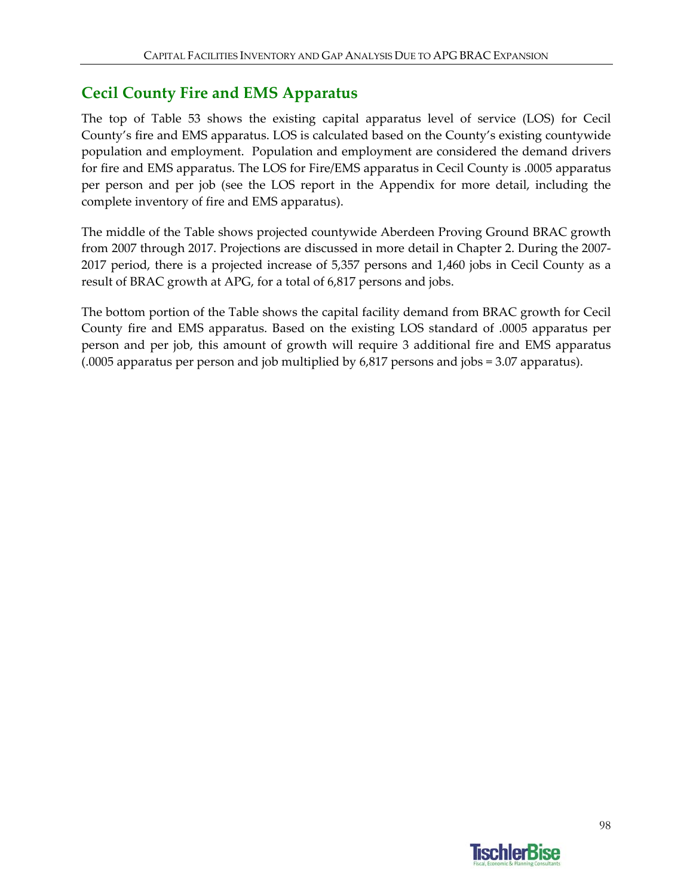## Cecil County Fire and EMS Apparatus

The top of Table 53 shows the existing capital apparatus level of service (LOS) for Cecil County's fire and EMS apparatus. LOS is calculated based on the County's existing countywide population and employment. Population and employment are considered the demand drivers for fire and EMS apparatus. The LOS for Fire/EMS apparatus in Cecil County is .0005 apparatus per person and per job (see the LOS report in the Appendix for more detail, including the complete inventory of fire and EMS apparatus).

The middle of the Table shows projected countywide Aberdeen Proving Ground BRAC growth from 2007 through 2017. Projections are discussed in more detail in Chapter 2. During the 2007-2017 period, there is a projected increase of 5,357 persons and 1,460 jobs in Cecil County as a result of BRAC growth at APG, for a total of 6,817 persons and jobs.

The bottom portion of the Table shows the capital facility demand from BRAC growth for Cecil County fire and EMS apparatus. Based on the existing LOS standard of .0005 apparatus per person and per job, this amount of growth will require 3 additional fire and EMS apparatus (.0005 apparatus per person and job multiplied by 6,817 persons and jobs = 3.07 apparatus).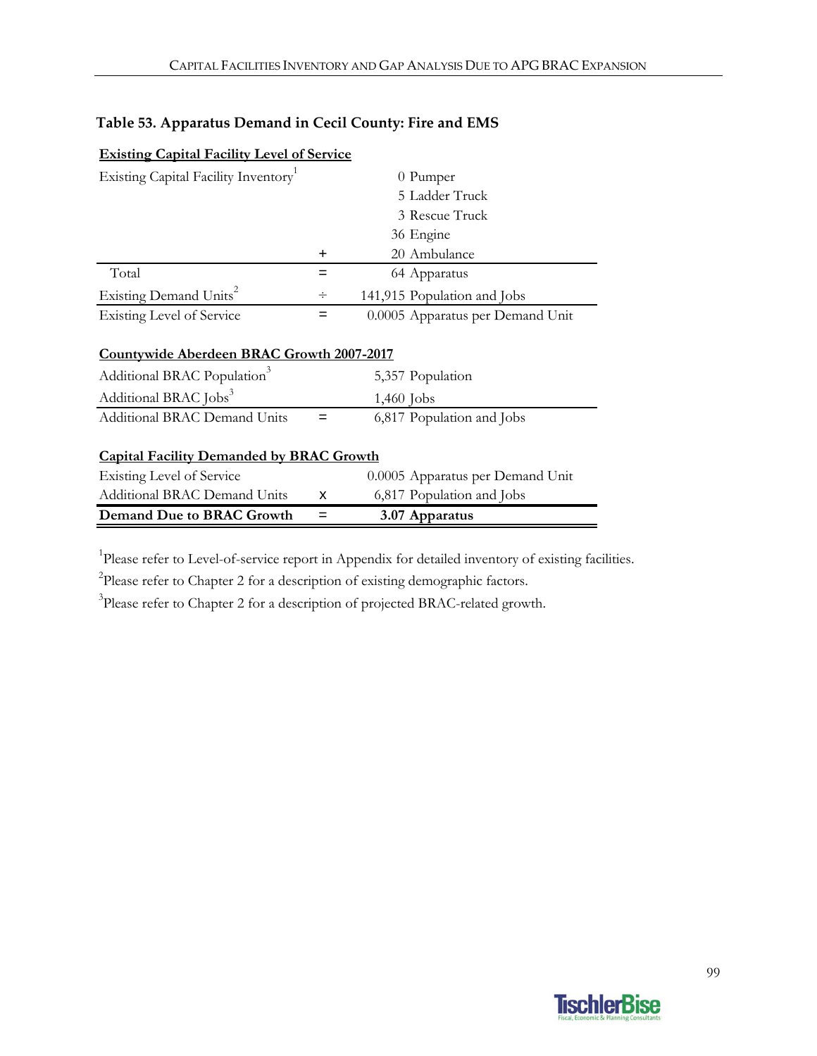### Table 53. Apparatus Demand in Cecil County: Fire and EMS

**Existing Capital Facility Level of Service**

| | | |
|---|---|---|
| Existing Capital Facility Inventory[1] | | 0 Pumper |
| | | 5 Ladder Truck |
| | | 3 Rescue Truck |
| | | 36 Engine |
| | + | 20 Ambulance |
| Total | = | 64 Apparatus |
| Existing Demand Units[2] | ÷ | 141,915 Population and Jobs |
| Existing Level of Service | = | 0.0005 Apparatus per Demand Unit |

**Countywide Aberdeen BRAC Growth 2007-2017**

| | | |
|---|---|---|
| Additional BRAC Population[3] | | 5,357 Population |
| Additional BRAC Jobs[3] | | 1,460 Jobs |
| Additional BRAC Demand Units | = | 6,817 Population and Jobs |

**Capital Facility Demanded by BRAC Growth**

| | | |
|---|---|---|
| Existing Level of Service | | 0.0005 Apparatus per Demand Unit |
| Additional BRAC Demand Units | x | 6,817 Population and Jobs |
| **Demand Due to BRAC Growth** | = | **3.07 Apparatus** |

[1]Please refer to Level-of-service report in Appendix for detailed inventory of existing facilities.

[2]Please refer to Chapter 2 for a description of existing demographic factors.

[3]Please refer to Chapter 2 for a description of projected BRAC-related growth.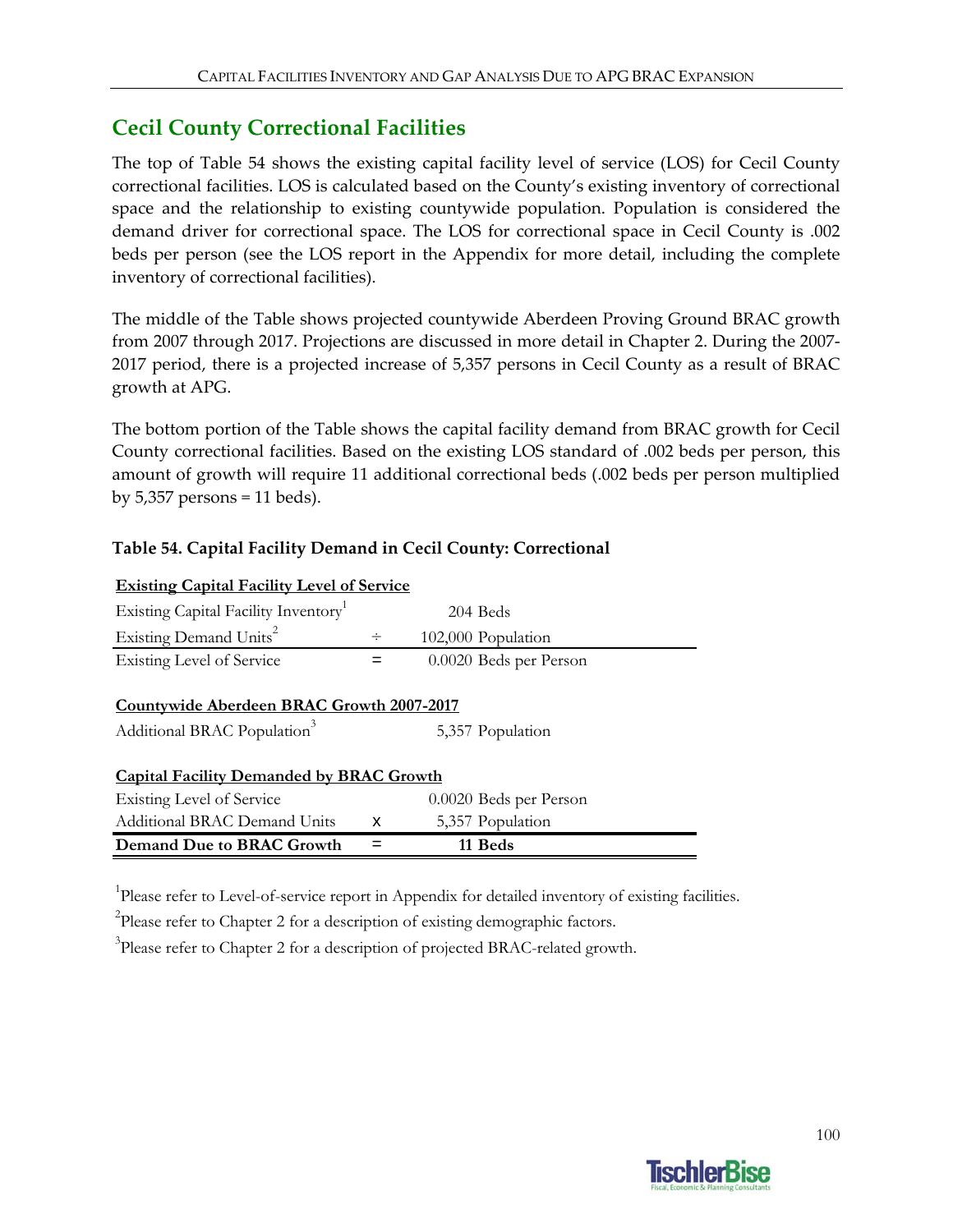## Cecil County Correctional Facilities

The top of Table 54 shows the existing capital facility level of service (LOS) for Cecil County correctional facilities. LOS is calculated based on the County's existing inventory of correctional space and the relationship to existing countywide population. Population is considered the demand driver for correctional space. The LOS for correctional space in Cecil County is .002 beds per person (see the LOS report in the Appendix for more detail, including the complete inventory of correctional facilities).

The middle of the Table shows projected countywide Aberdeen Proving Ground BRAC growth from 2007 through 2017. Projections are discussed in more detail in Chapter 2. During the 2007-2017 period, there is a projected increase of 5,357 persons in Cecil County as a result of BRAC growth at APG.

The bottom portion of the Table shows the capital facility demand from BRAC growth for Cecil County correctional facilities. Based on the existing LOS standard of .002 beds per person, this amount of growth will require 11 additional correctional beds (.002 beds per person multiplied by 5,357 persons = 11 beds).

**Table 54. Capital Facility Demand in Cecil County: Correctional**

| **Existing Capital Facility Level of Service** | | |
|---|---|---|
| Existing Capital Facility Inventory[1] | | 204 Beds |
| Existing Demand Units[2] | ÷ | 102,000 Population |
| Existing Level of Service | = | 0.0020 Beds per Person |
| **Countywide Aberdeen BRAC Growth 2007-2017** | | |
| Additional BRAC Population[3] | | 5,357 Population |
| **Capital Facility Demanded by BRAC Growth** | | |
| Existing Level of Service | | 0.0020 Beds per Person |
| Additional BRAC Demand Units | x | 5,357 Population |
| **Demand Due to BRAC Growth** | = | **11 Beds** |

[1]Please refer to Level-of-service report in Appendix for detailed inventory of existing facilities.

[2]Please refer to Chapter 2 for a description of existing demographic factors.

[3]Please refer to Chapter 2 for a description of projected BRAC-related growth.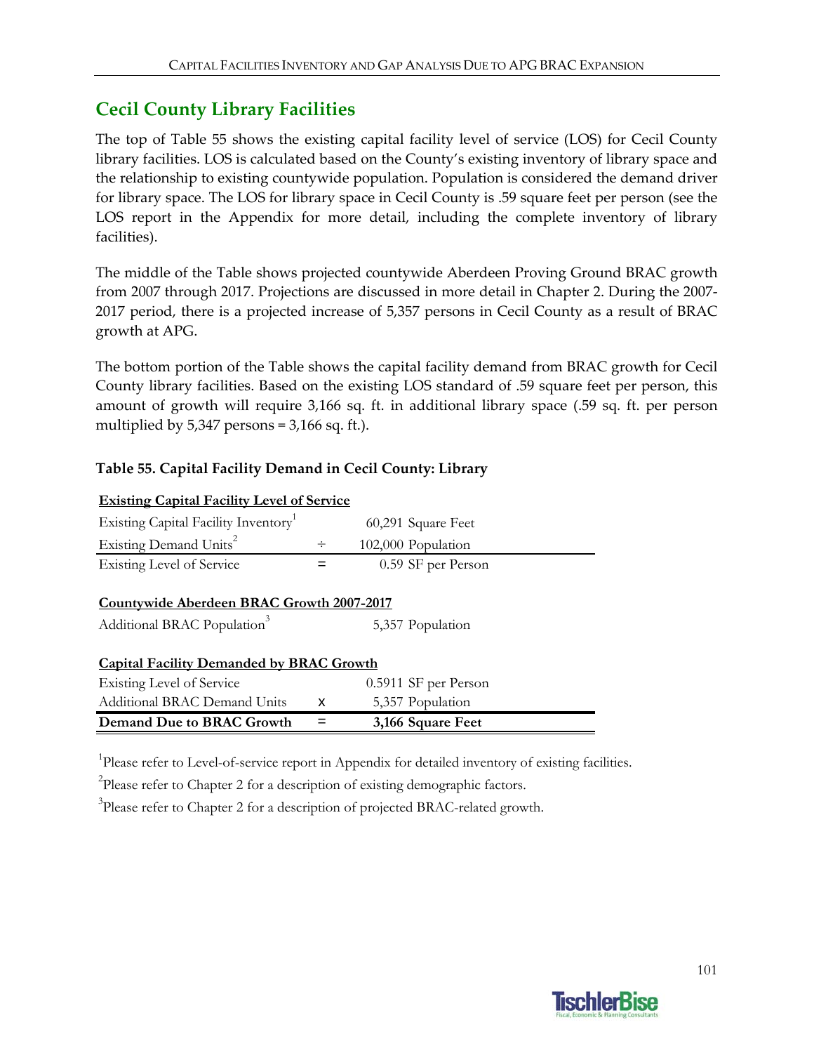## Cecil County Library Facilities

The top of Table 55 shows the existing capital facility level of service (LOS) for Cecil County library facilities. LOS is calculated based on the County's existing inventory of library space and the relationship to existing countywide population. Population is considered the demand driver for library space. The LOS for library space in Cecil County is .59 square feet per person (see the LOS report in the Appendix for more detail, including the complete inventory of library facilities).

The middle of the Table shows projected countywide Aberdeen Proving Ground BRAC growth from 2007 through 2017. Projections are discussed in more detail in Chapter 2. During the 2007-2017 period, there is a projected increase of 5,357 persons in Cecil County as a result of BRAC growth at APG.

The bottom portion of the Table shows the capital facility demand from BRAC growth for Cecil County library facilities. Based on the existing LOS standard of .59 square feet per person, this amount of growth will require 3,166 sq. ft. in additional library space (.59 sq. ft. per person multiplied by 5,347 persons = 3,166 sq. ft.).

**Table 55. Capital Facility Demand in Cecil County: Library**

| **Existing Capital Facility Level of Service** | | |
|---|---|---|
| Existing Capital Facility Inventory[1] | | 60,291 Square Feet |
| Existing Demand Units[2] | ÷ | 102,000 Population |
| Existing Level of Service | = | 0.59 SF per Person |
| **Countywide Aberdeen BRAC Growth 2007-2017** | | |
| Additional BRAC Population[3] | | 5,357 Population |
| **Capital Facility Demanded by BRAC Growth** | | |
| Existing Level of Service | | 0.5911 SF per Person |
| Additional BRAC Demand Units | x | 5,357 Population |
| **Demand Due to BRAC Growth** | **=** | **3,166 Square Feet** |

[1]Please refer to Level-of-service report in Appendix for detailed inventory of existing facilities.

[2]Please refer to Chapter 2 for a description of existing demographic factors.

[3]Please refer to Chapter 2 for a description of projected BRAC-related growth.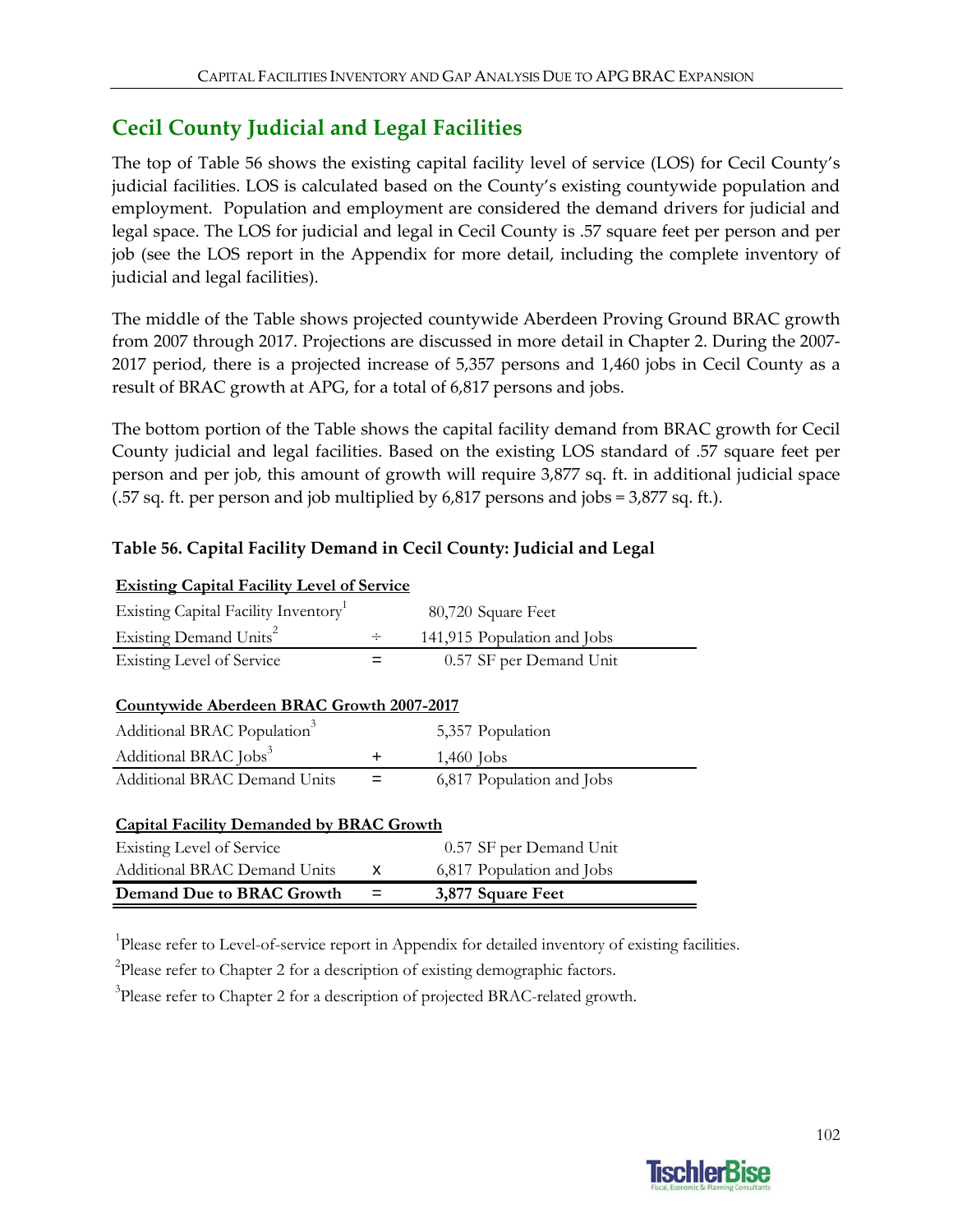## Cecil County Judicial and Legal Facilities

The top of Table 56 shows the existing capital facility level of service (LOS) for Cecil County's judicial facilities. LOS is calculated based on the County's existing countywide population and employment. Population and employment are considered the demand drivers for judicial and legal space. The LOS for judicial and legal in Cecil County is .57 square feet per person and per job (see the LOS report in the Appendix for more detail, including the complete inventory of judicial and legal facilities).

The middle of the Table shows projected countywide Aberdeen Proving Ground BRAC growth from 2007 through 2017. Projections are discussed in more detail in Chapter 2. During the 2007-2017 period, there is a projected increase of 5,357 persons and 1,460 jobs in Cecil County as a result of BRAC growth at APG, for a total of 6,817 persons and jobs.

The bottom portion of the Table shows the capital facility demand from BRAC growth for Cecil County judicial and legal facilities. Based on the existing LOS standard of .57 square feet per person and per job, this amount of growth will require 3,877 sq. ft. in additional judicial space (.57 sq. ft. per person and job multiplied by 6,817 persons and jobs = 3,877 sq. ft.).

**Table 56. Capital Facility Demand in Cecil County: Judicial and Legal**

| **Existing Capital Facility Level of Service** | | |
|---|---|---|
| Existing Capital Facility Inventory[1] | | 80,720 Square Feet |
| Existing Demand Units[2] | ÷ | 141,915 Population and Jobs |
| Existing Level of Service | = | 0.57 SF per Demand Unit |
| **Countywide Aberdeen BRAC Growth 2007-2017** | | |
| Additional BRAC Population[3] | | 5,357 Population |
| Additional BRAC Jobs[3] | + | 1,460 Jobs |
| Additional BRAC Demand Units | = | 6,817 Population and Jobs |
| **Capital Facility Demanded by BRAC Growth** | | |
| Existing Level of Service | | 0.57 SF per Demand Unit |
| Additional BRAC Demand Units | X | 6,817 Population and Jobs |
| **Demand Due to BRAC Growth** | **=** | **3,877 Square Feet** |

[1]Please refer to Level-of-service report in Appendix for detailed inventory of existing facilities.

[2]Please refer to Chapter 2 for a description of existing demographic factors.

[3]Please refer to Chapter 2 for a description of projected BRAC-related growth.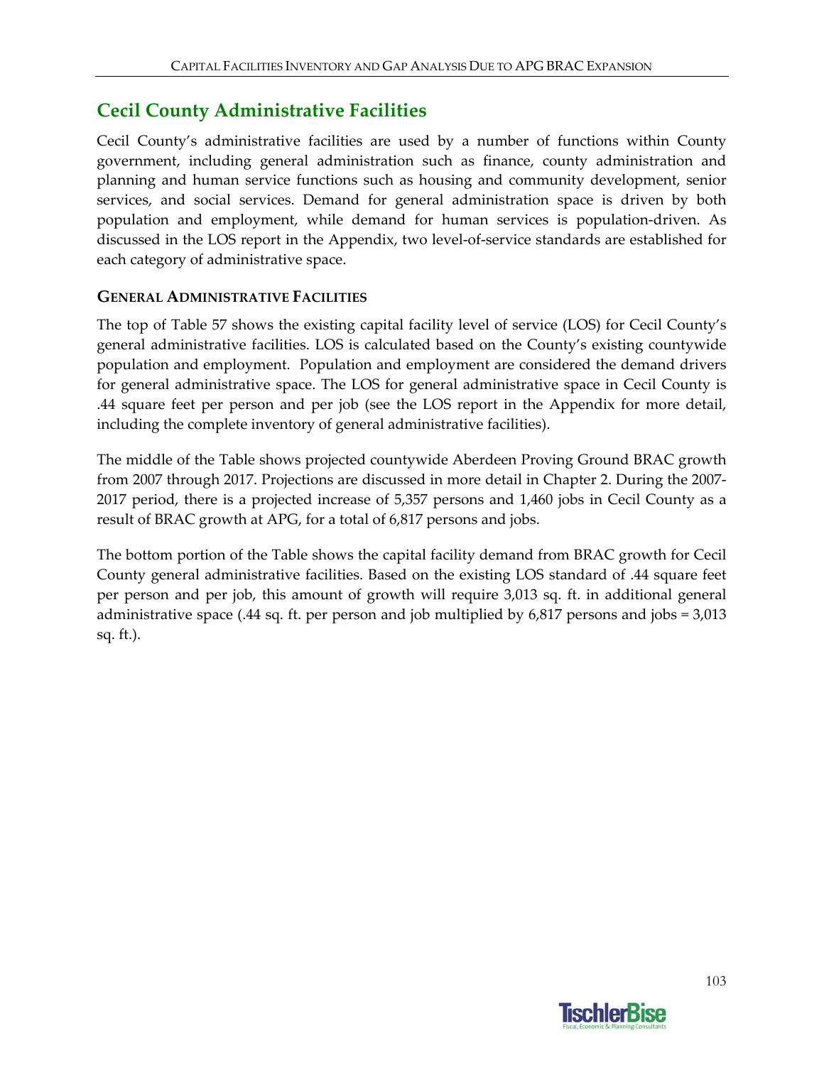## Cecil County Administrative Facilities

Cecil County's administrative facilities are used by a number of functions within County government, including general administration such as finance, county administration and planning and human service functions such as housing and community development, senior services, and social services. Demand for general administration space is driven by both population and employment, while demand for human services is population-driven. As discussed in the LOS report in the Appendix, two level-of-service standards are established for each category of administrative space.

### GENERAL ADMINISTRATIVE FACILITIES

The top of Table 57 shows the existing capital facility level of service (LOS) for Cecil County's general administrative facilities. LOS is calculated based on the County's existing countywide population and employment. Population and employment are considered the demand drivers for general administrative space. The LOS for general administrative space in Cecil County is .44 square feet per person and per job (see the LOS report in the Appendix for more detail, including the complete inventory of general administrative facilities).

The middle of the Table shows projected countywide Aberdeen Proving Ground BRAC growth from 2007 through 2017. Projections are discussed in more detail in Chapter 2. During the 2007-2017 period, there is a projected increase of 5,357 persons and 1,460 jobs in Cecil County as a result of BRAC growth at APG, for a total of 6,817 persons and jobs.

The bottom portion of the Table shows the capital facility demand from BRAC growth for Cecil County general administrative facilities. Based on the existing LOS standard of .44 square feet per person and per job, this amount of growth will require 3,013 sq. ft. in additional general administrative space (.44 sq. ft. per person and job multiplied by 6,817 persons and jobs = 3,013 sq. ft.).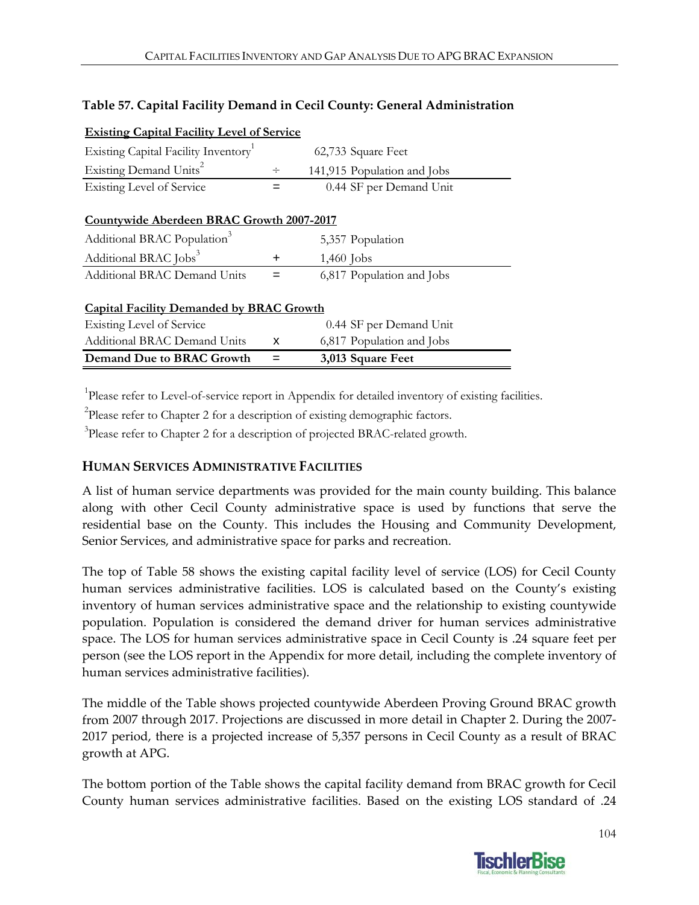**Table 57. Capital Facility Demand in Cecil County: General Administration**

| **Existing Capital Facility Level of Service** | | |
|---|---|---|
| Existing Capital Facility Inventory[1] | | 62,733 Square Feet |
| Existing Demand Units[2] | ÷ | 141,915 Population and Jobs |
| Existing Level of Service | = | 0.44 SF per Demand Unit |
| | | |
| **Countywide Aberdeen BRAC Growth 2007-2017** | | |
| Additional BRAC Population[3] | | 5,357 Population |
| Additional BRAC Jobs[3] | + | 1,460 Jobs |
| Additional BRAC Demand Units | = | 6,817 Population and Jobs |
| | | |
| **Capital Facility Demanded by BRAC Growth** | | |
| Existing Level of Service | | 0.44 SF per Demand Unit |
| Additional BRAC Demand Units | x | 6,817 Population and Jobs |
| **Demand Due to BRAC Growth** | = | **3,013 Square Feet** |

[1]Please refer to Level-of-service report in Appendix for detailed inventory of existing facilities.

[2]Please refer to Chapter 2 for a description of existing demographic factors.

[3]Please refer to Chapter 2 for a description of projected BRAC-related growth.

## HUMAN SERVICES ADMINISTRATIVE FACILITIES

A list of human service departments was provided for the main county building. This balance along with other Cecil County administrative space is used by functions that serve the residential base on the County. This includes the Housing and Community Development, Senior Services, and administrative space for parks and recreation.

The top of Table 58 shows the existing capital facility level of service (LOS) for Cecil County human services administrative facilities. LOS is calculated based on the County's existing inventory of human services administrative space and the relationship to existing countywide population. Population is considered the demand driver for human services administrative space. The LOS for human services administrative space in Cecil County is .24 square feet per person (see the LOS report in the Appendix for more detail, including the complete inventory of human services administrative facilities).

The middle of the Table shows projected countywide Aberdeen Proving Ground BRAC growth from 2007 through 2017. Projections are discussed in more detail in Chapter 2. During the 2007-2017 period, there is a projected increase of 5,357 persons in Cecil County as a result of BRAC growth at APG.

The bottom portion of the Table shows the capital facility demand from BRAC growth for Cecil County human services administrative facilities. Based on the existing LOS standard of .24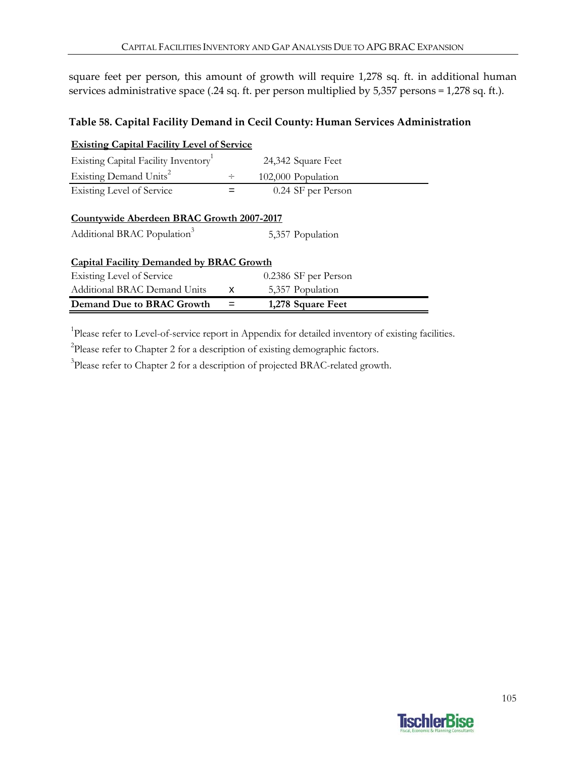square feet per person, this amount of growth will require 1,278 sq. ft. in additional human services administrative space (.24 sq. ft. per person multiplied by 5,357 persons = 1,278 sq. ft.).

### Table 58. Capital Facility Demand in Cecil County: Human Services Administration

| **Existing Capital Facility Level of Service** | | |
|---|---|---|
| Existing Capital Facility Inventory[1] | | 24,342 Square Feet |
| Existing Demand Units[2] | ÷ | 102,000 Population |
| Existing Level of Service | = | 0.24 SF per Person |
| | | |
| **Countywide Aberdeen BRAC Growth 2007-2017** | | |
| Additional BRAC Population[3] | | 5,357 Population |
| | | |
| **Capital Facility Demanded by BRAC Growth** | | |
| Existing Level of Service | | 0.2386 SF per Person |
| Additional BRAC Demand Units | x | 5,357 Population |
| **Demand Due to BRAC Growth** | **=** | **1,278 Square Feet** |

[1]Please refer to Level-of-service report in Appendix for detailed inventory of existing facilities.

[2]Please refer to Chapter 2 for a description of existing demographic factors.

[3]Please refer to Chapter 2 for a description of projected BRAC-related growth.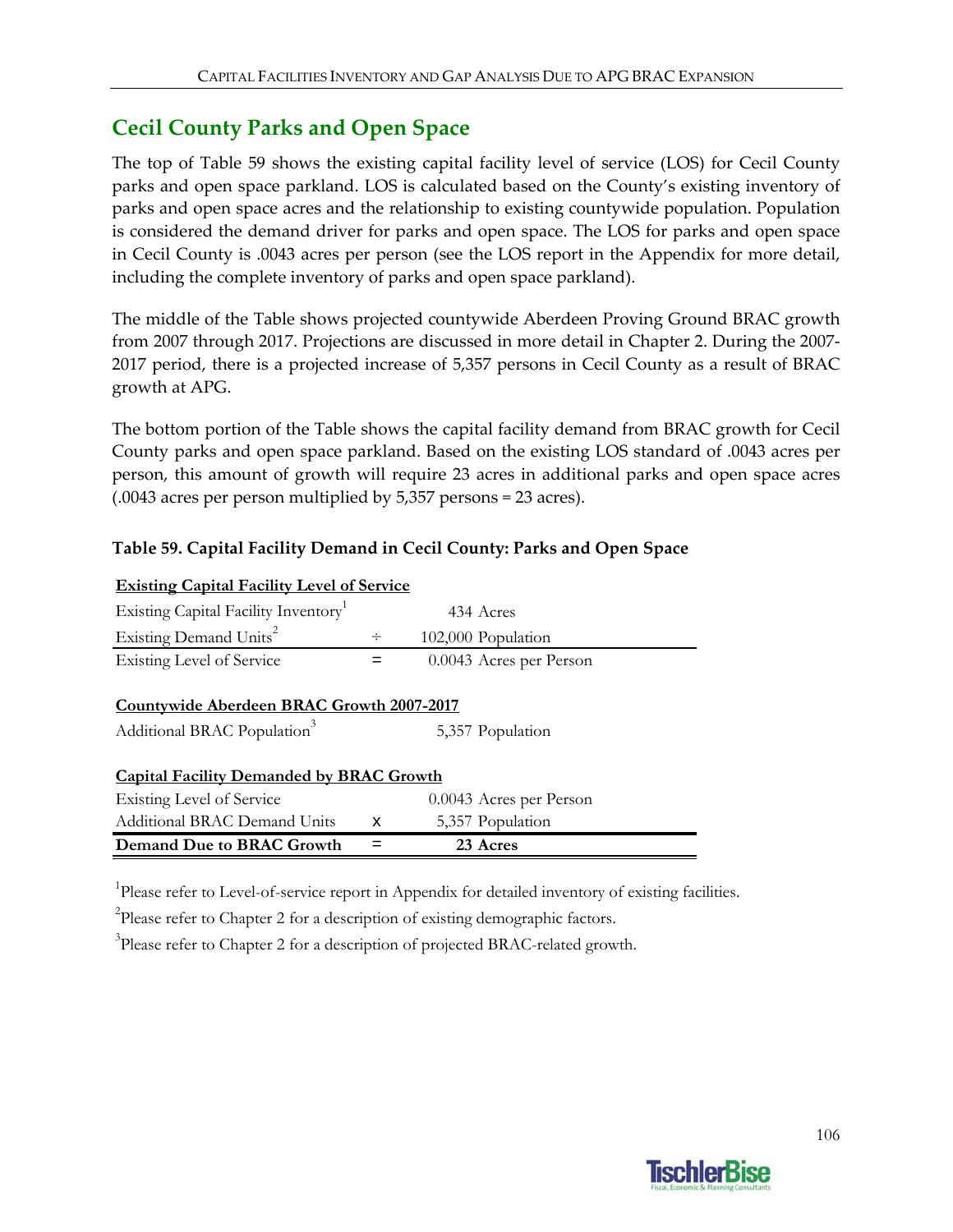## Cecil County Parks and Open Space

The top of Table 59 shows the existing capital facility level of service (LOS) for Cecil County parks and open space parkland. LOS is calculated based on the County's existing inventory of parks and open space acres and the relationship to existing countywide population. Population is considered the demand driver for parks and open space. The LOS for parks and open space in Cecil County is .0043 acres per person (see the LOS report in the Appendix for more detail, including the complete inventory of parks and open space parkland).

The middle of the Table shows projected countywide Aberdeen Proving Ground BRAC growth from 2007 through 2017. Projections are discussed in more detail in Chapter 2. During the 2007-2017 period, there is a projected increase of 5,357 persons in Cecil County as a result of BRAC growth at APG.

The bottom portion of the Table shows the capital facility demand from BRAC growth for Cecil County parks and open space parkland. Based on the existing LOS standard of .0043 acres per person, this amount of growth will require 23 acres in additional parks and open space acres (.0043 acres per person multiplied by 5,357 persons = 23 acres).

**Table 59. Capital Facility Demand in Cecil County: Parks and Open Space**

| **Existing Capital Facility Level of Service** | | |
|---|---|---|
| Existing Capital Facility Inventory[1] | | 434 Acres |
| Existing Demand Units[2] | ÷ | 102,000 Population |
| Existing Level of Service | = | 0.0043 Acres per Person |
| **Countywide Aberdeen BRAC Growth 2007-2017** | | |
| Additional BRAC Population[3] | | 5,357 Population |
| **Capital Facility Demanded by BRAC Growth** | | |
| Existing Level of Service | | 0.0043 Acres per Person |
| Additional BRAC Demand Units | x | 5,357 Population |
| **Demand Due to BRAC Growth** | = | **23 Acres** |

[1]Please refer to Level-of-service report in Appendix for detailed inventory of existing facilities.

[2]Please refer to Chapter 2 for a description of existing demographic factors.

[3]Please refer to Chapter 2 for a description of projected BRAC-related growth.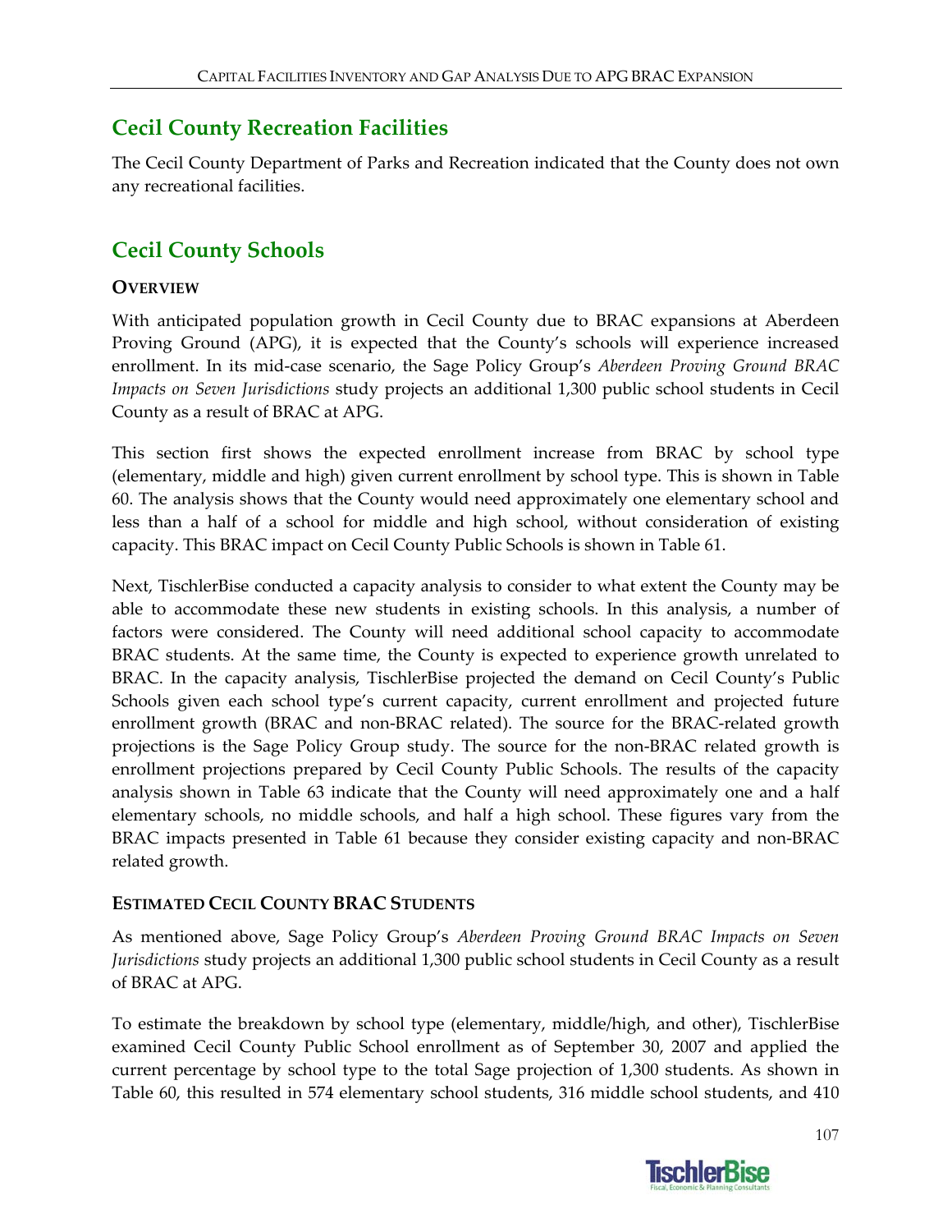## Cecil County Recreation Facilities

The Cecil County Department of Parks and Recreation indicated that the County does not own any recreational facilities.

## Cecil County Schools

### Overview

With anticipated population growth in Cecil County due to BRAC expansions at Aberdeen Proving Ground (APG), it is expected that the County's schools will experience increased enrollment. In its mid-case scenario, the Sage Policy Group's *Aberdeen Proving Ground BRAC Impacts on Seven Jurisdictions* study projects an additional 1,300 public school students in Cecil County as a result of BRAC at APG.

This section first shows the expected enrollment increase from BRAC by school type (elementary, middle and high) given current enrollment by school type. This is shown in Table 60. The analysis shows that the County would need approximately one elementary school and less than a half of a school for middle and high school, without consideration of existing capacity. This BRAC impact on Cecil County Public Schools is shown in Table 61.

Next, TischlerBise conducted a capacity analysis to consider to what extent the County may be able to accommodate these new students in existing schools. In this analysis, a number of factors were considered. The County will need additional school capacity to accommodate BRAC students. At the same time, the County is expected to experience growth unrelated to BRAC. In the capacity analysis, TischlerBise projected the demand on Cecil County's Public Schools given each school type's current capacity, current enrollment and projected future enrollment growth (BRAC and non-BRAC related). The source for the BRAC-related growth projections is the Sage Policy Group study. The source for the non-BRAC related growth is enrollment projections prepared by Cecil County Public Schools. The results of the capacity analysis shown in Table 63 indicate that the County will need approximately one and a half elementary schools, no middle schools, and half a high school. These figures vary from the BRAC impacts presented in Table 61 because they consider existing capacity and non-BRAC related growth.

### Estimated Cecil County BRAC Students

As mentioned above, Sage Policy Group's *Aberdeen Proving Ground BRAC Impacts on Seven Jurisdictions* study projects an additional 1,300 public school students in Cecil County as a result of BRAC at APG.

To estimate the breakdown by school type (elementary, middle/high, and other), TischlerBise examined Cecil County Public School enrollment as of September 30, 2007 and applied the current percentage by school type to the total Sage projection of 1,300 students. As shown in Table 60, this resulted in 574 elementary school students, 316 middle school students, and 410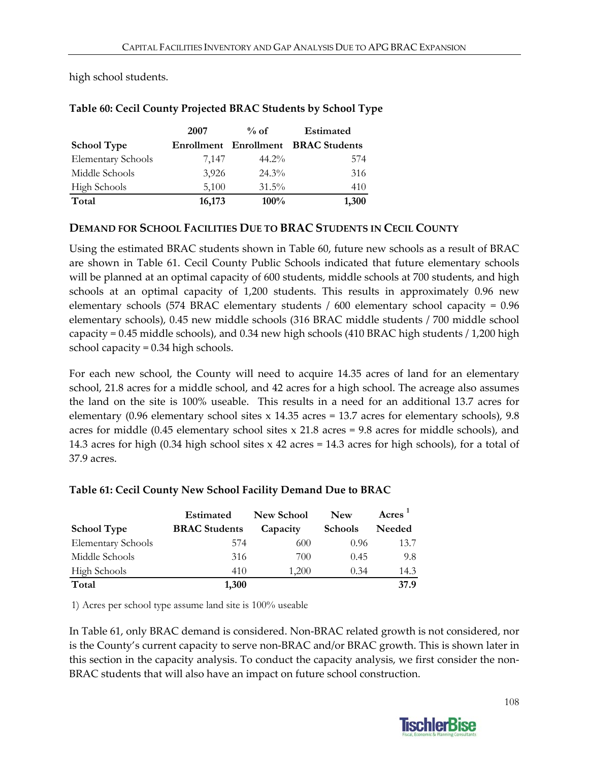high school students.

**Table 60: Cecil County Projected BRAC Students by School Type**

| School Type | 2007 Enrollment | % of Enrollment | Estimated BRAC Students |
|---|---|---|---|
| Elementary Schools | 7,147 | 44.2% | 574 |
| Middle Schools | 3,926 | 24.3% | 316 |
| High Schools | 5,100 | 31.5% | 410 |
| **Total** | **16,173** | **100%** | **1,300** |

**DEMAND FOR SCHOOL FACILITIES DUE TO BRAC STUDENTS IN CECIL COUNTY**

Using the estimated BRAC students shown in Table 60, future new schools as a result of BRAC are shown in Table 61. Cecil County Public Schools indicated that future elementary schools will be planned at an optimal capacity of 600 students, middle schools at 700 students, and high schools at an optimal capacity of 1,200 students. This results in approximately 0.96 new elementary schools (574 BRAC elementary students / 600 elementary school capacity = 0.96 elementary schools), 0.45 new middle schools (316 BRAC middle students / 700 middle school capacity = 0.45 middle schools), and 0.34 new high schools (410 BRAC high students / 1,200 high school capacity = 0.34 high schools.

For each new school, the County will need to acquire 14.35 acres of land for an elementary school, 21.8 acres for a middle school, and 42 acres for a high school. The acreage also assumes the land on the site is 100% useable. This results in a need for an additional 13.7 acres for elementary (0.96 elementary school sites x 14.35 acres = 13.7 acres for elementary schools), 9.8 acres for middle (0.45 elementary school sites x 21.8 acres = 9.8 acres for middle schools), and 14.3 acres for high (0.34 high school sites x 42 acres = 14.3 acres for high schools), for a total of 37.9 acres.

**Table 61: Cecil County New School Facility Demand Due to BRAC**

| School Type | Estimated BRAC Students | New School Capacity | New Schools | Acres [1] Needed |
|---|---|---|---|---|
| Elementary Schools | 574 | 600 | 0.96 | 13.7 |
| Middle Schools | 316 | 700 | 0.45 | 9.8 |
| High Schools | 410 | 1,200 | 0.34 | 14.3 |
| **Total** | **1,300** | | | **37.9** |

1) Acres per school type assume land site is 100% useable

In Table 61, only BRAC demand is considered. Non-BRAC related growth is not considered, nor is the County's current capacity to serve non-BRAC and/or BRAC growth. This is shown later in this section in the capacity analysis. To conduct the capacity analysis, we first consider the non-BRAC students that will also have an impact on future school construction.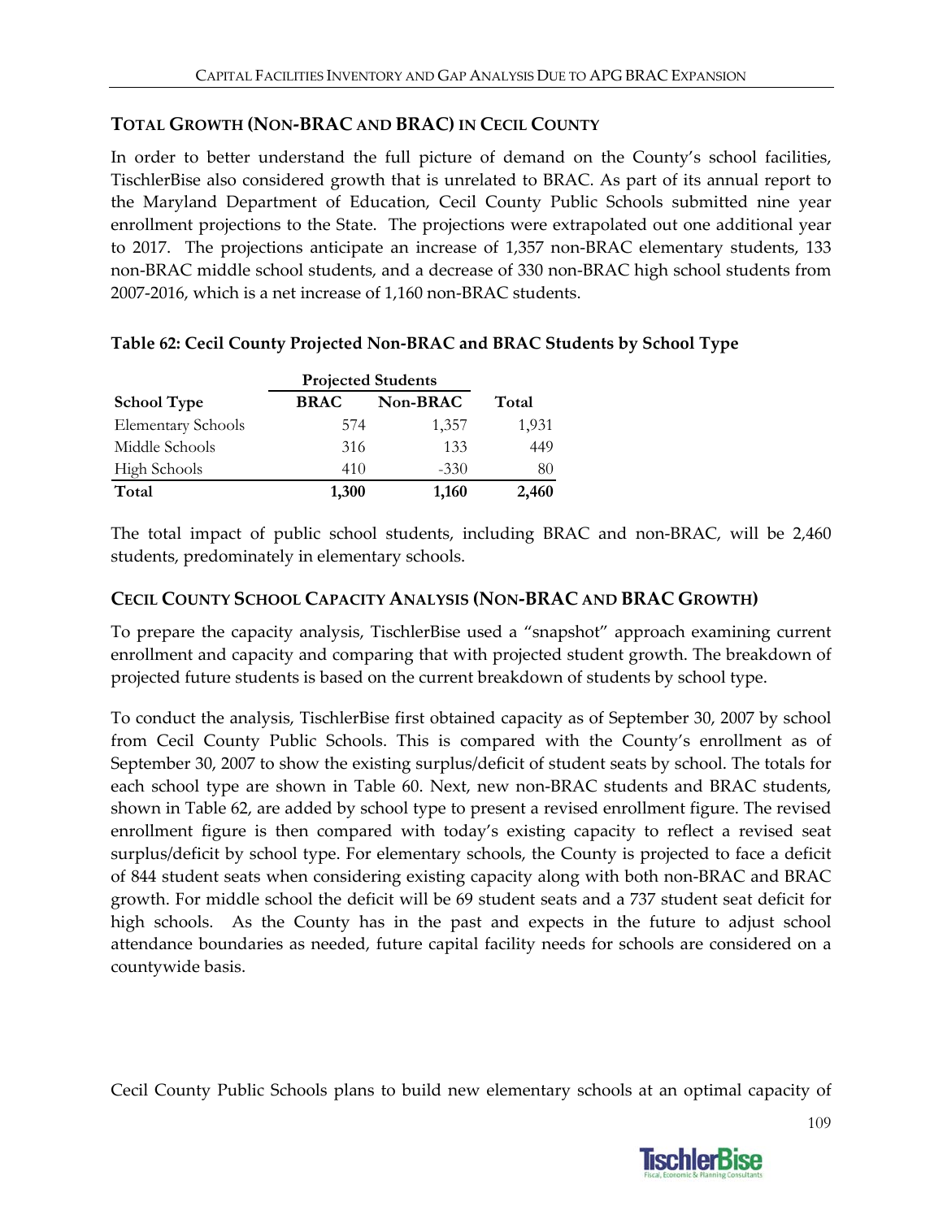## Total Growth (Non-BRAC and BRAC) in Cecil County

In order to better understand the full picture of demand on the County's school facilities, TischlerBise also considered growth that is unrelated to BRAC. As part of its annual report to the Maryland Department of Education, Cecil County Public Schools submitted nine year enrollment projections to the State. The projections were extrapolated out one additional year to 2017. The projections anticipate an increase of 1,357 non-BRAC elementary students, 133 non-BRAC middle school students, and a decrease of 330 non-BRAC high school students from 2007-2016, which is a net increase of 1,160 non-BRAC students.

**Table 62: Cecil County Projected Non-BRAC and BRAC Students by School Type**

| | Projected Students | | |
|---|---|---|---|
| **School Type** | **BRAC** | **Non-BRAC** | **Total** |
| Elementary Schools | 574 | 1,357 | 1,931 |
| Middle Schools | 316 | 133 | 449 |
| High Schools | 410 | -330 | 80 |
| **Total** | **1,300** | **1,160** | **2,460** |

The total impact of public school students, including BRAC and non-BRAC, will be 2,460 students, predominately in elementary schools.

## Cecil County School Capacity Analysis (Non-BRAC and BRAC Growth)

To prepare the capacity analysis, TischlerBise used a "snapshot" approach examining current enrollment and capacity and comparing that with projected student growth. The breakdown of projected future students is based on the current breakdown of students by school type.

To conduct the analysis, TischlerBise first obtained capacity as of September 30, 2007 by school from Cecil County Public Schools. This is compared with the County's enrollment as of September 30, 2007 to show the existing surplus/deficit of student seats by school. The totals for each school type are shown in Table 60. Next, new non-BRAC students and BRAC students, shown in Table 62, are added by school type to present a revised enrollment figure. The revised enrollment figure is then compared with today's existing capacity to reflect a revised seat surplus/deficit by school type. For elementary schools, the County is projected to face a deficit of 844 student seats when considering existing capacity along with both non-BRAC and BRAC growth. For middle school the deficit will be 69 student seats and a 737 student seat deficit for high schools. As the County has in the past and expects in the future to adjust school attendance boundaries as needed, future capital facility needs for schools are considered on a countywide basis.

Cecil County Public Schools plans to build new elementary schools at an optimal capacity of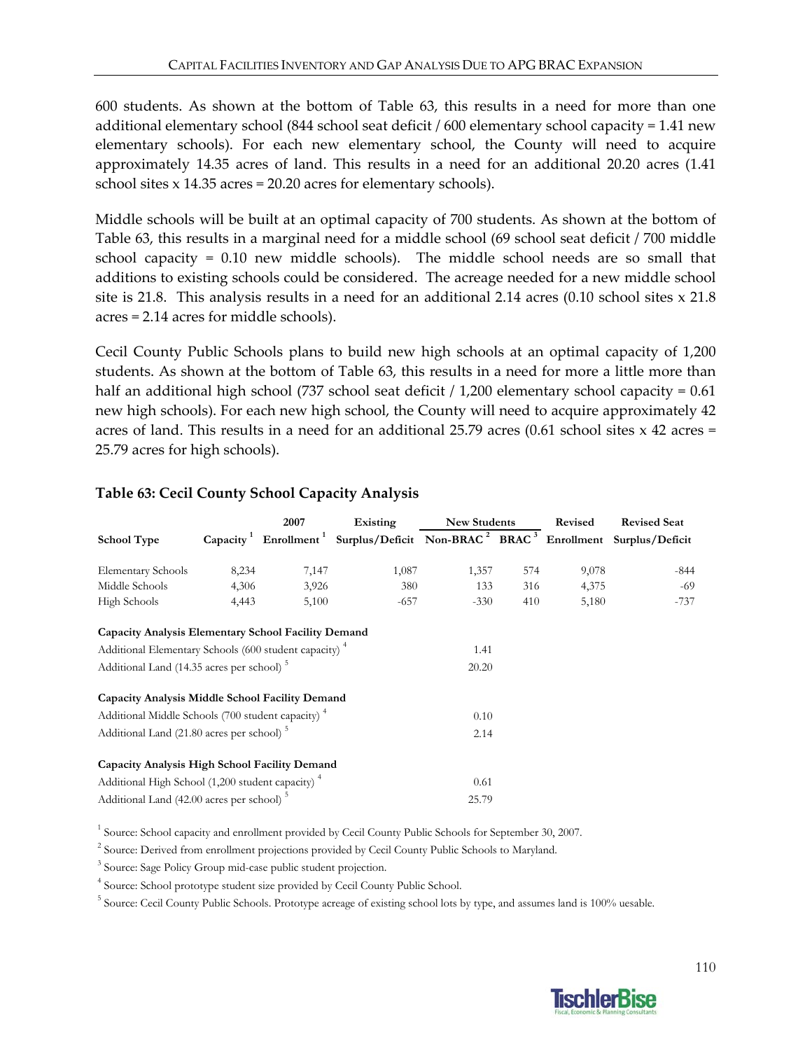600 students. As shown at the bottom of Table 63, this results in a need for more than one additional elementary school (844 school seat deficit / 600 elementary school capacity = 1.41 new elementary schools). For each new elementary school, the County will need to acquire approximately 14.35 acres of land. This results in a need for an additional 20.20 acres (1.41 school sites x 14.35 acres = 20.20 acres for elementary schools).

Middle schools will be built at an optimal capacity of 700 students. As shown at the bottom of Table 63, this results in a marginal need for a middle school (69 school seat deficit / 700 middle school capacity = 0.10 new middle schools). The middle school needs are so small that additions to existing schools could be considered. The acreage needed for a new middle school site is 21.8. This analysis results in a need for an additional 2.14 acres (0.10 school sites x 21.8 acres = 2.14 acres for middle schools).

Cecil County Public Schools plans to build new high schools at an optimal capacity of 1,200 students. As shown at the bottom of Table 63, this results in a need for more a little more than half an additional high school (737 school seat deficit / 1,200 elementary school capacity = 0.61 new high schools). For each new high school, the County will need to acquire approximately 42 acres of land. This results in a need for an additional 25.79 acres (0.61 school sites x 42 acres = 25.79 acres for high schools).

### Table 63: Cecil County School Capacity Analysis

| | | 2007 | Existing | New Students | | Revised | Revised Seat |
|---|---|---|---|---|---|---|---|
| **School Type** | **Capacity [1]** | **Enrollment [1]** | **Surplus/Deficit** | **Non-BRAC [2]** | **BRAC [3]** | **Enrollment** | **Surplus/Deficit** |
| Elementary Schools | 8,234 | 7,147 | 1,087 | 1,357 | 574 | 9,078 | -844 |
| Middle Schools | 4,306 | 3,926 | 380 | 133 | 316 | 4,375 | -69 |
| High Schools | 4,443 | 5,100 | -657 | -330 | 410 | 5,180 | -737 |
| **Capacity Analysis Elementary School Facility Demand** | | | | | | | |
| Additional Elementary Schools (600 student capacity) [4] | | | | 1.41 | | | |
| Additional Land (14.35 acres per school) [5] | | | | 20.20 | | | |
| **Capacity Analysis Middle School Facility Demand** | | | | | | | |
| Additional Middle Schools (700 student capacity) [4] | | | | 0.10 | | | |
| Additional Land (21.80 acres per school) [5] | | | | 2.14 | | | |
| **Capacity Analysis High School Facility Demand** | | | | | | | |
| Additional High School (1,200 student capacity) [4] | | | | 0.61 | | | |
| Additional Land (42.00 acres per school) [5] | | | | 25.79 | | | |

[1] Source: School capacity and enrollment provided by Cecil County Public Schools for September 30, 2007.

[2] Source: Derived from enrollment projections provided by Cecil County Public Schools to Maryland.

[3] Source: Sage Policy Group mid-case public student projection.

[4] Source: School prototype student size provided by Cecil County Public School.

[5] Source: Cecil County Public Schools. Prototype acreage of existing school lots by type, and assumes land is 100% uesable.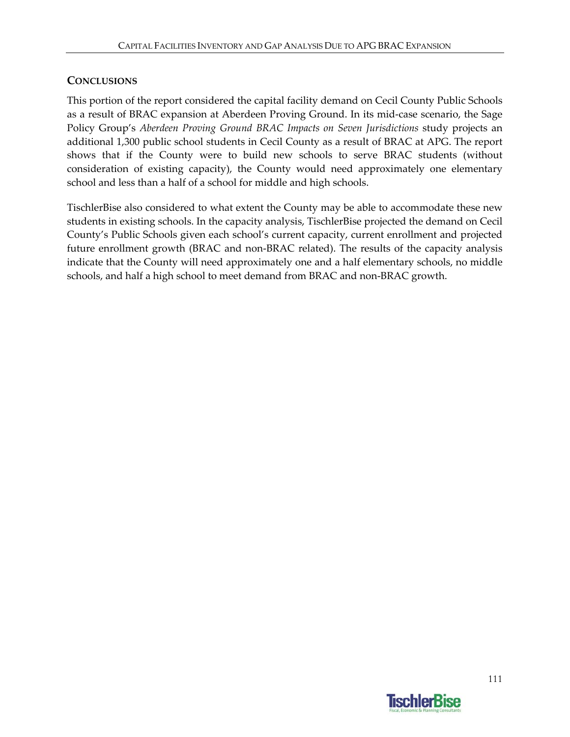## Conclusions

This portion of the report considered the capital facility demand on Cecil County Public Schools as a result of BRAC expansion at Aberdeen Proving Ground. In its mid-case scenario, the Sage Policy Group's *Aberdeen Proving Ground BRAC Impacts on Seven Jurisdictions* study projects an additional 1,300 public school students in Cecil County as a result of BRAC at APG. The report shows that if the County were to build new schools to serve BRAC students (without consideration of existing capacity), the County would need approximately one elementary school and less than a half of a school for middle and high schools.

TischlerBise also considered to what extent the County may be able to accommodate these new students in existing schools. In the capacity analysis, TischlerBise projected the demand on Cecil County's Public Schools given each school's current capacity, current enrollment and projected future enrollment growth (BRAC and non-BRAC related). The results of the capacity analysis indicate that the County will need approximately one and a half elementary schools, no middle schools, and half a high school to meet demand from BRAC and non-BRAC growth.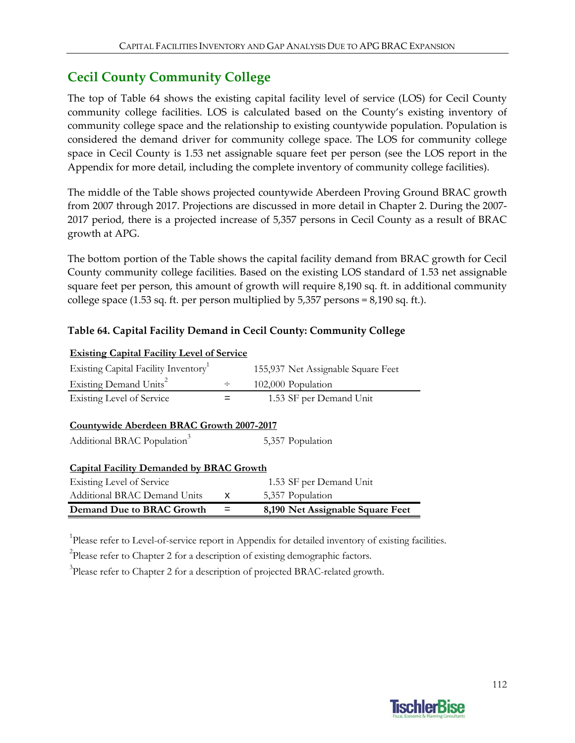## Cecil County Community College

The top of Table 64 shows the existing capital facility level of service (LOS) for Cecil County community college facilities. LOS is calculated based on the County's existing inventory of community college space and the relationship to existing countywide population. Population is considered the demand driver for community college space. The LOS for community college space in Cecil County is 1.53 net assignable square feet per person (see the LOS report in the Appendix for more detail, including the complete inventory of community college facilities).

The middle of the Table shows projected countywide Aberdeen Proving Ground BRAC growth from 2007 through 2017. Projections are discussed in more detail in Chapter 2. During the 2007-2017 period, there is a projected increase of 5,357 persons in Cecil County as a result of BRAC growth at APG.

The bottom portion of the Table shows the capital facility demand from BRAC growth for Cecil County community college facilities. Based on the existing LOS standard of 1.53 net assignable square feet per person, this amount of growth will require 8,190 sq. ft. in additional community college space (1.53 sq. ft. per person multiplied by 5,357 persons = 8,190 sq. ft.).

**Table 64. Capital Facility Demand in Cecil County: Community College**

| **Existing Capital Facility Level of Service** | | |
|---|---|---|
| Existing Capital Facility Inventory[1] | | 155,937 Net Assignable Square Feet |
| Existing Demand Units[2] | ÷ | 102,000 Population |
| Existing Level of Service | = | 1.53 SF per Demand Unit |
| | | |
| **Countywide Aberdeen BRAC Growth 2007-2017** | | |
| Additional BRAC Population[3] | | 5,357 Population |
| | | |
| **Capital Facility Demanded by BRAC Growth** | | |
| Existing Level of Service | | 1.53 SF per Demand Unit |
| Additional BRAC Demand Units | x | 5,357 Population |
| **Demand Due to BRAC Growth** | **=** | **8,190 Net Assignable Square Feet** |

[1]Please refer to Level-of-service report in Appendix for detailed inventory of existing facilities.

[2]Please refer to Chapter 2 for a description of existing demographic factors.

[3]Please refer to Chapter 2 for a description of projected BRAC-related growth.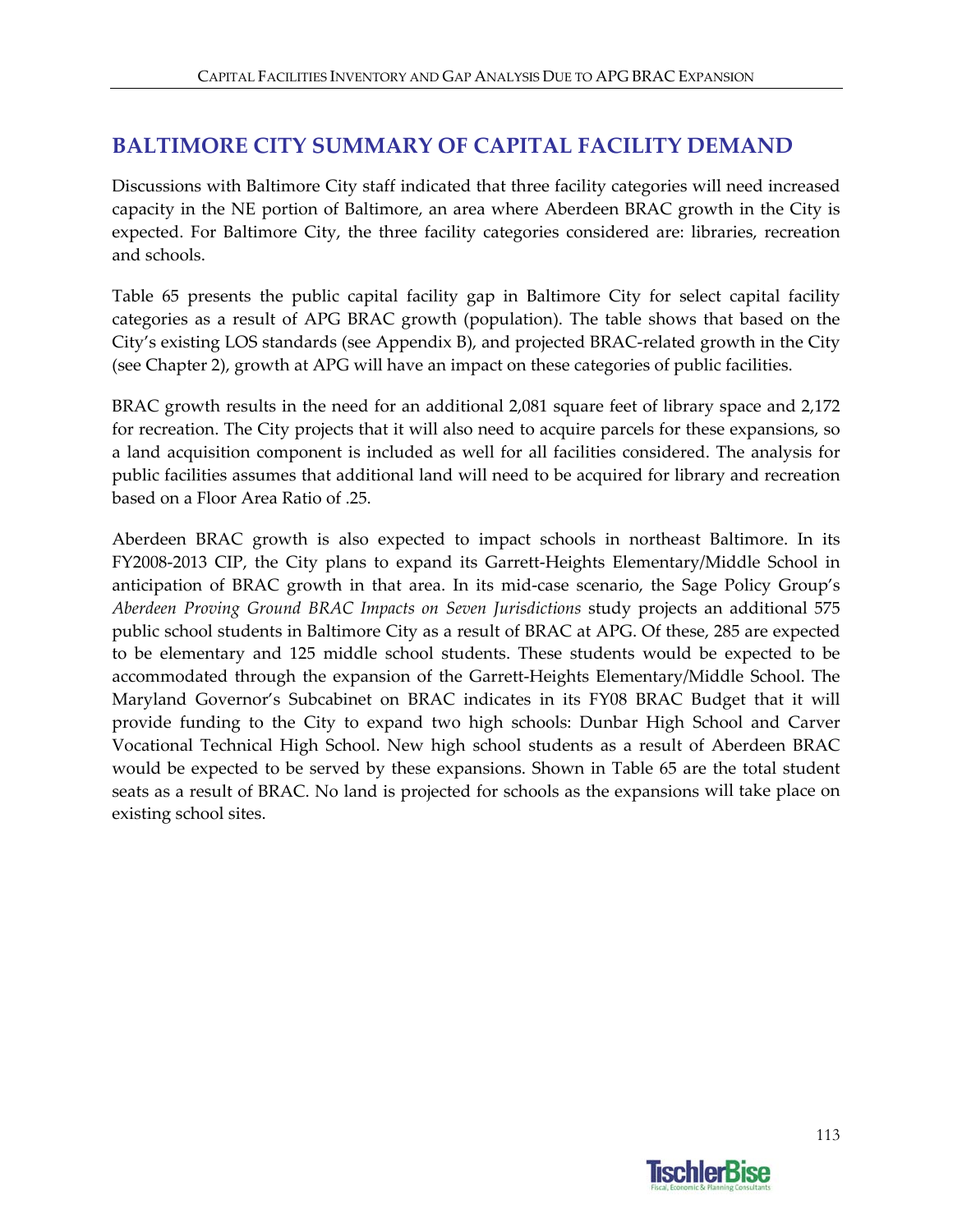## BALTIMORE CITY SUMMARY OF CAPITAL FACILITY DEMAND

Discussions with Baltimore City staff indicated that three facility categories will need increased capacity in the NE portion of Baltimore, an area where Aberdeen BRAC growth in the City is expected. For Baltimore City, the three facility categories considered are: libraries, recreation and schools.

Table 65 presents the public capital facility gap in Baltimore City for select capital facility categories as a result of APG BRAC growth (population). The table shows that based on the City's existing LOS standards (see Appendix B), and projected BRAC-related growth in the City (see Chapter 2), growth at APG will have an impact on these categories of public facilities.

BRAC growth results in the need for an additional 2,081 square feet of library space and 2,172 for recreation. The City projects that it will also need to acquire parcels for these expansions, so a land acquisition component is included as well for all facilities considered. The analysis for public facilities assumes that additional land will need to be acquired for library and recreation based on a Floor Area Ratio of .25.

Aberdeen BRAC growth is also expected to impact schools in northeast Baltimore. In its FY2008-2013 CIP, the City plans to expand its Garrett-Heights Elementary/Middle School in anticipation of BRAC growth in that area. In its mid-case scenario, the Sage Policy Group's *Aberdeen Proving Ground BRAC Impacts on Seven Jurisdictions* study projects an additional 575 public school students in Baltimore City as a result of BRAC at APG. Of these, 285 are expected to be elementary and 125 middle school students. These students would be expected to be accommodated through the expansion of the Garrett-Heights Elementary/Middle School. The Maryland Governor's Subcabinet on BRAC indicates in its FY08 BRAC Budget that it will provide funding to the City to expand two high schools: Dunbar High School and Carver Vocational Technical High School. New high school students as a result of Aberdeen BRAC would be expected to be served by these expansions. Shown in Table 65 are the total student seats as a result of BRAC. No land is projected for schools as the expansions will take place on existing school sites.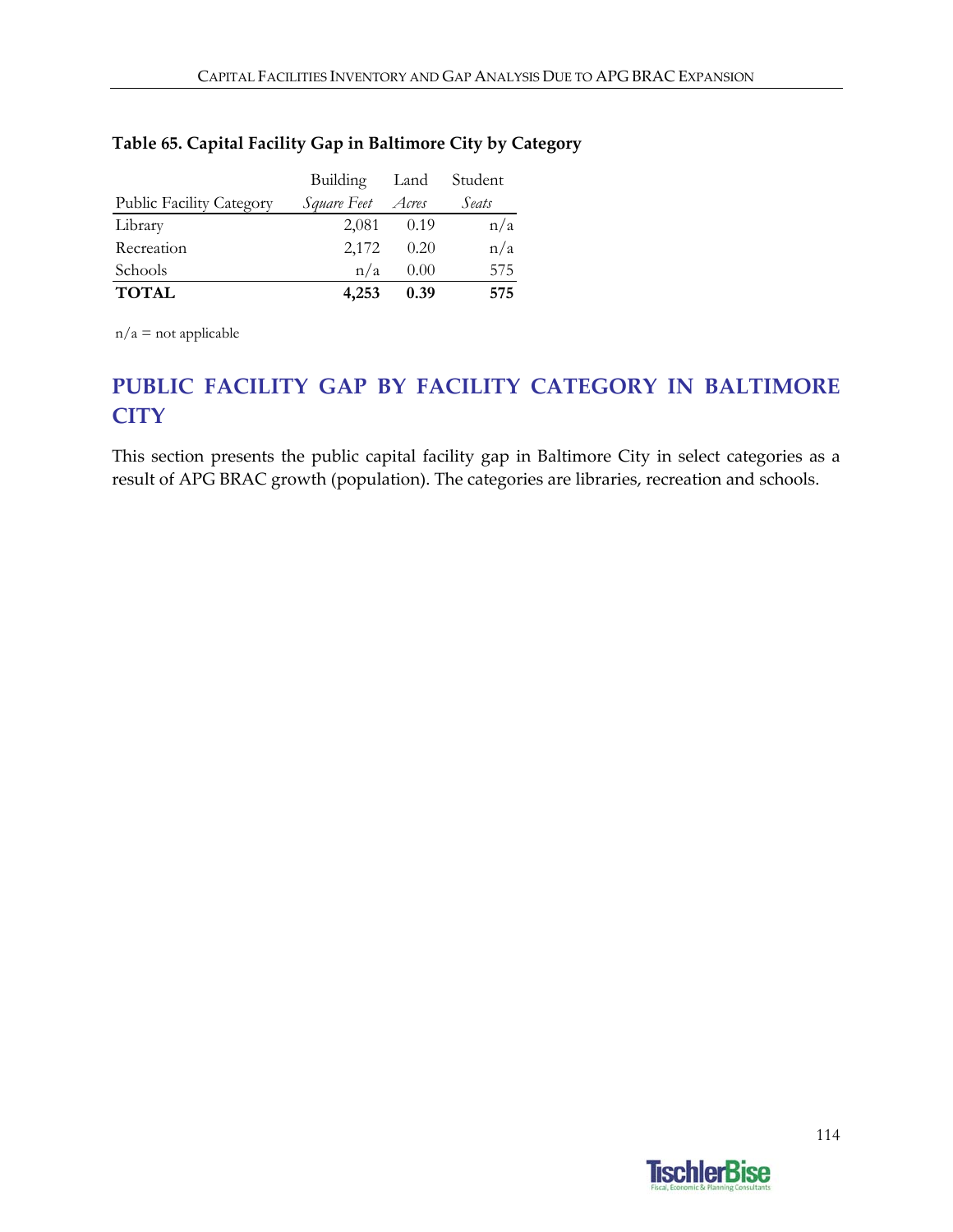**Table 65. Capital Facility Gap in Baltimore City by Category**

| Public Facility Category | Building *Square Feet* | Land *Acres* | Student *Seats* |
|---|---|---|---|
| Library | 2,081 | 0.19 | n/a |
| Recreation | 2,172 | 0.20 | n/a |
| Schools | n/a | 0.00 | 575 |
| **TOTAL** | **4,253** | **0.39** | **575** |

n/a = not applicable

## PUBLIC FACILITY GAP BY FACILITY CATEGORY IN BALTIMORE CITY

This section presents the public capital facility gap in Baltimore City in select categories as a result of APG BRAC growth (population). The categories are libraries, recreation and schools.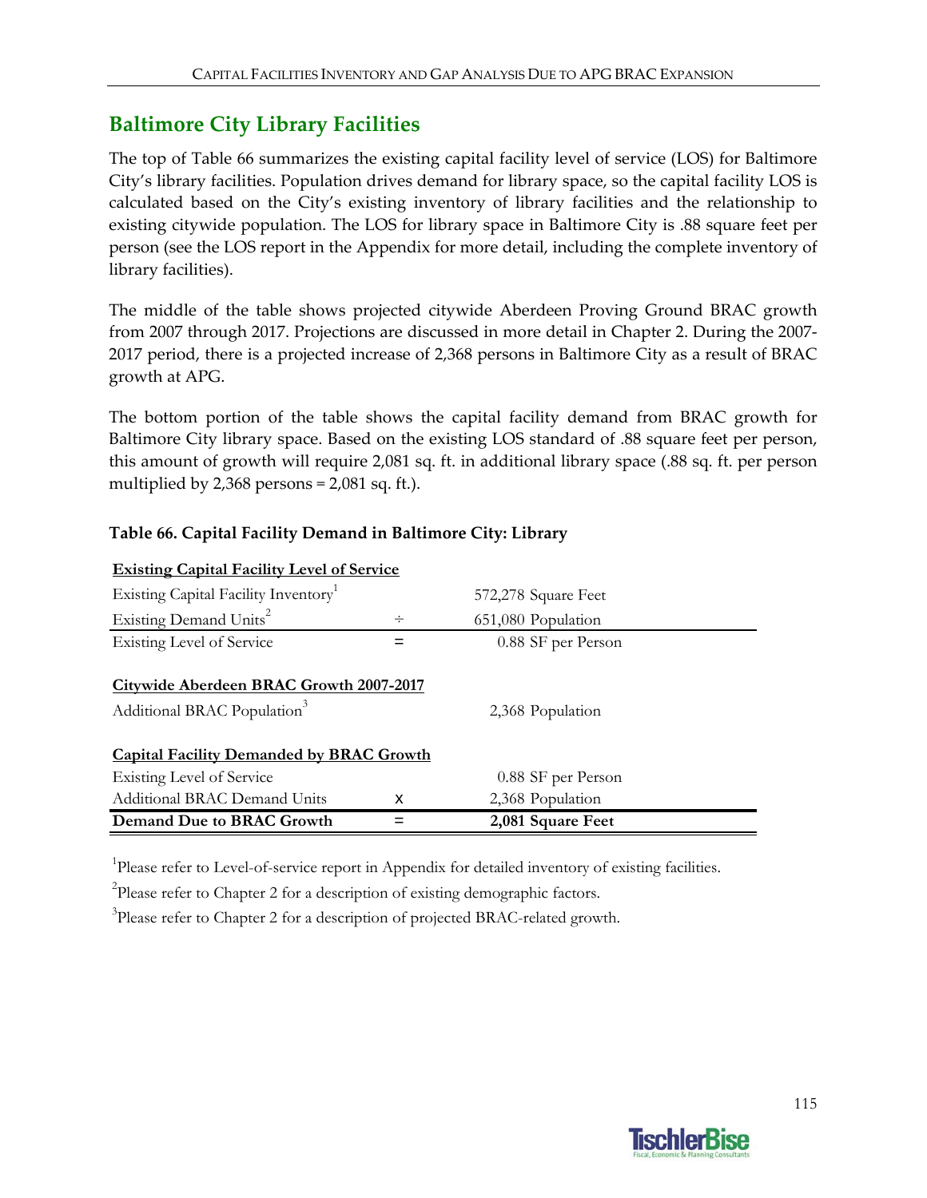## Baltimore City Library Facilities

The top of Table 66 summarizes the existing capital facility level of service (LOS) for Baltimore City's library facilities. Population drives demand for library space, so the capital facility LOS is calculated based on the City's existing inventory of library facilities and the relationship to existing citywide population. The LOS for library space in Baltimore City is .88 square feet per person (see the LOS report in the Appendix for more detail, including the complete inventory of library facilities).

The middle of the table shows projected citywide Aberdeen Proving Ground BRAC growth from 2007 through 2017. Projections are discussed in more detail in Chapter 2. During the 2007-2017 period, there is a projected increase of 2,368 persons in Baltimore City as a result of BRAC growth at APG.

The bottom portion of the table shows the capital facility demand from BRAC growth for Baltimore City library space. Based on the existing LOS standard of .88 square feet per person, this amount of growth will require 2,081 sq. ft. in additional library space (.88 sq. ft. per person multiplied by 2,368 persons = 2,081 sq. ft.).

**Table 66. Capital Facility Demand in Baltimore City: Library**

| **Existing Capital Facility Level of Service** | | |
|---|---|---|
| Existing Capital Facility Inventory[1] | | 572,278 Square Feet |
| Existing Demand Units[2] | ÷ | 651,080 Population |
| Existing Level of Service | = | 0.88 SF per Person |
| **Citywide Aberdeen BRAC Growth 2007-2017** | | |
| Additional BRAC Population[3] | | 2,368 Population |
| **Capital Facility Demanded by BRAC Growth** | | |
| Existing Level of Service | | 0.88 SF per Person |
| Additional BRAC Demand Units | x | 2,368 Population |
| **Demand Due to BRAC Growth** | = | **2,081 Square Feet** |

[1]Please refer to Level-of-service report in Appendix for detailed inventory of existing facilities.

[2]Please refer to Chapter 2 for a description of existing demographic factors.

[3]Please refer to Chapter 2 for a description of projected BRAC-related growth.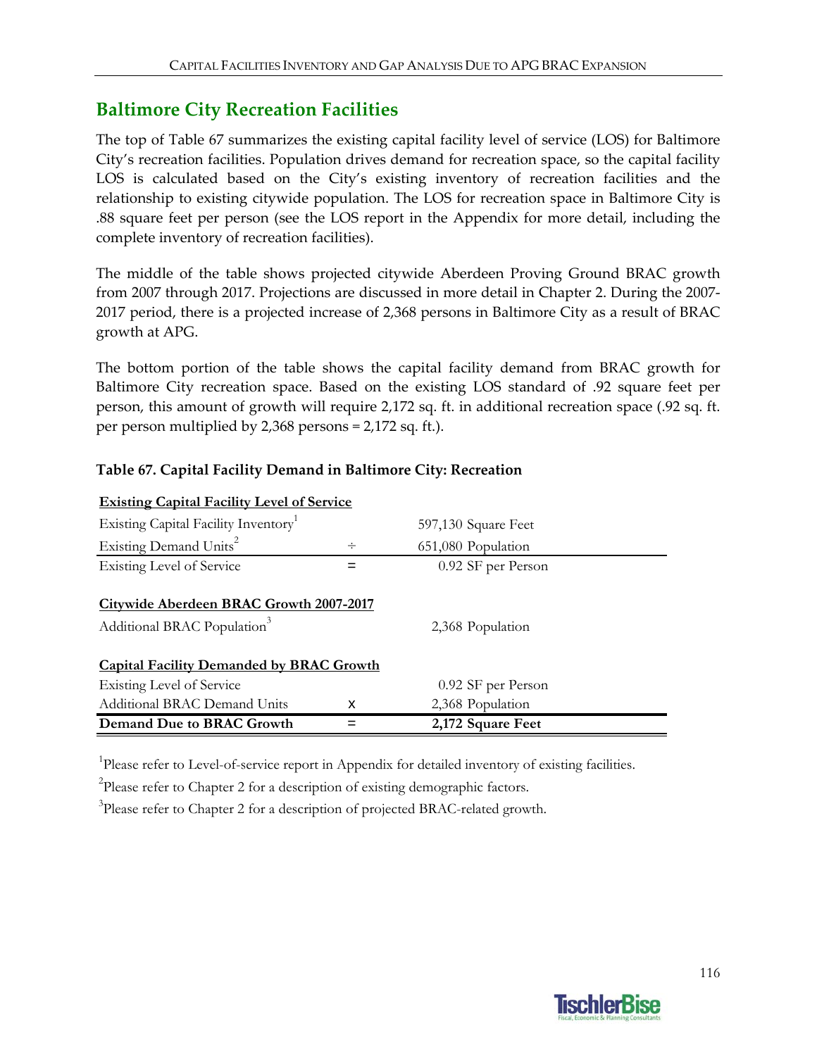## Baltimore City Recreation Facilities

The top of Table 67 summarizes the existing capital facility level of service (LOS) for Baltimore City's recreation facilities. Population drives demand for recreation space, so the capital facility LOS is calculated based on the City's existing inventory of recreation facilities and the relationship to existing citywide population. The LOS for recreation space in Baltimore City is .88 square feet per person (see the LOS report in the Appendix for more detail, including the complete inventory of recreation facilities).

The middle of the table shows projected citywide Aberdeen Proving Ground BRAC growth from 2007 through 2017. Projections are discussed in more detail in Chapter 2. During the 2007-2017 period, there is a projected increase of 2,368 persons in Baltimore City as a result of BRAC growth at APG.

The bottom portion of the table shows the capital facility demand from BRAC growth for Baltimore City recreation space. Based on the existing LOS standard of .92 square feet per person, this amount of growth will require 2,172 sq. ft. in additional recreation space (.92 sq. ft. per person multiplied by 2,368 persons = 2,172 sq. ft.).

**Table 67. Capital Facility Demand in Baltimore City: Recreation**

| **Existing Capital Facility Level of Service** | | |
|---|---|---|
| Existing Capital Facility Inventory[1] | | 597,130 Square Feet |
| Existing Demand Units[2] | ÷ | 651,080 Population |
| Existing Level of Service | = | 0.92 SF per Person |
| **Citywide Aberdeen BRAC Growth 2007-2017** | | |
| Additional BRAC Population[3] | | 2,368 Population |
| **Capital Facility Demanded by BRAC Growth** | | |
| Existing Level of Service | | 0.92 SF per Person |
| Additional BRAC Demand Units | x | 2,368 Population |
| **Demand Due to BRAC Growth** | **=** | **2,172 Square Feet** |

[1]Please refer to Level-of-service report in Appendix for detailed inventory of existing facilities.

[2]Please refer to Chapter 2 for a description of existing demographic factors.

[3]Please refer to Chapter 2 for a description of projected BRAC-related growth.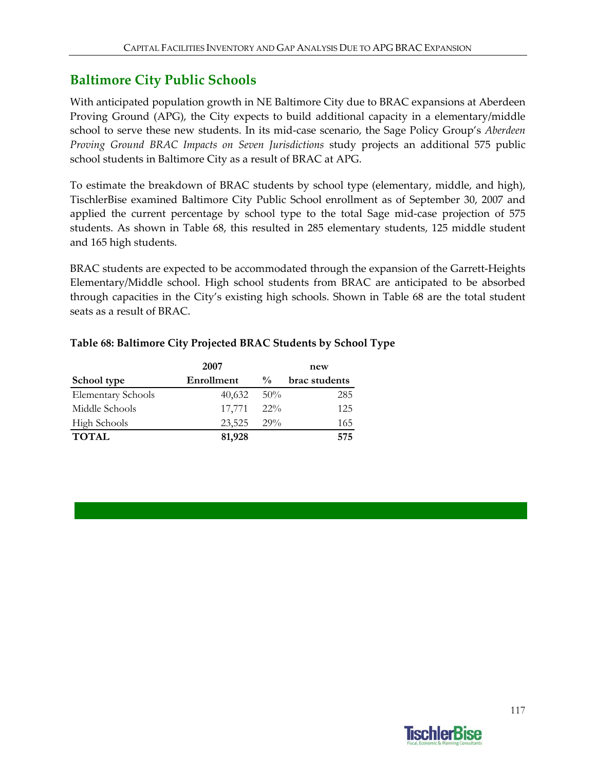## Baltimore City Public Schools

With anticipated population growth in NE Baltimore City due to BRAC expansions at Aberdeen Proving Ground (APG), the City expects to build additional capacity in a elementary/middle school to serve these new students. In its mid-case scenario, the Sage Policy Group's *Aberdeen Proving Ground BRAC Impacts on Seven Jurisdictions* study projects an additional 575 public school students in Baltimore City as a result of BRAC at APG.

To estimate the breakdown of BRAC students by school type (elementary, middle, and high), TischlerBise examined Baltimore City Public School enrollment as of September 30, 2007 and applied the current percentage by school type to the total Sage mid-case projection of 575 students. As shown in Table 68, this resulted in 285 elementary students, 125 middle student and 165 high students.

BRAC students are expected to be accommodated through the expansion of the Garrett-Heights Elementary/Middle school. High school students from BRAC are anticipated to be absorbed through capacities in the City's existing high schools. Shown in Table 68 are the total student seats as a result of BRAC.

**Table 68: Baltimore City Projected BRAC Students by School Type**

| School type | 2007 Enrollment | % | new brac students |
|---|---|---|---|
| Elementary Schools | 40,632 | 50% | 285 |
| Middle Schools | 17,771 | 22% | 125 |
| High Schools | 23,525 | 29% | 165 |
| **TOTAL** | **81,928** | | **575** |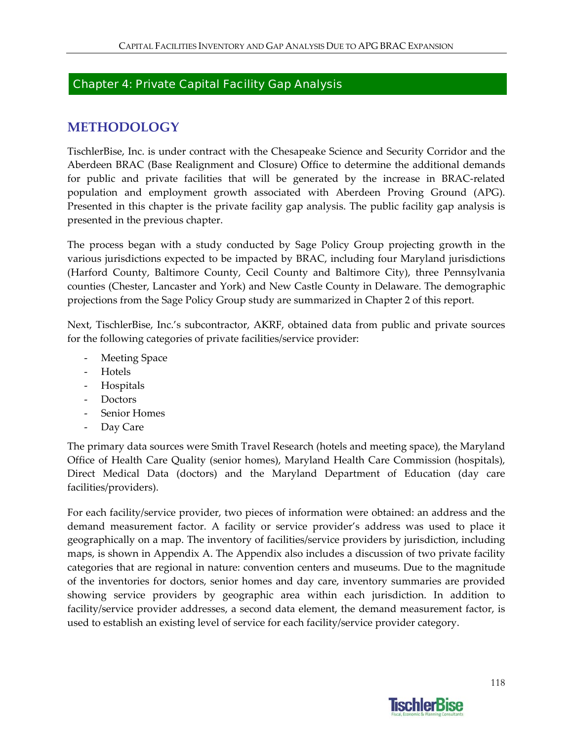# Chapter 4: Private Capital Facility Gap Analysis

## METHODOLOGY

TischlerBise, Inc. is under contract with the Chesapeake Science and Security Corridor and the Aberdeen BRAC (Base Realignment and Closure) Office to determine the additional demands for public and private facilities that will be generated by the increase in BRAC-related population and employment growth associated with Aberdeen Proving Ground (APG). Presented in this chapter is the private facility gap analysis. The public facility gap analysis is presented in the previous chapter.

The process began with a study conducted by Sage Policy Group projecting growth in the various jurisdictions expected to be impacted by BRAC, including four Maryland jurisdictions (Harford County, Baltimore County, Cecil County and Baltimore City), three Pennsylvania counties (Chester, Lancaster and York) and New Castle County in Delaware. The demographic projections from the Sage Policy Group study are summarized in Chapter 2 of this report.

Next, TischlerBise, Inc.'s subcontractor, AKRF, obtained data from public and private sources for the following categories of private facilities/service provider:

- Meeting Space
- Hotels
- Hospitals
- Doctors
- Senior Homes
- Day Care

The primary data sources were Smith Travel Research (hotels and meeting space), the Maryland Office of Health Care Quality (senior homes), Maryland Health Care Commission (hospitals), Direct Medical Data (doctors) and the Maryland Department of Education (day care facilities/providers).

For each facility/service provider, two pieces of information were obtained: an address and the demand measurement factor. A facility or service provider's address was used to place it geographically on a map. The inventory of facilities/service providers by jurisdiction, including maps, is shown in Appendix A. The Appendix also includes a discussion of two private facility categories that are regional in nature: convention centers and museums. Due to the magnitude of the inventories for doctors, senior homes and day care, inventory summaries are provided showing service providers by geographic area within each jurisdiction. In addition to facility/service provider addresses, a second data element, the demand measurement factor, is used to establish an existing level of service for each facility/service provider category.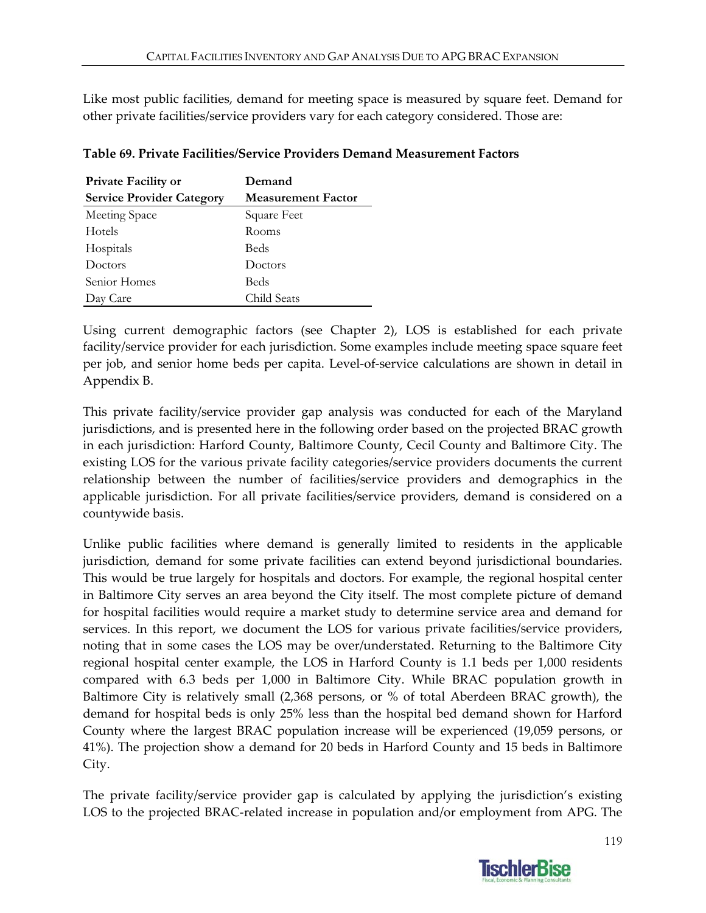Like most public facilities, demand for meeting space is measured by square feet. Demand for other private facilities/service providers vary for each category considered. Those are:

**Table 69. Private Facilities/Service Providers Demand Measurement Factors**

| Private Facility or Service Provider Category | Demand Measurement Factor |
|---|---|
| Meeting Space | Square Feet |
| Hotels | Rooms |
| Hospitals | Beds |
| Doctors | Doctors |
| Senior Homes | Beds |
| Day Care | Child Seats |

Using current demographic factors (see Chapter 2), LOS is established for each private facility/service provider for each jurisdiction. Some examples include meeting space square feet per job, and senior home beds per capita. Level-of-service calculations are shown in detail in Appendix B.

This private facility/service provider gap analysis was conducted for each of the Maryland jurisdictions, and is presented here in the following order based on the projected BRAC growth in each jurisdiction: Harford County, Baltimore County, Cecil County and Baltimore City. The existing LOS for the various private facility categories/service providers documents the current relationship between the number of facilities/service providers and demographics in the applicable jurisdiction. For all private facilities/service providers, demand is considered on a countywide basis.

Unlike public facilities where demand is generally limited to residents in the applicable jurisdiction, demand for some private facilities can extend beyond jurisdictional boundaries. This would be true largely for hospitals and doctors. For example, the regional hospital center in Baltimore City serves an area beyond the City itself. The most complete picture of demand for hospital facilities would require a market study to determine service area and demand for services. In this report, we document the LOS for various private facilities/service providers, noting that in some cases the LOS may be over/understated. Returning to the Baltimore City regional hospital center example, the LOS in Harford County is 1.1 beds per 1,000 residents compared with 6.3 beds per 1,000 in Baltimore City. While BRAC population growth in Baltimore City is relatively small (2,368 persons, or % of total Aberdeen BRAC growth), the demand for hospital beds is only 25% less than the hospital bed demand shown for Harford County where the largest BRAC population increase will be experienced (19,059 persons, or 41%). The projection show a demand for 20 beds in Harford County and 15 beds in Baltimore City.

The private facility/service provider gap is calculated by applying the jurisdiction's existing LOS to the projected BRAC-related increase in population and/or employment from APG. The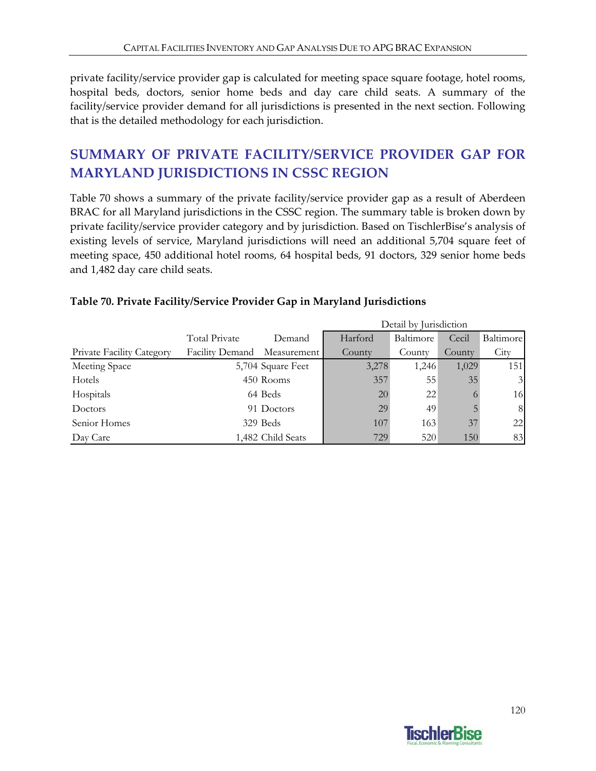private facility/service provider gap is calculated for meeting space square footage, hotel rooms, hospital beds, doctors, senior home beds and day care child seats. A summary of the facility/service provider demand for all jurisdictions is presented in the next section. Following that is the detailed methodology for each jurisdiction.

## SUMMARY OF PRIVATE FACILITY/SERVICE PROVIDER GAP FOR MARYLAND JURISDICTIONS IN CSSC REGION

Table 70 shows a summary of the private facility/service provider gap as a result of Aberdeen BRAC for all Maryland jurisdictions in the CSSC region. The summary table is broken down by private facility/service provider category and by jurisdiction. Based on TischlerBise's analysis of existing levels of service, Maryland jurisdictions will need an additional 5,704 square feet of meeting space, 450 additional hotel rooms, 64 hospital beds, 91 doctors, 329 senior home beds and 1,482 day care child seats.

**Table 70. Private Facility/Service Provider Gap in Maryland Jurisdictions**

| | | | Detail by Jurisdiction | | | |
|---|---|---|---|---|---|---|
| Private Facility Category | Total Private Facility Demand | Demand Measurement | Harford County | Baltimore County | Cecil County | Baltimore City |
| Meeting Space | 5,704 | Square Feet | 3,278 | 1,246 | 1,029 | 151 |
| Hotels | 450 | Rooms | 357 | 55 | 35 | 3 |
| Hospitals | 64 | Beds | 20 | 22 | 6 | 16 |
| Doctors | 91 | Doctors | 29 | 49 | 5 | 8 |
| Senior Homes | 329 | Beds | 107 | 163 | 37 | 22 |
| Day Care | 1,482 | Child Seats | 729 | 520 | 150 | 83 |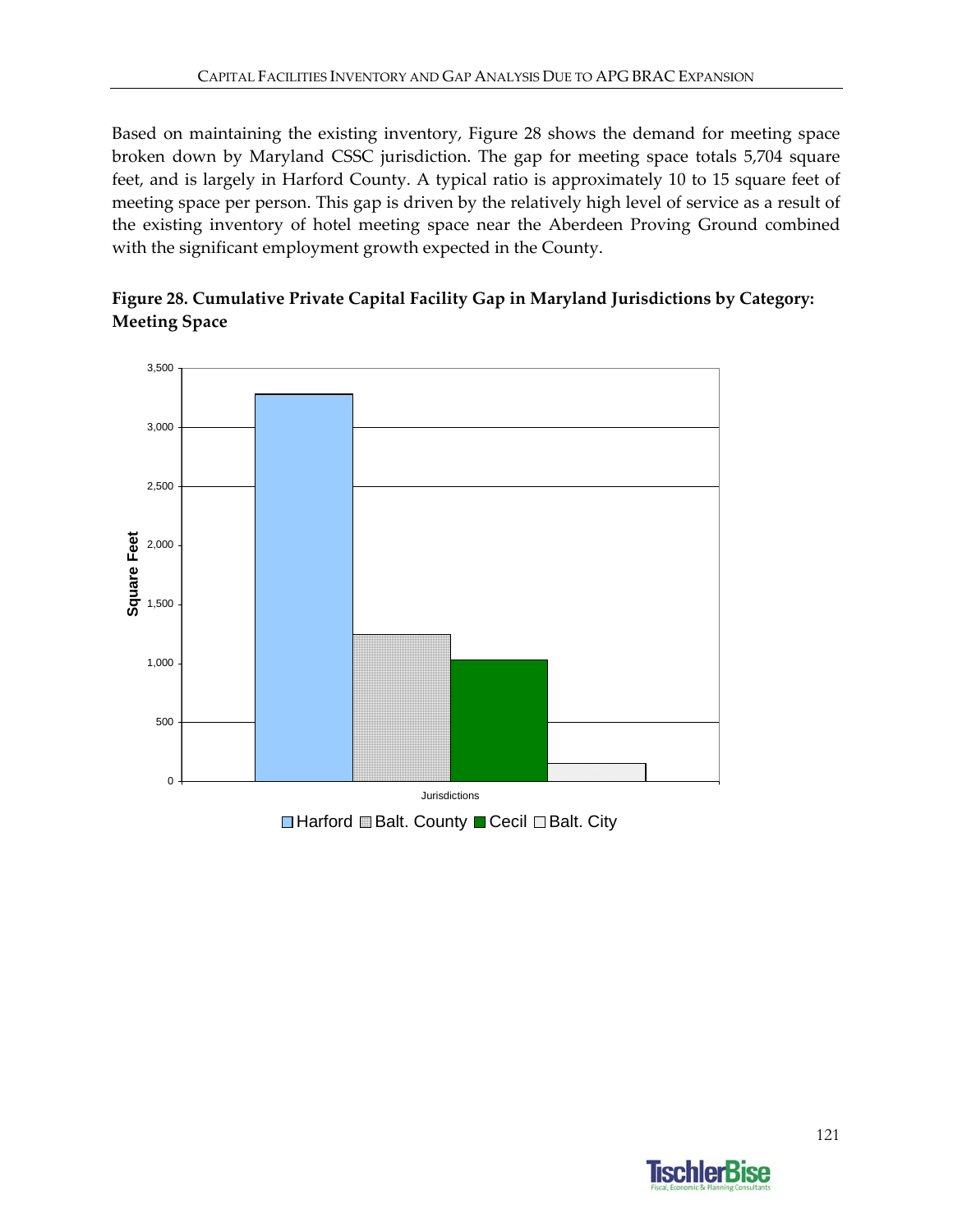Based on maintaining the existing inventory, Figure 28 shows the demand for meeting space broken down by Maryland CSSC jurisdiction. The gap for meeting space totals 5,704 square feet, and is largely in Harford County. A typical ratio is approximately 10 to 15 square feet of meeting space per person. This gap is driven by the relatively high level of service as a result of the existing inventory of hotel meeting space near the Aberdeen Proving Ground combined with the significant employment growth expected in the County.

**Figure 28. Cumulative Private Capital Facility Gap in Maryland Jurisdictions by Category: Meeting Space**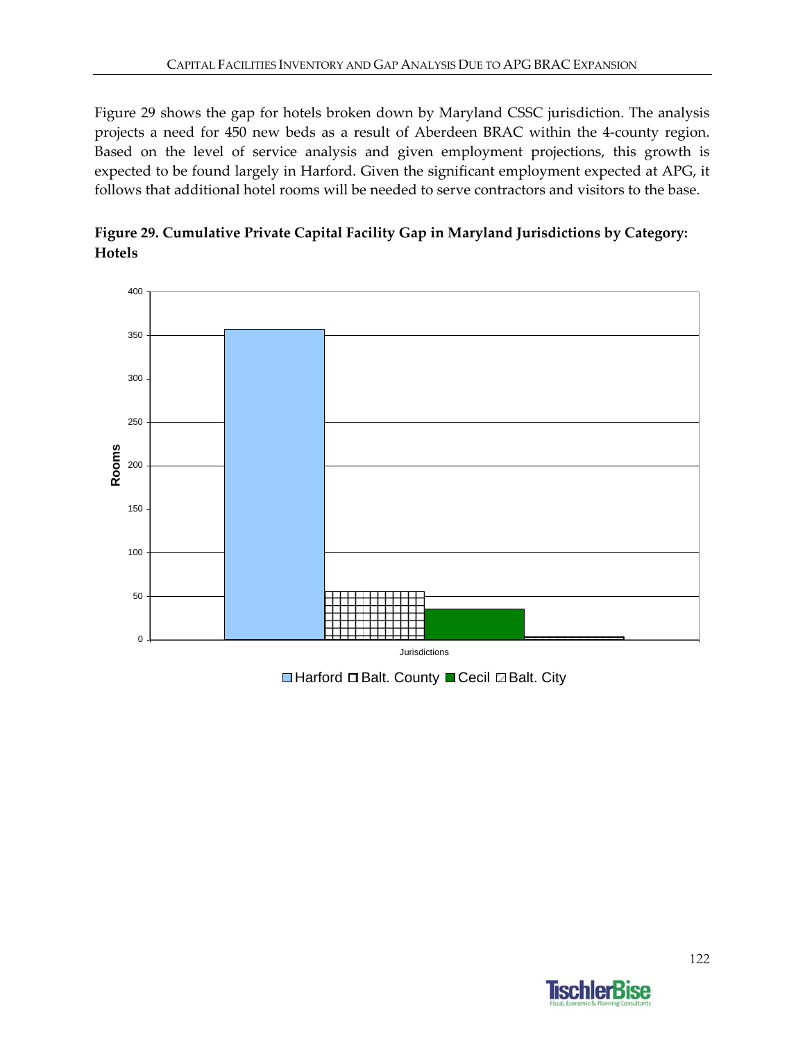Figure 29 shows the gap for hotels broken down by Maryland CSSC jurisdiction. The analysis projects a need for 450 new beds as a result of Aberdeen BRAC within the 4-county region. Based on the level of service analysis and given employment projections, this growth is expected to be found largely in Harford. Given the significant employment expected at APG, it follows that additional hotel rooms will be needed to serve contractors and visitors to the base.

**Figure 29. Cumulative Private Capital Facility Gap in Maryland Jurisdictions by Category: Hotels**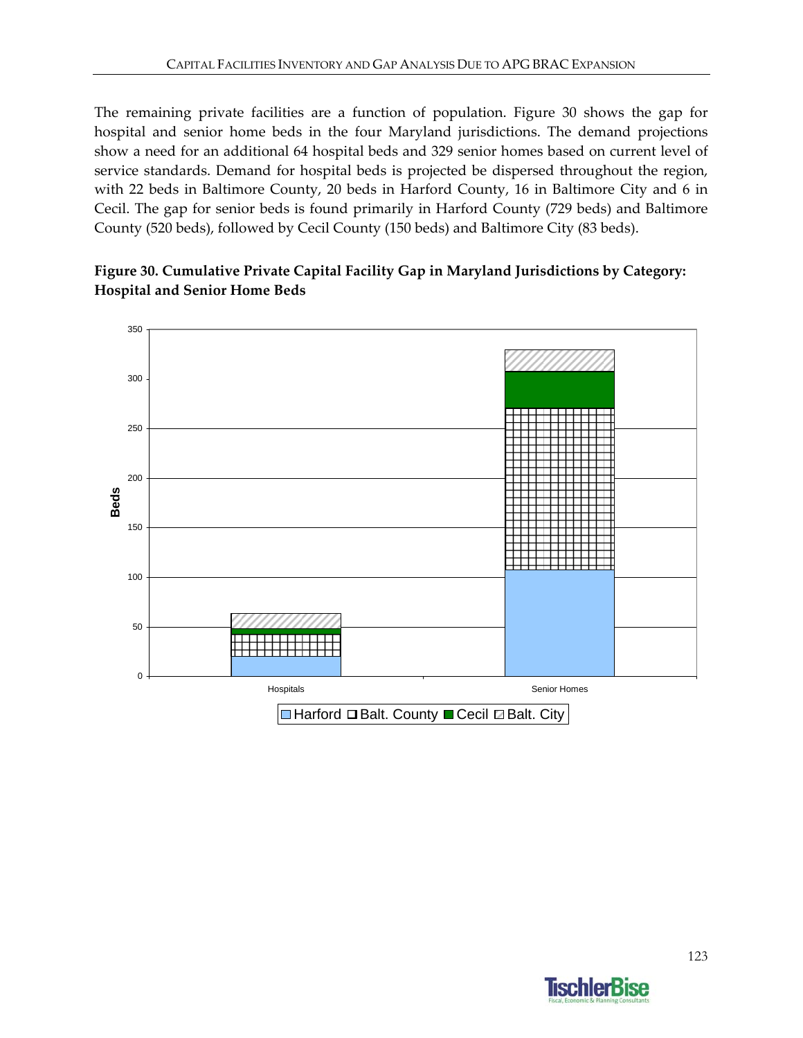The remaining private facilities are a function of population. Figure 30 shows the gap for hospital and senior home beds in the four Maryland jurisdictions. The demand projections show a need for an additional 64 hospital beds and 329 senior homes based on current level of service standards. Demand for hospital beds is projected be dispersed throughout the region, with 22 beds in Baltimore County, 20 beds in Harford County, 16 in Baltimore City and 6 in Cecil. The gap for senior beds is found primarily in Harford County (729 beds) and Baltimore County (520 beds), followed by Cecil County (150 beds) and Baltimore City (83 beds).

**Figure 30. Cumulative Private Capital Facility Gap in Maryland Jurisdictions by Category: Hospital and Senior Home Beds**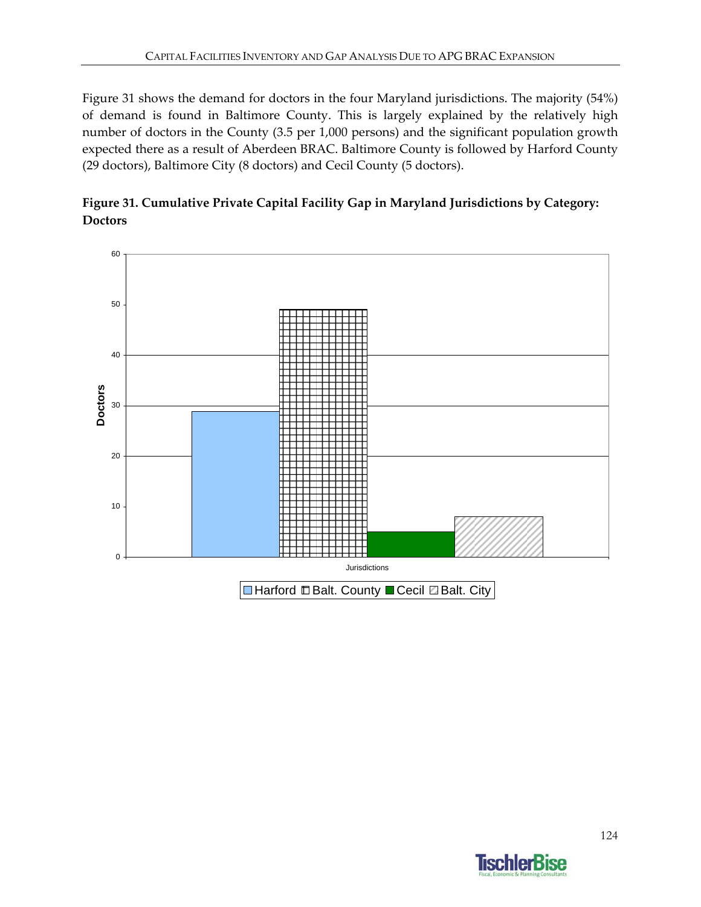Figure 31 shows the demand for doctors in the four Maryland jurisdictions. The majority (54%) of demand is found in Baltimore County. This is largely explained by the relatively high number of doctors in the County (3.5 per 1,000 persons) and the significant population growth expected there as a result of Aberdeen BRAC. Baltimore County is followed by Harford County (29 doctors), Baltimore City (8 doctors) and Cecil County (5 doctors).

**Figure 31. Cumulative Private Capital Facility Gap in Maryland Jurisdictions by Category: Doctors**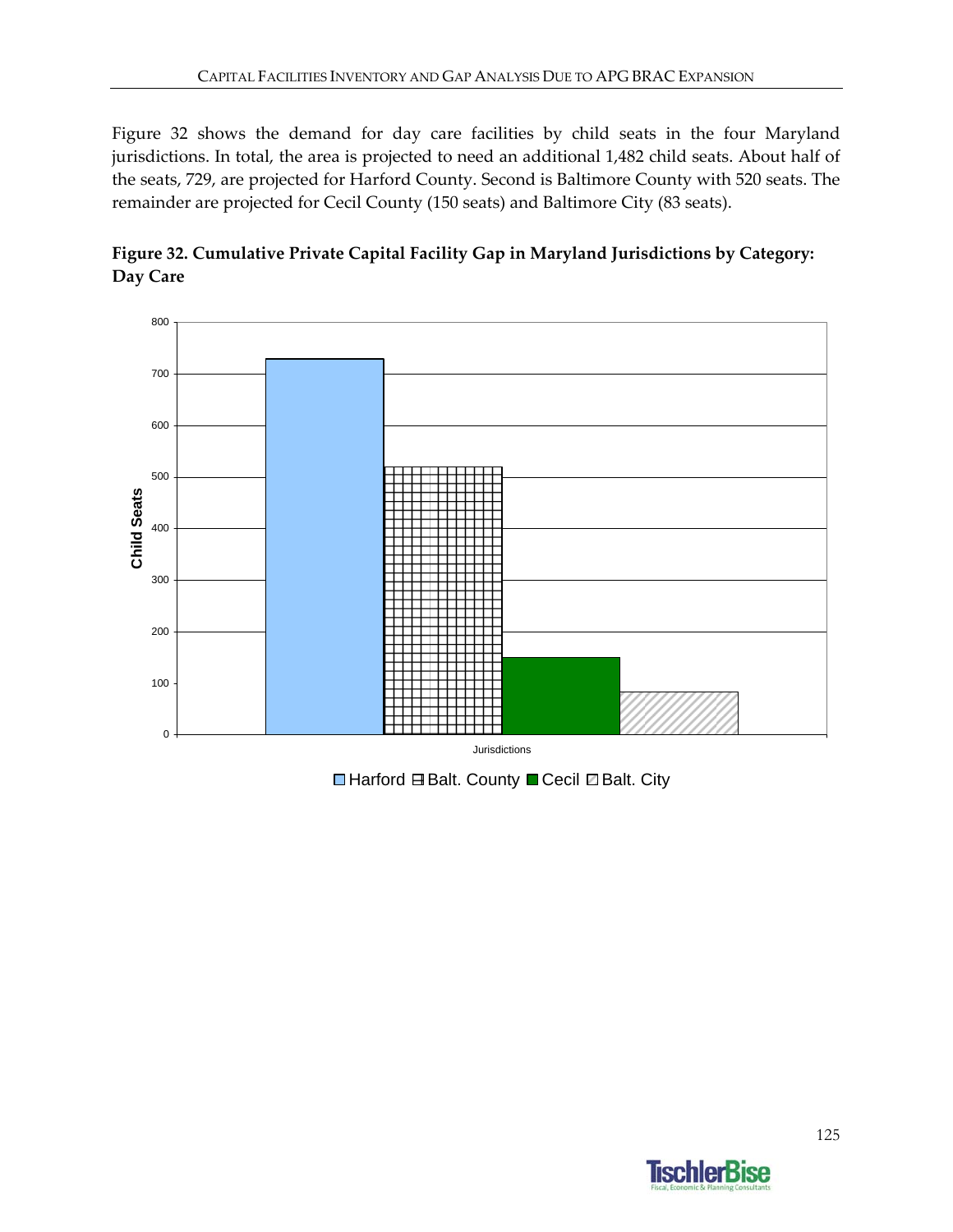Figure 32 shows the demand for day care facilities by child seats in the four Maryland jurisdictions. In total, the area is projected to need an additional 1,482 child seats. About half of the seats, 729, are projected for Harford County. Second is Baltimore County with 520 seats. The remainder are projected for Cecil County (150 seats) and Baltimore City (83 seats).

**Figure 32. Cumulative Private Capital Facility Gap in Maryland Jurisdictions by Category: Day Care**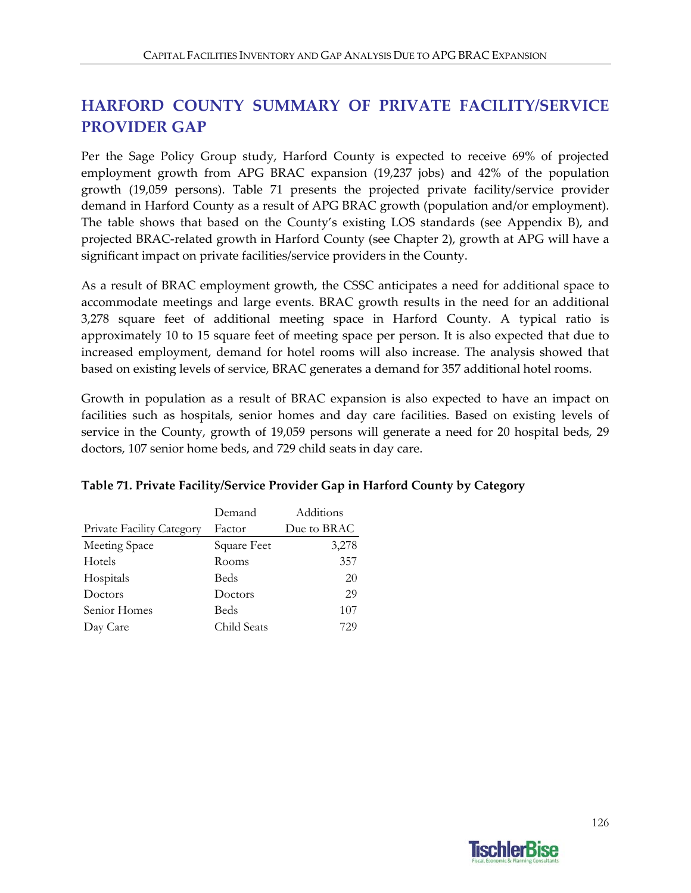## HARFORD COUNTY SUMMARY OF PRIVATE FACILITY/SERVICE PROVIDER GAP

Per the Sage Policy Group study, Harford County is expected to receive 69% of projected employment growth from APG BRAC expansion (19,237 jobs) and 42% of the population growth (19,059 persons). Table 71 presents the projected private facility/service provider demand in Harford County as a result of APG BRAC growth (population and/or employment). The table shows that based on the County's existing LOS standards (see Appendix B), and projected BRAC-related growth in Harford County (see Chapter 2), growth at APG will have a significant impact on private facilities/service providers in the County.

As a result of BRAC employment growth, the CSSC anticipates a need for additional space to accommodate meetings and large events. BRAC growth results in the need for an additional 3,278 square feet of additional meeting space in Harford County. A typical ratio is approximately 10 to 15 square feet of meeting space per person. It is also expected that due to increased employment, demand for hotel rooms will also increase. The analysis showed that based on existing levels of service, BRAC generates a demand for 357 additional hotel rooms.

Growth in population as a result of BRAC expansion is also expected to have an impact on facilities such as hospitals, senior homes and day care facilities. Based on existing levels of service in the County, growth of 19,059 persons will generate a need for 20 hospital beds, 29 doctors, 107 senior home beds, and 729 child seats in day care.

**Table 71. Private Facility/Service Provider Gap in Harford County by Category**

| Private Facility Category | Demand Factor | Additions Due to BRAC |
|---|---|---:|
| Meeting Space | Square Feet | 3,278 |
| Hotels | Rooms | 357 |
| Hospitals | Beds | 20 |
| Doctors | Doctors | 29 |
| Senior Homes | Beds | 107 |
| Day Care | Child Seats | 729 |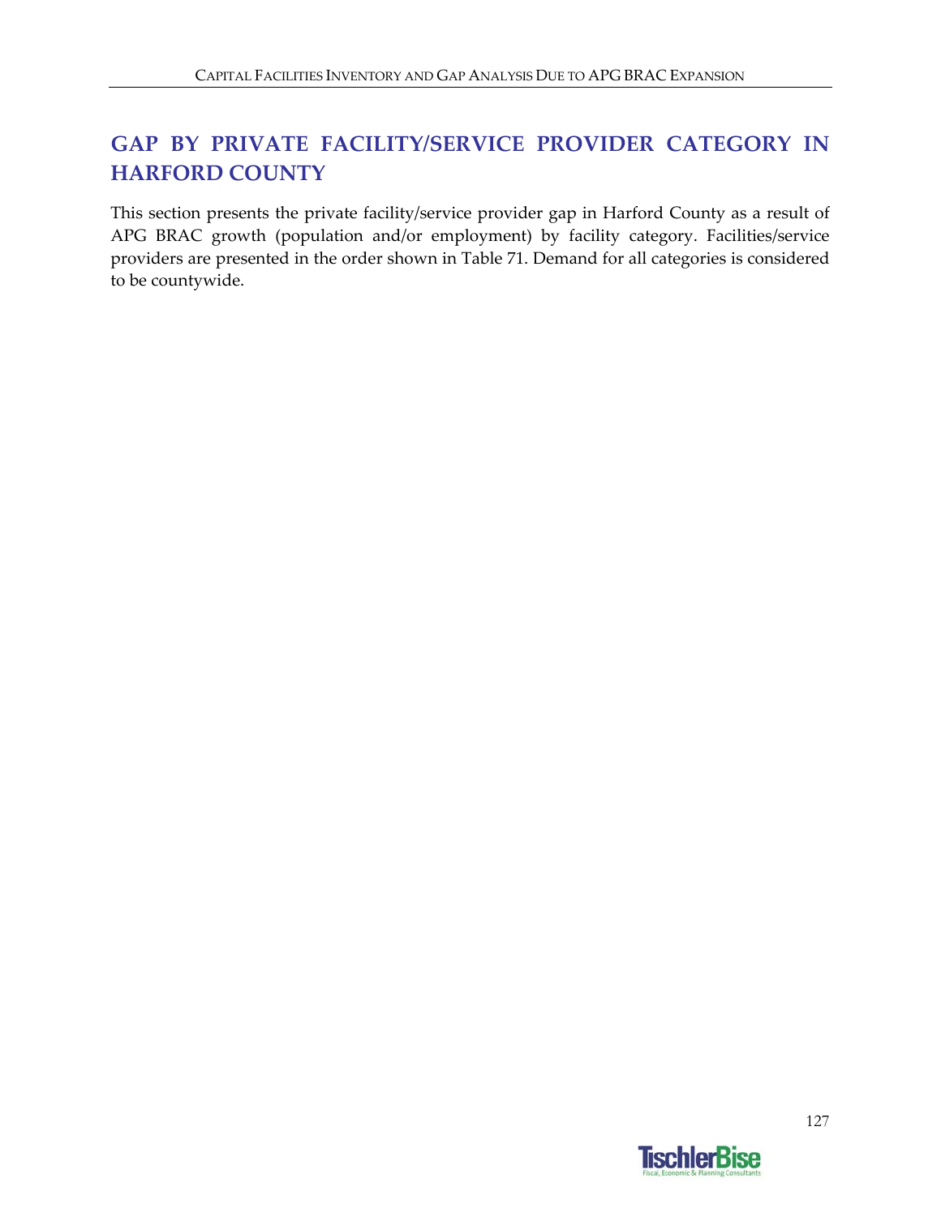## GAP BY PRIVATE FACILITY/SERVICE PROVIDER CATEGORY IN HARFORD COUNTY

This section presents the private facility/service provider gap in Harford County as a result of APG BRAC growth (population and/or employment) by facility category. Facilities/service providers are presented in the order shown in Table 71. Demand for all categories is considered to be countywide.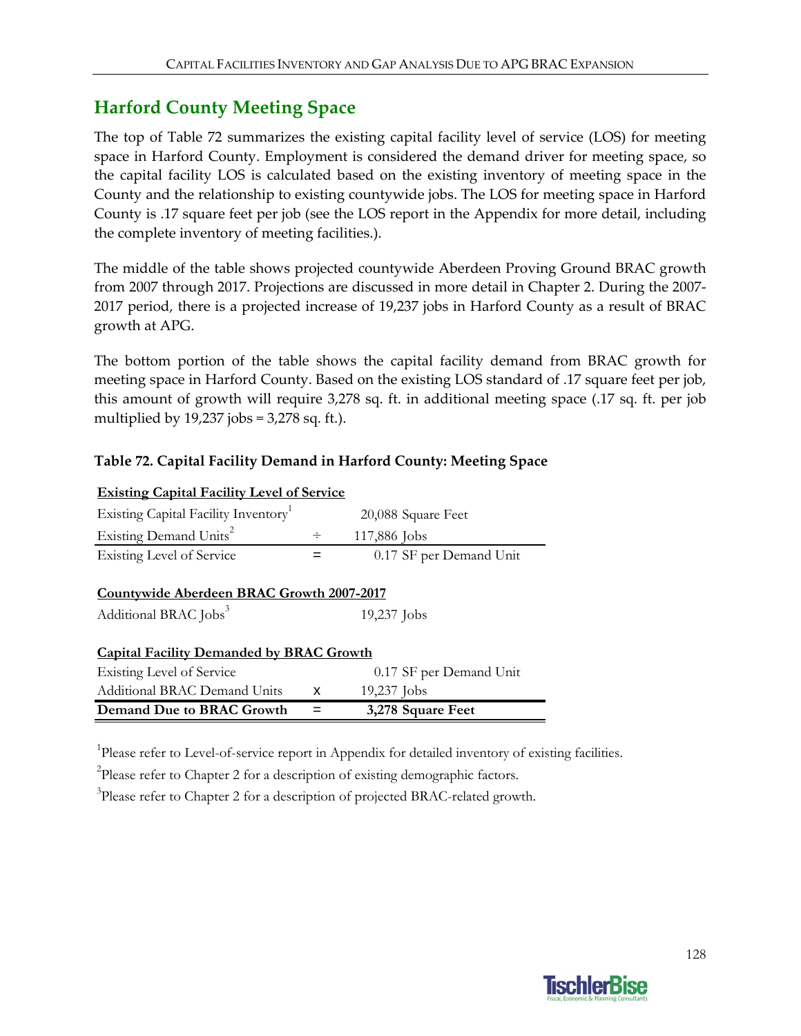## Harford County Meeting Space

The top of Table 72 summarizes the existing capital facility level of service (LOS) for meeting space in Harford County. Employment is considered the demand driver for meeting space, so the capital facility LOS is calculated based on the existing inventory of meeting space in the County and the relationship to existing countywide jobs. The LOS for meeting space in Harford County is .17 square feet per job (see the LOS report in the Appendix for more detail, including the complete inventory of meeting facilities.).

The middle of the table shows projected countywide Aberdeen Proving Ground BRAC growth from 2007 through 2017. Projections are discussed in more detail in Chapter 2. During the 2007-2017 period, there is a projected increase of 19,237 jobs in Harford County as a result of BRAC growth at APG.

The bottom portion of the table shows the capital facility demand from BRAC growth for meeting space in Harford County. Based on the existing LOS standard of .17 square feet per job, this amount of growth will require 3,278 sq. ft. in additional meeting space (.17 sq. ft. per job multiplied by 19,237 jobs = 3,278 sq. ft.).

**Table 72. Capital Facility Demand in Harford County: Meeting Space**

| **Existing Capital Facility Level of Service** | | |
|---|---|---|
| Existing Capital Facility Inventory[1] | | 20,088 Square Feet |
| Existing Demand Units[2] | ÷ | 117,886 Jobs |
| Existing Level of Service | = | 0.17 SF per Demand Unit |
| | | |
| **Countywide Aberdeen BRAC Growth 2007-2017** | | |
| Additional BRAC Jobs[3] | | 19,237 Jobs |
| | | |
| **Capital Facility Demanded by BRAC Growth** | | |
| Existing Level of Service | | 0.17 SF per Demand Unit |
| Additional BRAC Demand Units | x | 19,237 Jobs |
| **Demand Due to BRAC Growth** | **=** | **3,278 Square Feet** |

[1]Please refer to Level-of-service report in Appendix for detailed inventory of existing facilities.

[2]Please refer to Chapter 2 for a description of existing demographic factors.

[3]Please refer to Chapter 2 for a description of projected BRAC-related growth.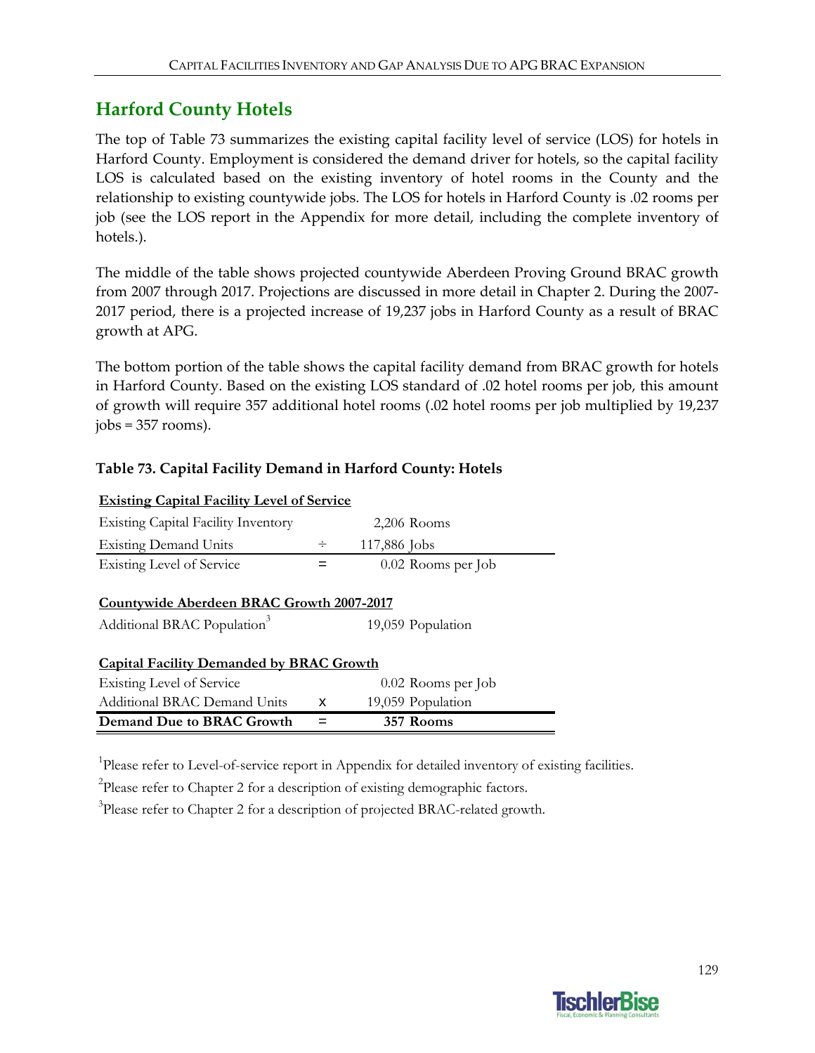## Harford County Hotels

The top of Table 73 summarizes the existing capital facility level of service (LOS) for hotels in Harford County. Employment is considered the demand driver for hotels, so the capital facility LOS is calculated based on the existing inventory of hotel rooms in the County and the relationship to existing countywide jobs. The LOS for hotels in Harford County is .02 rooms per job (see the LOS report in the Appendix for more detail, including the complete inventory of hotels.).

The middle of the table shows projected countywide Aberdeen Proving Ground BRAC growth from 2007 through 2017. Projections are discussed in more detail in Chapter 2. During the 2007-2017 period, there is a projected increase of 19,237 jobs in Harford County as a result of BRAC growth at APG.

The bottom portion of the table shows the capital facility demand from BRAC growth for hotels in Harford County. Based on the existing LOS standard of .02 hotel rooms per job, this amount of growth will require 357 additional hotel rooms (.02 hotel rooms per job multiplied by 19,237 jobs = 357 rooms).

**Table 73. Capital Facility Demand in Harford County: Hotels**

| **Existing Capital Facility Level of Service** | | |
|---|---|---|
| Existing Capital Facility Inventory | | 2,206 Rooms |
| Existing Demand Units | ÷ | 117,886 Jobs |
| Existing Level of Service | = | 0.02 Rooms per Job |
| **Countywide Aberdeen BRAC Growth 2007-2017** | | |
| Additional BRAC Population[3] | | 19,059 Population |
| **Capital Facility Demanded by BRAC Growth** | | |
| Existing Level of Service | | 0.02 Rooms per Job |
| Additional BRAC Demand Units | x | 19,059 Population |
| **Demand Due to BRAC Growth** | **=** | **357 Rooms** |

[1]Please refer to Level-of-service report in Appendix for detailed inventory of existing facilities.

[2]Please refer to Chapter 2 for a description of existing demographic factors.

[3]Please refer to Chapter 2 for a description of projected BRAC-related growth.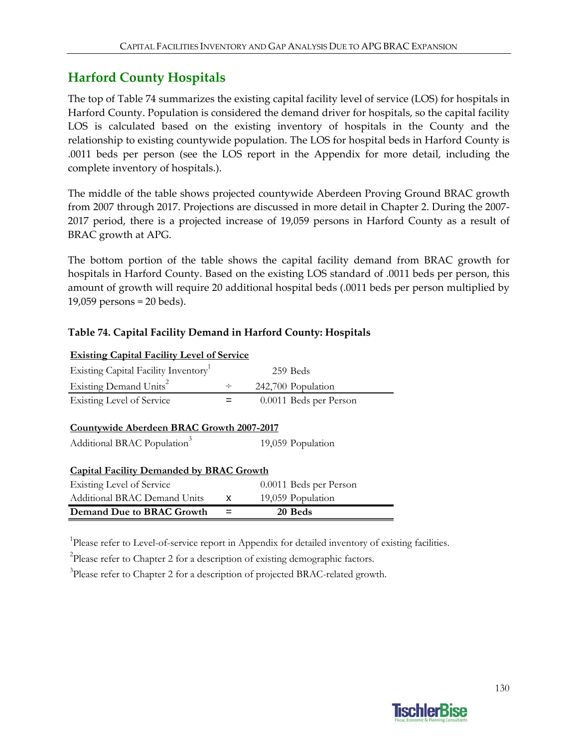## Harford County Hospitals

The top of Table 74 summarizes the existing capital facility level of service (LOS) for hospitals in Harford County. Population is considered the demand driver for hospitals, so the capital facility LOS is calculated based on the existing inventory of hospitals in the County and the relationship to existing countywide population. The LOS for hospital beds in Harford County is .0011 beds per person (see the LOS report in the Appendix for more detail, including the complete inventory of hospitals.).

The middle of the table shows projected countywide Aberdeen Proving Ground BRAC growth from 2007 through 2017. Projections are discussed in more detail in Chapter 2. During the 2007-2017 period, there is a projected increase of 19,059 persons in Harford County as a result of BRAC growth at APG.

The bottom portion of the table shows the capital facility demand from BRAC growth for hospitals in Harford County. Based on the existing LOS standard of .0011 beds per person, this amount of growth will require 20 additional hospital beds (.0011 beds per person multiplied by 19,059 persons = 20 beds).

### Table 74. Capital Facility Demand in Harford County: Hospitals

| **Existing Capital Facility Level of Service** | | |
|---|---|---|
| Existing Capital Facility Inventory[1] | | 259 Beds |
| Existing Demand Units[2] | ÷ | 242,700 Population |
| Existing Level of Service | = | 0.0011 Beds per Person |
| | | |
| **Countywide Aberdeen BRAC Growth 2007-2017** | | |
| Additional BRAC Population[3] | | 19,059 Population |
| | | |
| **Capital Facility Demanded by BRAC Growth** | | |
| Existing Level of Service | | 0.0011 Beds per Person |
| Additional BRAC Demand Units | x | 19,059 Population |
| **Demand Due to BRAC Growth** | = | **20 Beds** |

[1]Please refer to Level-of-service report in Appendix for detailed inventory of existing facilities.

[2]Please refer to Chapter 2 for a description of existing demographic factors.

[3]Please refer to Chapter 2 for a description of projected BRAC-related growth.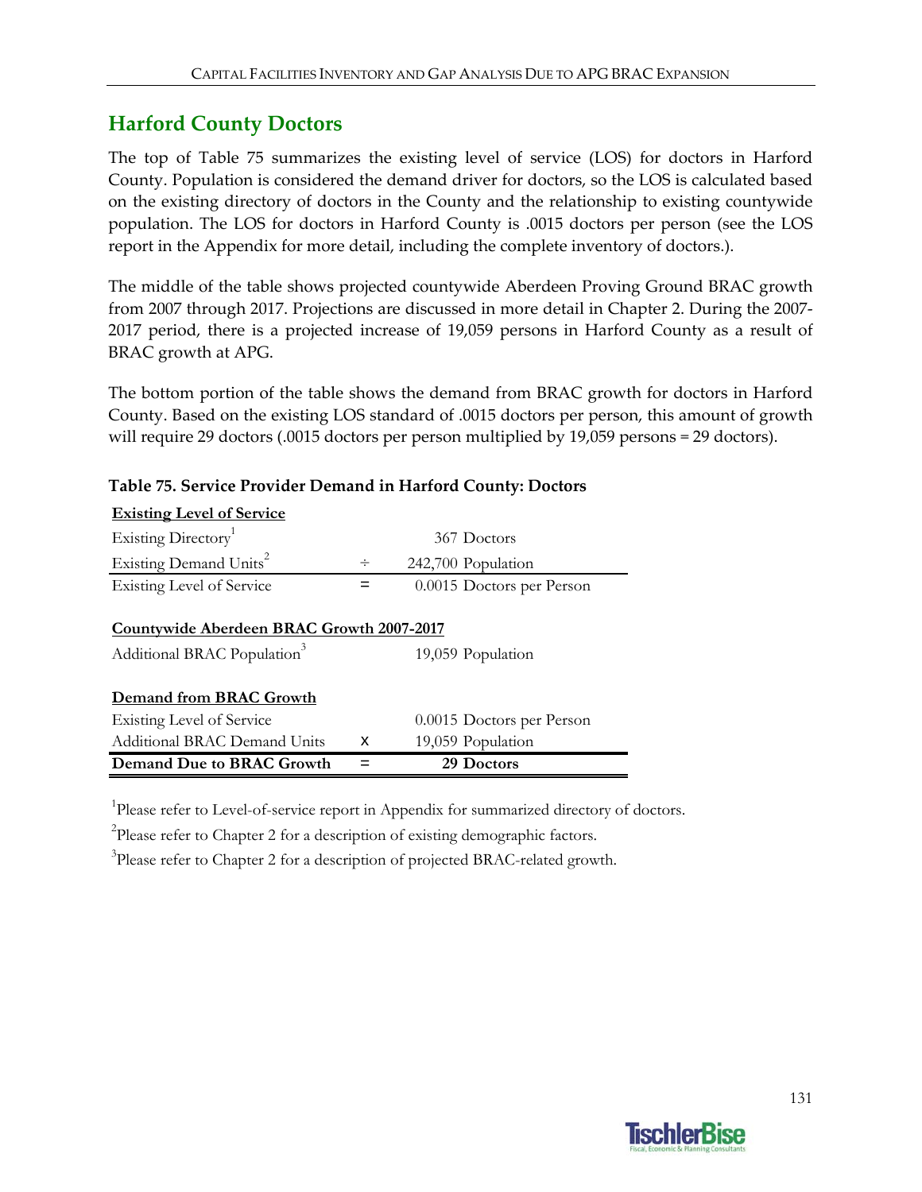## Harford County Doctors

The top of Table 75 summarizes the existing level of service (LOS) for doctors in Harford County. Population is considered the demand driver for doctors, so the LOS is calculated based on the existing directory of doctors in the County and the relationship to existing countywide population. The LOS for doctors in Harford County is .0015 doctors per person (see the LOS report in the Appendix for more detail, including the complete inventory of doctors.).

The middle of the table shows projected countywide Aberdeen Proving Ground BRAC growth from 2007 through 2017. Projections are discussed in more detail in Chapter 2. During the 2007-2017 period, there is a projected increase of 19,059 persons in Harford County as a result of BRAC growth at APG.

The bottom portion of the table shows the demand from BRAC growth for doctors in Harford County. Based on the existing LOS standard of .0015 doctors per person, this amount of growth will require 29 doctors (.0015 doctors per person multiplied by 19,059 persons = 29 doctors).

**Table 75. Service Provider Demand in Harford County: Doctors**

| | | |
|---|---|---|
| **Existing Level of Service** | | |
| Existing Directory[1] | | 367 Doctors |
| Existing Demand Units[2] | ÷ | 242,700 Population |
| Existing Level of Service | = | 0.0015 Doctors per Person |
| **Countywide Aberdeen BRAC Growth 2007-2017** | | |
| Additional BRAC Population[3] | | 19,059 Population |
| **Demand from BRAC Growth** | | |
| Existing Level of Service | | 0.0015 Doctors per Person |
| Additional BRAC Demand Units | x | 19,059 Population |
| **Demand Due to BRAC Growth** | = | **29 Doctors** |

[1]Please refer to Level-of-service report in Appendix for summarized directory of doctors.

[2]Please refer to Chapter 2 for a description of existing demographic factors.

[3]Please refer to Chapter 2 for a description of projected BRAC-related growth.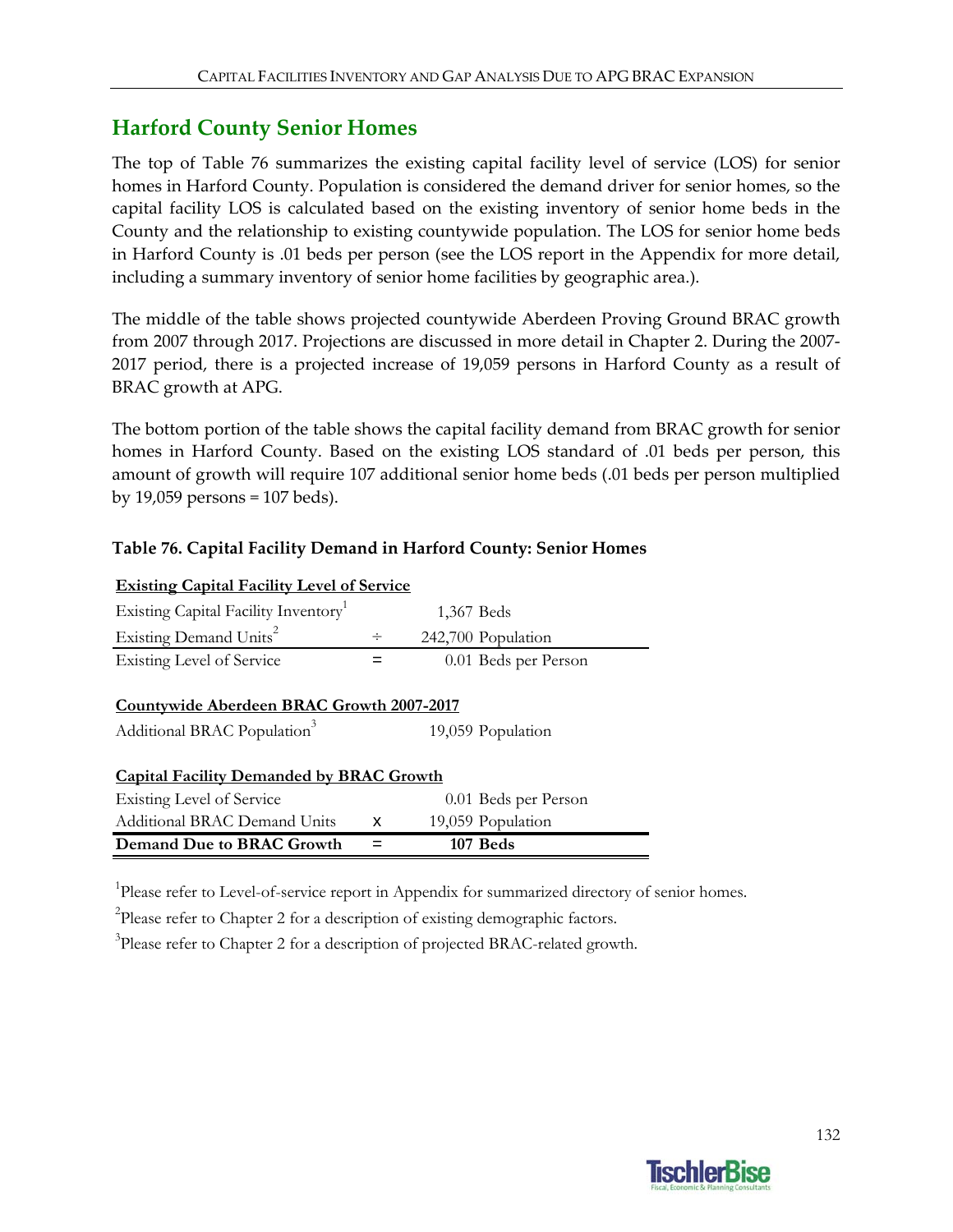## Harford County Senior Homes

The top of Table 76 summarizes the existing capital facility level of service (LOS) for senior homes in Harford County. Population is considered the demand driver for senior homes, so the capital facility LOS is calculated based on the existing inventory of senior home beds in the County and the relationship to existing countywide population. The LOS for senior home beds in Harford County is .01 beds per person (see the LOS report in the Appendix for more detail, including a summary inventory of senior home facilities by geographic area.).

The middle of the table shows projected countywide Aberdeen Proving Ground BRAC growth from 2007 through 2017. Projections are discussed in more detail in Chapter 2. During the 2007-2017 period, there is a projected increase of 19,059 persons in Harford County as a result of BRAC growth at APG.

The bottom portion of the table shows the capital facility demand from BRAC growth for senior homes in Harford County. Based on the existing LOS standard of .01 beds per person, this amount of growth will require 107 additional senior home beds (.01 beds per person multiplied by 19,059 persons = 107 beds).

**Table 76. Capital Facility Demand in Harford County: Senior Homes**

| **Existing Capital Facility Level of Service** | | |
|---|---|---|
| Existing Capital Facility Inventory[1] | | 1,367 Beds |
| Existing Demand Units[2] | ÷ | 242,700 Population |
| Existing Level of Service | = | 0.01 Beds per Person |
| | | |
| **Countywide Aberdeen BRAC Growth 2007-2017** | | |
| Additional BRAC Population[3] | | 19,059 Population |
| | | |
| **Capital Facility Demanded by BRAC Growth** | | |
| Existing Level of Service | | 0.01 Beds per Person |
| Additional BRAC Demand Units | x | 19,059 Population |
| **Demand Due to BRAC Growth** | = | **107 Beds** |

[1]Please refer to Level-of-service report in Appendix for summarized directory of senior homes.

[2]Please refer to Chapter 2 for a description of existing demographic factors.

[3]Please refer to Chapter 2 for a description of projected BRAC-related growth.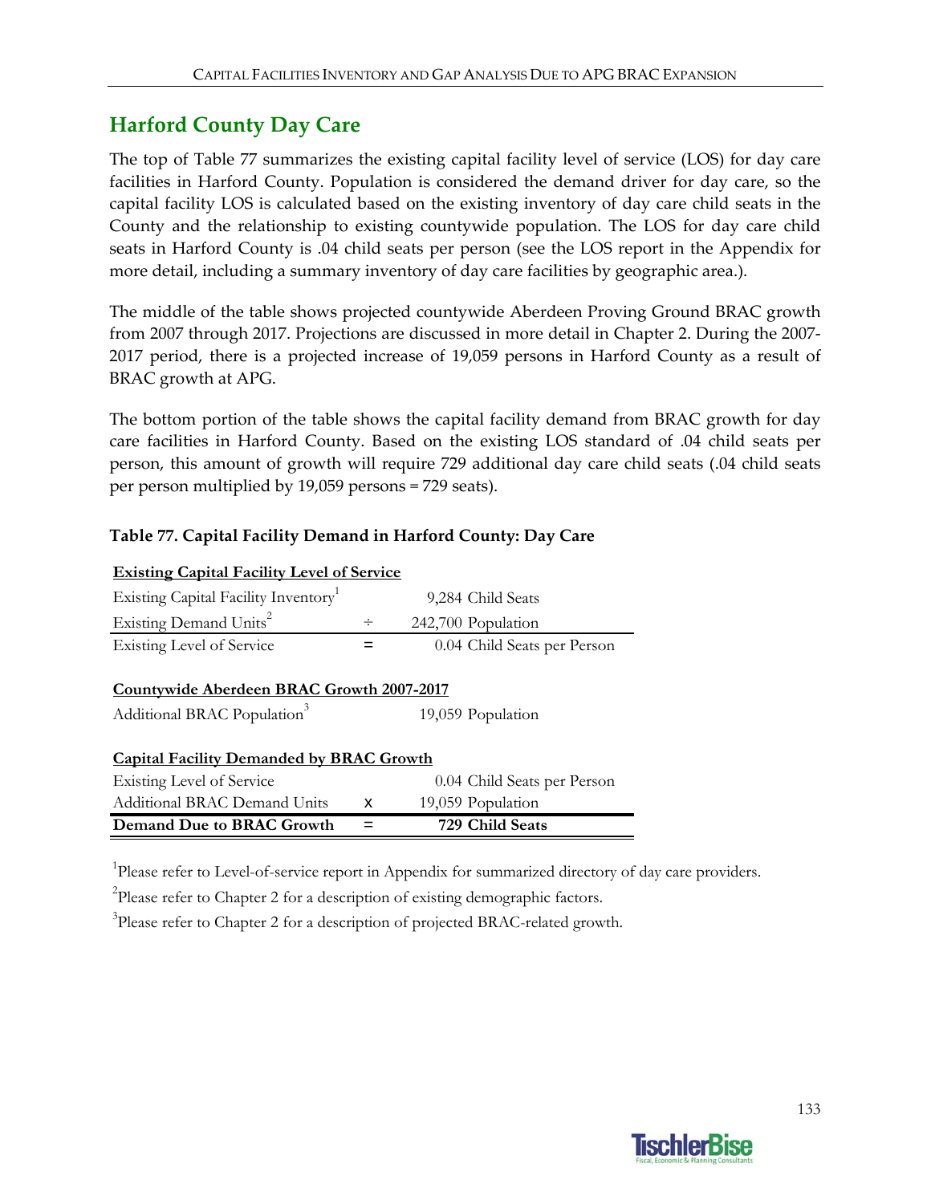## Harford County Day Care

The top of Table 77 summarizes the existing capital facility level of service (LOS) for day care facilities in Harford County. Population is considered the demand driver for day care, so the capital facility LOS is calculated based on the existing inventory of day care child seats in the County and the relationship to existing countywide population. The LOS for day care child seats in Harford County is .04 child seats per person (see the LOS report in the Appendix for more detail, including a summary inventory of day care facilities by geographic area.).

The middle of the table shows projected countywide Aberdeen Proving Ground BRAC growth from 2007 through 2017. Projections are discussed in more detail in Chapter 2. During the 2007-2017 period, there is a projected increase of 19,059 persons in Harford County as a result of BRAC growth at APG.

The bottom portion of the table shows the capital facility demand from BRAC growth for day care facilities in Harford County. Based on the existing LOS standard of .04 child seats per person, this amount of growth will require 729 additional day care child seats (.04 child seats per person multiplied by 19,059 persons = 729 seats).

**Table 77. Capital Facility Demand in Harford County: Day Care**

| **Existing Capital Facility Level of Service** | | |
|---|---|---|
| Existing Capital Facility Inventory[1] | | 9,284 Child Seats |
| Existing Demand Units[2] | ÷ | 242,700 Population |
| Existing Level of Service | = | 0.04 Child Seats per Person |
| **Countywide Aberdeen BRAC Growth 2007-2017** | | |
| Additional BRAC Population[3] | | 19,059 Population |
| **Capital Facility Demanded by BRAC Growth** | | |
| Existing Level of Service | | 0.04 Child Seats per Person |
| Additional BRAC Demand Units | x | 19,059 Population |
| **Demand Due to BRAC Growth** | = | **729 Child Seats** |

[1]Please refer to Level-of-service report in Appendix for summarized directory of day care providers.

[2]Please refer to Chapter 2 for a description of existing demographic factors.

[3]Please refer to Chapter 2 for a description of projected BRAC-related growth.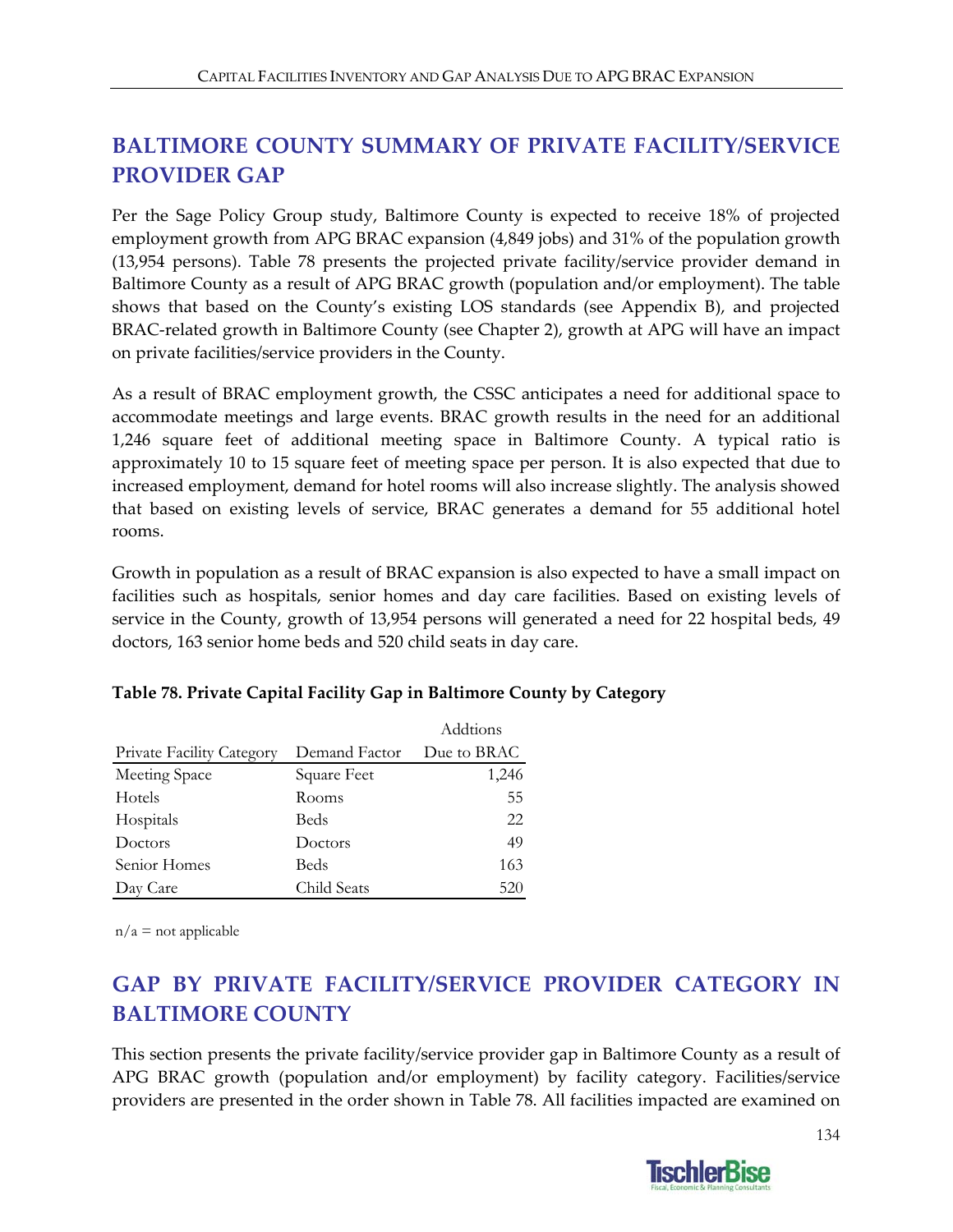## BALTIMORE COUNTY SUMMARY OF PRIVATE FACILITY/SERVICE PROVIDER GAP

Per the Sage Policy Group study, Baltimore County is expected to receive 18% of projected employment growth from APG BRAC expansion (4,849 jobs) and 31% of the population growth (13,954 persons). Table 78 presents the projected private facility/service provider demand in Baltimore County as a result of APG BRAC growth (population and/or employment). The table shows that based on the County's existing LOS standards (see Appendix B), and projected BRAC-related growth in Baltimore County (see Chapter 2), growth at APG will have an impact on private facilities/service providers in the County.

As a result of BRAC employment growth, the CSSC anticipates a need for additional space to accommodate meetings and large events. BRAC growth results in the need for an additional 1,246 square feet of additional meeting space in Baltimore County. A typical ratio is approximately 10 to 15 square feet of meeting space per person. It is also expected that due to increased employment, demand for hotel rooms will also increase slightly. The analysis showed that based on existing levels of service, BRAC generates a demand for 55 additional hotel rooms.

Growth in population as a result of BRAC expansion is also expected to have a small impact on facilities such as hospitals, senior homes and day care facilities. Based on existing levels of service in the County, growth of 13,954 persons will generated a need for 22 hospital beds, 49 doctors, 163 senior home beds and 520 child seats in day care.

**Table 78. Private Capital Facility Gap in Baltimore County by Category**

| Private Facility Category | Demand Factor | Addtions Due to BRAC |
|---|---|---|
| Meeting Space | Square Feet | 1,246 |
| Hotels | Rooms | 55 |
| Hospitals | Beds | 22 |
| Doctors | Doctors | 49 |
| Senior Homes | Beds | 163 |
| Day Care | Child Seats | 520 |

n/a = not applicable

## GAP BY PRIVATE FACILITY/SERVICE PROVIDER CATEGORY IN BALTIMORE COUNTY

This section presents the private facility/service provider gap in Baltimore County as a result of APG BRAC growth (population and/or employment) by facility category. Facilities/service providers are presented in the order shown in Table 78. All facilities impacted are examined on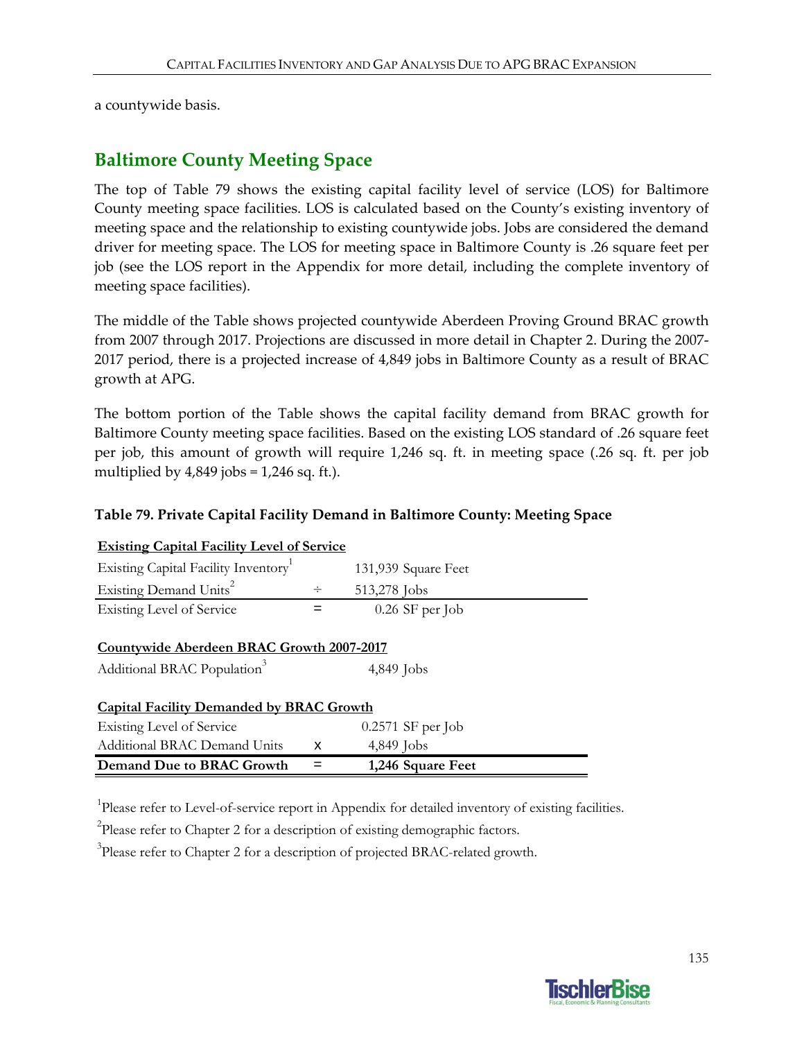a countywide basis.

## Baltimore County Meeting Space

The top of Table 79 shows the existing capital facility level of service (LOS) for Baltimore County meeting space facilities. LOS is calculated based on the County's existing inventory of meeting space and the relationship to existing countywide jobs. Jobs are considered the demand driver for meeting space. The LOS for meeting space in Baltimore County is .26 square feet per job (see the LOS report in the Appendix for more detail, including the complete inventory of meeting space facilities).

The middle of the Table shows projected countywide Aberdeen Proving Ground BRAC growth from 2007 through 2017. Projections are discussed in more detail in Chapter 2. During the 2007-2017 period, there is a projected increase of 4,849 jobs in Baltimore County as a result of BRAC growth at APG.

The bottom portion of the Table shows the capital facility demand from BRAC growth for Baltimore County meeting space facilities. Based on the existing LOS standard of .26 square feet per job, this amount of growth will require 1,246 sq. ft. in meeting space (.26 sq. ft. per job multiplied by 4,849 jobs = 1,246 sq. ft.).

**Table 79. Private Capital Facility Demand in Baltimore County: Meeting Space**

| **Existing Capital Facility Level of Service** | | |
|---|---|---|
| Existing Capital Facility Inventory[1] | | 131,939 Square Feet |
| Existing Demand Units[2] | ÷ | 513,278 Jobs |
| Existing Level of Service | = | 0.26 SF per Job |
| | | |
| **Countywide Aberdeen BRAC Growth 2007-2017** | | |
| Additional BRAC Population[3] | | 4,849 Jobs |
| | | |
| **Capital Facility Demanded by BRAC Growth** | | |
| Existing Level of Service | | 0.2571 SF per Job |
| Additional BRAC Demand Units | x | 4,849 Jobs |
| **Demand Due to BRAC Growth** | = | **1,246 Square Feet** |

[1]Please refer to Level-of-service report in Appendix for detailed inventory of existing facilities.

[2]Please refer to Chapter 2 for a description of existing demographic factors.

[3]Please refer to Chapter 2 for a description of projected BRAC-related growth.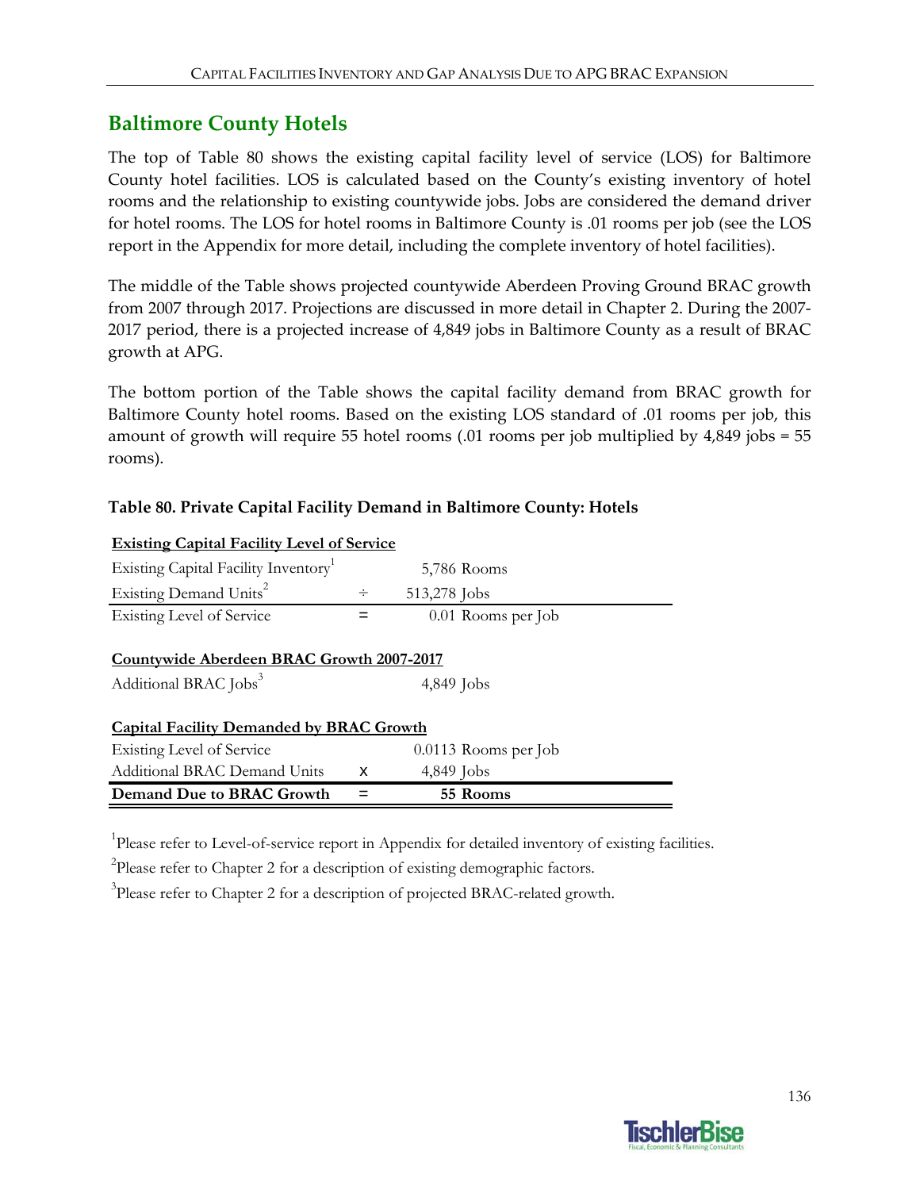## Baltimore County Hotels

The top of Table 80 shows the existing capital facility level of service (LOS) for Baltimore County hotel facilities. LOS is calculated based on the County's existing inventory of hotel rooms and the relationship to existing countywide jobs. Jobs are considered the demand driver for hotel rooms. The LOS for hotel rooms in Baltimore County is .01 rooms per job (see the LOS report in the Appendix for more detail, including the complete inventory of hotel facilities).

The middle of the Table shows projected countywide Aberdeen Proving Ground BRAC growth from 2007 through 2017. Projections are discussed in more detail in Chapter 2. During the 2007-2017 period, there is a projected increase of 4,849 jobs in Baltimore County as a result of BRAC growth at APG.

The bottom portion of the Table shows the capital facility demand from BRAC growth for Baltimore County hotel rooms. Based on the existing LOS standard of .01 rooms per job, this amount of growth will require 55 hotel rooms (.01 rooms per job multiplied by 4,849 jobs = 55 rooms).

**Table 80. Private Capital Facility Demand in Baltimore County: Hotels**

| **Existing Capital Facility Level of Service** | | |
|---|---|---|
| Existing Capital Facility Inventory[1] | | 5,786 Rooms |
| Existing Demand Units[2] | ÷ | 513,278 Jobs |
| Existing Level of Service | = | 0.01 Rooms per Job |
| **Countywide Aberdeen BRAC Growth 2007-2017** | | |
| Additional BRAC Jobs[3] | | 4,849 Jobs |
| **Capital Facility Demanded by BRAC Growth** | | |
| Existing Level of Service | | 0.0113 Rooms per Job |
| Additional BRAC Demand Units | x | 4,849 Jobs |
| **Demand Due to BRAC Growth** | = | **55 Rooms** |

[1]Please refer to Level-of-service report in Appendix for detailed inventory of existing facilities.

[2]Please refer to Chapter 2 for a description of existing demographic factors.

[3]Please refer to Chapter 2 for a description of projected BRAC-related growth.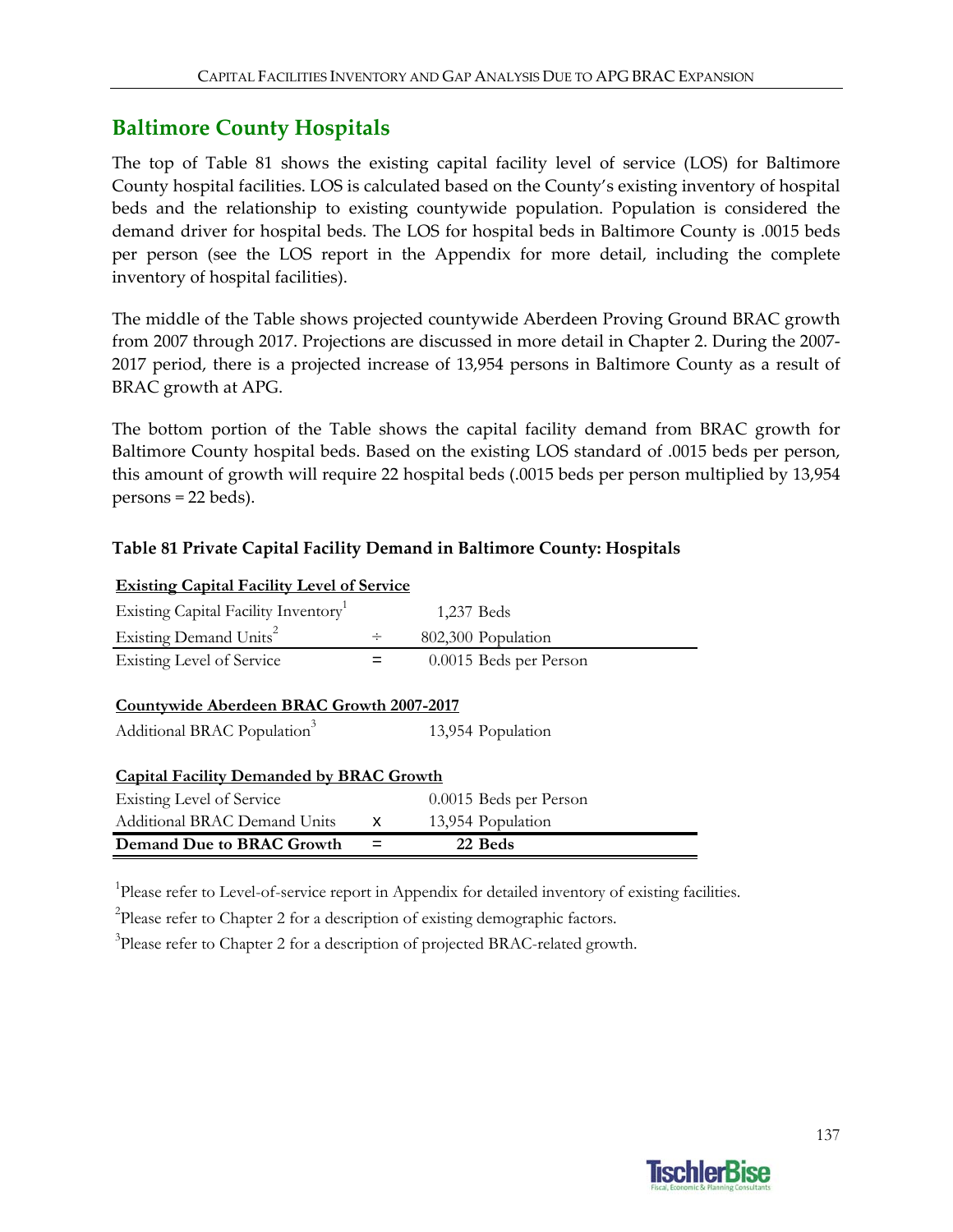## Baltimore County Hospitals

The top of Table 81 shows the existing capital facility level of service (LOS) for Baltimore County hospital facilities. LOS is calculated based on the County's existing inventory of hospital beds and the relationship to existing countywide population. Population is considered the demand driver for hospital beds. The LOS for hospital beds in Baltimore County is .0015 beds per person (see the LOS report in the Appendix for more detail, including the complete inventory of hospital facilities).

The middle of the Table shows projected countywide Aberdeen Proving Ground BRAC growth from 2007 through 2017. Projections are discussed in more detail in Chapter 2. During the 2007-2017 period, there is a projected increase of 13,954 persons in Baltimore County as a result of BRAC growth at APG.

The bottom portion of the Table shows the capital facility demand from BRAC growth for Baltimore County hospital beds. Based on the existing LOS standard of .0015 beds per person, this amount of growth will require 22 hospital beds (.0015 beds per person multiplied by 13,954 persons = 22 beds).

**Table 81 Private Capital Facility Demand in Baltimore County: Hospitals**

| **Existing Capital Facility Level of Service** | | |
|---|---|---|
| Existing Capital Facility Inventory[1] | | 1,237 Beds |
| Existing Demand Units[2] | ÷ | 802,300 Population |
| Existing Level of Service | = | 0.0015 Beds per Person |
| **Countywide Aberdeen BRAC Growth 2007-2017** | | |
| Additional BRAC Population[3] | | 13,954 Population |
| **Capital Facility Demanded by BRAC Growth** | | |
| Existing Level of Service | | 0.0015 Beds per Person |
| Additional BRAC Demand Units | x | 13,954 Population |
| **Demand Due to BRAC Growth** | = | **22 Beds** |

[1]Please refer to Level-of-service report in Appendix for detailed inventory of existing facilities.

[2]Please refer to Chapter 2 for a description of existing demographic factors.

[3]Please refer to Chapter 2 for a description of projected BRAC-related growth.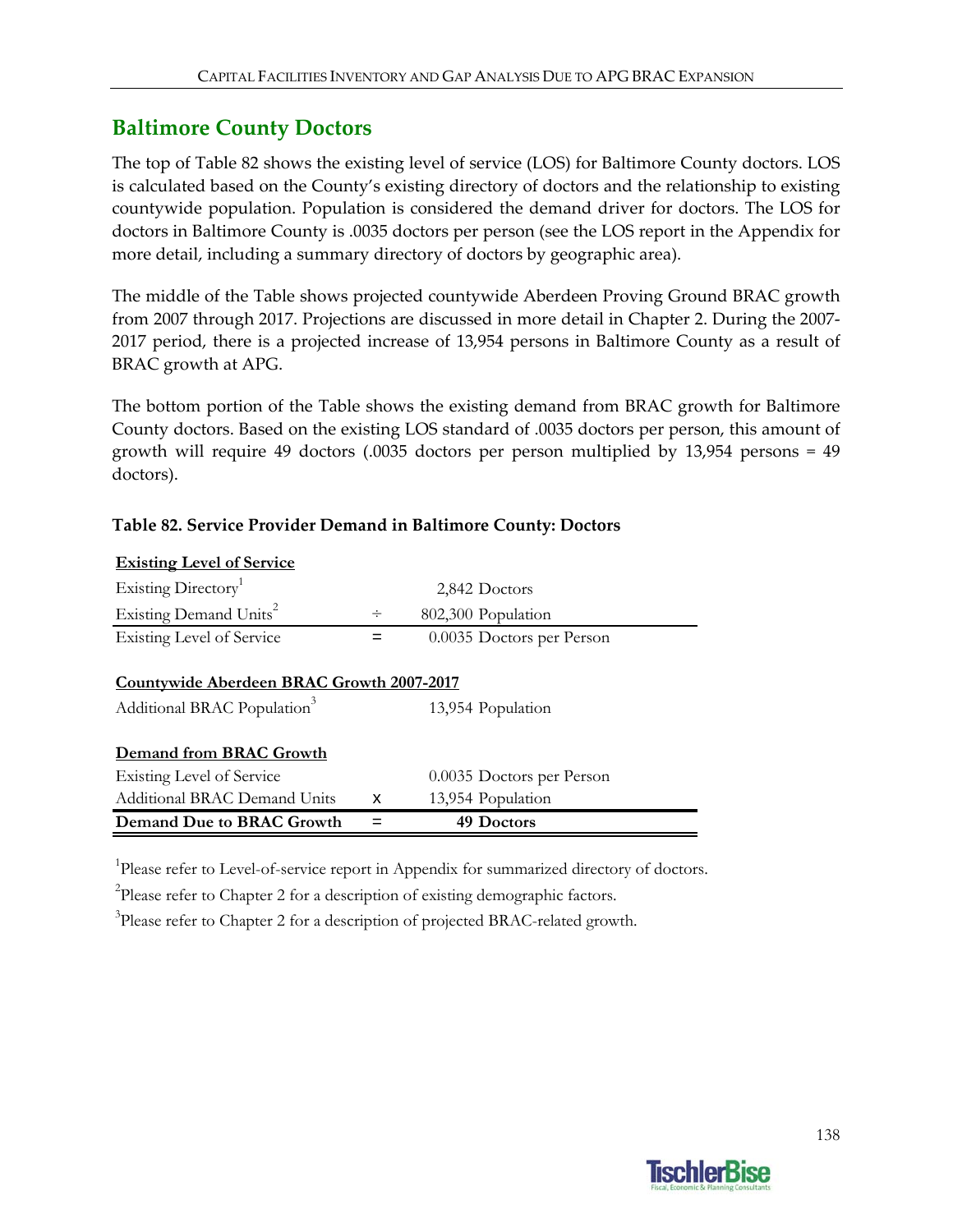## Baltimore County Doctors

The top of Table 82 shows the existing level of service (LOS) for Baltimore County doctors. LOS is calculated based on the County's existing directory of doctors and the relationship to existing countywide population. Population is considered the demand driver for doctors. The LOS for doctors in Baltimore County is .0035 doctors per person (see the LOS report in the Appendix for more detail, including a summary directory of doctors by geographic area).

The middle of the Table shows projected countywide Aberdeen Proving Ground BRAC growth from 2007 through 2017. Projections are discussed in more detail in Chapter 2. During the 2007-2017 period, there is a projected increase of 13,954 persons in Baltimore County as a result of BRAC growth at APG.

The bottom portion of the Table shows the existing demand from BRAC growth for Baltimore County doctors. Based on the existing LOS standard of .0035 doctors per person, this amount of growth will require 49 doctors (.0035 doctors per person multiplied by 13,954 persons = 49 doctors).

**Table 82. Service Provider Demand in Baltimore County: Doctors**

| | | |
|---|---|---|
| **Existing Level of Service** | | |
| Existing Directory[1] | | 2,842 Doctors |
| Existing Demand Units[2] | ÷ | 802,300 Population |
| Existing Level of Service | = | 0.0035 Doctors per Person |
| **Countywide Aberdeen BRAC Growth 2007-2017** | | |
| Additional BRAC Population[3] | | 13,954 Population |
| **Demand from BRAC Growth** | | |
| Existing Level of Service | | 0.0035 Doctors per Person |
| Additional BRAC Demand Units | x | 13,954 Population |
| **Demand Due to BRAC Growth** | = | **49 Doctors** |

[1]Please refer to Level-of-service report in Appendix for summarized directory of doctors.

[2]Please refer to Chapter 2 for a description of existing demographic factors.

[3]Please refer to Chapter 2 for a description of projected BRAC-related growth.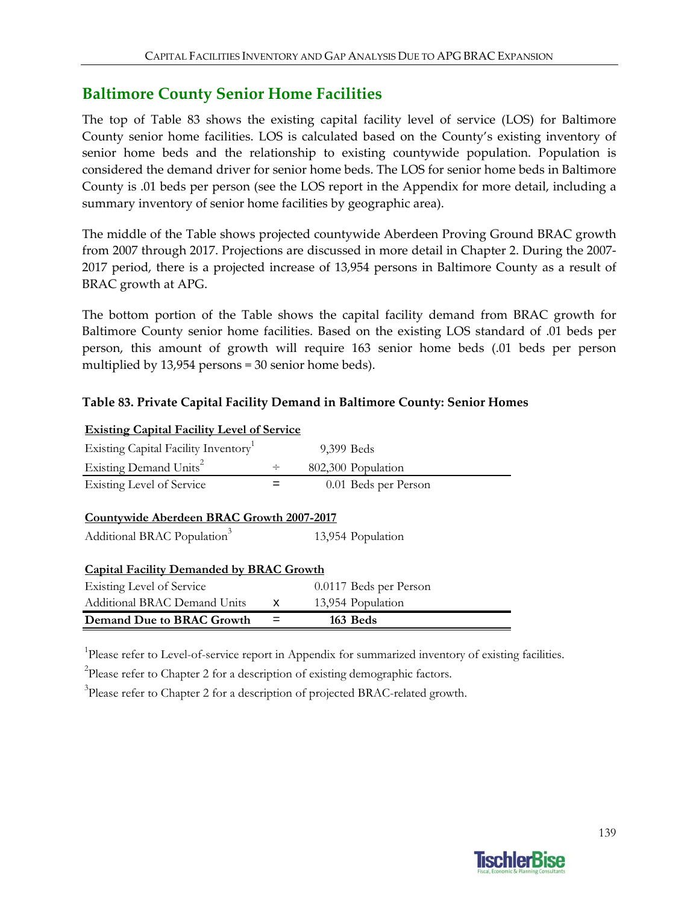## Baltimore County Senior Home Facilities

The top of Table 83 shows the existing capital facility level of service (LOS) for Baltimore County senior home facilities. LOS is calculated based on the County's existing inventory of senior home beds and the relationship to existing countywide population. Population is considered the demand driver for senior home beds. The LOS for senior home beds in Baltimore County is .01 beds per person (see the LOS report in the Appendix for more detail, including a summary inventory of senior home facilities by geographic area).

The middle of the Table shows projected countywide Aberdeen Proving Ground BRAC growth from 2007 through 2017. Projections are discussed in more detail in Chapter 2. During the 2007-2017 period, there is a projected increase of 13,954 persons in Baltimore County as a result of BRAC growth at APG.

The bottom portion of the Table shows the capital facility demand from BRAC growth for Baltimore County senior home facilities. Based on the existing LOS standard of .01 beds per person, this amount of growth will require 163 senior home beds (.01 beds per person multiplied by 13,954 persons = 30 senior home beds).

**Table 83. Private Capital Facility Demand in Baltimore County: Senior Homes**

| | | |
|---|---|---|
| **Existing Capital Facility Level of Service** | | |
| Existing Capital Facility Inventory[1] | | 9,399 Beds |
| Existing Demand Units[2] | ÷ | 802,300 Population |
| Existing Level of Service | = | 0.01 Beds per Person |
| **Countywide Aberdeen BRAC Growth 2007-2017** | | |
| Additional BRAC Population[3] | | 13,954 Population |
| **Capital Facility Demanded by BRAC Growth** | | |
| Existing Level of Service | | 0.0117 Beds per Person |
| Additional BRAC Demand Units | x | 13,954 Population |
| **Demand Due to BRAC Growth** | = | **163 Beds** |

[1]Please refer to Level-of-service report in Appendix for summarized inventory of existing facilities.

[2]Please refer to Chapter 2 for a description of existing demographic factors.

[3]Please refer to Chapter 2 for a description of projected BRAC-related growth.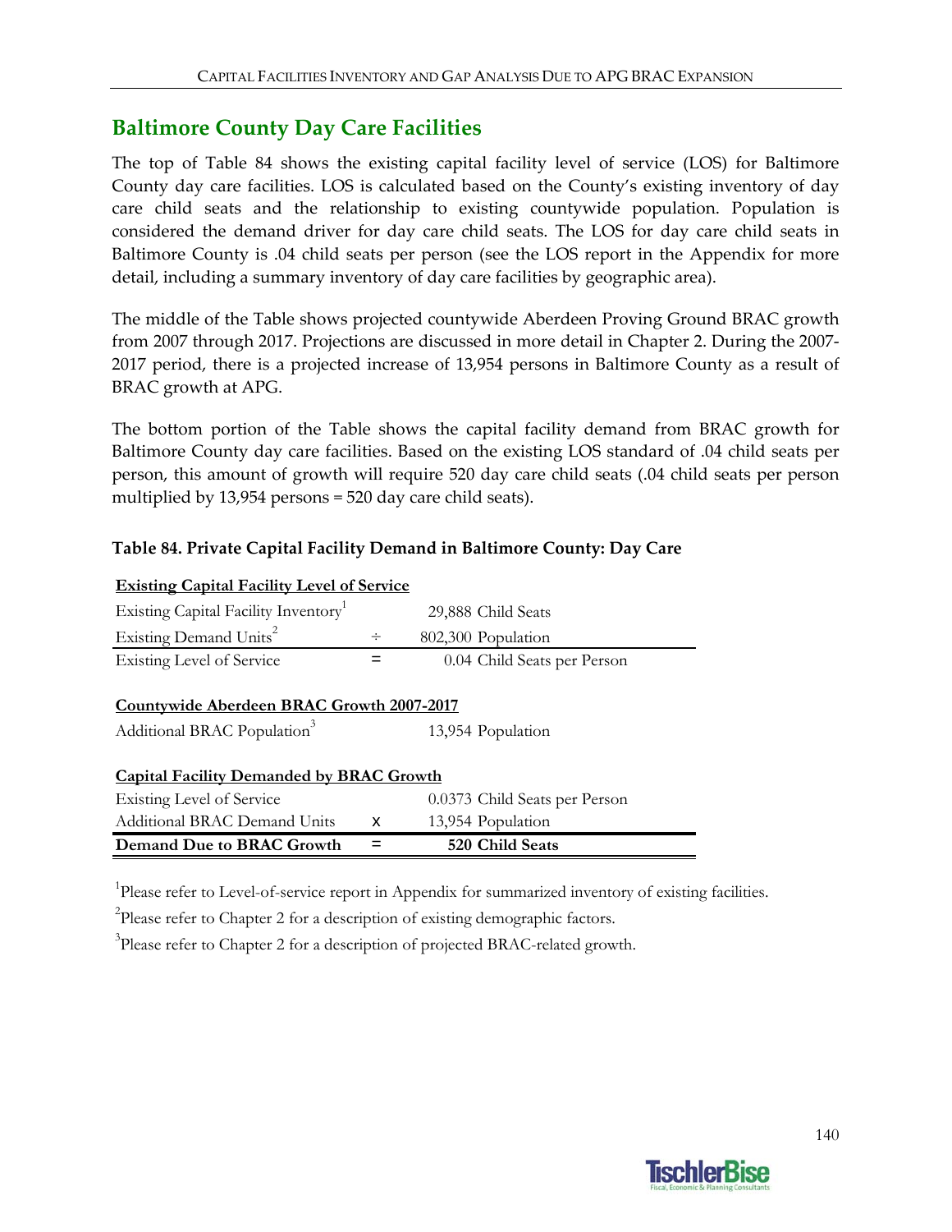## Baltimore County Day Care Facilities

The top of Table 84 shows the existing capital facility level of service (LOS) for Baltimore County day care facilities. LOS is calculated based on the County's existing inventory of day care child seats and the relationship to existing countywide population. Population is considered the demand driver for day care child seats. The LOS for day care child seats in Baltimore County is .04 child seats per person (see the LOS report in the Appendix for more detail, including a summary inventory of day care facilities by geographic area).

The middle of the Table shows projected countywide Aberdeen Proving Ground BRAC growth from 2007 through 2017. Projections are discussed in more detail in Chapter 2. During the 2007-2017 period, there is a projected increase of 13,954 persons in Baltimore County as a result of BRAC growth at APG.

The bottom portion of the Table shows the capital facility demand from BRAC growth for Baltimore County day care facilities. Based on the existing LOS standard of .04 child seats per person, this amount of growth will require 520 day care child seats (.04 child seats per person multiplied by 13,954 persons = 520 day care child seats).

**Table 84. Private Capital Facility Demand in Baltimore County: Day Care**

| **Existing Capital Facility Level of Service** | | |
|---|---|---|
| Existing Capital Facility Inventory[1] | | 29,888 Child Seats |
| Existing Demand Units[2] | ÷ | 802,300 Population |
| Existing Level of Service | = | 0.04 Child Seats per Person |
| **Countywide Aberdeen BRAC Growth 2007-2017** | | |
| Additional BRAC Population[3] | | 13,954 Population |
| **Capital Facility Demanded by BRAC Growth** | | |
| Existing Level of Service | | 0.0373 Child Seats per Person |
| Additional BRAC Demand Units | x | 13,954 Population |
| **Demand Due to BRAC Growth** | = | **520 Child Seats** |

[1]Please refer to Level-of-service report in Appendix for summarized inventory of existing facilities.

[2]Please refer to Chapter 2 for a description of existing demographic factors.

[3]Please refer to Chapter 2 for a description of projected BRAC-related growth.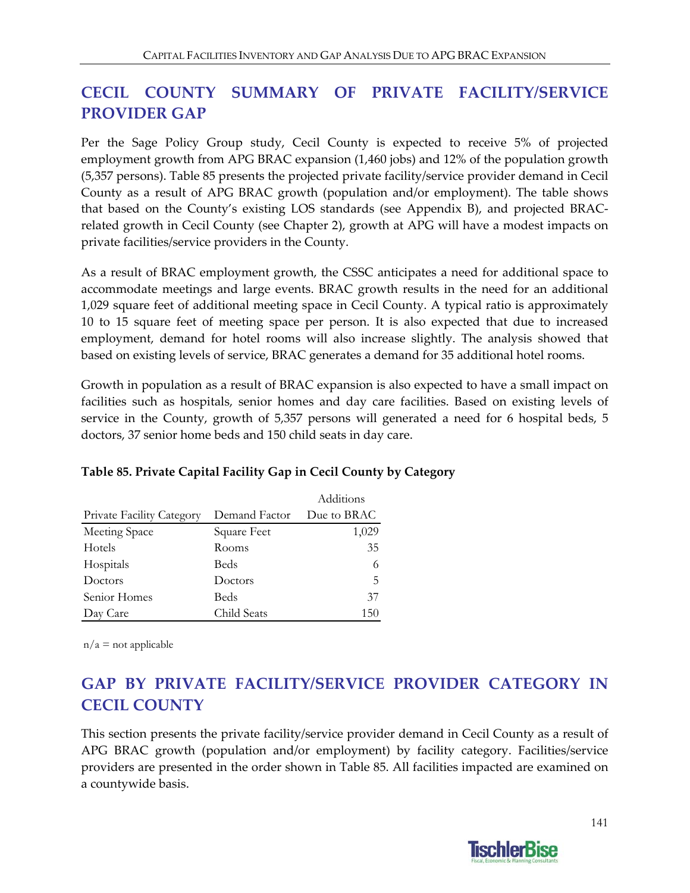## CECIL COUNTY SUMMARY OF PRIVATE FACILITY/SERVICE PROVIDER GAP

Per the Sage Policy Group study, Cecil County is expected to receive 5% of projected employment growth from APG BRAC expansion (1,460 jobs) and 12% of the population growth (5,357 persons). Table 85 presents the projected private facility/service provider demand in Cecil County as a result of APG BRAC growth (population and/or employment). The table shows that based on the County's existing LOS standards (see Appendix B), and projected BRAC-related growth in Cecil County (see Chapter 2), growth at APG will have a modest impacts on private facilities/service providers in the County.

As a result of BRAC employment growth, the CSSC anticipates a need for additional space to accommodate meetings and large events. BRAC growth results in the need for an additional 1,029 square feet of additional meeting space in Cecil County. A typical ratio is approximately 10 to 15 square feet of meeting space per person. It is also expected that due to increased employment, demand for hotel rooms will also increase slightly. The analysis showed that based on existing levels of service, BRAC generates a demand for 35 additional hotel rooms.

Growth in population as a result of BRAC expansion is also expected to have a small impact on facilities such as hospitals, senior homes and day care facilities. Based on existing levels of service in the County, growth of 5,357 persons will generated a need for 6 hospital beds, 5 doctors, 37 senior home beds and 150 child seats in day care.

**Table 85. Private Capital Facility Gap in Cecil County by Category**

| Private Facility Category | Demand Factor | Additions Due to BRAC |
|---|---|---|
| Meeting Space | Square Feet | 1,029 |
| Hotels | Rooms | 35 |
| Hospitals | Beds | 6 |
| Doctors | Doctors | 5 |
| Senior Homes | Beds | 37 |
| Day Care | Child Seats | 150 |

n/a = not applicable

## GAP BY PRIVATE FACILITY/SERVICE PROVIDER CATEGORY IN CECIL COUNTY

This section presents the private facility/service provider demand in Cecil County as a result of APG BRAC growth (population and/or employment) by facility category. Facilities/service providers are presented in the order shown in Table 85. All facilities impacted are examined on a countywide basis.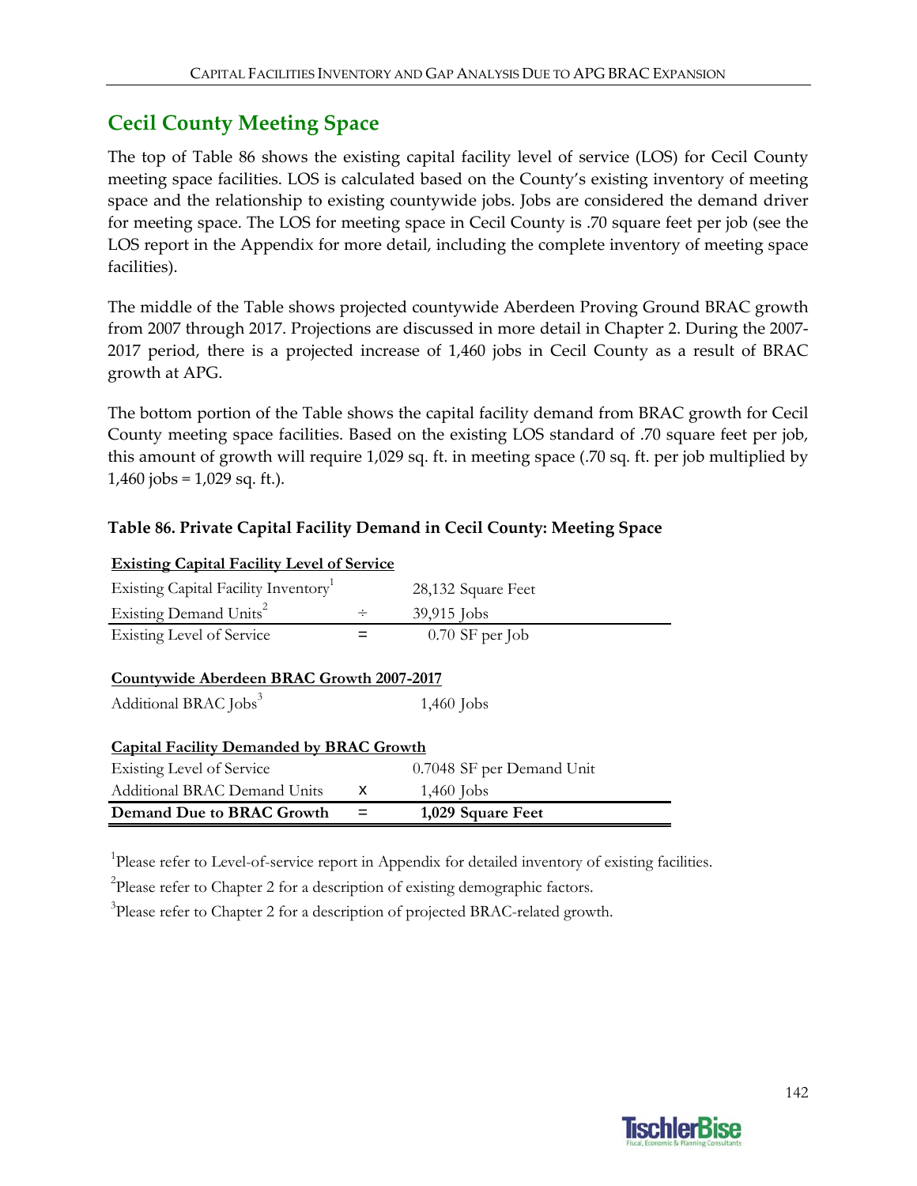## Cecil County Meeting Space

The top of Table 86 shows the existing capital facility level of service (LOS) for Cecil County meeting space facilities. LOS is calculated based on the County's existing inventory of meeting space and the relationship to existing countywide jobs. Jobs are considered the demand driver for meeting space. The LOS for meeting space in Cecil County is .70 square feet per job (see the LOS report in the Appendix for more detail, including the complete inventory of meeting space facilities).

The middle of the Table shows projected countywide Aberdeen Proving Ground BRAC growth from 2007 through 2017. Projections are discussed in more detail in Chapter 2. During the 2007-2017 period, there is a projected increase of 1,460 jobs in Cecil County as a result of BRAC growth at APG.

The bottom portion of the Table shows the capital facility demand from BRAC growth for Cecil County meeting space facilities. Based on the existing LOS standard of .70 square feet per job, this amount of growth will require 1,029 sq. ft. in meeting space (.70 sq. ft. per job multiplied by 1,460 jobs = 1,029 sq. ft.).

**Table 86. Private Capital Facility Demand in Cecil County: Meeting Space**

| **Existing Capital Facility Level of Service** | | |
|---|---|---|
| Existing Capital Facility Inventory[1] | | 28,132 Square Feet |
| Existing Demand Units[2] | ÷ | 39,915 Jobs |
| Existing Level of Service | = | 0.70 SF per Job |
| | | |
| **Countywide Aberdeen BRAC Growth 2007-2017** | | |
| Additional BRAC Jobs[3] | | 1,460 Jobs |
| | | |
| **Capital Facility Demanded by BRAC Growth** | | |
| Existing Level of Service | | 0.7048 SF per Demand Unit |
| Additional BRAC Demand Units | x | 1,460 Jobs |
| **Demand Due to BRAC Growth** | = | **1,029 Square Feet** |

[1]Please refer to Level-of-service report in Appendix for detailed inventory of existing facilities.

[2]Please refer to Chapter 2 for a description of existing demographic factors.

[3]Please refer to Chapter 2 for a description of projected BRAC-related growth.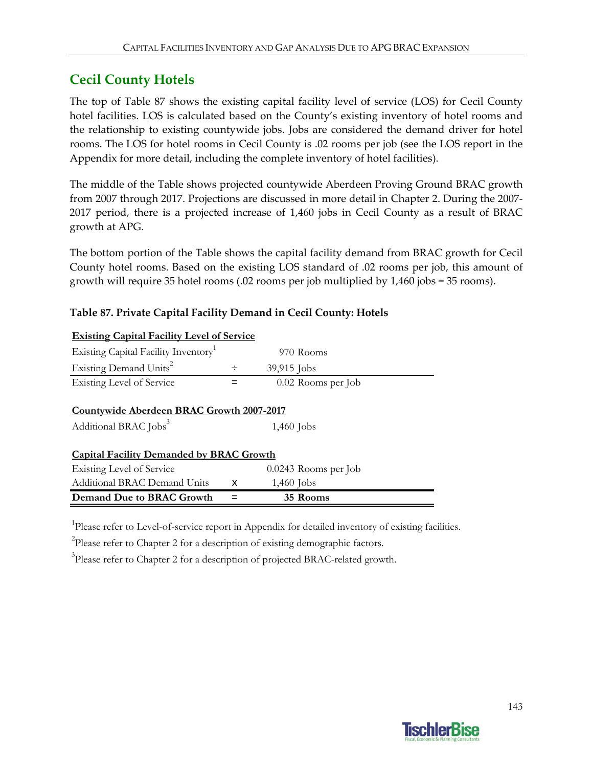## Cecil County Hotels

The top of Table 87 shows the existing capital facility level of service (LOS) for Cecil County hotel facilities. LOS is calculated based on the County's existing inventory of hotel rooms and the relationship to existing countywide jobs. Jobs are considered the demand driver for hotel rooms. The LOS for hotel rooms in Cecil County is .02 rooms per job (see the LOS report in the Appendix for more detail, including the complete inventory of hotel facilities).

The middle of the Table shows projected countywide Aberdeen Proving Ground BRAC growth from 2007 through 2017. Projections are discussed in more detail in Chapter 2. During the 2007-2017 period, there is a projected increase of 1,460 jobs in Cecil County as a result of BRAC growth at APG.

The bottom portion of the Table shows the capital facility demand from BRAC growth for Cecil County hotel rooms. Based on the existing LOS standard of .02 rooms per job, this amount of growth will require 35 hotel rooms (.02 rooms per job multiplied by 1,460 jobs = 35 rooms).

**Table 87. Private Capital Facility Demand in Cecil County: Hotels**

| | | |
|---|---|---|
| **Existing Capital Facility Level of Service** | | |
| Existing Capital Facility Inventory[1] | | 970 Rooms |
| Existing Demand Units[2] | ÷ | 39,915 Jobs |
| Existing Level of Service | = | 0.02 Rooms per Job |
| **Countywide Aberdeen BRAC Growth 2007-2017** | | |
| Additional BRAC Jobs[3] | | 1,460 Jobs |
| **Capital Facility Demanded by BRAC Growth** | | |
| Existing Level of Service | | 0.0243 Rooms per Job |
| Additional BRAC Demand Units | x | 1,460 Jobs |
| **Demand Due to BRAC Growth** | **=** | **35 Rooms** |

[1]Please refer to Level-of-service report in Appendix for detailed inventory of existing facilities.

[2]Please refer to Chapter 2 for a description of existing demographic factors.

[3]Please refer to Chapter 2 for a description of projected BRAC-related growth.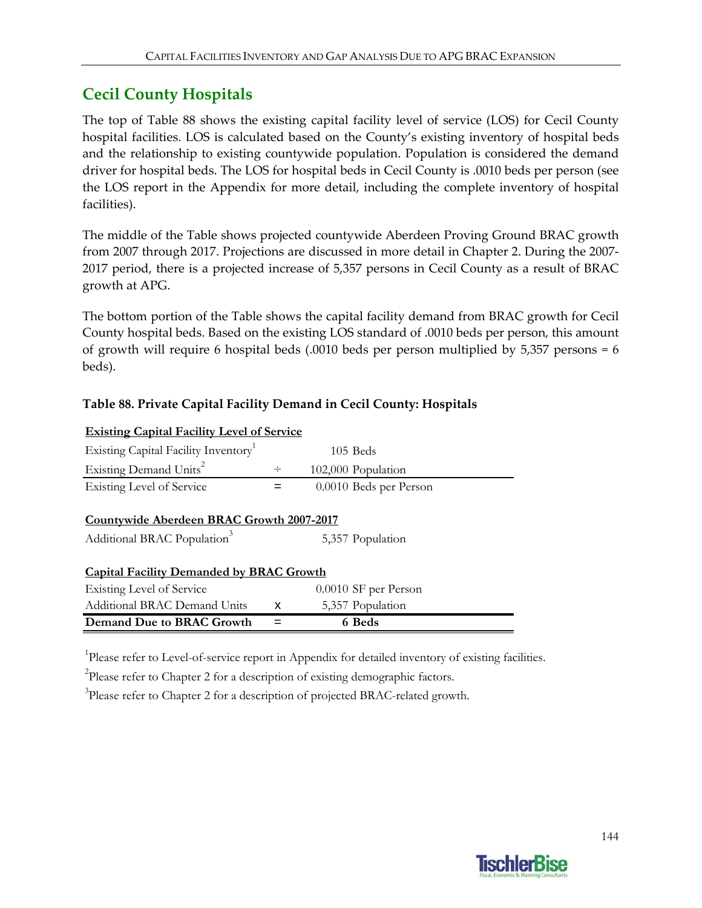## Cecil County Hospitals

The top of Table 88 shows the existing capital facility level of service (LOS) for Cecil County hospital facilities. LOS is calculated based on the County's existing inventory of hospital beds and the relationship to existing countywide population. Population is considered the demand driver for hospital beds. The LOS for hospital beds in Cecil County is .0010 beds per person (see the LOS report in the Appendix for more detail, including the complete inventory of hospital facilities).

The middle of the Table shows projected countywide Aberdeen Proving Ground BRAC growth from 2007 through 2017. Projections are discussed in more detail in Chapter 2. During the 2007-2017 period, there is a projected increase of 5,357 persons in Cecil County as a result of BRAC growth at APG.

The bottom portion of the Table shows the capital facility demand from BRAC growth for Cecil County hospital beds. Based on the existing LOS standard of .0010 beds per person, this amount of growth will require 6 hospital beds (.0010 beds per person multiplied by 5,357 persons = 6 beds).

**Table 88. Private Capital Facility Demand in Cecil County: Hospitals**

| **Existing Capital Facility Level of Service** | | |
|---|---|---|
| Existing Capital Facility Inventory[1] | | 105 Beds |
| Existing Demand Units[2] | ÷ | 102,000 Population |
| Existing Level of Service | = | 0.0010 Beds per Person |
| **Countywide Aberdeen BRAC Growth 2007-2017** | | |
| Additional BRAC Population[3] | | 5,357 Population |
| **Capital Facility Demanded by BRAC Growth** | | |
| Existing Level of Service | | 0.0010 SF per Person |
| Additional BRAC Demand Units | x | 5,357 Population |
| **Demand Due to BRAC Growth** | = | **6 Beds** |

[1]Please refer to Level-of-service report in Appendix for detailed inventory of existing facilities.

[2]Please refer to Chapter 2 for a description of existing demographic factors.

[3]Please refer to Chapter 2 for a description of projected BRAC-related growth.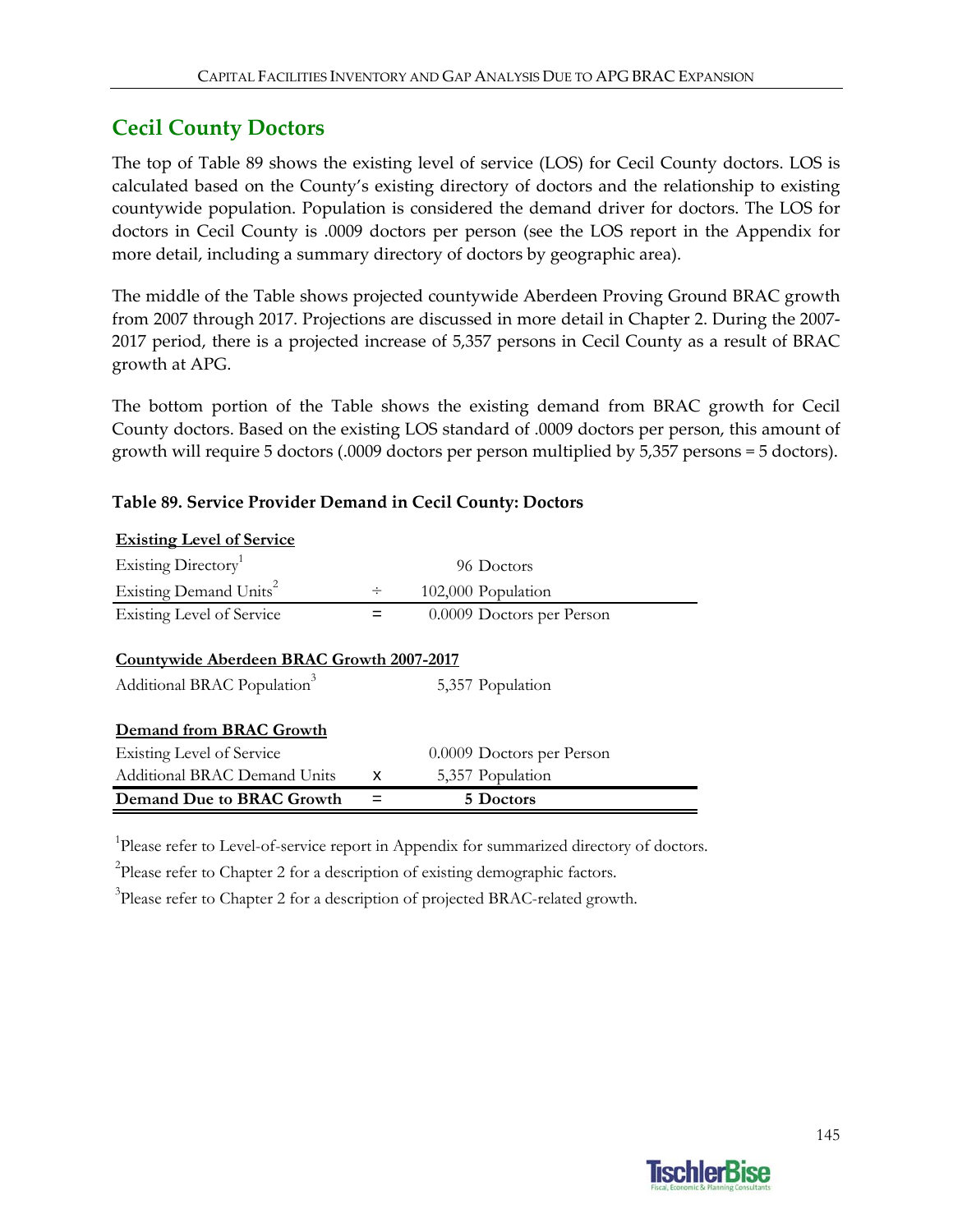## Cecil County Doctors

The top of Table 89 shows the existing level of service (LOS) for Cecil County doctors. LOS is calculated based on the County's existing directory of doctors and the relationship to existing countywide population. Population is considered the demand driver for doctors. The LOS for doctors in Cecil County is .0009 doctors per person (see the LOS report in the Appendix for more detail, including a summary directory of doctors by geographic area).

The middle of the Table shows projected countywide Aberdeen Proving Ground BRAC growth from 2007 through 2017. Projections are discussed in more detail in Chapter 2. During the 2007-2017 period, there is a projected increase of 5,357 persons in Cecil County as a result of BRAC growth at APG.

The bottom portion of the Table shows the existing demand from BRAC growth for Cecil County doctors. Based on the existing LOS standard of .0009 doctors per person, this amount of growth will require 5 doctors (.0009 doctors per person multiplied by 5,357 persons = 5 doctors).

**Table 89. Service Provider Demand in Cecil County: Doctors**

| | | |
|---|---|---|
| **Existing Level of Service** | | |
| Existing Directory[1] | | 96 Doctors |
| Existing Demand Units[2] | ÷ | 102,000 Population |
| Existing Level of Service | = | 0.0009 Doctors per Person |
| | | |
| **Countywide Aberdeen BRAC Growth 2007-2017** | | |
| Additional BRAC Population[3] | | 5,357 Population |
| | | |
| **Demand from BRAC Growth** | | |
| Existing Level of Service | | 0.0009 Doctors per Person |
| Additional BRAC Demand Units | x | 5,357 Population |
| **Demand Due to BRAC Growth** | = | **5 Doctors** |

[1]Please refer to Level-of-service report in Appendix for summarized directory of doctors.

[2]Please refer to Chapter 2 for a description of existing demographic factors.

[3]Please refer to Chapter 2 for a description of projected BRAC-related growth.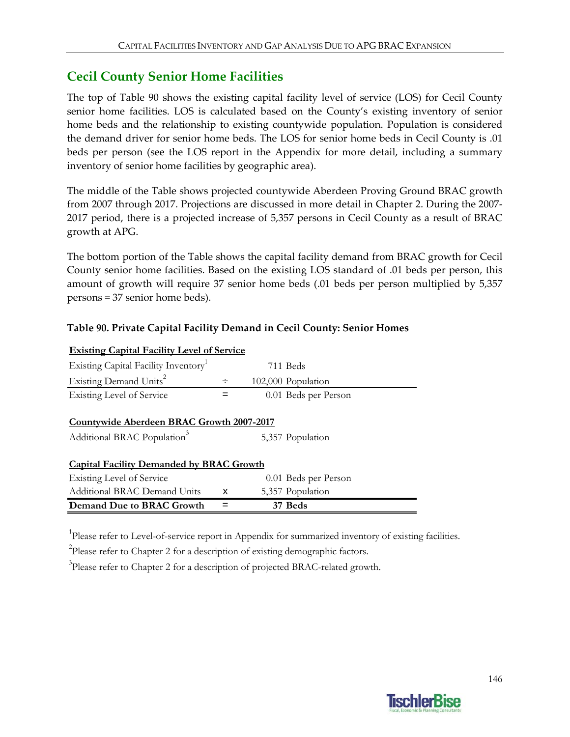## Cecil County Senior Home Facilities

The top of Table 90 shows the existing capital facility level of service (LOS) for Cecil County senior home facilities. LOS is calculated based on the County's existing inventory of senior home beds and the relationship to existing countywide population. Population is considered the demand driver for senior home beds. The LOS for senior home beds in Cecil County is .01 beds per person (see the LOS report in the Appendix for more detail, including a summary inventory of senior home facilities by geographic area).

The middle of the Table shows projected countywide Aberdeen Proving Ground BRAC growth from 2007 through 2017. Projections are discussed in more detail in Chapter 2. During the 2007-2017 period, there is a projected increase of 5,357 persons in Cecil County as a result of BRAC growth at APG.

The bottom portion of the Table shows the capital facility demand from BRAC growth for Cecil County senior home facilities. Based on the existing LOS standard of .01 beds per person, this amount of growth will require 37 senior home beds (.01 beds per person multiplied by 5,357 persons = 37 senior home beds).

**Table 90. Private Capital Facility Demand in Cecil County: Senior Homes**

| | | |
|---|---|---|
| **Existing Capital Facility Level of Service** | | |
| Existing Capital Facility Inventory[1] | | 711 Beds |
| Existing Demand Units[2] | ÷ | 102,000 Population |
| Existing Level of Service | = | 0.01 Beds per Person |
| **Countywide Aberdeen BRAC Growth 2007-2017** | | |
| Additional BRAC Population[3] | | 5,357 Population |
| **Capital Facility Demanded by BRAC Growth** | | |
| Existing Level of Service | | 0.01 Beds per Person |
| Additional BRAC Demand Units | x | 5,357 Population |
| **Demand Due to BRAC Growth** | = | **37 Beds** |

[1]Please refer to Level-of-service report in Appendix for summarized inventory of existing facilities.

[2]Please refer to Chapter 2 for a description of existing demographic factors.

[3]Please refer to Chapter 2 for a description of projected BRAC-related growth.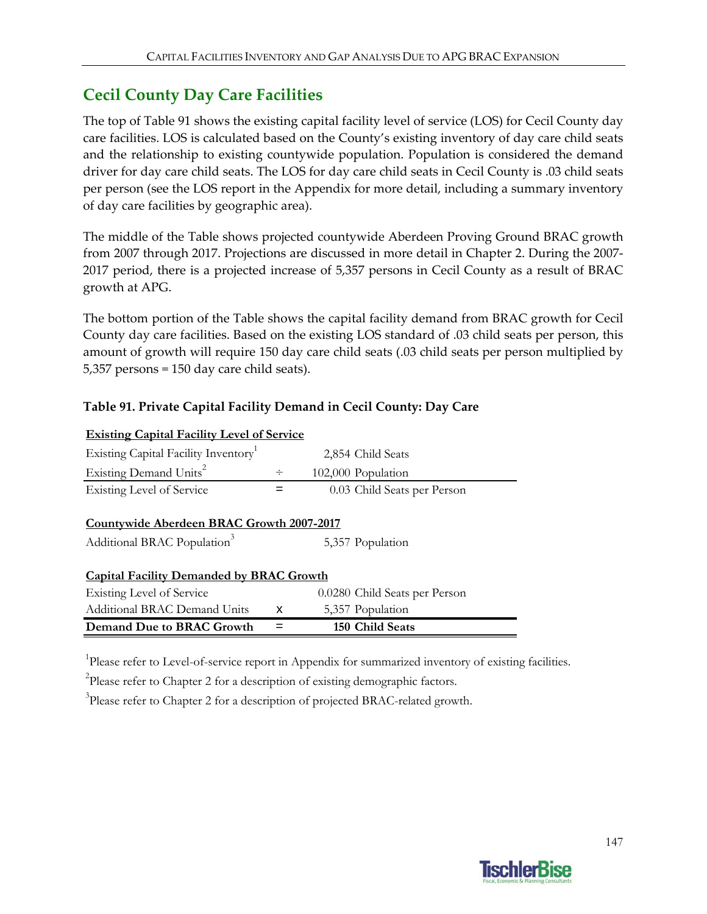## Cecil County Day Care Facilities

The top of Table 91 shows the existing capital facility level of service (LOS) for Cecil County day care facilities. LOS is calculated based on the County's existing inventory of day care child seats and the relationship to existing countywide population. Population is considered the demand driver for day care child seats. The LOS for day care child seats in Cecil County is .03 child seats per person (see the LOS report in the Appendix for more detail, including a summary inventory of day care facilities by geographic area).

The middle of the Table shows projected countywide Aberdeen Proving Ground BRAC growth from 2007 through 2017. Projections are discussed in more detail in Chapter 2. During the 2007-2017 period, there is a projected increase of 5,357 persons in Cecil County as a result of BRAC growth at APG.

The bottom portion of the Table shows the capital facility demand from BRAC growth for Cecil County day care facilities. Based on the existing LOS standard of .03 child seats per person, this amount of growth will require 150 day care child seats (.03 child seats per person multiplied by 5,357 persons = 150 day care child seats).

### Table 91. Private Capital Facility Demand in Cecil County: Day Care

| **Existing Capital Facility Level of Service** | | |
|---|---|---|
| Existing Capital Facility Inventory[1] | | 2,854 Child Seats |
| Existing Demand Units[2] | ÷ | 102,000 Population |
| Existing Level of Service | = | 0.03 Child Seats per Person |
| | | |
| **Countywide Aberdeen BRAC Growth 2007-2017** | | |
| Additional BRAC Population[3] | | 5,357 Population |
| | | |
| **Capital Facility Demanded by BRAC Growth** | | |
| Existing Level of Service | | 0.0280 Child Seats per Person |
| Additional BRAC Demand Units | x | 5,357 Population |
| **Demand Due to BRAC Growth** | = | **150 Child Seats** |

[1]Please refer to Level-of-service report in Appendix for summarized inventory of existing facilities.

[2]Please refer to Chapter 2 for a description of existing demographic factors.

[3]Please refer to Chapter 2 for a description of projected BRAC-related growth.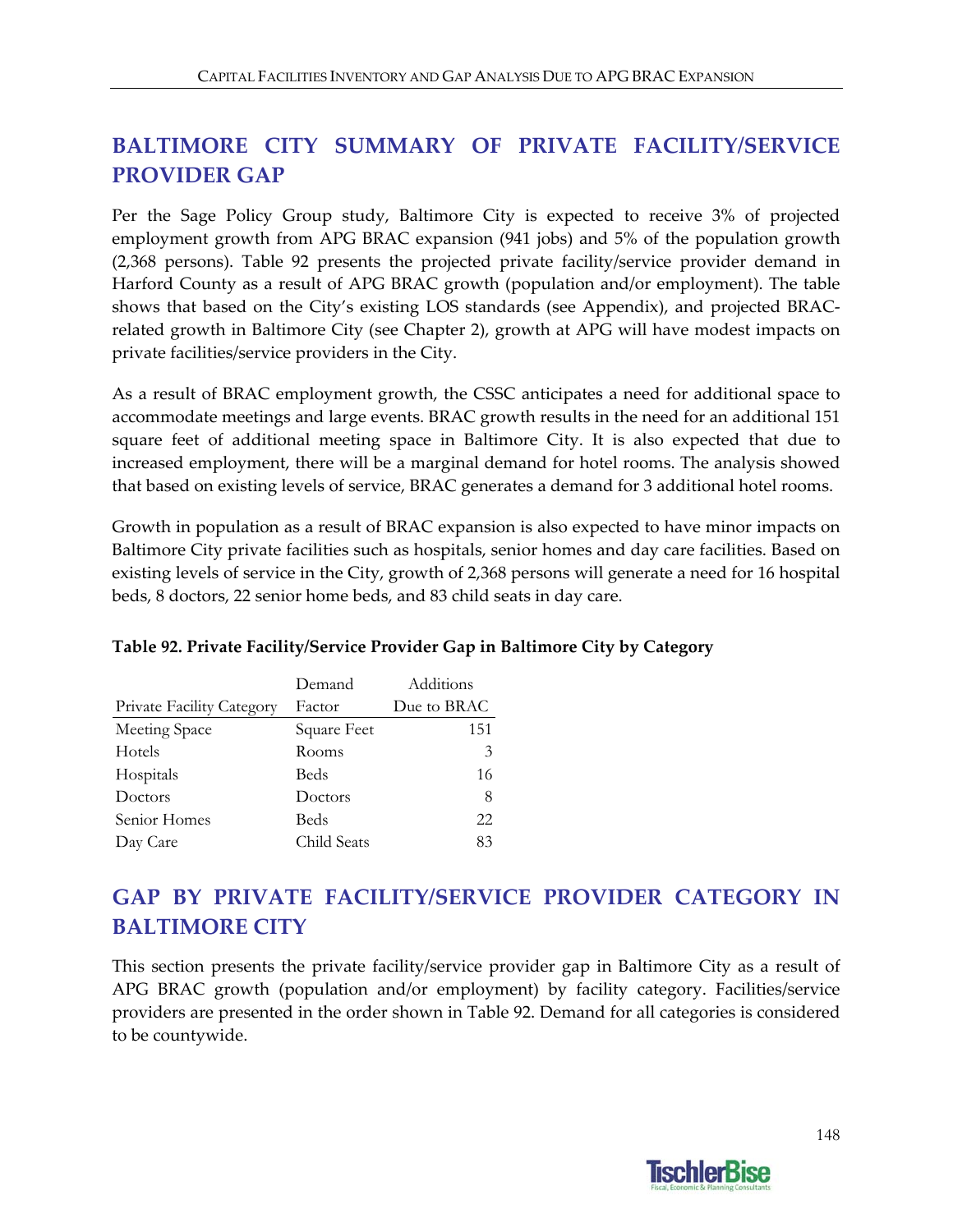## BALTIMORE CITY SUMMARY OF PRIVATE FACILITY/SERVICE PROVIDER GAP

Per the Sage Policy Group study, Baltimore City is expected to receive 3% of projected employment growth from APG BRAC expansion (941 jobs) and 5% of the population growth (2,368 persons). Table 92 presents the projected private facility/service provider demand in Harford County as a result of APG BRAC growth (population and/or employment). The table shows that based on the City's existing LOS standards (see Appendix), and projected BRAC-related growth in Baltimore City (see Chapter 2), growth at APG will have modest impacts on private facilities/service providers in the City.

As a result of BRAC employment growth, the CSSC anticipates a need for additional space to accommodate meetings and large events. BRAC growth results in the need for an additional 151 square feet of additional meeting space in Baltimore City. It is also expected that due to increased employment, there will be a marginal demand for hotel rooms. The analysis showed that based on existing levels of service, BRAC generates a demand for 3 additional hotel rooms.

Growth in population as a result of BRAC expansion is also expected to have minor impacts on Baltimore City private facilities such as hospitals, senior homes and day care facilities. Based on existing levels of service in the City, growth of 2,368 persons will generate a need for 16 hospital beds, 8 doctors, 22 senior home beds, and 83 child seats in day care.

**Table 92. Private Facility/Service Provider Gap in Baltimore City by Category**

| Private Facility Category | Demand Factor | Additions Due to BRAC |
|---|---|---|
| Meeting Space | Square Feet | 151 |
| Hotels | Rooms | 3 |
| Hospitals | Beds | 16 |
| Doctors | Doctors | 8 |
| Senior Homes | Beds | 22 |
| Day Care | Child Seats | 83 |

## GAP BY PRIVATE FACILITY/SERVICE PROVIDER CATEGORY IN BALTIMORE CITY

This section presents the private facility/service provider gap in Baltimore City as a result of APG BRAC growth (population and/or employment) by facility category. Facilities/service providers are presented in the order shown in Table 92. Demand for all categories is considered to be countywide.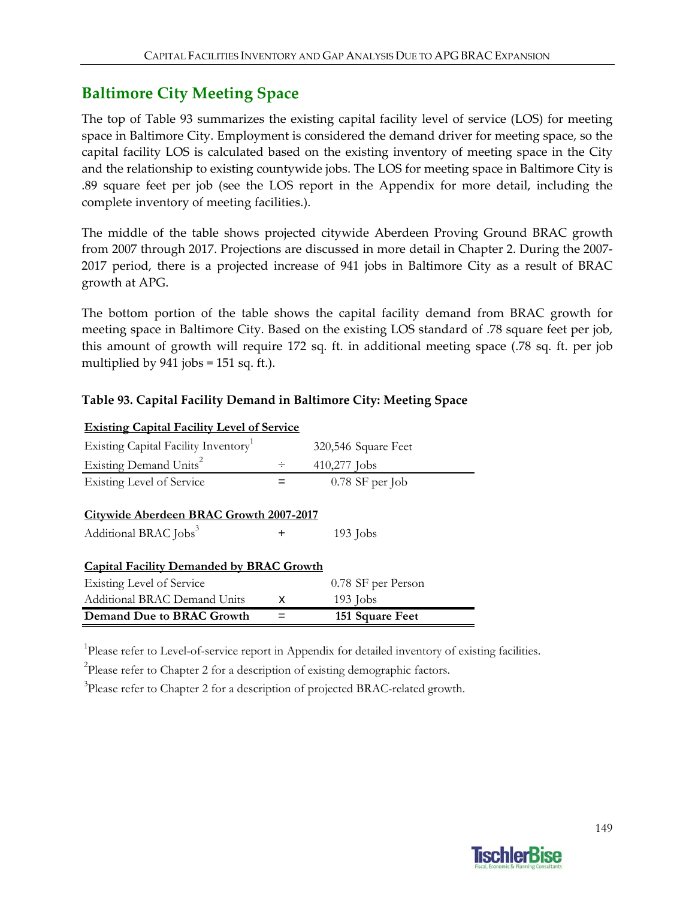## Baltimore City Meeting Space

The top of Table 93 summarizes the existing capital facility level of service (LOS) for meeting space in Baltimore City. Employment is considered the demand driver for meeting space, so the capital facility LOS is calculated based on the existing inventory of meeting space in the City and the relationship to existing countywide jobs. The LOS for meeting space in Baltimore City is .89 square feet per job (see the LOS report in the Appendix for more detail, including the complete inventory of meeting facilities.).

The middle of the table shows projected citywide Aberdeen Proving Ground BRAC growth from 2007 through 2017. Projections are discussed in more detail in Chapter 2. During the 2007-2017 period, there is a projected increase of 941 jobs in Baltimore City as a result of BRAC growth at APG.

The bottom portion of the table shows the capital facility demand from BRAC growth for meeting space in Baltimore City. Based on the existing LOS standard of .78 square feet per job, this amount of growth will require 172 sq. ft. in additional meeting space (.78 sq. ft. per job multiplied by 941 jobs = 151 sq. ft.).

**Table 93. Capital Facility Demand in Baltimore City: Meeting Space**

| **Existing Capital Facility Level of Service** | | |
|---|---|---|
| Existing Capital Facility Inventory[1] | | 320,546 Square Feet |
| Existing Demand Units[2] | ÷ | 410,277 Jobs |
| Existing Level of Service | = | 0.78 SF per Job |
| **Citywide Aberdeen BRAC Growth 2007-2017** | | |
| Additional BRAC Jobs[3] | + | 193 Jobs |
| **Capital Facility Demanded by BRAC Growth** | | |
| Existing Level of Service | | 0.78 SF per Person |
| Additional BRAC Demand Units | x | 193 Jobs |
| **Demand Due to BRAC Growth** | = | **151 Square Feet** |

[1]Please refer to Level-of-service report in Appendix for detailed inventory of existing facilities.

[2]Please refer to Chapter 2 for a description of existing demographic factors.

[3]Please refer to Chapter 2 for a description of projected BRAC-related growth.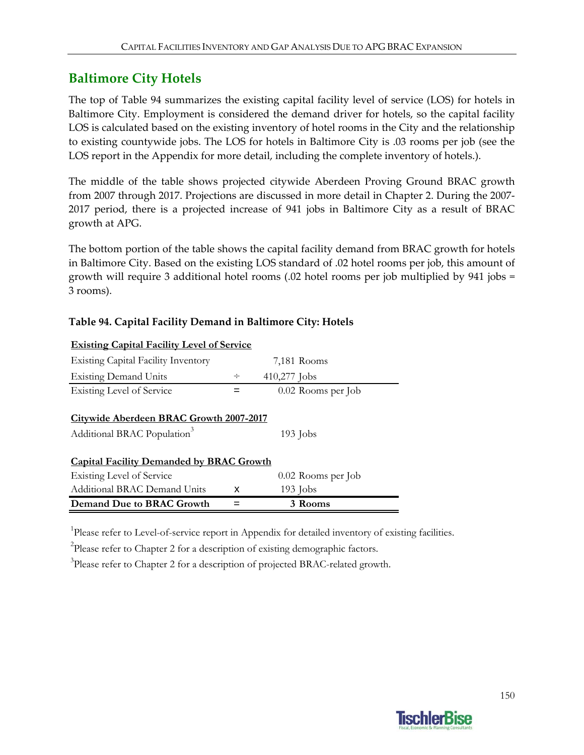## Baltimore City Hotels

The top of Table 94 summarizes the existing capital facility level of service (LOS) for hotels in Baltimore City. Employment is considered the demand driver for hotels, so the capital facility LOS is calculated based on the existing inventory of hotel rooms in the City and the relationship to existing countywide jobs. The LOS for hotels in Baltimore City is .03 rooms per job (see the LOS report in the Appendix for more detail, including the complete inventory of hotels.).

The middle of the table shows projected citywide Aberdeen Proving Ground BRAC growth from 2007 through 2017. Projections are discussed in more detail in Chapter 2. During the 2007-2017 period, there is a projected increase of 941 jobs in Baltimore City as a result of BRAC growth at APG.

The bottom portion of the table shows the capital facility demand from BRAC growth for hotels in Baltimore City. Based on the existing LOS standard of .02 hotel rooms per job, this amount of growth will require 3 additional hotel rooms (.02 hotel rooms per job multiplied by 941 jobs = 3 rooms).

**Table 94. Capital Facility Demand in Baltimore City: Hotels**

| **Existing Capital Facility Level of Service** | | |
|---|---|---|
| Existing Capital Facility Inventory | | 7,181 Rooms |
| Existing Demand Units | ÷ | 410,277 Jobs |
| Existing Level of Service | = | 0.02 Rooms per Job |
| **Citywide Aberdeen BRAC Growth 2007-2017** | | |
| Additional BRAC Population[3] | | 193 Jobs |
| **Capital Facility Demanded by BRAC Growth** | | |
| Existing Level of Service | | 0.02 Rooms per Job |
| Additional BRAC Demand Units | x | 193 Jobs |
| **Demand Due to BRAC Growth** | = | **3 Rooms** |

[1]Please refer to Level-of-service report in Appendix for detailed inventory of existing facilities.

[2]Please refer to Chapter 2 for a description of existing demographic factors.

[3]Please refer to Chapter 2 for a description of projected BRAC-related growth.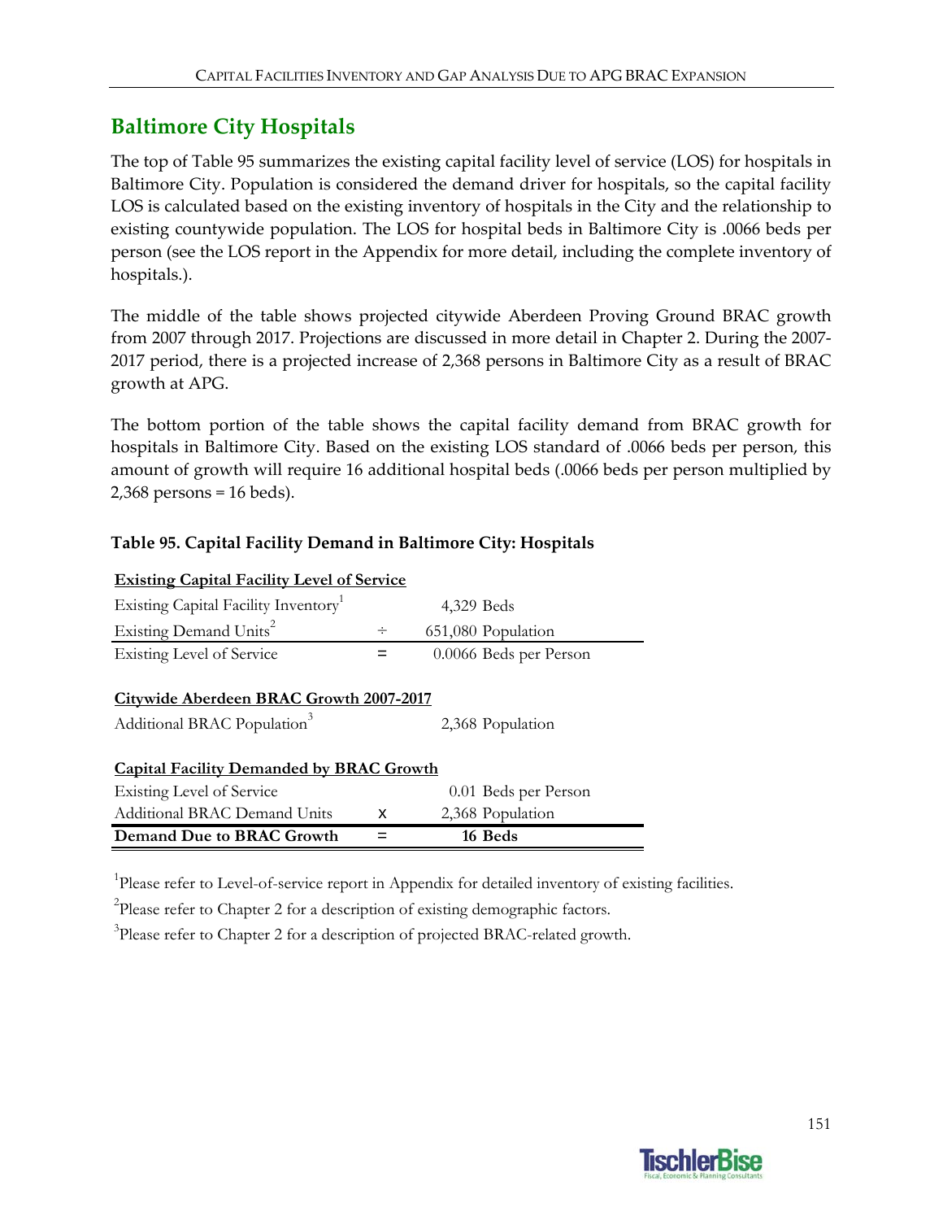## Baltimore City Hospitals

The top of Table 95 summarizes the existing capital facility level of service (LOS) for hospitals in Baltimore City. Population is considered the demand driver for hospitals, so the capital facility LOS is calculated based on the existing inventory of hospitals in the City and the relationship to existing countywide population. The LOS for hospital beds in Baltimore City is .0066 beds per person (see the LOS report in the Appendix for more detail, including the complete inventory of hospitals.).

The middle of the table shows projected citywide Aberdeen Proving Ground BRAC growth from 2007 through 2017. Projections are discussed in more detail in Chapter 2. During the 2007-2017 period, there is a projected increase of 2,368 persons in Baltimore City as a result of BRAC growth at APG.

The bottom portion of the table shows the capital facility demand from BRAC growth for hospitals in Baltimore City. Based on the existing LOS standard of .0066 beds per person, this amount of growth will require 16 additional hospital beds (.0066 beds per person multiplied by 2,368 persons = 16 beds).

**Table 95. Capital Facility Demand in Baltimore City: Hospitals**

| **Existing Capital Facility Level of Service** | | |
|---|---|---|
| Existing Capital Facility Inventory[1] | | 4,329 Beds |
| Existing Demand Units[2] | ÷ | 651,080 Population |
| Existing Level of Service | = | 0.0066 Beds per Person |
| **Citywide Aberdeen BRAC Growth 2007-2017** | | |
| Additional BRAC Population[3] | | 2,368 Population |
| **Capital Facility Demanded by BRAC Growth** | | |
| Existing Level of Service | | 0.01 Beds per Person |
| Additional BRAC Demand Units | x | 2,368 Population |
| **Demand Due to BRAC Growth** | = | **16 Beds** |

[1]Please refer to Level-of-service report in Appendix for detailed inventory of existing facilities.

[2]Please refer to Chapter 2 for a description of existing demographic factors.

[3]Please refer to Chapter 2 for a description of projected BRAC-related growth.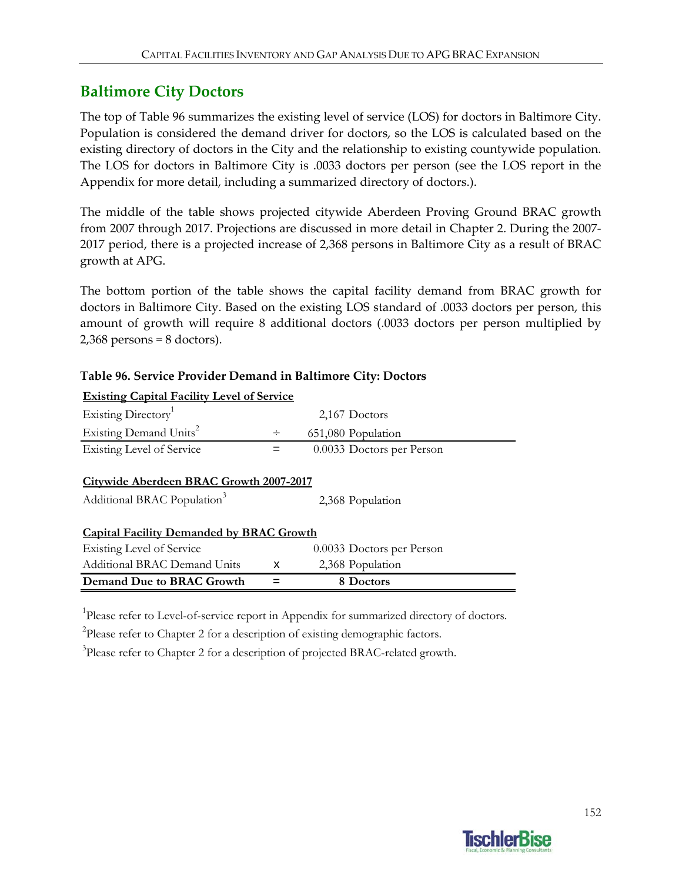## Baltimore City Doctors

The top of Table 96 summarizes the existing level of service (LOS) for doctors in Baltimore City. Population is considered the demand driver for doctors, so the LOS is calculated based on the existing directory of doctors in the City and the relationship to existing countywide population. The LOS for doctors in Baltimore City is .0033 doctors per person (see the LOS report in the Appendix for more detail, including a summarized directory of doctors.).

The middle of the table shows projected citywide Aberdeen Proving Ground BRAC growth from 2007 through 2017. Projections are discussed in more detail in Chapter 2. During the 2007-2017 period, there is a projected increase of 2,368 persons in Baltimore City as a result of BRAC growth at APG.

The bottom portion of the table shows the capital facility demand from BRAC growth for doctors in Baltimore City. Based on the existing LOS standard of .0033 doctors per person, this amount of growth will require 8 additional doctors (.0033 doctors per person multiplied by 2,368 persons = 8 doctors).

**Table 96. Service Provider Demand in Baltimore City: Doctors**

| **Existing Capital Facility Level of Service** | | |
|---|---|---|
| Existing Directory[1] | | 2,167 Doctors |
| Existing Demand Units[2] | ÷ | 651,080 Population |
| Existing Level of Service | = | 0.0033 Doctors per Person |
| | | |
| **Citywide Aberdeen BRAC Growth 2007-2017** | | |
| Additional BRAC Population[3] | | 2,368 Population |
| | | |
| **Capital Facility Demanded by BRAC Growth** | | |
| Existing Level of Service | | 0.0033 Doctors per Person |
| Additional BRAC Demand Units | x | 2,368 Population |
| **Demand Due to BRAC Growth** | = | **8 Doctors** |

[1]Please refer to Level-of-service report in Appendix for summarized directory of doctors.

[2]Please refer to Chapter 2 for a description of existing demographic factors.

[3]Please refer to Chapter 2 for a description of projected BRAC-related growth.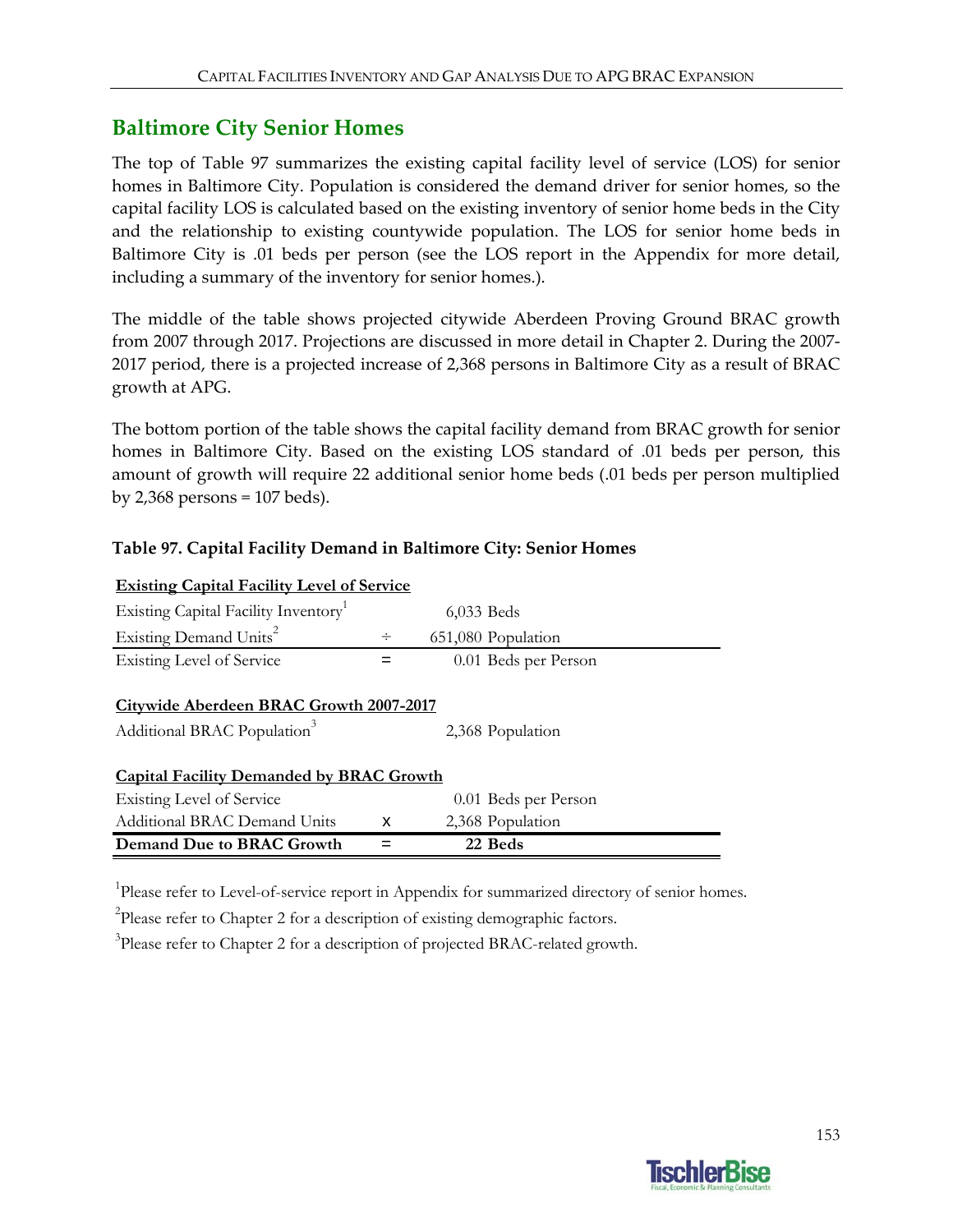## Baltimore City Senior Homes

The top of Table 97 summarizes the existing capital facility level of service (LOS) for senior homes in Baltimore City. Population is considered the demand driver for senior homes, so the capital facility LOS is calculated based on the existing inventory of senior home beds in the City and the relationship to existing countywide population. The LOS for senior home beds in Baltimore City is .01 beds per person (see the LOS report in the Appendix for more detail, including a summary of the inventory for senior homes.).

The middle of the table shows projected citywide Aberdeen Proving Ground BRAC growth from 2007 through 2017. Projections are discussed in more detail in Chapter 2. During the 2007-2017 period, there is a projected increase of 2,368 persons in Baltimore City as a result of BRAC growth at APG.

The bottom portion of the table shows the capital facility demand from BRAC growth for senior homes in Baltimore City. Based on the existing LOS standard of .01 beds per person, this amount of growth will require 22 additional senior home beds (.01 beds per person multiplied by 2,368 persons = 107 beds).

**Table 97. Capital Facility Demand in Baltimore City: Senior Homes**

| **Existing Capital Facility Level of Service** | | |
|---|---|---|
| Existing Capital Facility Inventory[1] | | 6,033 Beds |
| Existing Demand Units[2] | ÷ | 651,080 Population |
| Existing Level of Service | = | 0.01 Beds per Person |
| | | |
| **Citywide Aberdeen BRAC Growth 2007-2017** | | |
| Additional BRAC Population[3] | | 2,368 Population |
| | | |
| **Capital Facility Demanded by BRAC Growth** | | |
| Existing Level of Service | | 0.01 Beds per Person |
| Additional BRAC Demand Units | x | 2,368 Population |
| **Demand Due to BRAC Growth** | **=** | **22 Beds** |

[1]Please refer to Level-of-service report in Appendix for summarized directory of senior homes.

[2]Please refer to Chapter 2 for a description of existing demographic factors.

[3]Please refer to Chapter 2 for a description of projected BRAC-related growth.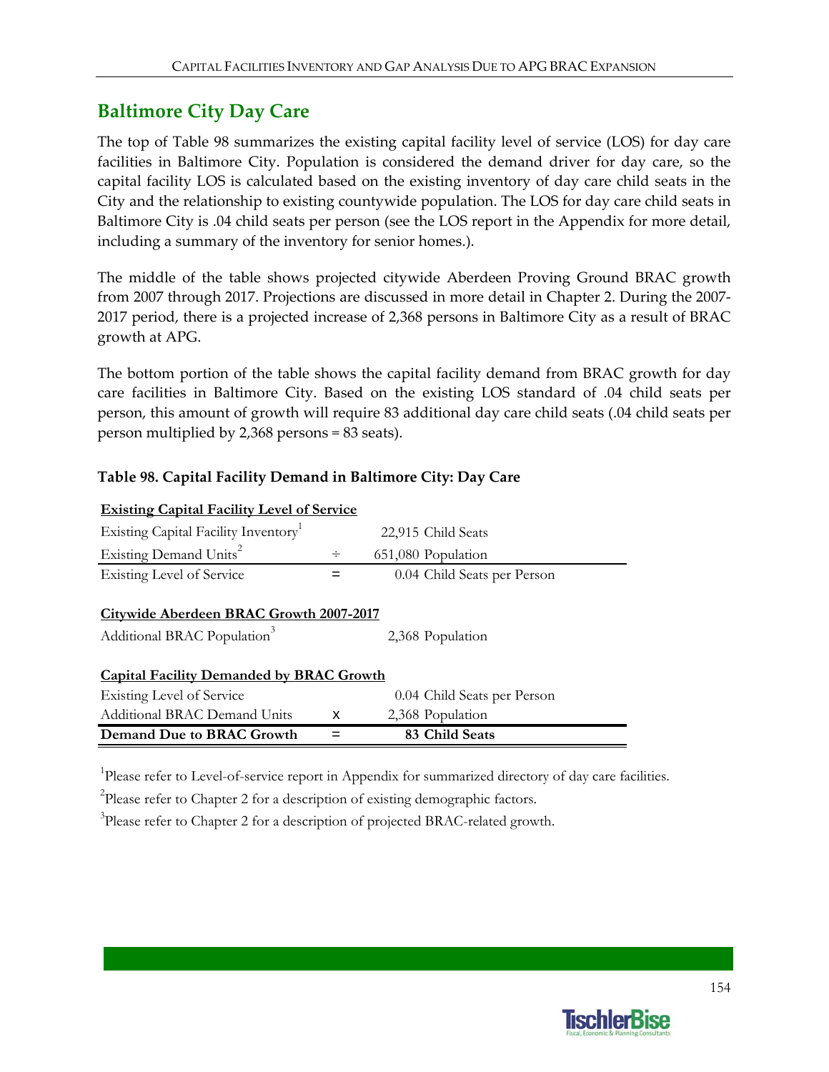## Baltimore City Day Care

The top of Table 98 summarizes the existing capital facility level of service (LOS) for day care facilities in Baltimore City. Population is considered the demand driver for day care, so the capital facility LOS is calculated based on the existing inventory of day care child seats in the City and the relationship to existing countywide population. The LOS for day care child seats in Baltimore City is .04 child seats per person (see the LOS report in the Appendix for more detail, including a summary of the inventory for senior homes.).

The middle of the table shows projected citywide Aberdeen Proving Ground BRAC growth from 2007 through 2017. Projections are discussed in more detail in Chapter 2. During the 2007-2017 period, there is a projected increase of 2,368 persons in Baltimore City as a result of BRAC growth at APG.

The bottom portion of the table shows the capital facility demand from BRAC growth for day care facilities in Baltimore City. Based on the existing LOS standard of .04 child seats per person, this amount of growth will require 83 additional day care child seats (.04 child seats per person multiplied by 2,368 persons = 83 seats).

**Table 98. Capital Facility Demand in Baltimore City: Day Care**

| | | |
|---|---|---|
| **Existing Capital Facility Level of Service** | | |
| Existing Capital Facility Inventory[1] | | 22,915 Child Seats |
| Existing Demand Units[2] | ÷ | 651,080 Population |
| Existing Level of Service | = | 0.04 Child Seats per Person |
| **Citywide Aberdeen BRAC Growth 2007-2017** | | |
| Additional BRAC Population[3] | | 2,368 Population |
| **Capital Facility Demanded by BRAC Growth** | | |
| Existing Level of Service | | 0.04 Child Seats per Person |
| Additional BRAC Demand Units | x | 2,368 Population |
| **Demand Due to BRAC Growth** | = | **83 Child Seats** |

[1]Please refer to Level-of-service report in Appendix for summarized directory of day care facilities.

[2]Please refer to Chapter 2 for a description of existing demographic factors.

[3]Please refer to Chapter 2 for a description of projected BRAC-related growth.